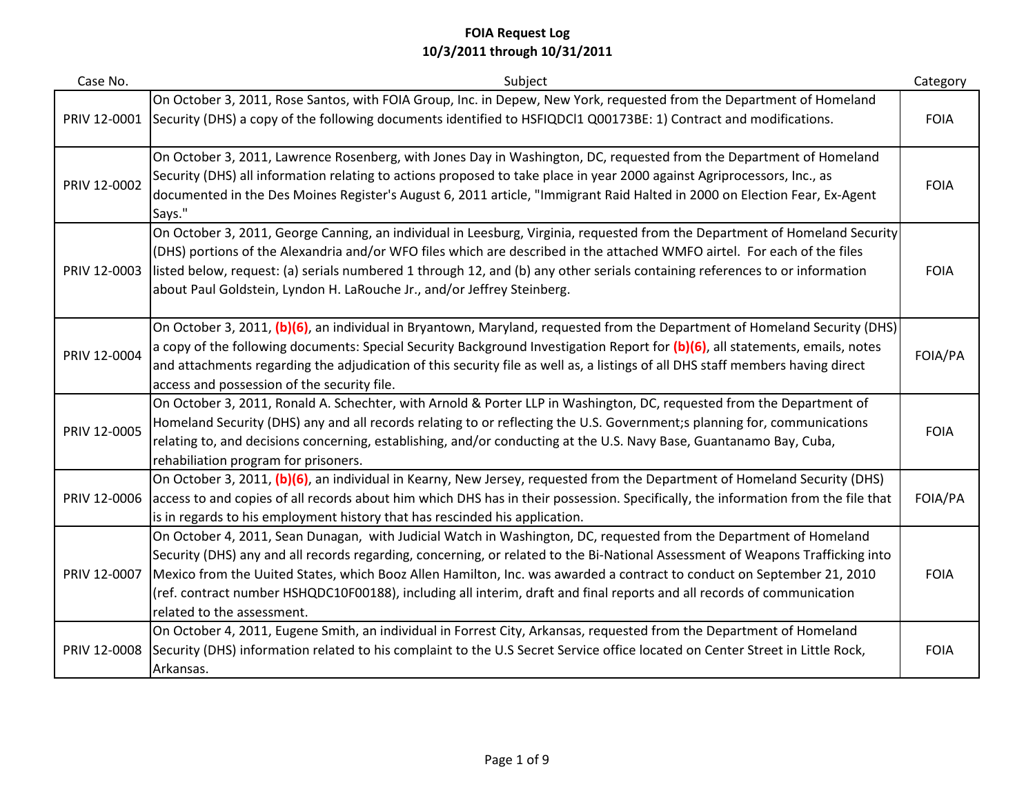# FOIA Request Log

## 10/3/2011 through 10/31/2011

| Case No. | Subject | Category |
|---|---|---|
| PRIV 12-0001 | On October 3, 2011, Rose Santos, with FOIA Group, Inc. in Depew, New York, requested from the Department of Homeland Security (DHS) a copy of the following documents identified to HSFIQDCl1 Q00173BE: 1) Contract and modifications. | FOIA |
| PRIV 12-0002 | On October 3, 2011, Lawrence Rosenberg, with Jones Day in Washington, DC, requested from the Department of Homeland Security (DHS) all information relating to actions proposed to take place in year 2000 against Agriprocessors, Inc., as documented in the Des Moines Register's August 6, 2011 article, "Immigrant Raid Halted in 2000 on Election Fear, Ex-Agent Says." | FOIA |
| PRIV 12-0003 | On October 3, 2011, George Canning, an individual in Leesburg, Virginia, requested from the Department of Homeland Security (DHS) portions of the Alexandria and/or WFO files which are described in the attached WMFO airtel. For each of the files listed below, request: (a) serials numbered 1 through 12, and (b) any other serials containing references to or information about Paul Goldstein, Lyndon H. LaRouche Jr., and/or Jeffrey Steinberg. | FOIA |
| PRIV 12-0004 | On October 3, 2011, **(b)(6)**, an individual in Bryantown, Maryland, requested from the Department of Homeland Security (DHS) a copy of the following documents: Special Security Background Investigation Report for **(b)(6)**, all statements, emails, notes and attachments regarding the adjudication of this security file as well as, a listings of all DHS staff members having direct access and possession of the security file. | FOIA/PA |
| PRIV 12-0005 | On October 3, 2011, Ronald A. Schechter, with Arnold & Porter LLP in Washington, DC, requested from the Department of Homeland Security (DHS) any and all records relating to or reflecting the U.S. Government;s planning for, communications relating to, and decisions concerning, establishing, and/or conducting at the U.S. Navy Base, Guantanamo Bay, Cuba, rehabiliation program for prisoners. | FOIA |
| PRIV 12-0006 | On October 3, 2011, **(b)(6)**, an individual in Kearny, New Jersey, requested from the Department of Homeland Security (DHS) access to and copies of all records about him which DHS has in their possession. Specifically, the information from the file that is in regards to his employment history that has rescinded his application. | FOIA/PA |
| PRIV 12-0007 | On October 4, 2011, Sean Dunagan, with Judicial Watch in Washington, DC, requested from the Department of Homeland Security (DHS) any and all records regarding, concerning, or related to the Bi-National Assessment of Weapons Trafficking into Mexico from the Uuited States, which Booz Allen Hamilton, Inc. was awarded a contract to conduct on September 21, 2010 (ref. contract number HSHQDC10F00188), including all interim, draft and final reports and all records of communication related to the assessment. | FOIA |
| PRIV 12-0008 | On October 4, 2011, Eugene Smith, an individual in Forrest City, Arkansas, requested from the Department of Homeland Security (DHS) information related to his complaint to the U.S Secret Service office located on Center Street in Little Rock, Arkansas. | FOIA |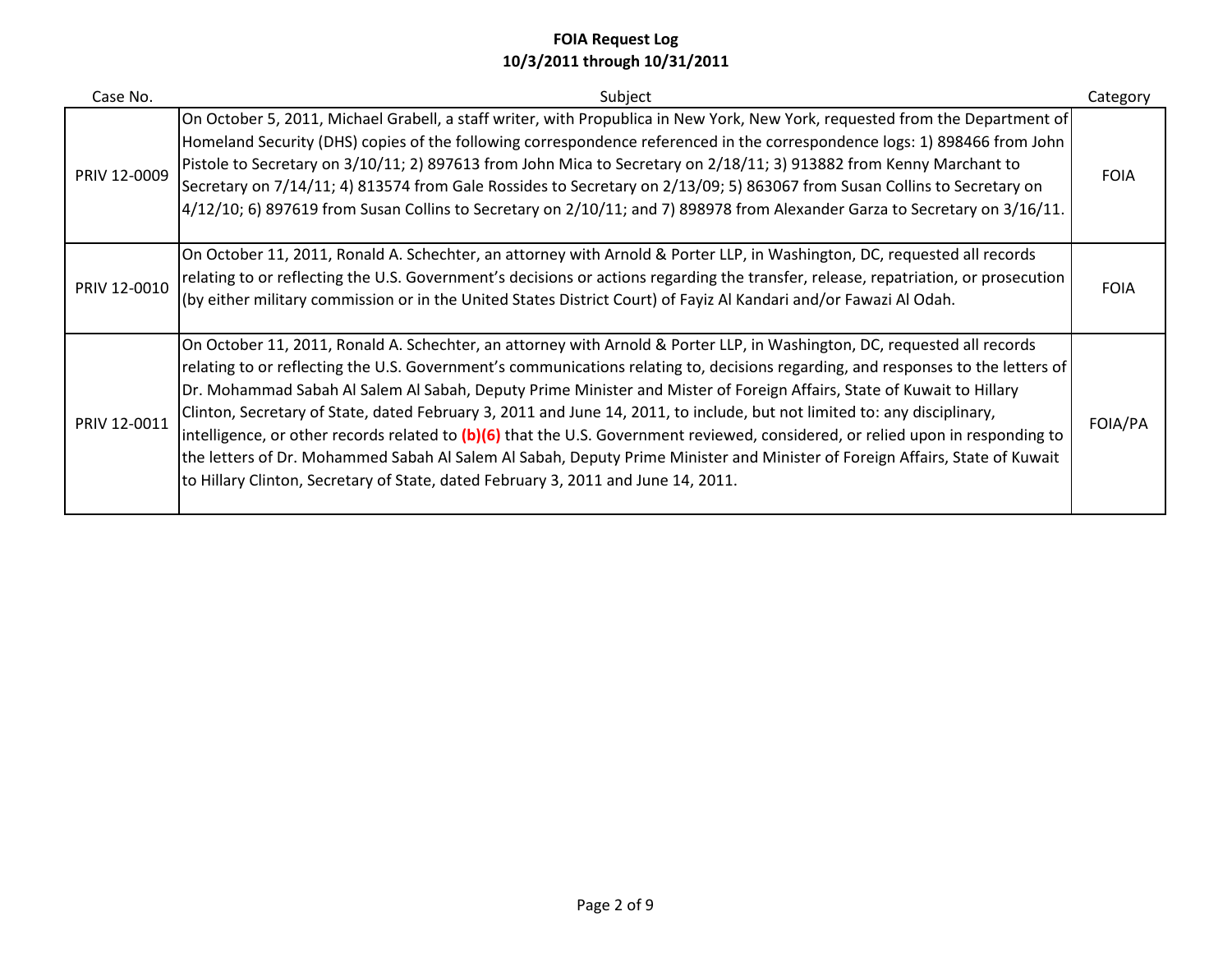**FOIA Request Log**
**10/3/2011 through 10/31/2011**

| Case No. | Subject | Category |
|---|---|---|
| PRIV 12-0009 | On October 5, 2011, Michael Grabell, a staff writer, with Propublica in New York, New York, requested from the Department of Homeland Security (DHS) copies of the following correspondence referenced in the correspondence logs: 1) 898466 from John Pistole to Secretary on 3/10/11; 2) 897613 from John Mica to Secretary on 2/18/11; 3) 913882 from Kenny Marchant to Secretary on 7/14/11; 4) 813574 from Gale Rossides to Secretary on 2/13/09; 5) 863067 from Susan Collins to Secretary on 4/12/10; 6) 897619 from Susan Collins to Secretary on 2/10/11; and 7) 898978 from Alexander Garza to Secretary on 3/16/11. | FOIA |
| PRIV 12-0010 | On October 11, 2011, Ronald A. Schechter, an attorney with Arnold & Porter LLP, in Washington, DC, requested all records relating to or reflecting the U.S. Government's decisions or actions regarding the transfer, release, repatriation, or prosecution (by either military commission or in the United States District Court) of Fayiz Al Kandari and/or Fawazi Al Odah. | FOIA |
| PRIV 12-0011 | On October 11, 2011, Ronald A. Schechter, an attorney with Arnold & Porter LLP, in Washington, DC, requested all records relating to or reflecting the U.S. Government's communications relating to, decisions regarding, and responses to the letters of Dr. Mohammad Sabah Al Salem Al Sabah, Deputy Prime Minister and Mister of Foreign Affairs, State of Kuwait to Hillary Clinton, Secretary of State, dated February 3, 2011 and June 14, 2011, to include, but not limited to: any disciplinary, intelligence, or other records related to **(b)(6)** that the U.S. Government reviewed, considered, or relied upon in responding to the letters of Dr. Mohammed Sabah Al Salem Al Sabah, Deputy Prime Minister and Minister of Foreign Affairs, State of Kuwait to Hillary Clinton, Secretary of State, dated February 3, 2011 and June 14, 2011. | FOIA/PA |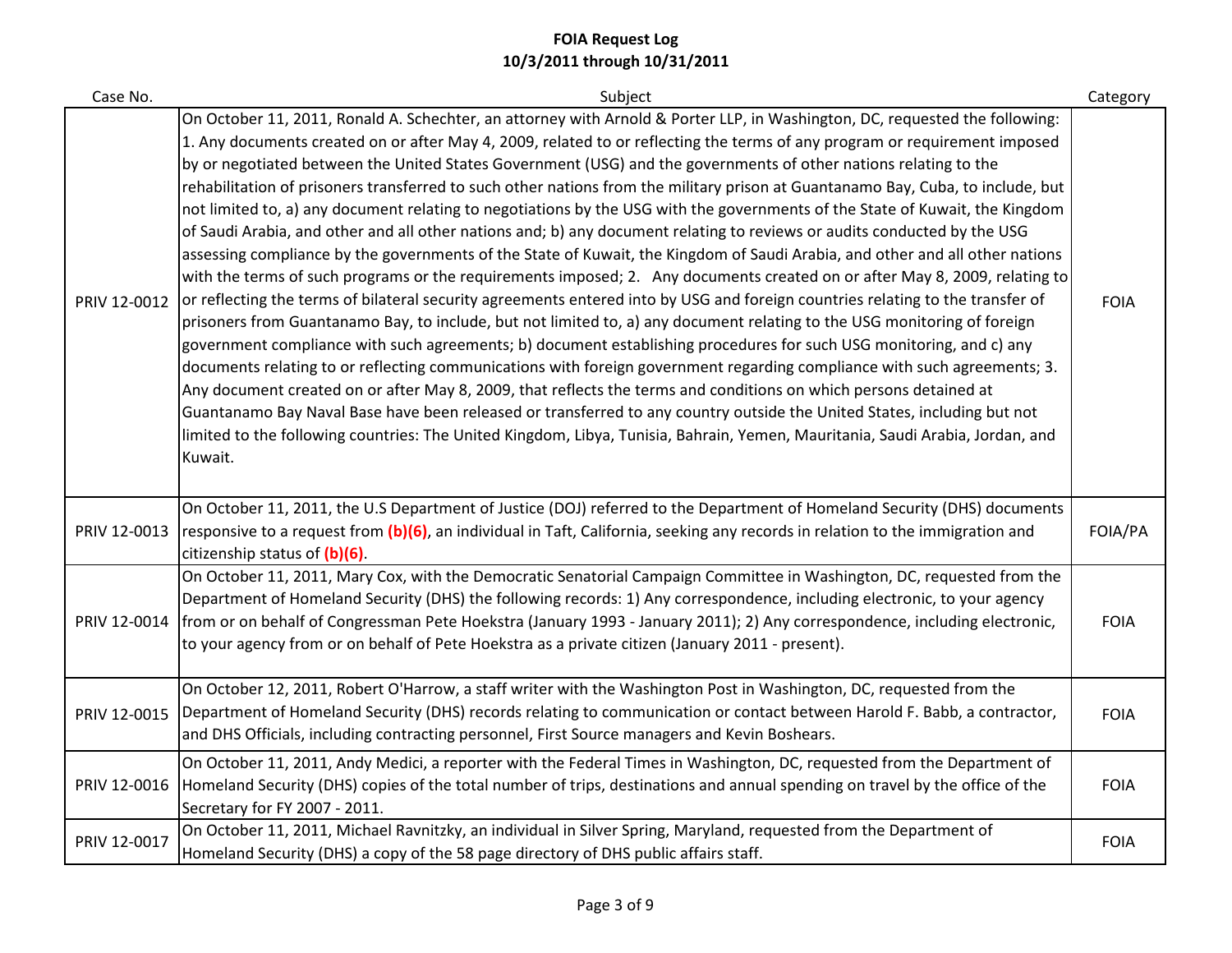# FOIA Request Log
## 10/3/2011 through 10/31/2011

| Case No. | Subject | Category |
|---|---|---|
| PRIV 12-0012 | On October 11, 2011, Ronald A. Schechter, an attorney with Arnold & Porter LLP, in Washington, DC, requested the following: 1. Any documents created on or after May 4, 2009, related to or reflecting the terms of any program or requirement imposed by or negotiated between the United States Government (USG) and the governments of other nations relating to the rehabilitation of prisoners transferred to such other nations from the military prison at Guantanamo Bay, Cuba, to include, but not limited to, a) any document relating to negotiations by the USG with the governments of the State of Kuwait, the Kingdom of Saudi Arabia, and other and all other nations and; b) any document relating to reviews or audits conducted by the USG assessing compliance by the governments of the State of Kuwait, the Kingdom of Saudi Arabia, and other and all other nations with the terms of such programs or the requirements imposed; 2. Any documents created on or after May 8, 2009, relating to or reflecting the terms of bilateral security agreements entered into by USG and foreign countries relating to the transfer of prisoners from Guantanamo Bay, to include, but not limited to, a) any document relating to the USG monitoring of foreign government compliance with such agreements; b) document establishing procedures for such USG monitoring, and c) any documents relating to or reflecting communications with foreign government regarding compliance with such agreements; 3. Any document created on or after May 8, 2009, that reflects the terms and conditions on which persons detained at Guantanamo Bay Naval Base have been released or transferred to any country outside the United States, including but not limited to the following countries: The United Kingdom, Libya, Tunisia, Bahrain, Yemen, Mauritania, Saudi Arabia, Jordan, and Kuwait. | FOIA |
| PRIV 12-0013 | On October 11, 2011, the U.S Department of Justice (DOJ) referred to the Department of Homeland Security (DHS) documents responsive to a request from **(b)(6)**, an individual in Taft, California, seeking any records in relation to the immigration and citizenship status of **(b)(6)**. | FOIA/PA |
| PRIV 12-0014 | On October 11, 2011, Mary Cox, with the Democratic Senatorial Campaign Committee in Washington, DC, requested from the Department of Homeland Security (DHS) the following records: 1) Any correspondence, including electronic, to your agency from or on behalf of Congressman Pete Hoekstra (January 1993 - January 2011); 2) Any correspondence, including electronic, to your agency from or on behalf of Pete Hoekstra as a private citizen (January 2011 - present). | FOIA |
| PRIV 12-0015 | On October 12, 2011, Robert O'Harrow, a staff writer with the Washington Post in Washington, DC, requested from the Department of Homeland Security (DHS) records relating to communication or contact between Harold F. Babb, a contractor, and DHS Officials, including contracting personnel, First Source managers and Kevin Boshears. | FOIA |
| PRIV 12-0016 | On October 11, 2011, Andy Medici, a reporter with the Federal Times in Washington, DC, requested from the Department of Homeland Security (DHS) copies of the total number of trips, destinations and annual spending on travel by the office of the Secretary for FY 2007 - 2011. | FOIA |
| PRIV 12-0017 | On October 11, 2011, Michael Ravnitzky, an individual in Silver Spring, Maryland, requested from the Department of Homeland Security (DHS) a copy of the 58 page directory of DHS public affairs staff. | FOIA |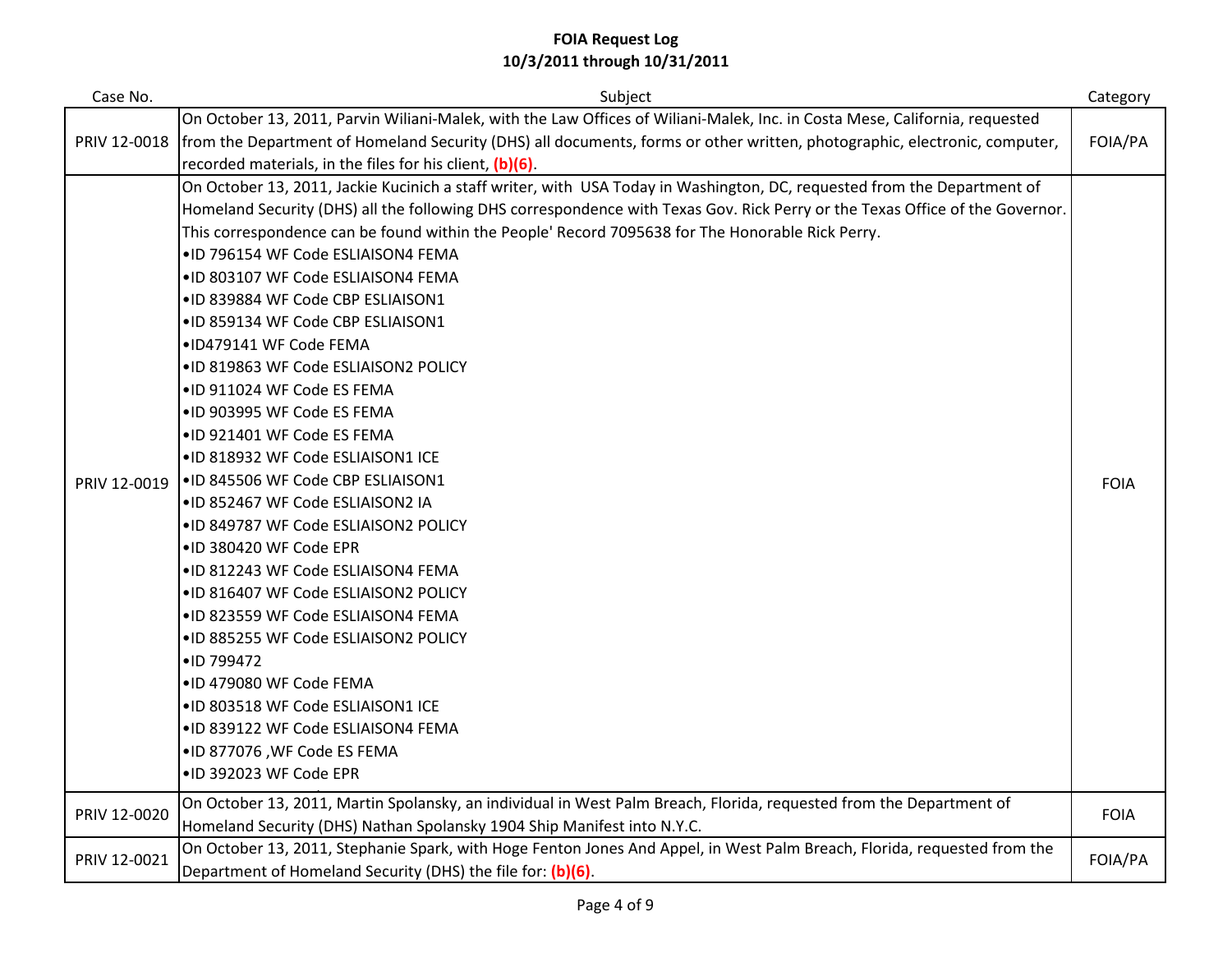# FOIA Request Log
## 10/3/2011 through 10/31/2011

| Case No. | Subject | Category |
|---|---|---|
| PRIV 12-0018 | On October 13, 2011, Parvin Wiliani-Malek, with the Law Offices of Wiliani-Malek, Inc. in Costa Mese, California, requested from the Department of Homeland Security (DHS) all documents, forms or other written, photographic, electronic, computer, recorded materials, in the files for his client, **(b)(6)**. | FOIA/PA |
| PRIV 12-0019 | On October 13, 2011, Jackie Kucinich a staff writer, with USA Today in Washington, DC, requested from the Department of Homeland Security (DHS) all the following DHS correspondence with Texas Gov. Rick Perry or the Texas Office of the Governor. This correspondence can be found within the People' Record 7095638 for The Honorable Rick Perry.<br>•ID 796154 WF Code ESLIAISON4 FEMA<br>•ID 803107 WF Code ESLIAISON4 FEMA<br>•ID 839884 WF Code CBP ESLIAISON1<br>•ID 859134 WF Code CBP ESLIAISON1<br>•ID479141 WF Code FEMA<br>•ID 819863 WF Code ESLIAISON2 POLICY<br>•ID 911024 WF Code ES FEMA<br>•ID 903995 WF Code ES FEMA<br>•ID 921401 WF Code ES FEMA<br>•ID 818932 WF Code ESLIAISON1 ICE<br>•ID 845506 WF Code CBP ESLIAISON1<br>•ID 852467 WF Code ESLIAISON2 IA<br>•ID 849787 WF Code ESLIAISON2 POLICY<br>•ID 380420 WF Code EPR<br>•ID 812243 WF Code ESLIAISON4 FEMA<br>•ID 816407 WF Code ESLIAISON2 POLICY<br>•ID 823559 WF Code ESLIAISON4 FEMA<br>•ID 885255 WF Code ESLIAISON2 POLICY<br>•ID 799472<br>•ID 479080 WF Code FEMA<br>•ID 803518 WF Code ESLIAISON1 ICE<br>•ID 839122 WF Code ESLIAISON4 FEMA<br>•ID 877076 ,WF Code ES FEMA<br>•ID 392023 WF Code EPR | FOIA |
| PRIV 12-0020 | On October 13, 2011, Martin Spolansky, an individual in West Palm Breach, Florida, requested from the Department of Homeland Security (DHS) Nathan Spolansky 1904 Ship Manifest into N.Y.C. | FOIA |
| PRIV 12-0021 | On October 13, 2011, Stephanie Spark, with Hoge Fenton Jones And Appel, in West Palm Breach, Florida, requested from the Department of Homeland Security (DHS) the file for: **(b)(6)**. | FOIA/PA |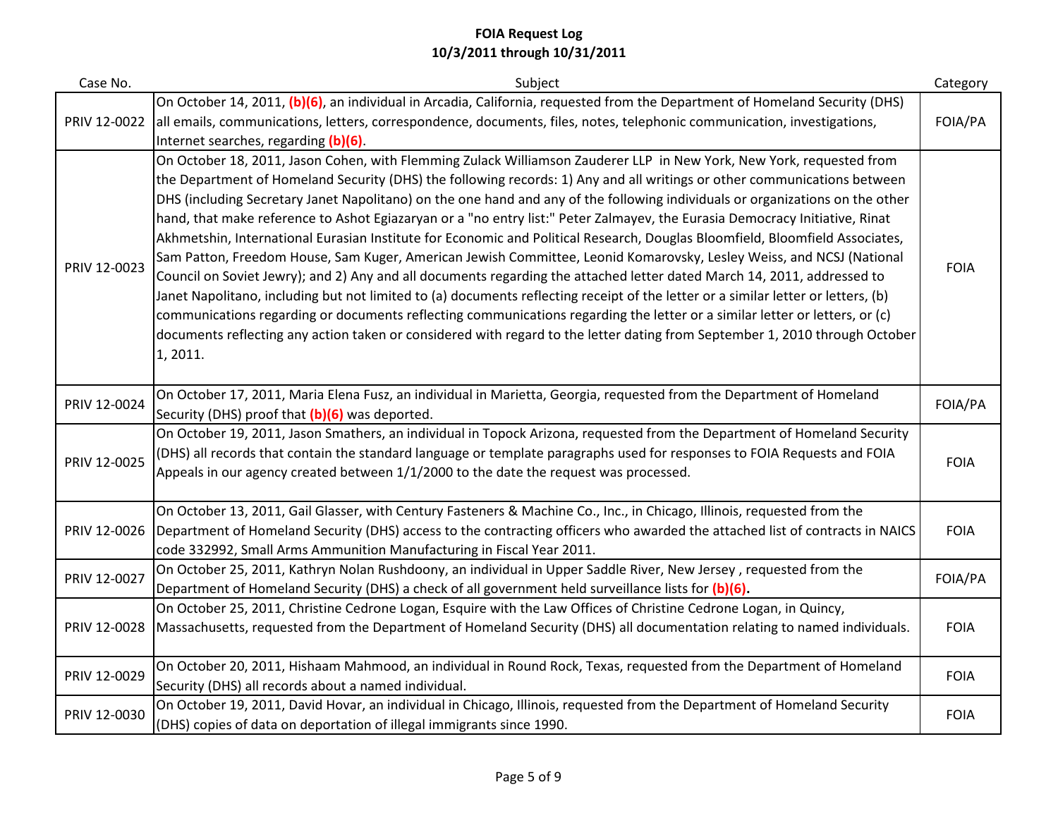# FOIA Request Log
## 10/3/2011 through 10/31/2011

| Case No. | Subject | Category |
|---|---|---|
| PRIV 12-0022 | On October 14, 2011, **(b)(6)**, an individual in Arcadia, California, requested from the Department of Homeland Security (DHS) all emails, communications, letters, correspondence, documents, files, notes, telephonic communication, investigations, Internet searches, regarding **(b)(6)**. | FOIA/PA |
| PRIV 12-0023 | On October 18, 2011, Jason Cohen, with Flemming Zulack Williamson Zauderer LLP in New York, New York, requested from the Department of Homeland Security (DHS) the following records: 1) Any and all writings or other communications between DHS (including Secretary Janet Napolitano) on the one hand and any of the following individuals or organizations on the other hand, that make reference to Ashot Egiazaryan or a "no entry list:" Peter Zalmayev, the Eurasia Democracy Initiative, Rinat Akhmetshin, International Eurasian Institute for Economic and Political Research, Douglas Bloomfield, Bloomfield Associates, Sam Patton, Freedom House, Sam Kuger, American Jewish Committee, Leonid Komarovsky, Lesley Weiss, and NCSJ (National Council on Soviet Jewry); and 2) Any and all documents regarding the attached letter dated March 14, 2011, addressed to Janet Napolitano, including but not limited to (a) documents reflecting receipt of the letter or a similar letter or letters, (b) communications regarding or documents reflecting communications regarding the letter or a similar letter or letters, or (c) documents reflecting any action taken or considered with regard to the letter dating from September 1, 2010 through October 1, 2011. | FOIA |
| PRIV 12-0024 | On October 17, 2011, Maria Elena Fusz, an individual in Marietta, Georgia, requested from the Department of Homeland Security (DHS) proof that **(b)(6)** was deported. | FOIA/PA |
| PRIV 12-0025 | On October 19, 2011, Jason Smathers, an individual in Topock Arizona, requested from the Department of Homeland Security (DHS) all records that contain the standard language or template paragraphs used for responses to FOIA Requests and FOIA Appeals in our agency created between 1/1/2000 to the date the request was processed. | FOIA |
| PRIV 12-0026 | On October 13, 2011, Gail Glasser, with Century Fasteners & Machine Co., Inc., in Chicago, Illinois, requested from the Department of Homeland Security (DHS) access to the contracting officers who awarded the attached list of contracts in NAICS code 332992, Small Arms Ammunition Manufacturing in Fiscal Year 2011. | FOIA |
| PRIV 12-0027 | On October 25, 2011, Kathryn Nolan Rushdoony, an individual in Upper Saddle River, New Jersey , requested from the Department of Homeland Security (DHS) a check of all government held surveillance lists for **(b)(6).** | FOIA/PA |
| PRIV 12-0028 | On October 25, 2011, Christine Cedrone Logan, Esquire with the Law Offices of Christine Cedrone Logan, in Quincy, Massachusetts, requested from the Department of Homeland Security (DHS) all documentation relating to named individuals. | FOIA |
| PRIV 12-0029 | On October 20, 2011, Hishaam Mahmood, an individual in Round Rock, Texas, requested from the Department of Homeland Security (DHS) all records about a named individual. | FOIA |
| PRIV 12-0030 | On October 19, 2011, David Hovar, an individual in Chicago, Illinois, requested from the Department of Homeland Security (DHS) copies of data on deportation of illegal immigrants since 1990. | FOIA |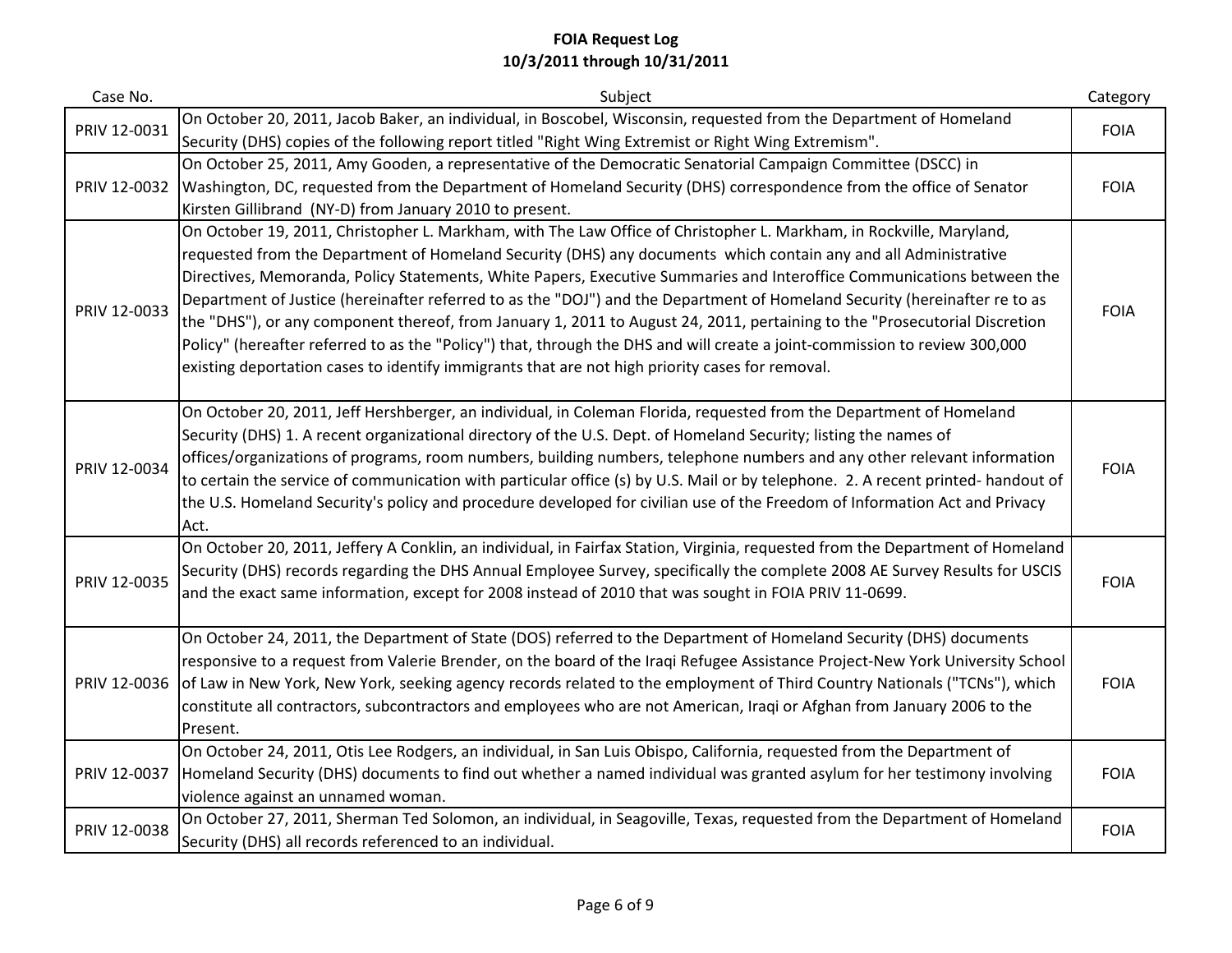**FOIA Request Log**
**10/3/2011 through 10/31/2011**

| Case No. | Subject | Category |
|---|---|---|
| PRIV 12-0031 | On October 20, 2011, Jacob Baker, an individual, in Boscobel, Wisconsin, requested from the Department of Homeland Security (DHS) copies of the following report titled "Right Wing Extremist or Right Wing Extremism". | FOIA |
| PRIV 12-0032 | On October 25, 2011, Amy Gooden, a representative of the Democratic Senatorial Campaign Committee (DSCC) in Washington, DC, requested from the Department of Homeland Security (DHS) correspondence from the office of Senator Kirsten Gillibrand (NY-D) from January 2010 to present. | FOIA |
| PRIV 12-0033 | On October 19, 2011, Christopher L. Markham, with The Law Office of Christopher L. Markham, in Rockville, Maryland, requested from the Department of Homeland Security (DHS) any documents which contain any and all Administrative Directives, Memoranda, Policy Statements, White Papers, Executive Summaries and Interoffice Communications between the Department of Justice (hereinafter referred to as the "DOJ") and the Department of Homeland Security (hereinafter re to as the "DHS"), or any component thereof, from January 1, 2011 to August 24, 2011, pertaining to the "Prosecutorial Discretion Policy" (hereafter referred to as the "Policy") that, through the DHS and will create a joint-commission to review 300,000 existing deportation cases to identify immigrants that are not high priority cases for removal. | FOIA |
| PRIV 12-0034 | On October 20, 2011, Jeff Hershberger, an individual, in Coleman Florida, requested from the Department of Homeland Security (DHS) 1. A recent organizational directory of the U.S. Dept. of Homeland Security; listing the names of offices/organizations of programs, room numbers, building numbers, telephone numbers and any other relevant information to certain the service of communication with particular office (s) by U.S. Mail or by telephone. 2. A recent printed- handout of the U.S. Homeland Security's policy and procedure developed for civilian use of the Freedom of Information Act and Privacy Act. | FOIA |
| PRIV 12-0035 | On October 20, 2011, Jeffery A Conklin, an individual, in Fairfax Station, Virginia, requested from the Department of Homeland Security (DHS) records regarding the DHS Annual Employee Survey, specifically the complete 2008 AE Survey Results for USCIS and the exact same information, except for 2008 instead of 2010 that was sought in FOIA PRIV 11-0699. | FOIA |
| PRIV 12-0036 | On October 24, 2011, the Department of State (DOS) referred to the Department of Homeland Security (DHS) documents responsive to a request from Valerie Brender, on the board of the Iraqi Refugee Assistance Project-New York University School of Law in New York, New York, seeking agency records related to the employment of Third Country Nationals ("TCNs"), which constitute all contractors, subcontractors and employees who are not American, Iraqi or Afghan from January 2006 to the Present. | FOIA |
| PRIV 12-0037 | On October 24, 2011, Otis Lee Rodgers, an individual, in San Luis Obispo, California, requested from the Department of Homeland Security (DHS) documents to find out whether a named individual was granted asylum for her testimony involving violence against an unnamed woman. | FOIA |
| PRIV 12-0038 | On October 27, 2011, Sherman Ted Solomon, an individual, in Seagoville, Texas, requested from the Department of Homeland Security (DHS) all records referenced to an individual. | FOIA |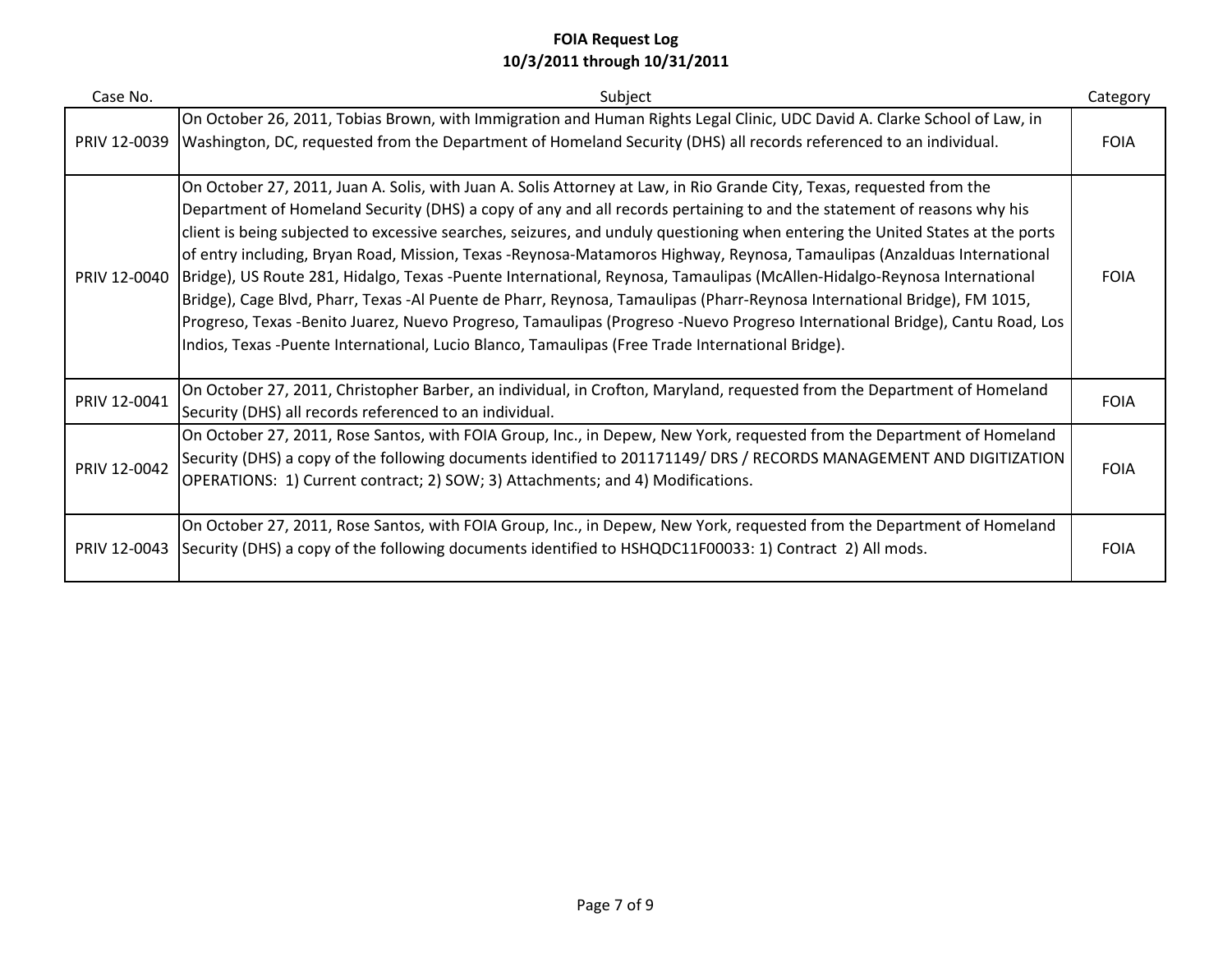**FOIA Request Log**
**10/3/2011 through 10/31/2011**

| Case No. | Subject | Category |
|---|---|---|
| PRIV 12-0039 | On October 26, 2011, Tobias Brown, with Immigration and Human Rights Legal Clinic, UDC David A. Clarke School of Law, in Washington, DC, requested from the Department of Homeland Security (DHS) all records referenced to an individual. | FOIA |
| PRIV 12-0040 | On October 27, 2011, Juan A. Solis, with Juan A. Solis Attorney at Law, in Rio Grande City, Texas, requested from the Department of Homeland Security (DHS) a copy of any and all records pertaining to and the statement of reasons why his client is being subjected to excessive searches, seizures, and unduly questioning when entering the United States at the ports of entry including, Bryan Road, Mission, Texas -Reynosa-Matamoros Highway, Reynosa, Tamaulipas (Anzalduas International Bridge), US Route 281, Hidalgo, Texas -Puente International, Reynosa, Tamaulipas (McAllen-Hidalgo-Reynosa International Bridge), Cage Blvd, Pharr, Texas -Al Puente de Pharr, Reynosa, Tamaulipas (Pharr-Reynosa International Bridge), FM 1015, Progreso, Texas -Benito Juarez, Nuevo Progreso, Tamaulipas (Progreso -Nuevo Progreso International Bridge), Cantu Road, Los Indios, Texas -Puente International, Lucio Blanco, Tamaulipas (Free Trade International Bridge). | FOIA |
| PRIV 12-0041 | On October 27, 2011, Christopher Barber, an individual, in Crofton, Maryland, requested from the Department of Homeland Security (DHS) all records referenced to an individual. | FOIA |
| PRIV 12-0042 | On October 27, 2011, Rose Santos, with FOIA Group, Inc., in Depew, New York, requested from the Department of Homeland Security (DHS) a copy of the following documents identified to 201171149/ DRS / RECORDS MANAGEMENT AND DIGITIZATION OPERATIONS: 1) Current contract; 2) SOW; 3) Attachments; and 4) Modifications. | FOIA |
| PRIV 12-0043 | On October 27, 2011, Rose Santos, with FOIA Group, Inc., in Depew, New York, requested from the Department of Homeland Security (DHS) a copy of the following documents identified to HSHQDC11F00033: 1) Contract 2) All mods. | FOIA |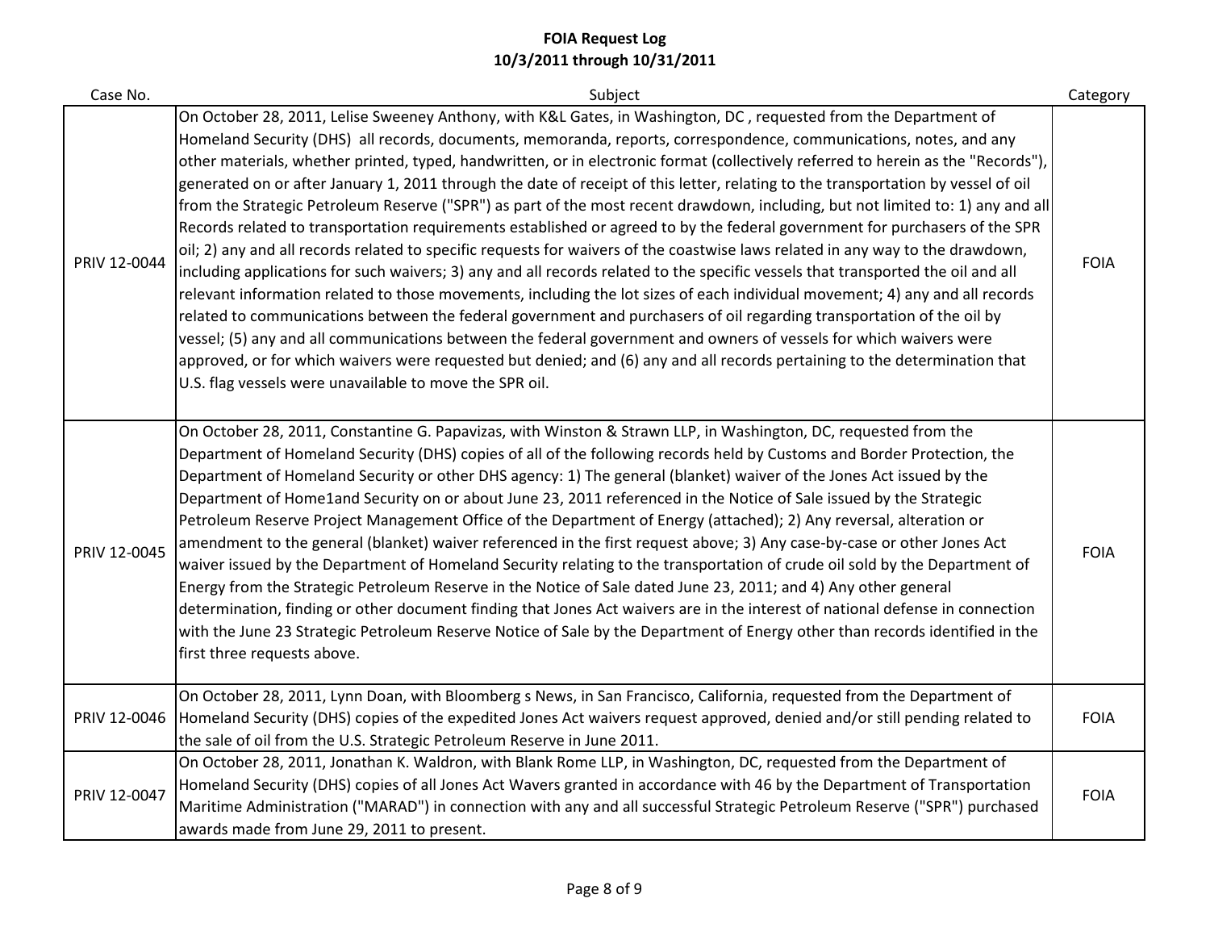# FOIA Request Log
## 10/3/2011 through 10/31/2011

| Case No. | Subject | Category |
|---|---|---|
| PRIV 12-0044 | On October 28, 2011, Lelise Sweeney Anthony, with K&L Gates, in Washington, DC , requested from the Department of Homeland Security (DHS) all records, documents, memoranda, reports, correspondence, communications, notes, and any other materials, whether printed, typed, handwritten, or in electronic format (collectively referred to herein as the "Records"), generated on or after January 1, 2011 through the date of receipt of this letter, relating to the transportation by vessel of oil from the Strategic Petroleum Reserve ("SPR") as part of the most recent drawdown, including, but not limited to: 1) any and all Records related to transportation requirements established or agreed to by the federal government for purchasers of the SPR oil; 2) any and all records related to specific requests for waivers of the coastwise laws related in any way to the drawdown, including applications for such waivers; 3) any and all records related to the specific vessels that transported the oil and all relevant information related to those movements, including the lot sizes of each individual movement; 4) any and all records related to communications between the federal government and purchasers of oil regarding transportation of the oil by vessel; (5) any and all communications between the federal government and owners of vessels for which waivers were approved, or for which waivers were requested but denied; and (6) any and all records pertaining to the determination that U.S. flag vessels were unavailable to move the SPR oil. | FOIA |
| PRIV 12-0045 | On October 28, 2011, Constantine G. Papavizas, with Winston & Strawn LLP, in Washington, DC, requested from the Department of Homeland Security (DHS) copies of all of the following records held by Customs and Border Protection, the Department of Homeland Security or other DHS agency: 1) The general (blanket) waiver of the Jones Act issued by the Department of Home1and Security on or about June 23, 2011 referenced in the Notice of Sale issued by the Strategic Petroleum Reserve Project Management Office of the Department of Energy (attached); 2) Any reversal, alteration or amendment to the general (blanket) waiver referenced in the first request above; 3) Any case-by-case or other Jones Act waiver issued by the Department of Homeland Security relating to the transportation of crude oil sold by the Department of Energy from the Strategic Petroleum Reserve in the Notice of Sale dated June 23, 2011; and 4) Any other general determination, finding or other document finding that Jones Act waivers are in the interest of national defense in connection with the June 23 Strategic Petroleum Reserve Notice of Sale by the Department of Energy other than records identified in the first three requests above. | FOIA |
| PRIV 12-0046 | On October 28, 2011, Lynn Doan, with Bloomberg s News, in San Francisco, California, requested from the Department of Homeland Security (DHS) copies of the expedited Jones Act waivers request approved, denied and/or still pending related to the sale of oil from the U.S. Strategic Petroleum Reserve in June 2011. | FOIA |
| PRIV 12-0047 | On October 28, 2011, Jonathan K. Waldron, with Blank Rome LLP, in Washington, DC, requested from the Department of Homeland Security (DHS) copies of all Jones Act Wavers granted in accordance with 46 by the Department of Transportation Maritime Administration ("MARAD") in connection with any and all successful Strategic Petroleum Reserve ("SPR") purchased awards made from June 29, 2011 to present. | FOIA |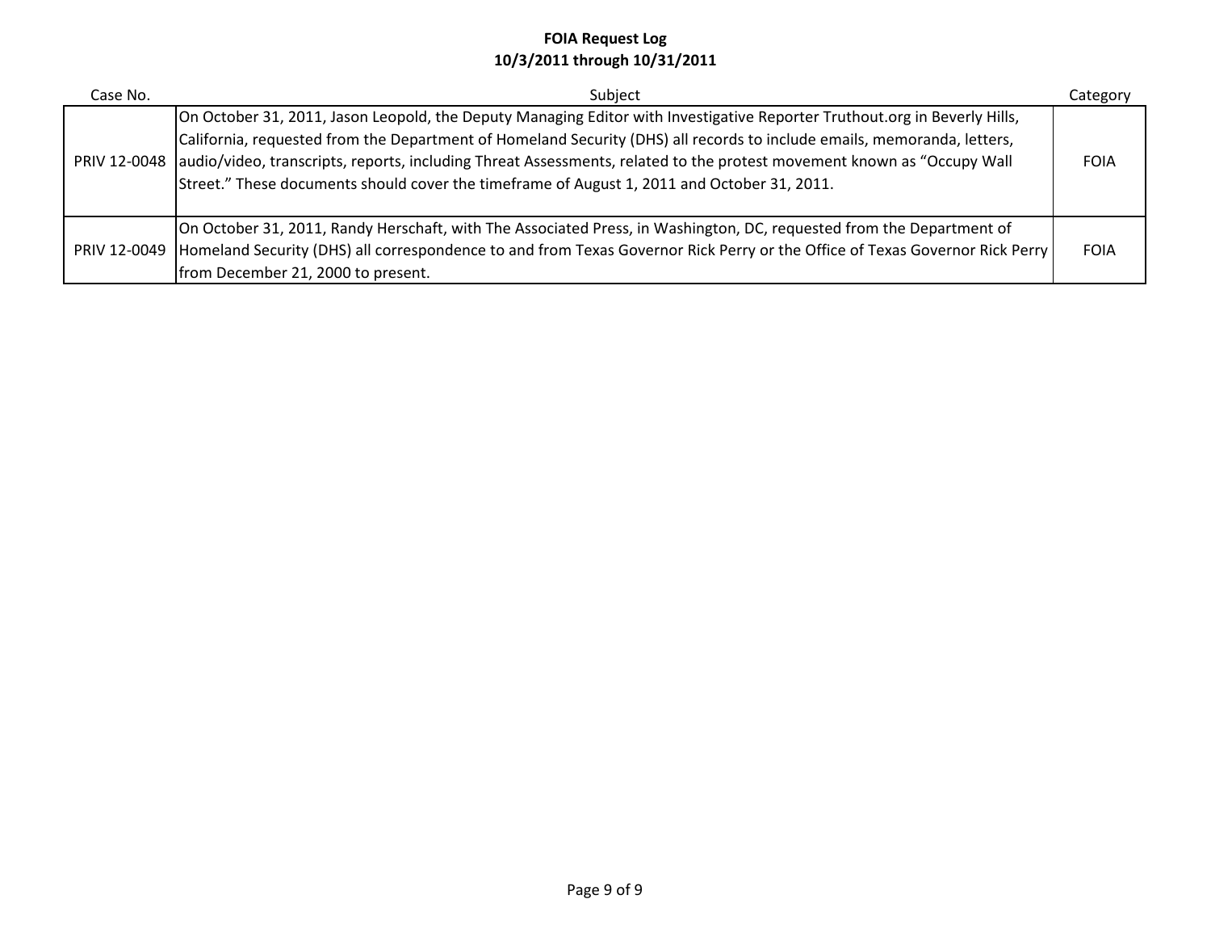**FOIA Request Log**
**10/3/2011 through 10/31/2011**

| Case No. | Subject | Category |
|---|---|---|
| PRIV 12-0048 | On October 31, 2011, Jason Leopold, the Deputy Managing Editor with Investigative Reporter Truthout.org in Beverly Hills, California, requested from the Department of Homeland Security (DHS) all records to include emails, memoranda, letters, audio/video, transcripts, reports, including Threat Assessments, related to the protest movement known as "Occupy Wall Street." These documents should cover the timeframe of August 1, 2011 and October 31, 2011. | FOIA |
| PRIV 12-0049 | On October 31, 2011, Randy Herschaft, with The Associated Press, in Washington, DC, requested from the Department of Homeland Security (DHS) all correspondence to and from Texas Governor Rick Perry or the Office of Texas Governor Rick Perry from December 21, 2000 to present. | FOIA |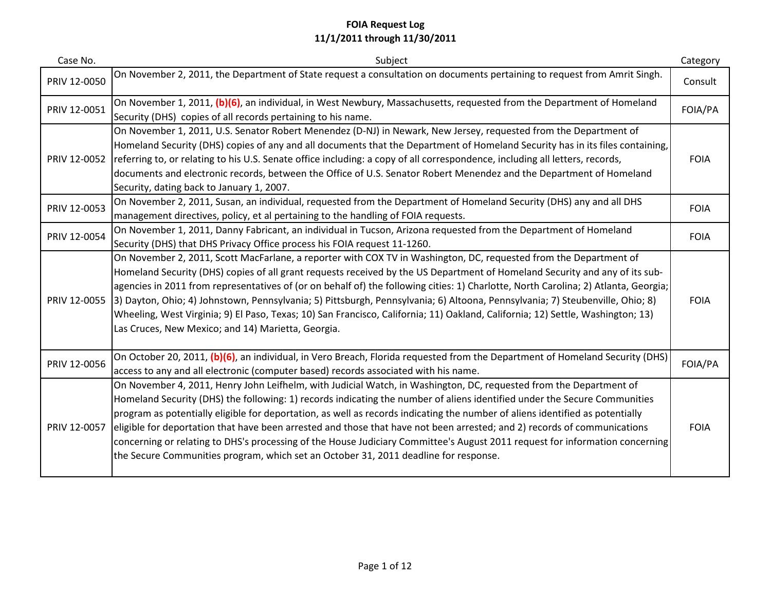**FOIA Request Log**
**11/1/2011 through 11/30/2011**

| Case No. | Subject | Category |
|---|---|---|
| PRIV 12-0050 | On November 2, 2011, the Department of State request a consultation on documents pertaining to request from Amrit Singh. | Consult |
| PRIV 12-0051 | On November 1, 2011, **(b)(6)**, an individual, in West Newbury, Massachusetts, requested from the Department of Homeland Security (DHS) copies of all records pertaining to his name. | FOIA/PA |
| PRIV 12-0052 | On November 1, 2011, U.S. Senator Robert Menendez (D-NJ) in Newark, New Jersey, requested from the Department of Homeland Security (DHS) copies of any and all documents that the Department of Homeland Security has in its files containing, referring to, or relating to his U.S. Senate office including: a copy of all correspondence, including all letters, records, documents and electronic records, between the Office of U.S. Senator Robert Menendez and the Department of Homeland Security, dating back to January 1, 2007. | FOIA |
| PRIV 12-0053 | On November 2, 2011, Susan, an individual, requested from the Department of Homeland Security (DHS) any and all DHS management directives, policy, et al pertaining to the handling of FOIA requests. | FOIA |
| PRIV 12-0054 | On November 1, 2011, Danny Fabricant, an individual in Tucson, Arizona requested from the Department of Homeland Security (DHS) that DHS Privacy Office process his FOIA request 11-1260. | FOIA |
| PRIV 12-0055 | On November 2, 2011, Scott MacFarlane, a reporter with COX TV in Washington, DC, requested from the Department of Homeland Security (DHS) copies of all grant requests received by the US Department of Homeland Security and any of its sub-agencies in 2011 from representatives of (or on behalf of) the following cities: 1) Charlotte, North Carolina; 2) Atlanta, Georgia; 3) Dayton, Ohio; 4) Johnstown, Pennsylvania; 5) Pittsburgh, Pennsylvania; 6) Altoona, Pennsylvania; 7) Steubenville, Ohio; 8) Wheeling, West Virginia; 9) El Paso, Texas; 10) San Francisco, California; 11) Oakland, California; 12) Settle, Washington; 13) Las Cruces, New Mexico; and 14) Marietta, Georgia. | FOIA |
| PRIV 12-0056 | On October 20, 2011, **(b)(6)**, an individual, in Vero Breach, Florida requested from the Department of Homeland Security (DHS) access to any and all electronic (computer based) records associated with his name. | FOIA/PA |
| PRIV 12-0057 | On November 4, 2011, Henry John Leifhelm, with Judicial Watch, in Washington, DC, requested from the Department of Homeland Security (DHS) the following: 1) records indicating the number of aliens identified under the Secure Communities program as potentially eligible for deportation, as well as records indicating the number of aliens identified as potentially eligible for deportation that have been arrested and those that have not been arrested; and 2) records of communications concerning or relating to DHS's processing of the House Judiciary Committee's August 2011 request for information concerning the Secure Communities program, which set an October 31, 2011 deadline for response. | FOIA |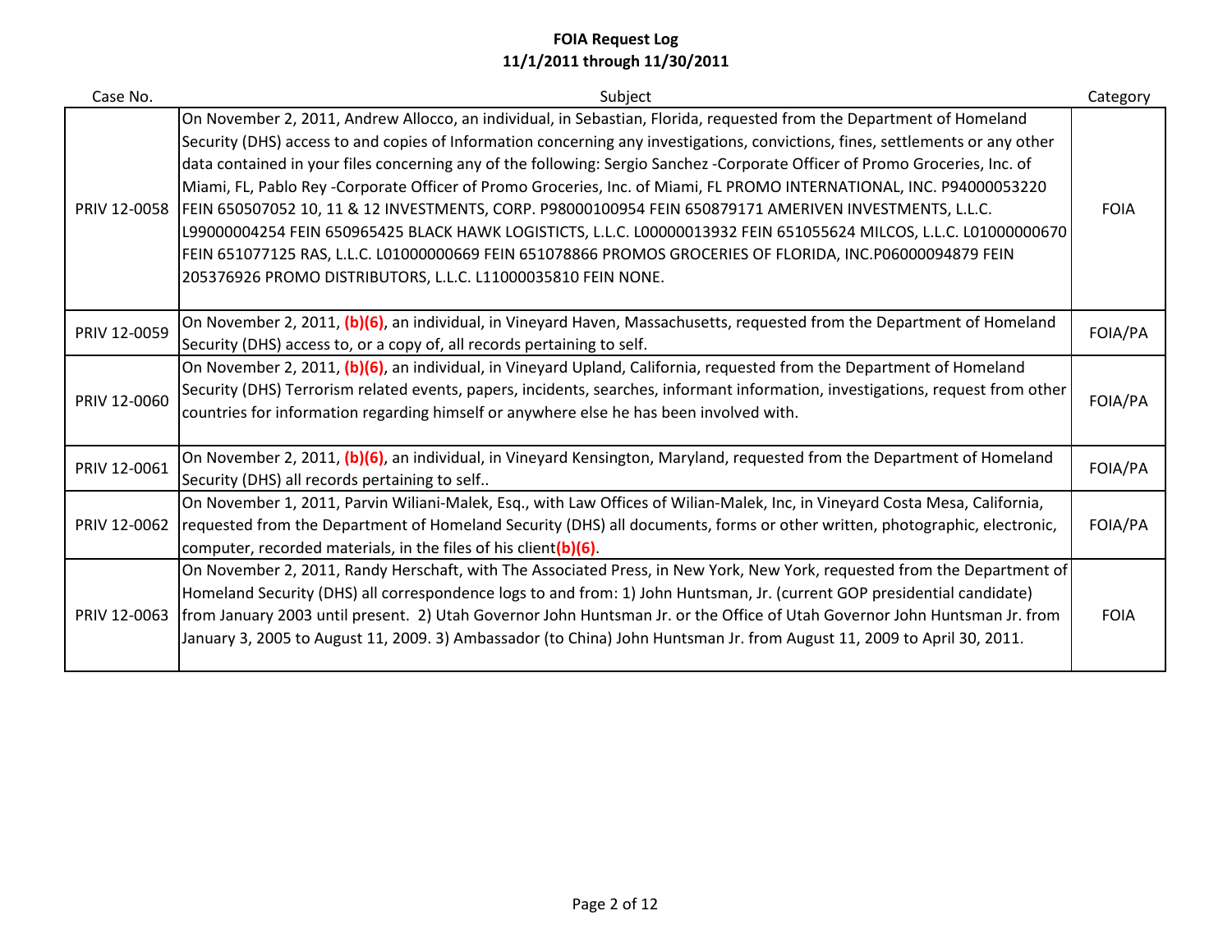# FOIA Request Log
## 11/1/2011 through 11/30/2011

| Case No. | Subject | Category |
|---|---|---|
| PRIV 12-0058 | On November 2, 2011, Andrew Allocco, an individual, in Sebastian, Florida, requested from the Department of Homeland Security (DHS) access to and copies of Information concerning any investigations, convictions, fines, settlements or any other data contained in your files concerning any of the following: Sergio Sanchez -Corporate Officer of Promo Groceries, Inc. of Miami, FL, Pablo Rey -Corporate Officer of Promo Groceries, Inc. of Miami, FL PROMO INTERNATIONAL, INC. P94000053220 FEIN 650507052 10, 11 & 12 INVESTMENTS, CORP. P98000100954 FEIN 650879171 AMERIVEN INVESTMENTS, L.L.C. L99000004254 FEIN 650965425 BLACK HAWK LOGISTICTS, L.L.C. L00000013932 FEIN 651055624 MILCOS, L.L.C. L01000000670 FEIN 651077125 RAS, L.L.C. L01000000669 FEIN 651078866 PROMOS GROCERIES OF FLORIDA, INC.P06000094879 FEIN 205376926 PROMO DISTRIBUTORS, L.L.C. L11000035810 FEIN NONE. | FOIA |
| PRIV 12-0059 | On November 2, 2011, **(b)(6)**, an individual, in Vineyard Haven, Massachusetts, requested from the Department of Homeland Security (DHS) access to, or a copy of, all records pertaining to self. | FOIA/PA |
| PRIV 12-0060 | On November 2, 2011, **(b)(6)**, an individual, in Vineyard Upland, California, requested from the Department of Homeland Security (DHS) Terrorism related events, papers, incidents, searches, informant information, investigations, request from other countries for information regarding himself or anywhere else he has been involved with. | FOIA/PA |
| PRIV 12-0061 | On November 2, 2011, **(b)(6)**, an individual, in Vineyard Kensington, Maryland, requested from the Department of Homeland Security (DHS) all records pertaining to self.. | FOIA/PA |
| PRIV 12-0062 | On November 1, 2011, Parvin Wiliani-Malek, Esq., with Law Offices of Wilian-Malek, Inc, in Vineyard Costa Mesa, California, requested from the Department of Homeland Security (DHS) all documents, forms or other written, photographic, electronic, computer, recorded materials, in the files of his client**(b)(6)**. | FOIA/PA |
| PRIV 12-0063 | On November 2, 2011, Randy Herschaft, with The Associated Press, in New York, New York, requested from the Department of Homeland Security (DHS) all correspondence logs to and from: 1) John Huntsman, Jr. (current GOP presidential candidate) from January 2003 until present. 2) Utah Governor John Huntsman Jr. or the Office of Utah Governor John Huntsman Jr. from January 3, 2005 to August 11, 2009. 3) Ambassador (to China) John Huntsman Jr. from August 11, 2009 to April 30, 2011. | FOIA |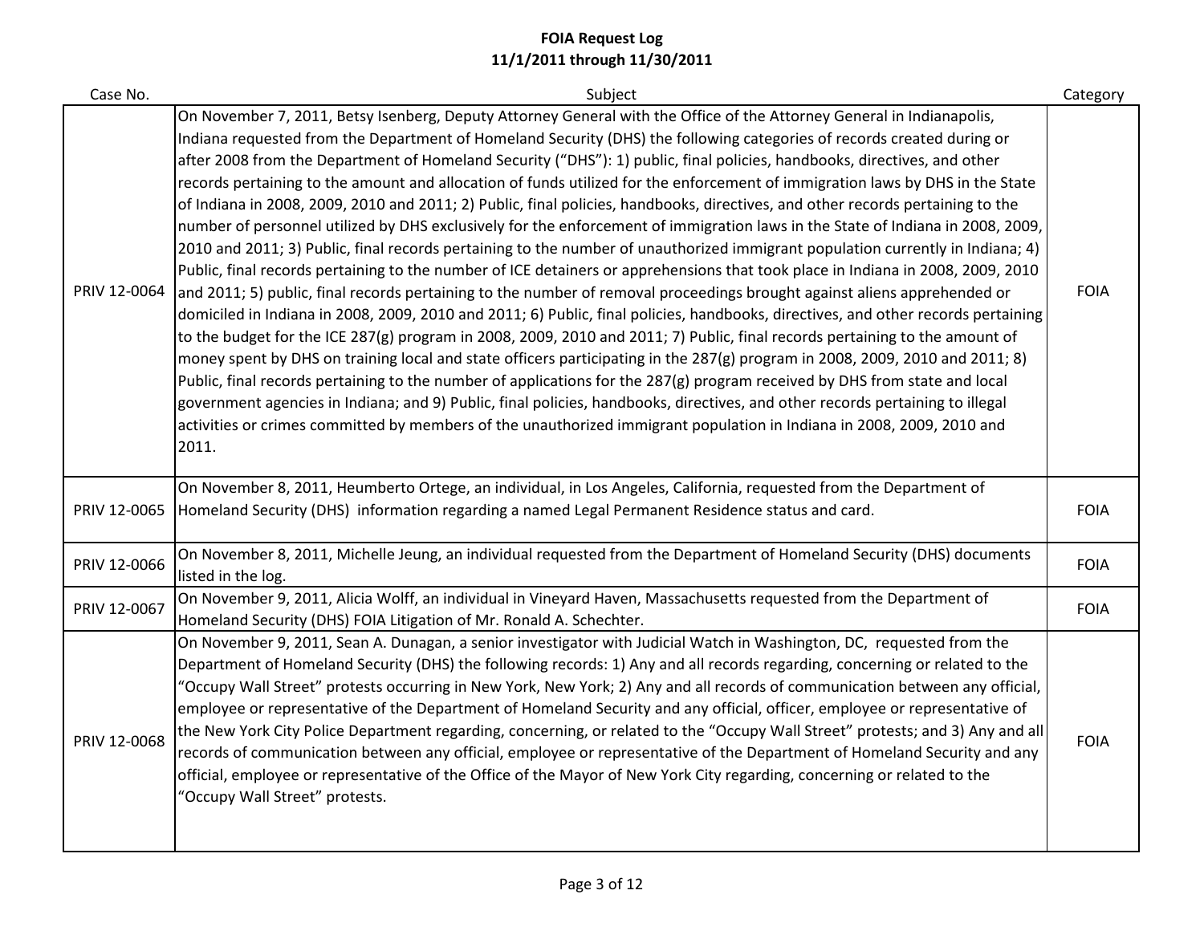**FOIA Request Log**
**11/1/2011 through 11/30/2011**

| Case No. | Subject | Category |
|---|---|---|
| PRIV 12-0064 | On November 7, 2011, Betsy Isenberg, Deputy Attorney General with the Office of the Attorney General in Indianapolis, Indiana requested from the Department of Homeland Security (DHS) the following categories of records created during or after 2008 from the Department of Homeland Security ("DHS"): 1) public, final policies, handbooks, directives, and other records pertaining to the amount and allocation of funds utilized for the enforcement of immigration laws by DHS in the State of Indiana in 2008, 2009, 2010 and 2011; 2) Public, final policies, handbooks, directives, and other records pertaining to the number of personnel utilized by DHS exclusively for the enforcement of immigration laws in the State of Indiana in 2008, 2009, 2010 and 2011; 3) Public, final records pertaining to the number of unauthorized immigrant population currently in Indiana; 4) Public, final records pertaining to the number of ICE detainers or apprehensions that took place in Indiana in 2008, 2009, 2010 and 2011; 5) public, final records pertaining to the number of removal proceedings brought against aliens apprehended or domiciled in Indiana in 2008, 2009, 2010 and 2011; 6) Public, final policies, handbooks, directives, and other records pertaining to the budget for the ICE 287(g) program in 2008, 2009, 2010 and 2011; 7) Public, final records pertaining to the amount of money spent by DHS on training local and state officers participating in the 287(g) program in 2008, 2009, 2010 and 2011; 8) Public, final records pertaining to the number of applications for the 287(g) program received by DHS from state and local government agencies in Indiana; and 9) Public, final policies, handbooks, directives, and other records pertaining to illegal activities or crimes committed by members of the unauthorized immigrant population in Indiana in 2008, 2009, 2010 and 2011. | FOIA |
| PRIV 12-0065 | On November 8, 2011, Heumberto Ortege, an individual, in Los Angeles, California, requested from the Department of Homeland Security (DHS) information regarding a named Legal Permanent Residence status and card. | FOIA |
| PRIV 12-0066 | On November 8, 2011, Michelle Jeung, an individual requested from the Department of Homeland Security (DHS) documents listed in the log. | FOIA |
| PRIV 12-0067 | On November 9, 2011, Alicia Wolff, an individual in Vineyard Haven, Massachusetts requested from the Department of Homeland Security (DHS) FOIA Litigation of Mr. Ronald A. Schechter. | FOIA |
| PRIV 12-0068 | On November 9, 2011, Sean A. Dunagan, a senior investigator with Judicial Watch in Washington, DC, requested from the Department of Homeland Security (DHS) the following records: 1) Any and all records regarding, concerning or related to the "Occupy Wall Street" protests occurring in New York, New York; 2) Any and all records of communication between any official, employee or representative of the Department of Homeland Security and any official, officer, employee or representative of the New York City Police Department regarding, concerning, or related to the "Occupy Wall Street" protests; and 3) Any and all records of communication between any official, employee or representative of the Department of Homeland Security and any official, employee or representative of the Office of the Mayor of New York City regarding, concerning or related to the "Occupy Wall Street" protests. | FOIA |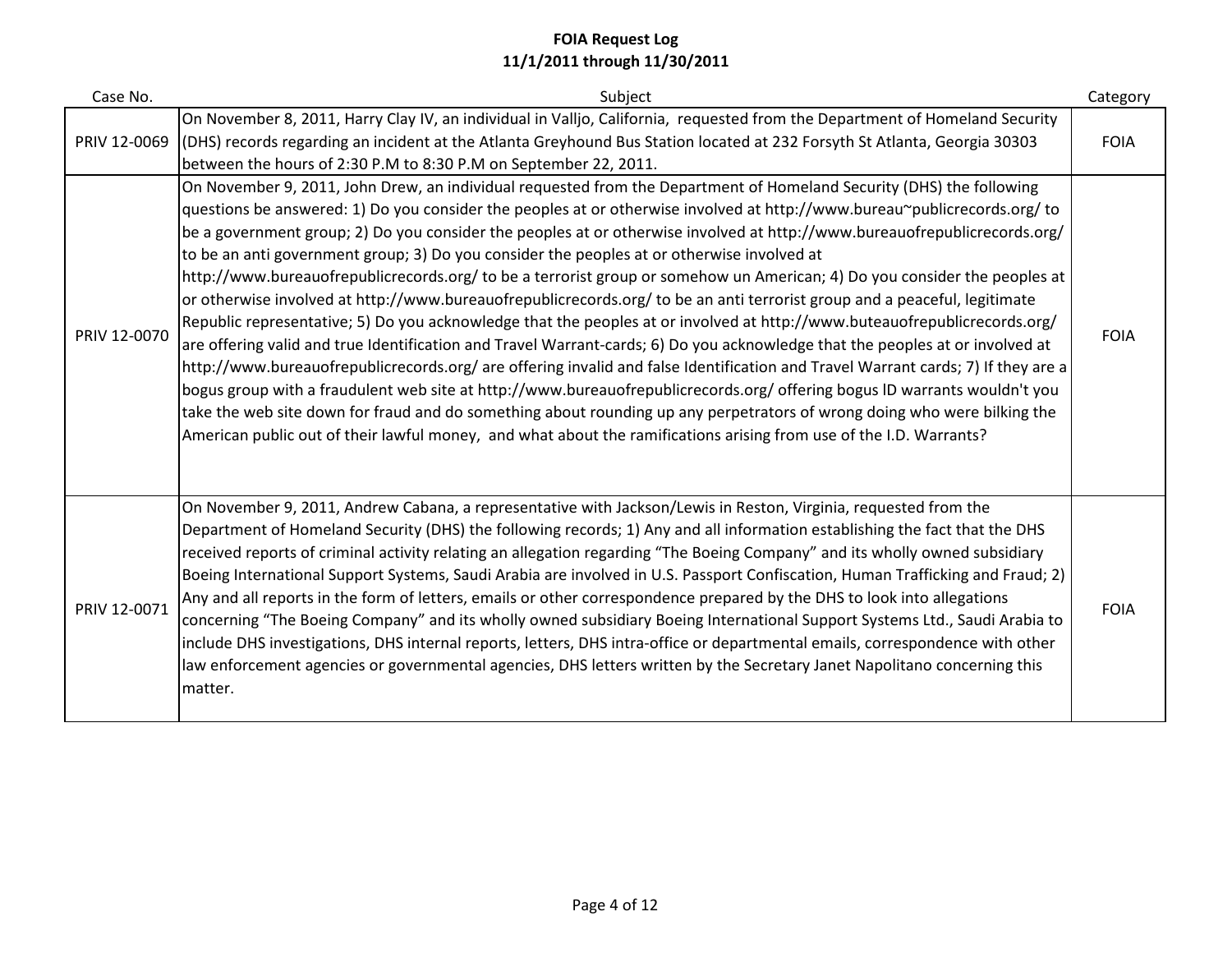**FOIA Request Log**
**11/1/2011 through 11/30/2011**

| Case No. | Subject | Category |
|---|---|---|
| PRIV 12-0069 | On November 8, 2011, Harry Clay IV, an individual in Valljo, California, requested from the Department of Homeland Security (DHS) records regarding an incident at the Atlanta Greyhound Bus Station located at 232 Forsyth St Atlanta, Georgia 30303 between the hours of 2:30 P.M to 8:30 P.M on September 22, 2011. | FOIA |
| PRIV 12-0070 | On November 9, 2011, John Drew, an individual requested from the Department of Homeland Security (DHS) the following questions be answered: 1) Do you consider the peoples at or otherwise involved at http://www.bureau~publicrecords.org/ to be a government group; 2) Do you consider the peoples at or otherwise involved at http://www.bureauofrepublicrecords.org/ to be an anti government group; 3) Do you consider the peoples at or otherwise involved at http://www.bureauofrepublicrecords.org/ to be a terrorist group or somehow un American; 4) Do you consider the peoples at or otherwise involved at http://www.bureauofrepublicrecords.org/ to be an anti terrorist group and a peaceful, legitimate Republic representative; 5) Do you acknowledge that the peoples at or involved at http://www.buteauofrepublicrecords.org/ are offering valid and true Identification and Travel Warrant-cards; 6) Do you acknowledge that the peoples at or involved at http://www.bureauofrepublicrecords.org/ are offering invalid and false Identification and Travel Warrant cards; 7) If they are a bogus group with a fraudulent web site at http://www.bureauofrepublicrecords.org/ offering bogus lD warrants wouldn't you take the web site down for fraud and do something about rounding up any perpetrators of wrong doing who were bilking the American public out of their lawful money, and what about the ramifications arising from use of the I.D. Warrants? | FOIA |
| PRIV 12-0071 | On November 9, 2011, Andrew Cabana, a representative with Jackson/Lewis in Reston, Virginia, requested from the Department of Homeland Security (DHS) the following records; 1) Any and all information establishing the fact that the DHS received reports of criminal activity relating an allegation regarding "The Boeing Company" and its wholly owned subsidiary Boeing International Support Systems, Saudi Arabia are involved in U.S. Passport Confiscation, Human Trafficking and Fraud; 2) Any and all reports in the form of letters, emails or other correspondence prepared by the DHS to look into allegations concerning "The Boeing Company" and its wholly owned subsidiary Boeing International Support Systems Ltd., Saudi Arabia to include DHS investigations, DHS internal reports, letters, DHS intra-office or departmental emails, correspondence with other law enforcement agencies or governmental agencies, DHS letters written by the Secretary Janet Napolitano concerning this matter. | FOIA |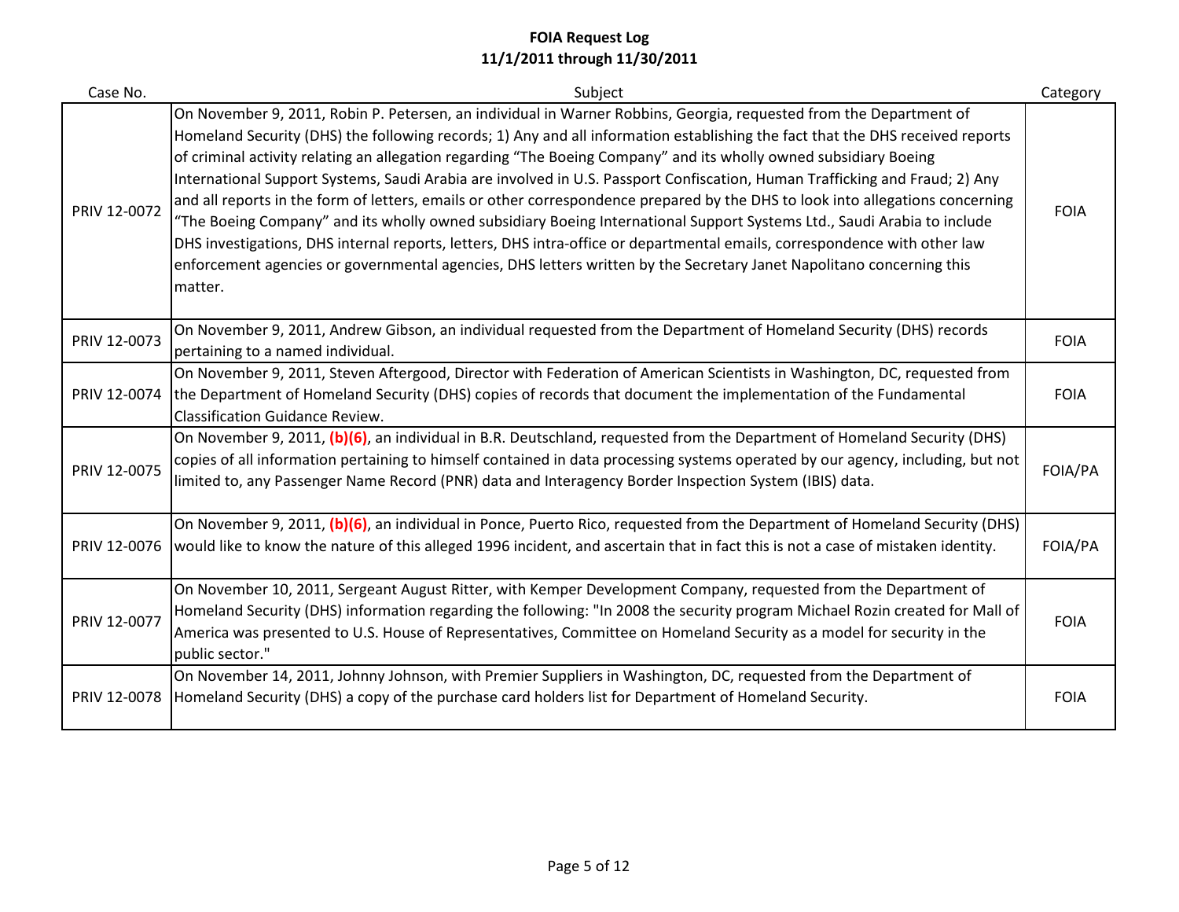**FOIA Request Log**
**11/1/2011 through 11/30/2011**

| Case No. | Subject | Category |
|---|---|---|
| PRIV 12-0072 | On November 9, 2011, Robin P. Petersen, an individual in Warner Robbins, Georgia, requested from the Department of Homeland Security (DHS) the following records; 1) Any and all information establishing the fact that the DHS received reports of criminal activity relating an allegation regarding "The Boeing Company" and its wholly owned subsidiary Boeing International Support Systems, Saudi Arabia are involved in U.S. Passport Confiscation, Human Trafficking and Fraud; 2) Any and all reports in the form of letters, emails or other correspondence prepared by the DHS to look into allegations concerning "The Boeing Company" and its wholly owned subsidiary Boeing International Support Systems Ltd., Saudi Arabia to include DHS investigations, DHS internal reports, letters, DHS intra-office or departmental emails, correspondence with other law enforcement agencies or governmental agencies, DHS letters written by the Secretary Janet Napolitano concerning this matter. | FOIA |
| PRIV 12-0073 | On November 9, 2011, Andrew Gibson, an individual requested from the Department of Homeland Security (DHS) records pertaining to a named individual. | FOIA |
| PRIV 12-0074 | On November 9, 2011, Steven Aftergood, Director with Federation of American Scientists in Washington, DC, requested from the Department of Homeland Security (DHS) copies of records that document the implementation of the Fundamental Classification Guidance Review. | FOIA |
| PRIV 12-0075 | On November 9, 2011, (b)(6), an individual in B.R. Deutschland, requested from the Department of Homeland Security (DHS) copies of all information pertaining to himself contained in data processing systems operated by our agency, including, but not limited to, any Passenger Name Record (PNR) data and Interagency Border Inspection System (IBIS) data. | FOIA/PA |
| PRIV 12-0076 | On November 9, 2011, (b)(6), an individual in Ponce, Puerto Rico, requested from the Department of Homeland Security (DHS) would like to know the nature of this alleged 1996 incident, and ascertain that in fact this is not a case of mistaken identity. | FOIA/PA |
| PRIV 12-0077 | On November 10, 2011, Sergeant August Ritter, with Kemper Development Company, requested from the Department of Homeland Security (DHS) information regarding the following: "In 2008 the security program Michael Rozin created for Mall of America was presented to U.S. House of Representatives, Committee on Homeland Security as a model for security in the public sector." | FOIA |
| PRIV 12-0078 | On November 14, 2011, Johnny Johnson, with Premier Suppliers in Washington, DC, requested from the Department of Homeland Security (DHS) a copy of the purchase card holders list for Department of Homeland Security. | FOIA |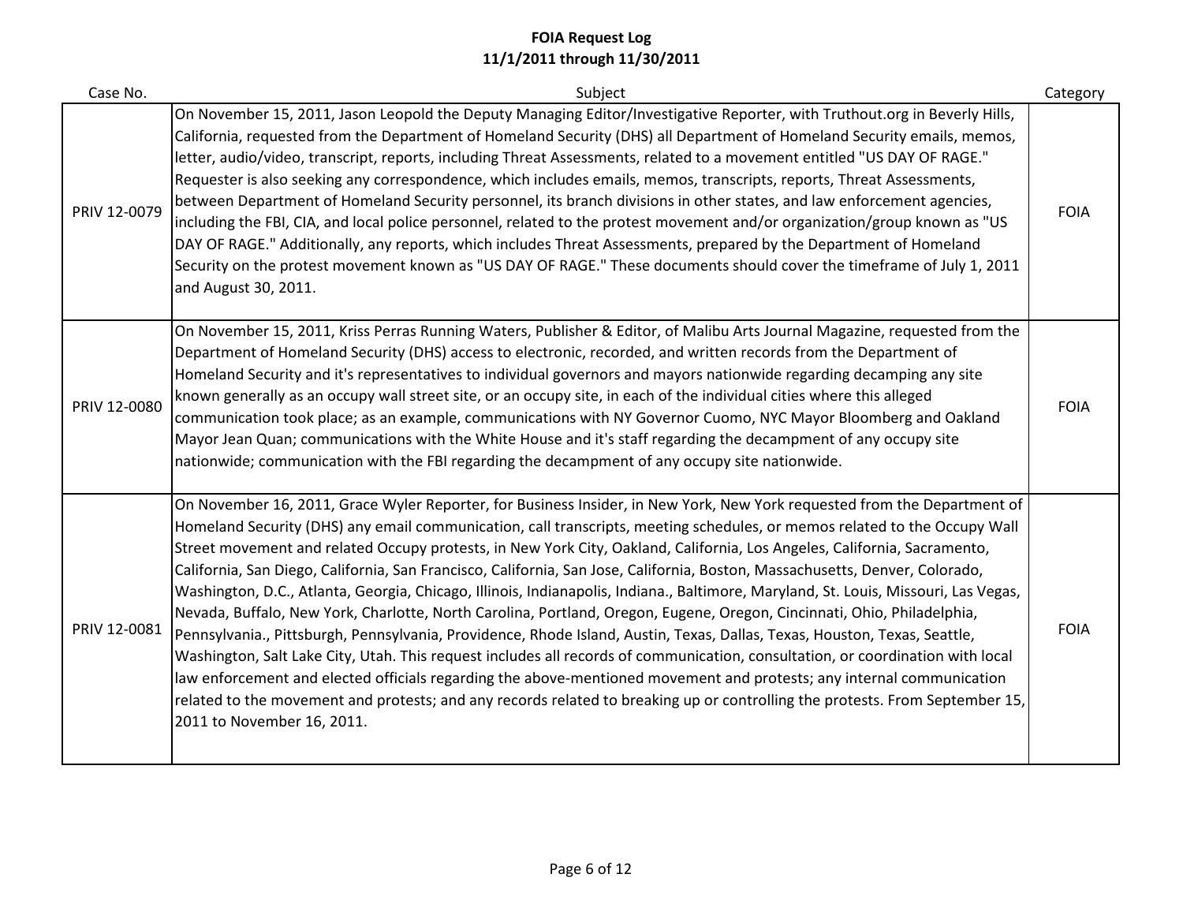# FOIA Request Log
## 11/1/2011 through 11/30/2011

| Case No. | Subject | Category |
|---|---|---|
| PRIV 12-0079 | On November 15, 2011, Jason Leopold the Deputy Managing Editor/Investigative Reporter, with Truthout.org in Beverly Hills, California, requested from the Department of Homeland Security (DHS) all Department of Homeland Security emails, memos, letter, audio/video, transcript, reports, including Threat Assessments, related to a movement entitled "US DAY OF RAGE." Requester is also seeking any correspondence, which includes emails, memos, transcripts, reports, Threat Assessments, between Department of Homeland Security personnel, its branch divisions in other states, and law enforcement agencies, including the FBI, CIA, and local police personnel, related to the protest movement and/or organization/group known as "US DAY OF RAGE." Additionally, any reports, which includes Threat Assessments, prepared by the Department of Homeland Security on the protest movement known as "US DAY OF RAGE." These documents should cover the timeframe of July 1, 2011 and August 30, 2011. | FOIA |
| PRIV 12-0080 | On November 15, 2011, Kriss Perras Running Waters, Publisher & Editor, of Malibu Arts Journal Magazine, requested from the Department of Homeland Security (DHS) access to electronic, recorded, and written records from the Department of Homeland Security and it's representatives to individual governors and mayors nationwide regarding decamping any site known generally as an occupy wall street site, or an occupy site, in each of the individual cities where this alleged communication took place; as an example, communications with NY Governor Cuomo, NYC Mayor Bloomberg and Oakland Mayor Jean Quan; communications with the White House and it's staff regarding the decampment of any occupy site nationwide; communication with the FBI regarding the decampment of any occupy site nationwide. | FOIA |
| PRIV 12-0081 | On November 16, 2011, Grace Wyler Reporter, for Business Insider, in New York, New York requested from the Department of Homeland Security (DHS) any email communication, call transcripts, meeting schedules, or memos related to the Occupy Wall Street movement and related Occupy protests, in New York City, Oakland, California, Los Angeles, California, Sacramento, California, San Diego, California, San Francisco, California, San Jose, California, Boston, Massachusetts, Denver, Colorado, Washington, D.C., Atlanta, Georgia, Chicago, Illinois, Indianapolis, Indiana., Baltimore, Maryland, St. Louis, Missouri, Las Vegas, Nevada, Buffalo, New York, Charlotte, North Carolina, Portland, Oregon, Eugene, Oregon, Cincinnati, Ohio, Philadelphia, Pennsylvania., Pittsburgh, Pennsylvania, Providence, Rhode Island, Austin, Texas, Dallas, Texas, Houston, Texas, Seattle, Washington, Salt Lake City, Utah. This request includes all records of communication, consultation, or coordination with local law enforcement and elected officials regarding the above-mentioned movement and protests; any internal communication related to the movement and protests; and any records related to breaking up or controlling the protests. From September 15, 2011 to November 16, 2011. | FOIA |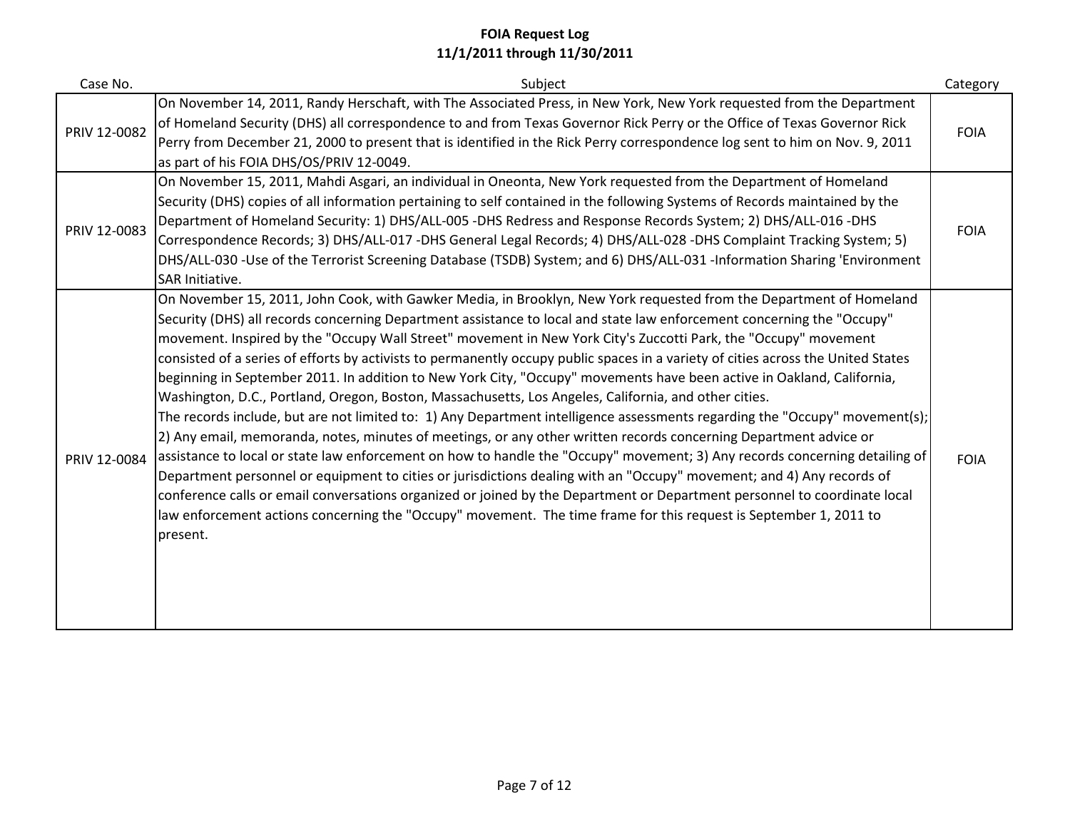**FOIA Request Log**
**11/1/2011 through 11/30/2011**

| Case No. | Subject | Category |
|---|---|---|
| PRIV 12-0082 | On November 14, 2011, Randy Herschaft, with The Associated Press, in New York, New York requested from the Department of Homeland Security (DHS) all correspondence to and from Texas Governor Rick Perry or the Office of Texas Governor Rick Perry from December 21, 2000 to present that is identified in the Rick Perry correspondence log sent to him on Nov. 9, 2011 as part of his FOIA DHS/OS/PRIV 12-0049. | FOIA |
| PRIV 12-0083 | On November 15, 2011, Mahdi Asgari, an individual in Oneonta, New York requested from the Department of Homeland Security (DHS) copies of all information pertaining to self contained in the following Systems of Records maintained by the Department of Homeland Security: 1) DHS/ALL-005 -DHS Redress and Response Records System; 2) DHS/ALL-016 -DHS Correspondence Records; 3) DHS/ALL-017 -DHS General Legal Records; 4) DHS/ALL-028 -DHS Complaint Tracking System; 5) DHS/ALL-030 -Use of the Terrorist Screening Database (TSDB) System; and 6) DHS/ALL-031 -Information Sharing 'Environment SAR Initiative. | FOIA |
| PRIV 12-0084 | On November 15, 2011, John Cook, with Gawker Media, in Brooklyn, New York requested from the Department of Homeland Security (DHS) all records concerning Department assistance to local and state law enforcement concerning the "Occupy" movement. Inspired by the "Occupy Wall Street" movement in New York City's Zuccotti Park, the "Occupy" movement consisted of a series of efforts by activists to permanently occupy public spaces in a variety of cities across the United States beginning in September 2011. In addition to New York City, "Occupy" movements have been active in Oakland, California, Washington, D.C., Portland, Oregon, Boston, Massachusetts, Los Angeles, California, and other cities. The records include, but are not limited to: 1) Any Department intelligence assessments regarding the "Occupy" movement(s); 2) Any email, memoranda, notes, minutes of meetings, or any other written records concerning Department advice or assistance to local or state law enforcement on how to handle the "Occupy" movement; 3) Any records concerning detailing of Department personnel or equipment to cities or jurisdictions dealing with an "Occupy" movement; and 4) Any records of conference calls or email conversations organized or joined by the Department or Department personnel to coordinate local law enforcement actions concerning the "Occupy" movement. The time frame for this request is September 1, 2011 to present. | FOIA |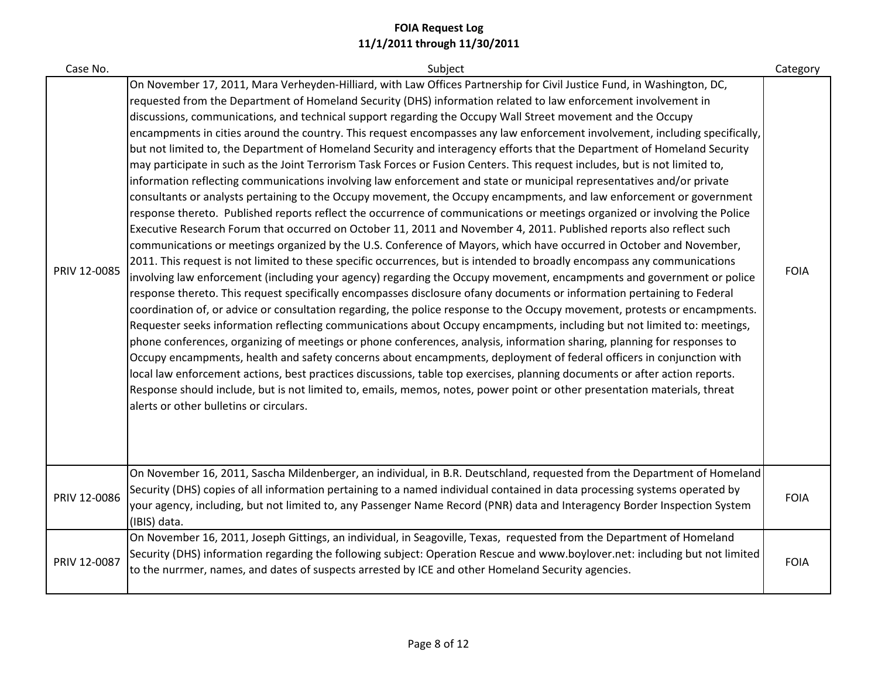# FOIA Request Log
## 11/1/2011 through 11/30/2011

| Case No. | Subject | Category |
|---|---|---|
| PRIV 12-0085 | On November 17, 2011, Mara Verheyden-Hilliard, with Law Offices Partnership for Civil Justice Fund, in Washington, DC, requested from the Department of Homeland Security (DHS) information related to law enforcement involvement in discussions, communications, and technical support regarding the Occupy Wall Street movement and the Occupy encampments in cities around the country. This request encompasses any law enforcement involvement, including specifically, but not limited to, the Department of Homeland Security and interagency efforts that the Department of Homeland Security may participate in such as the Joint Terrorism Task Forces or Fusion Centers. This request includes, but is not limited to, information reflecting communications involving law enforcement and state or municipal representatives and/or private consultants or analysts pertaining to the Occupy movement, the Occupy encampments, and law enforcement or government response thereto. Published reports reflect the occurrence of communications or meetings organized or involving the Police Executive Research Forum that occurred on October 11, 2011 and November 4, 2011. Published reports also reflect such communications or meetings organized by the U.S. Conference of Mayors, which have occurred in October and November, 2011. This request is not limited to these specific occurrences, but is intended to broadly encompass any communications involving law enforcement (including your agency) regarding the Occupy movement, encampments and government or police response thereto. This request specifically encompasses disclosure ofany documents or information pertaining to Federal coordination of, or advice or consultation regarding, the police response to the Occupy movement, protests or encampments. Requester seeks information reflecting communications about Occupy encampments, including but not limited to: meetings, phone conferences, organizing of meetings or phone conferences, analysis, information sharing, planning for responses to Occupy encampments, health and safety concerns about encampments, deployment of federal officers in conjunction with local law enforcement actions, best practices discussions, table top exercises, planning documents or after action reports. Response should include, but is not limited to, emails, memos, notes, power point or other presentation materials, threat alerts or other bulletins or circulars. | FOIA |
| PRIV 12-0086 | On November 16, 2011, Sascha Mildenberger, an individual, in B.R. Deutschland, requested from the Department of Homeland Security (DHS) copies of all information pertaining to a named individual contained in data processing systems operated by your agency, including, but not limited to, any Passenger Name Record (PNR) data and Interagency Border Inspection System (IBIS) data. | FOIA |
| PRIV 12-0087 | On November 16, 2011, Joseph Gittings, an individual, in Seagoville, Texas, requested from the Department of Homeland Security (DHS) information regarding the following subject: Operation Rescue and www.boylover.net: including but not limited to the nurrmer, names, and dates of suspects arrested by ICE and other Homeland Security agencies. | FOIA |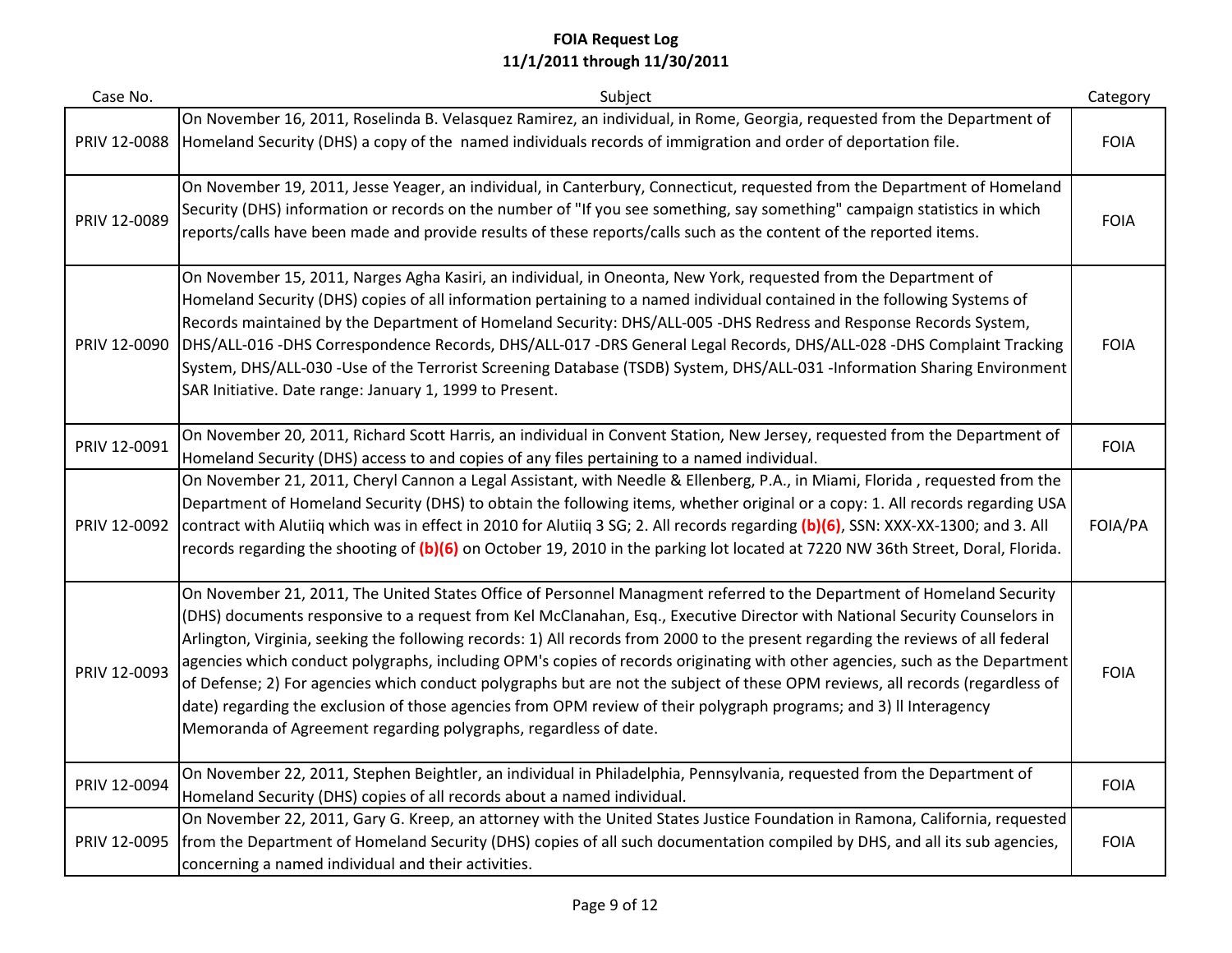# FOIA Request Log
## 11/1/2011 through 11/30/2011

| Case No. | Subject | Category |
|---|---|---|
| PRIV 12-0088 | On November 16, 2011, Roselinda B. Velasquez Ramirez, an individual, in Rome, Georgia, requested from the Department of Homeland Security (DHS) a copy of the named individuals records of immigration and order of deportation file. | FOIA |
| PRIV 12-0089 | On November 19, 2011, Jesse Yeager, an individual, in Canterbury, Connecticut, requested from the Department of Homeland Security (DHS) information or records on the number of "If you see something, say something" campaign statistics in which reports/calls have been made and provide results of these reports/calls such as the content of the reported items. | FOIA |
| PRIV 12-0090 | On November 15, 2011, Narges Agha Kasiri, an individual, in Oneonta, New York, requested from the Department of Homeland Security (DHS) copies of all information pertaining to a named individual contained in the following Systems of Records maintained by the Department of Homeland Security: DHS/ALL-005 -DHS Redress and Response Records System, DHS/ALL-016 -DHS Correspondence Records, DHS/ALL-017 -DRS General Legal Records, DHS/ALL-028 -DHS Complaint Tracking System, DHS/ALL-030 -Use of the Terrorist Screening Database (TSDB) System, DHS/ALL-031 -Information Sharing Environment SAR Initiative. Date range: January 1, 1999 to Present. | FOIA |
| PRIV 12-0091 | On November 20, 2011, Richard Scott Harris, an individual in Convent Station, New Jersey, requested from the Department of Homeland Security (DHS) access to and copies of any files pertaining to a named individual. | FOIA |
| PRIV 12-0092 | On November 21, 2011, Cheryl Cannon a Legal Assistant, with Needle & Ellenberg, P.A., in Miami, Florida , requested from the Department of Homeland Security (DHS) to obtain the following items, whether original or a copy: 1. All records regarding USA contract with Alutiiq which was in effect in 2010 for Alutiiq 3 SG; 2. All records regarding **(b)(6)**, SSN: XXX-XX-1300; and 3. All records regarding the shooting of **(b)(6)** on October 19, 2010 in the parking lot located at 7220 NW 36th Street, Doral, Florida. | FOIA/PA |
| PRIV 12-0093 | On November 21, 2011, The United States Office of Personnel Managment referred to the Department of Homeland Security (DHS) documents responsive to a request from Kel McClanahan, Esq., Executive Director with National Security Counselors in Arlington, Virginia, seeking the following records: 1) All records from 2000 to the present regarding the reviews of all federal agencies which conduct polygraphs, including OPM's copies of records originating with other agencies, such as the Department of Defense; 2) For agencies which conduct polygraphs but are not the subject of these OPM reviews, all records (regardless of date) regarding the exclusion of those agencies from OPM review of their polygraph programs; and 3) ll Interagency Memoranda of Agreement regarding polygraphs, regardless of date. | FOIA |
| PRIV 12-0094 | On November 22, 2011, Stephen Beightler, an individual in Philadelphia, Pennsylvania, requested from the Department of Homeland Security (DHS) copies of all records about a named individual. | FOIA |
| PRIV 12-0095 | On November 22, 2011, Gary G. Kreep, an attorney with the United States Justice Foundation in Ramona, California, requested from the Department of Homeland Security (DHS) copies of all such documentation compiled by DHS, and all its sub agencies, concerning a named individual and their activities. | FOIA |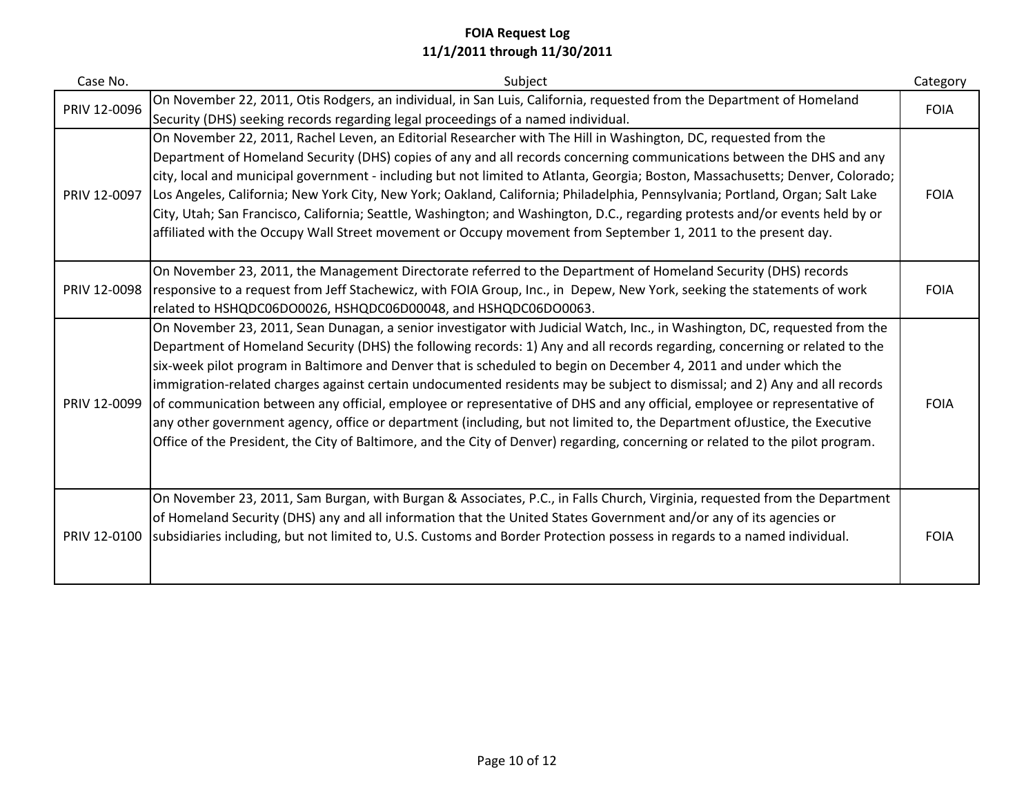**FOIA Request Log**
**11/1/2011 through 11/30/2011**

| Case No. | Subject | Category |
|---|---|---|
| PRIV 12-0096 | On November 22, 2011, Otis Rodgers, an individual, in San Luis, California, requested from the Department of Homeland Security (DHS) seeking records regarding legal proceedings of a named individual. | FOIA |
| PRIV 12-0097 | On November 22, 2011, Rachel Leven, an Editorial Researcher with The Hill in Washington, DC, requested from the Department of Homeland Security (DHS) copies of any and all records concerning communications between the DHS and any city, local and municipal government - including but not limited to Atlanta, Georgia; Boston, Massachusetts; Denver, Colorado; Los Angeles, California; New York City, New York; Oakland, California; Philadelphia, Pennsylvania; Portland, Organ; Salt Lake City, Utah; San Francisco, California; Seattle, Washington; and Washington, D.C., regarding protests and/or events held by or affiliated with the Occupy Wall Street movement or Occupy movement from September 1, 2011 to the present day. | FOIA |
| PRIV 12-0098 | On November 23, 2011, the Management Directorate referred to the Department of Homeland Security (DHS) records responsive to a request from Jeff Stachewicz, with FOIA Group, Inc., in Depew, New York, seeking the statements of work related to HSHQDC06DO0026, HSHQDC06D00048, and HSHQDC06DO0063. | FOIA |
| PRIV 12-0099 | On November 23, 2011, Sean Dunagan, a senior investigator with Judicial Watch, Inc., in Washington, DC, requested from the Department of Homeland Security (DHS) the following records: 1) Any and all records regarding, concerning or related to the six-week pilot program in Baltimore and Denver that is scheduled to begin on December 4, 2011 and under which the immigration-related charges against certain undocumented residents may be subject to dismissal; and 2) Any and all records of communication between any official, employee or representative of DHS and any official, employee or representative of any other government agency, office or department (including, but not limited to, the Department ofJustice, the Executive Office of the President, the City of Baltimore, and the City of Denver) regarding, concerning or related to the pilot program. | FOIA |
| PRIV 12-0100 | On November 23, 2011, Sam Burgan, with Burgan & Associates, P.C., in Falls Church, Virginia, requested from the Department of Homeland Security (DHS) any and all information that the United States Government and/or any of its agencies or subsidiaries including, but not limited to, U.S. Customs and Border Protection possess in regards to a named individual. | FOIA |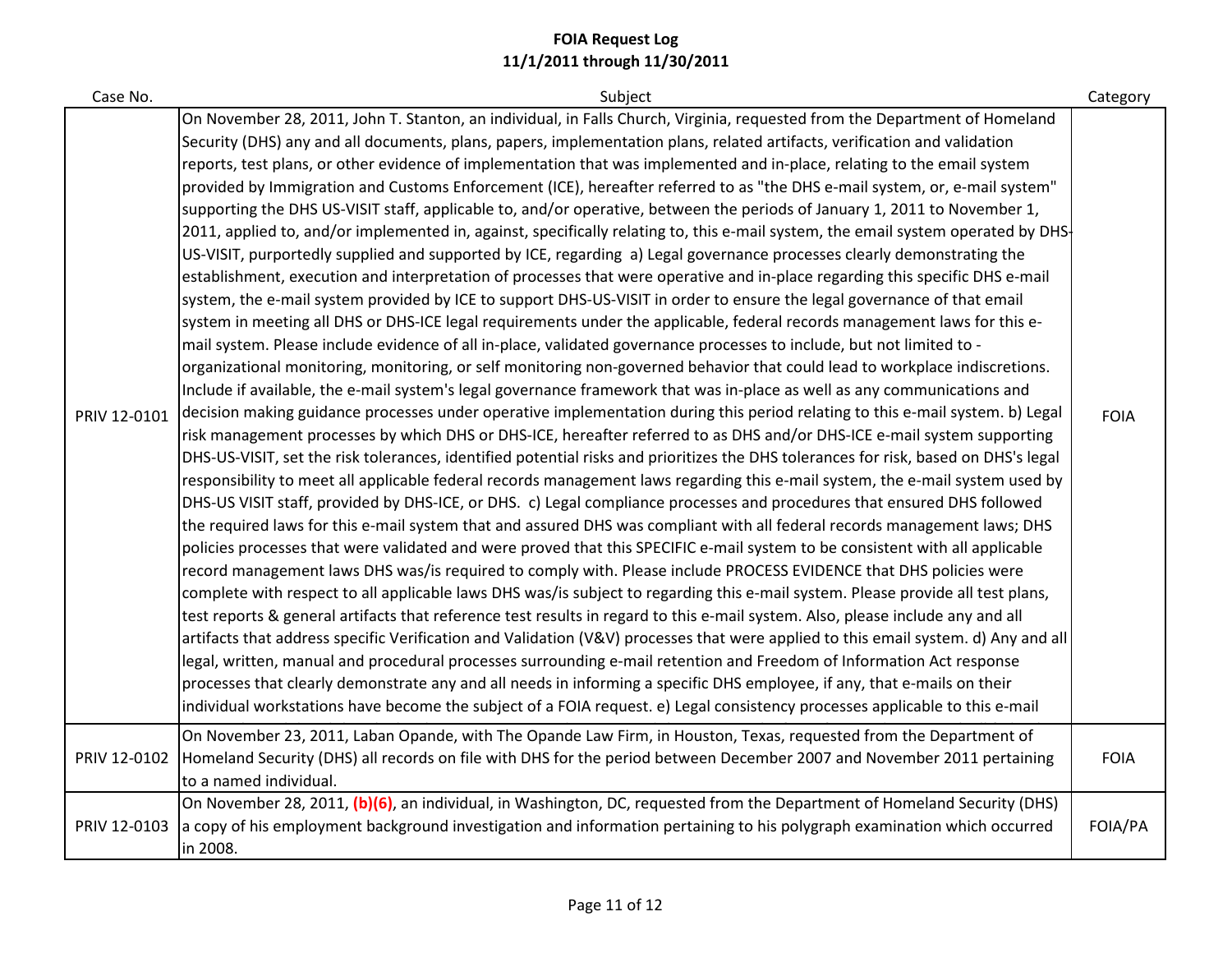# FOIA Request Log
## 11/1/2011 through 11/30/2011

| Case No. | Subject | Category |
|---|---|---|
| PRIV 12-0101 | On November 28, 2011, John T. Stanton, an individual, in Falls Church, Virginia, requested from the Department of Homeland Security (DHS) any and all documents, plans, papers, implementation plans, related artifacts, verification and validation reports, test plans, or other evidence of implementation that was implemented and in-place, relating to the email system provided by Immigration and Customs Enforcement (ICE), hereafter referred to as "the DHS e-mail system, or, e-mail system" supporting the DHS US-VISIT staff, applicable to, and/or operative, between the periods of January 1, 2011 to November 1, 2011, applied to, and/or implemented in, against, specifically relating to, this e-mail system, the email system operated by DHS-US-VISIT, purportedly supplied and supported by ICE, regarding a) Legal governance processes clearly demonstrating the establishment, execution and interpretation of processes that were operative and in-place regarding this specific DHS e-mail system, the e-mail system provided by ICE to support DHS-US-VISIT in order to ensure the legal governance of that email system in meeting all DHS or DHS-ICE legal requirements under the applicable, federal records management laws for this e-mail system. Please include evidence of all in-place, validated governance processes to include, but not limited to - organizational monitoring, monitoring, or self monitoring non-governed behavior that could lead to workplace indiscretions. Include if available, the e-mail system's legal governance framework that was in-place as well as any communications and decision making guidance processes under operative implementation during this period relating to this e-mail system. b) Legal risk management processes by which DHS or DHS-ICE, hereafter referred to as DHS and/or DHS-ICE e-mail system supporting DHS-US-VISIT, set the risk tolerances, identified potential risks and prioritizes the DHS tolerances for risk, based on DHS's legal responsibility to meet all applicable federal records management laws regarding this e-mail system, the e-mail system used by DHS-US VISIT staff, provided by DHS-ICE, or DHS. c) Legal compliance processes and procedures that ensured DHS followed the required laws for this e-mail system that and assured DHS was compliant with all federal records management laws; DHS policies processes that were validated and were proved that this SPECIFIC e-mail system to be consistent with all applicable record management laws DHS was/is required to comply with. Please include PROCESS EVIDENCE that DHS policies were complete with respect to all applicable laws DHS was/is subject to regarding this e-mail system. Please provide all test plans, test reports & general artifacts that reference test results in regard to this e-mail system. Also, please include any and all artifacts that address specific Verification and Validation (V&V) processes that were applied to this email system. d) Any and all legal, written, manual and procedural processes surrounding e-mail retention and Freedom of Information Act response processes that clearly demonstrate any and all needs in informing a specific DHS employee, if any, that e-mails on their individual workstations have become the subject of a FOIA request. e) Legal consistency processes applicable to this e-mail | FOIA |
| PRIV 12-0102 | On November 23, 2011, Laban Opande, with The Opande Law Firm, in Houston, Texas, requested from the Department of Homeland Security (DHS) all records on file with DHS for the period between December 2007 and November 2011 pertaining to a named individual. | FOIA |
| PRIV 12-0103 | On November 28, 2011, **(b)(6)**, an individual, in Washington, DC, requested from the Department of Homeland Security (DHS) a copy of his employment background investigation and information pertaining to his polygraph examination which occurred in 2008. | FOIA/PA |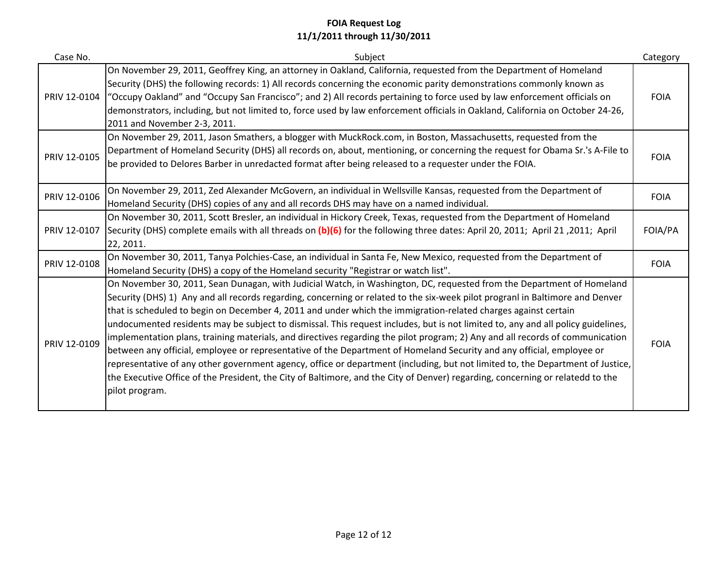**FOIA Request Log**
**11/1/2011 through 11/30/2011**

| Case No. | Subject | Category |
|---|---|---|
| PRIV 12-0104 | On November 29, 2011, Geoffrey King, an attorney in Oakland, California, requested from the Department of Homeland Security (DHS) the following records: 1) All records concerning the economic parity demonstrations commonly known as "Occupy Oakland" and "Occupy San Francisco"; and 2) All records pertaining to force used by law enforcement officials on demonstrators, including, but not limited to, force used by law enforcement officials in Oakland, California on October 24-26, 2011 and November 2-3, 2011. | FOIA |
| PRIV 12-0105 | On November 29, 2011, Jason Smathers, a blogger with MuckRock.com, in Boston, Massachusetts, requested from the Department of Homeland Security (DHS) all records on, about, mentioning, or concerning the request for Obama Sr.'s A-File to be provided to Delores Barber in unredacted format after being released to a requester under the FOIA. | FOIA |
| PRIV 12-0106 | On November 29, 2011, Zed Alexander McGovern, an individual in Wellsville Kansas, requested from the Department of Homeland Security (DHS) copies of any and all records DHS may have on a named individual. | FOIA |
| PRIV 12-0107 | On November 30, 2011, Scott Bresler, an individual in Hickory Creek, Texas, requested from the Department of Homeland Security (DHS) complete emails with all threads on **(b)(6)** for the following three dates: April 20, 2011; April 21 ,2011; April 22, 2011. | FOIA/PA |
| PRIV 12-0108 | On November 30, 2011, Tanya Polchies-Case, an individual in Santa Fe, New Mexico, requested from the Department of Homeland Security (DHS) a copy of the Homeland security "Registrar or watch list". | FOIA |
| PRIV 12-0109 | On November 30, 2011, Sean Dunagan, with Judicial Watch, in Washington, DC, requested from the Department of Homeland Security (DHS) 1) Any and all records regarding, concerning or related to the six-week pilot progranl in Baltimore and Denver that is scheduled to begin on December 4, 2011 and under which the immigration-related charges against certain undocumented residents may be subject to dismissal. This request includes, but is not limited to, any and all policy guidelines, implementation plans, training materials, and directives regarding the pilot program; 2) Any and all records of communication between any official, employee or representative of the Department of Homeland Security and any official, employee or representative of any other government agency, office or department (including, but not limited to, the Department of Justice, the Executive Office of the President, the City of Baltimore, and the City of Denver) regarding, concerning or relatedd to the pilot program. | FOIA |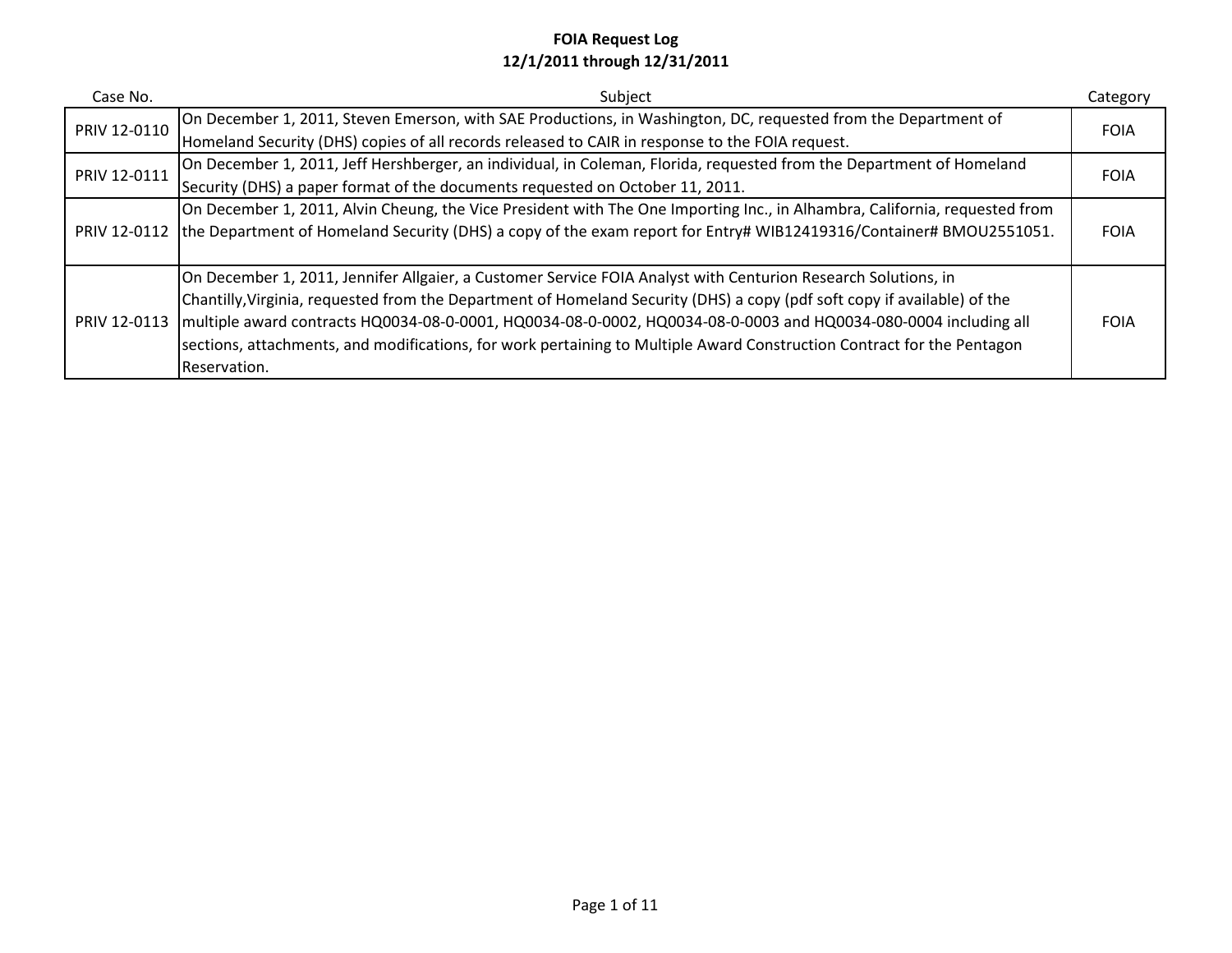**FOIA Request Log**
**12/1/2011 through 12/31/2011**

| Case No. | Subject | Category |
|---|---|---|
| PRIV 12-0110 | On December 1, 2011, Steven Emerson, with SAE Productions, in Washington, DC, requested from the Department of Homeland Security (DHS) copies of all records released to CAIR in response to the FOIA request. | FOIA |
| PRIV 12-0111 | On December 1, 2011, Jeff Hershberger, an individual, in Coleman, Florida, requested from the Department of Homeland Security (DHS) a paper format of the documents requested on October 11, 2011. | FOIA |
| PRIV 12-0112 | On December 1, 2011, Alvin Cheung, the Vice President with The One Importing Inc., in Alhambra, California, requested from the Department of Homeland Security (DHS) a copy of the exam report for Entry# WIB12419316/Container# BMOU2551051. | FOIA |
| PRIV 12-0113 | On December 1, 2011, Jennifer Allgaier, a Customer Service FOIA Analyst with Centurion Research Solutions, in Chantilly,Virginia, requested from the Department of Homeland Security (DHS) a copy (pdf soft copy if available) of the multiple award contracts HQ0034-08-0-0001, HQ0034-08-0-0002, HQ0034-08-0-0003 and HQ0034-080-0004 including all sections, attachments, and modifications, for work pertaining to Multiple Award Construction Contract for the Pentagon Reservation. | FOIA |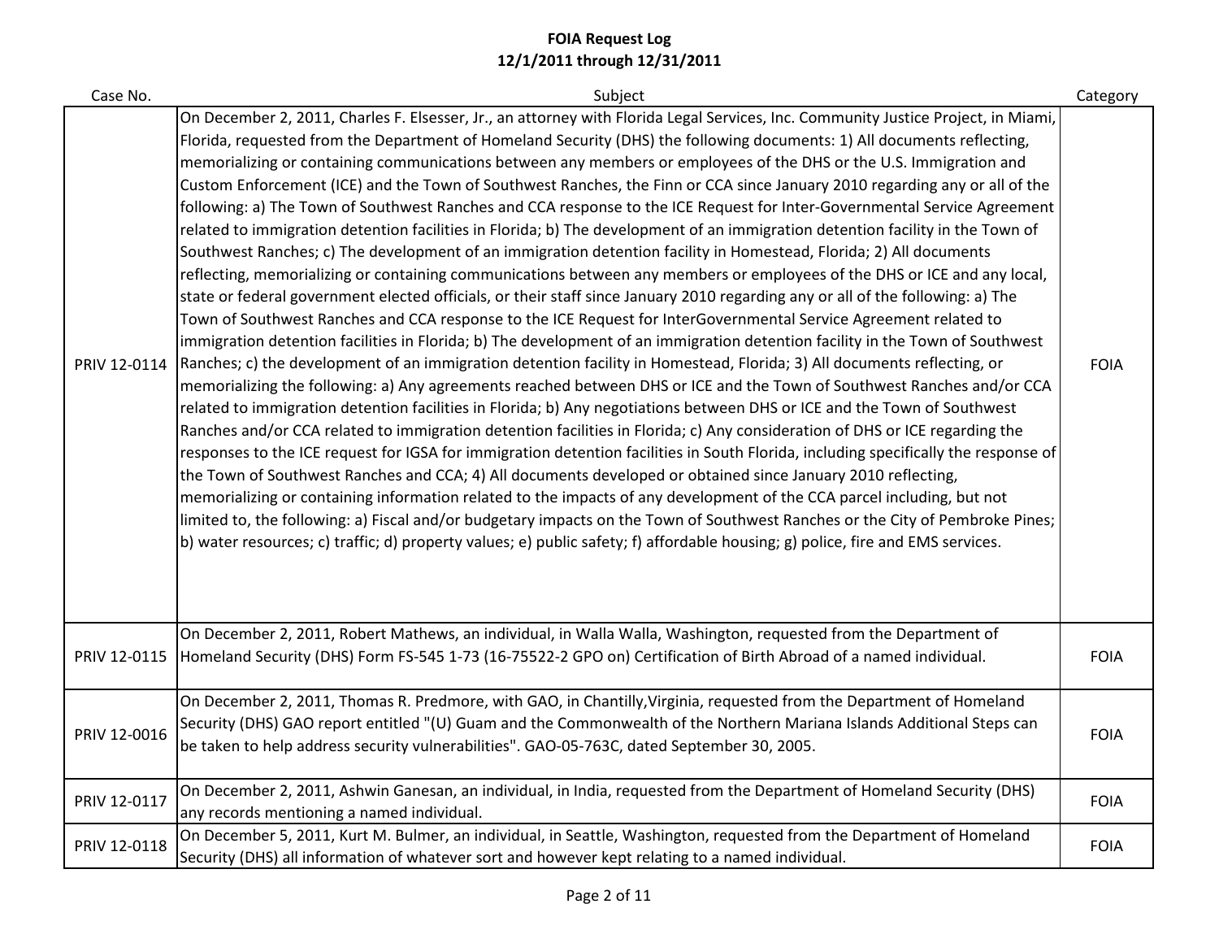# FOIA Request Log
## 12/1/2011 through 12/31/2011

| Case No. | Subject | Category |
|---|---|---|
| PRIV 12-0114 | On December 2, 2011, Charles F. Elsesser, Jr., an attorney with Florida Legal Services, Inc. Community Justice Project, in Miami, Florida, requested from the Department of Homeland Security (DHS) the following documents: 1) All documents reflecting, memorializing or containing communications between any members or employees of the DHS or the U.S. Immigration and Custom Enforcement (ICE) and the Town of Southwest Ranches, the Finn or CCA since January 2010 regarding any or all of the following: a) The Town of Southwest Ranches and CCA response to the ICE Request for Inter-Governmental Service Agreement related to immigration detention facilities in Florida; b) The development of an immigration detention facility in the Town of Southwest Ranches; c) The development of an immigration detention facility in Homestead, Florida; 2) All documents reflecting, memorializing or containing communications between any members or employees of the DHS or ICE and any local, state or federal government elected officials, or their staff since January 2010 regarding any or all of the following: a) The Town of Southwest Ranches and CCA response to the ICE Request for InterGovernmental Service Agreement related to immigration detention facilities in Florida; b) The development of an immigration detention facility in the Town of Southwest Ranches; c) the development of an immigration detention facility in Homestead, Florida; 3) All documents reflecting, or memorializing the following: a) Any agreements reached between DHS or ICE and the Town of Southwest Ranches and/or CCA related to immigration detention facilities in Florida; b) Any negotiations between DHS or ICE and the Town of Southwest Ranches and/or CCA related to immigration detention facilities in Florida; c) Any consideration of DHS or ICE regarding the responses to the ICE request for IGSA for immigration detention facilities in South Florida, including specifically the response of the Town of Southwest Ranches and CCA; 4) All documents developed or obtained since January 2010 reflecting, memorializing or containing information related to the impacts of any development of the CCA parcel including, but not limited to, the following: a) Fiscal and/or budgetary impacts on the Town of Southwest Ranches or the City of Pembroke Pines; b) water resources; c) traffic; d) property values; e) public safety; f) affordable housing; g) police, fire and EMS services. | FOIA |
| PRIV 12-0115 | On December 2, 2011, Robert Mathews, an individual, in Walla Walla, Washington, requested from the Department of Homeland Security (DHS) Form FS-545 1-73 (16-75522-2 GPO on) Certification of Birth Abroad of a named individual. | FOIA |
| PRIV 12-0016 | On December 2, 2011, Thomas R. Predmore, with GAO, in Chantilly,Virginia, requested from the Department of Homeland Security (DHS) GAO report entitled "(U) Guam and the Commonwealth of the Northern Mariana Islands Additional Steps can be taken to help address security vulnerabilities". GAO-05-763C, dated September 30, 2005. | FOIA |
| PRIV 12-0117 | On December 2, 2011, Ashwin Ganesan, an individual, in India, requested from the Department of Homeland Security (DHS) any records mentioning a named individual. | FOIA |
| PRIV 12-0118 | On December 5, 2011, Kurt M. Bulmer, an individual, in Seattle, Washington, requested from the Department of Homeland Security (DHS) all information of whatever sort and however kept relating to a named individual. | FOIA |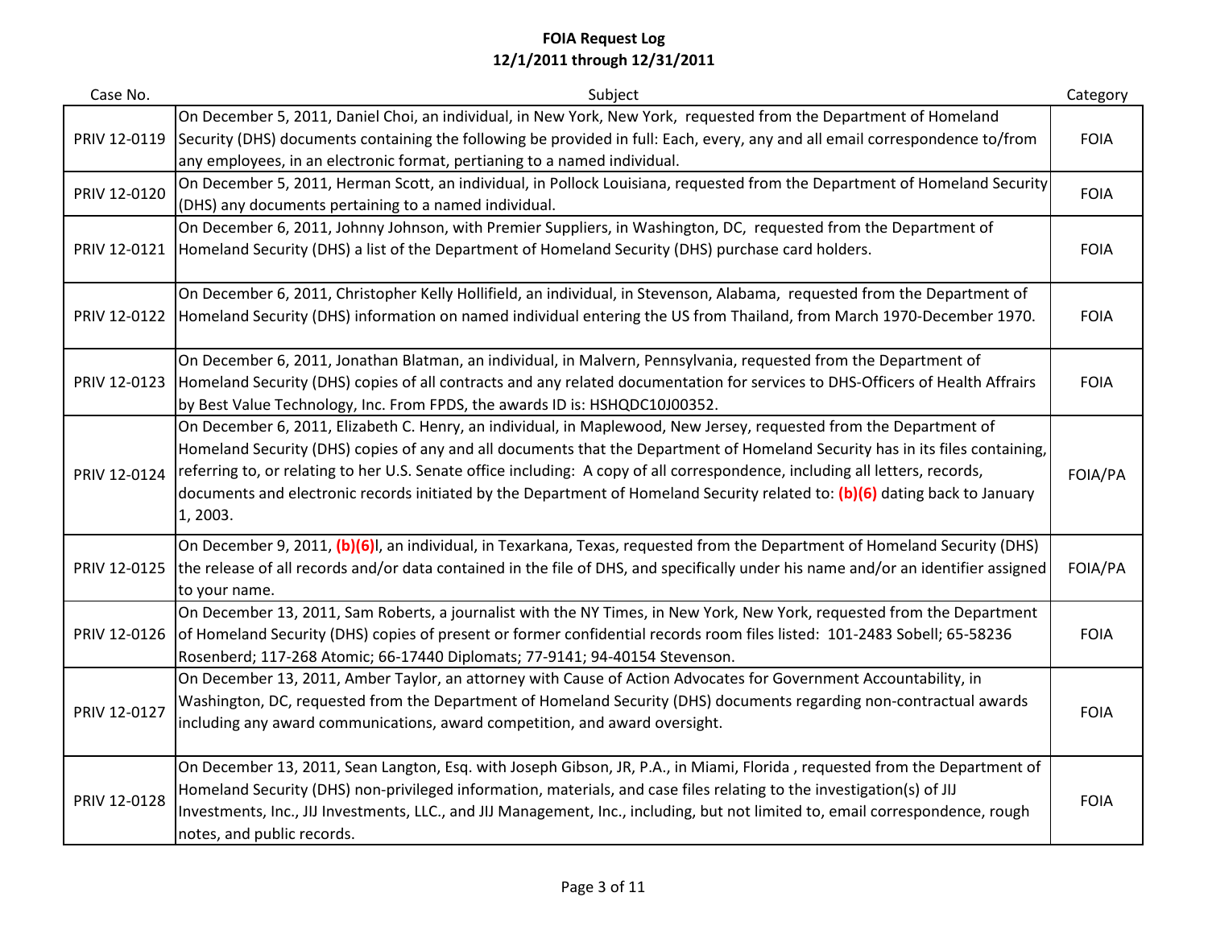# FOIA Request Log
## 12/1/2011 through 12/31/2011

| Case No. | Subject | Category |
|---|---|---|
| PRIV 12-0119 | On December 5, 2011, Daniel Choi, an individual, in New York, New York, requested from the Department of Homeland Security (DHS) documents containing the following be provided in full: Each, every, any and all email correspondence to/from any employees, in an electronic format, pertianing to a named individual. | FOIA |
| PRIV 12-0120 | On December 5, 2011, Herman Scott, an individual, in Pollock Louisiana, requested from the Department of Homeland Security (DHS) any documents pertaining to a named individual. | FOIA |
| PRIV 12-0121 | On December 6, 2011, Johnny Johnson, with Premier Suppliers, in Washington, DC, requested from the Department of Homeland Security (DHS) a list of the Department of Homeland Security (DHS) purchase card holders. | FOIA |
| PRIV 12-0122 | On December 6, 2011, Christopher Kelly Hollifield, an individual, in Stevenson, Alabama, requested from the Department of Homeland Security (DHS) information on named individual entering the US from Thailand, from March 1970-December 1970. | FOIA |
| PRIV 12-0123 | On December 6, 2011, Jonathan Blatman, an individual, in Malvern, Pennsylvania, requested from the Department of Homeland Security (DHS) copies of all contracts and any related documentation for services to DHS-Officers of Health Affairs by Best Value Technology, Inc. From FPDS, the awards ID is: HSHQDC10J00352. | FOIA |
| PRIV 12-0124 | On December 6, 2011, Elizabeth C. Henry, an individual, in Maplewood, New Jersey, requested from the Department of Homeland Security (DHS) copies of any and all documents that the Department of Homeland Security has in its files containing, referring to, or relating to her U.S. Senate office including: A copy of all correspondence, including all letters, records, documents and electronic records initiated by the Department of Homeland Security related to: **(b)(6)** dating back to January 1, 2003. | FOIA/PA |
| PRIV 12-0125 | On December 9, 2011, **(b)(6)**l, an individual, in Texarkana, Texas, requested from the Department of Homeland Security (DHS) the release of all records and/or data contained in the file of DHS, and specifically under his name and/or an identifier assigned to your name. | FOIA/PA |
| PRIV 12-0126 | On December 13, 2011, Sam Roberts, a journalist with the NY Times, in New York, New York, requested from the Department of Homeland Security (DHS) copies of present or former confidential records room files listed: 101-2483 Sobell; 65-58236 Rosenberd; 117-268 Atomic; 66-17440 Diplomats; 77-9141; 94-40154 Stevenson. | FOIA |
| PRIV 12-0127 | On December 13, 2011, Amber Taylor, an attorney with Cause of Action Advocates for Government Accountability, in Washington, DC, requested from the Department of Homeland Security (DHS) documents regarding non-contractual awards including any award communications, award competition, and award oversight. | FOIA |
| PRIV 12-0128 | On December 13, 2011, Sean Langton, Esq. with Joseph Gibson, JR, P.A., in Miami, Florida , requested from the Department of Homeland Security (DHS) non-privileged information, materials, and case files relating to the investigation(s) of JIJ Investments, Inc., JIJ Investments, LLC., and JIJ Management, Inc., including, but not limited to, email correspondence, rough notes, and public records. | FOIA |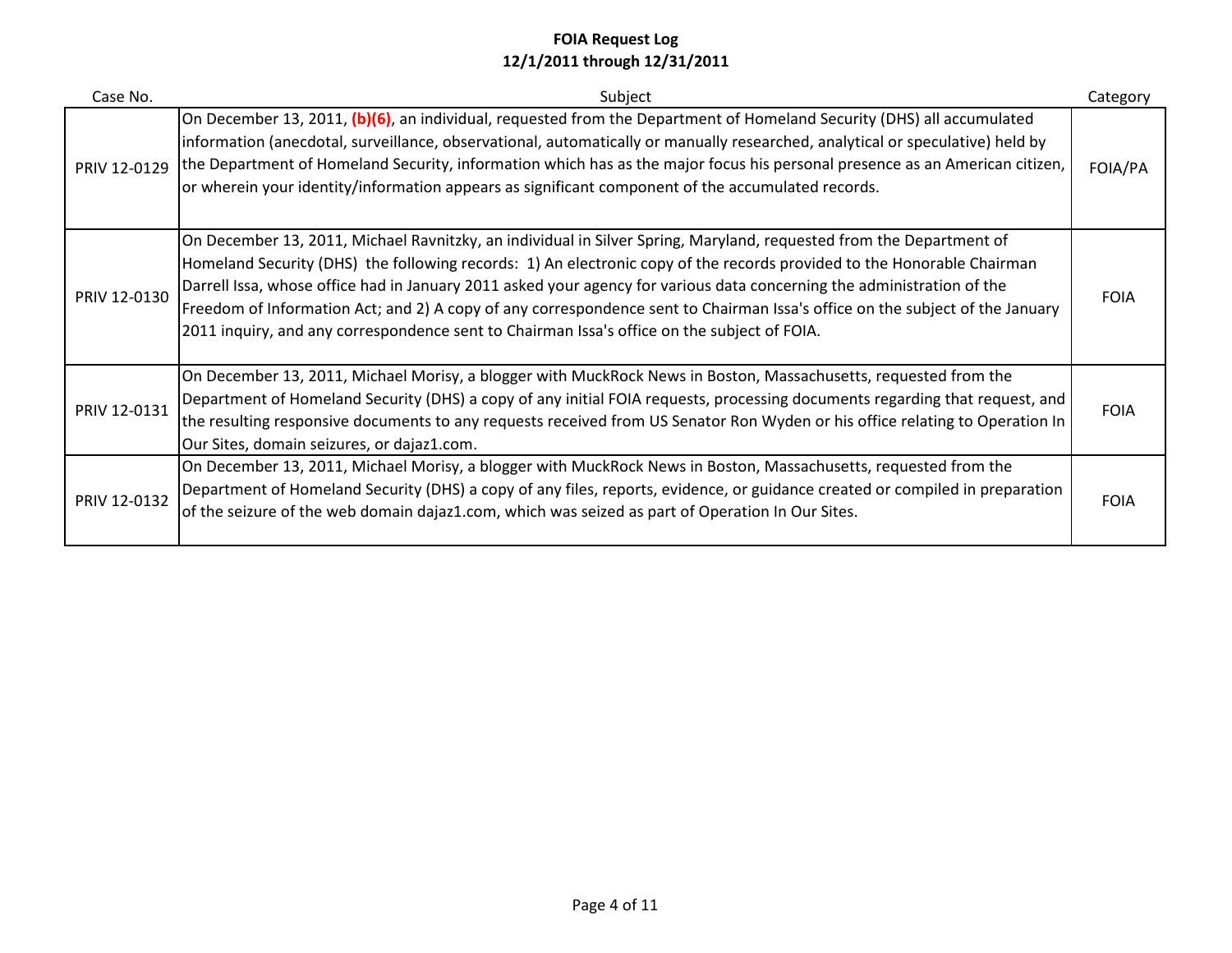**FOIA Request Log**
**12/1/2011 through 12/31/2011**

| Case No. | Subject | Category |
|---|---|---|
| PRIV 12-0129 | On December 13, 2011, **(b)(6)**, an individual, requested from the Department of Homeland Security (DHS) all accumulated information (anecdotal, surveillance, observational, automatically or manually researched, analytical or speculative) held by the Department of Homeland Security, information which has as the major focus his personal presence as an American citizen, or wherein your identity/information appears as significant component of the accumulated records. | FOIA/PA |
| PRIV 12-0130 | On December 13, 2011, Michael Ravnitzky, an individual in Silver Spring, Maryland, requested from the Department of Homeland Security (DHS) the following records: 1) An electronic copy of the records provided to the Honorable Chairman Darrell Issa, whose office had in January 2011 asked your agency for various data concerning the administration of the Freedom of Information Act; and 2) A copy of any correspondence sent to Chairman Issa's office on the subject of the January 2011 inquiry, and any correspondence sent to Chairman Issa's office on the subject of FOIA. | FOIA |
| PRIV 12-0131 | On December 13, 2011, Michael Morisy, a blogger with MuckRock News in Boston, Massachusetts, requested from the Department of Homeland Security (DHS) a copy of any initial FOIA requests, processing documents regarding that request, and the resulting responsive documents to any requests received from US Senator Ron Wyden or his office relating to Operation In Our Sites, domain seizures, or dajaz1.com. | FOIA |
| PRIV 12-0132 | On December 13, 2011, Michael Morisy, a blogger with MuckRock News in Boston, Massachusetts, requested from the Department of Homeland Security (DHS) a copy of any files, reports, evidence, or guidance created or compiled in preparation of the seizure of the web domain dajaz1.com, which was seized as part of Operation In Our Sites. | FOIA |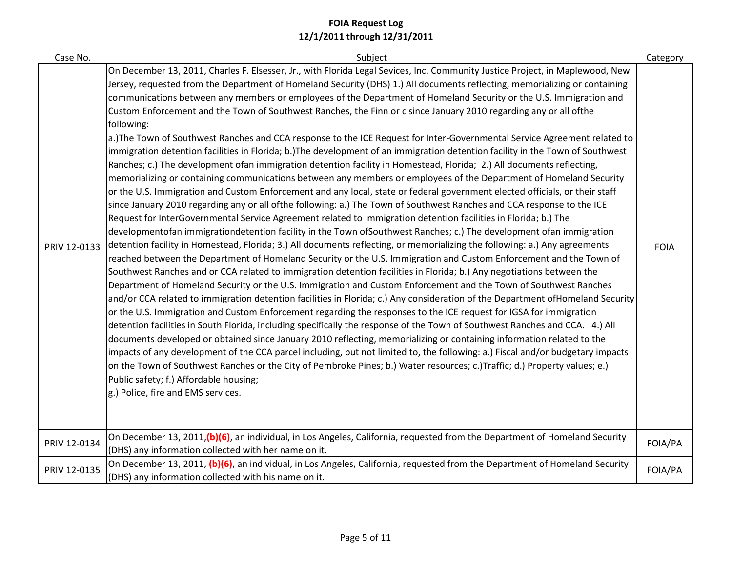**FOIA Request Log**
**12/1/2011 through 12/31/2011**

| Case No. | Subject | Category |
|---|---|---|
| PRIV 12-0133 | On December 13, 2011, Charles F. Elsesser, Jr., with Florida Legal Sevices, Inc. Community Justice Project, in Maplewood, New Jersey, requested from the Department of Homeland Security (DHS) 1.) All documents reflecting, memorializing or containing communications between any members or employees of the Department of Homeland Security or the U.S. Immigration and Custom Enforcement and the Town of Southwest Ranches, the Finn or c since January 2010 regarding any or all ofthe following: a.)The Town of Southwest Ranches and CCA response to the ICE Request for Inter-Governmental Service Agreement related to immigration detention facilities in Florida; b.)The development of an immigration detention facility in the Town of Southwest Ranches; c.) The development ofan immigration detention facility in Homestead, Florida; 2.) All documents reflecting, memorializing or containing communications between any members or employees of the Department of Homeland Security or the U.S. Immigration and Custom Enforcement and any local, state or federal government elected officials, or their staff since January 2010 regarding any or all ofthe following: a.) The Town of Southwest Ranches and CCA response to the ICE Request for InterGovernmental Service Agreement related to immigration detention facilities in Florida; b.) The developmentofan immigrationdetention facility in the Town ofSouthwest Ranches; c.) The development ofan immigration detention facility in Homestead, Florida; 3.) All documents reflecting, or memorializing the following: a.) Any agreements reached between the Department of Homeland Security or the U.S. Immigration and Custom Enforcement and the Town of Southwest Ranches and or CCA related to immigration detention facilities in Florida; b.) Any negotiations between the Department of Homeland Security or the U.S. Immigration and Custom Enforcement and the Town of Southwest Ranches and/or CCA related to immigration detention facilities in Florida; c.) Any consideration of the Department ofHomeland Security or the U.S. Immigration and Custom Enforcement regarding the responses to the ICE request for IGSA for immigration detention facilities in South Florida, including specifically the response of the Town of Southwest Ranches and CCA. 4.) All documents developed or obtained since January 2010 reflecting, memorializing or containing information related to the impacts of any development of the CCA parcel including, but not limited to, the following: a.) Fiscal and/or budgetary impacts on the Town of Southwest Ranches or the City of Pembroke Pines; b.) Water resources; c.)Traffic; d.) Property values; e.) Public safety; f.) Affordable housing; g.) Police, fire and EMS services. | FOIA |
| PRIV 12-0134 | On December 13, 2011,**(b)(6)**, an individual, in Los Angeles, California, requested from the Department of Homeland Security (DHS) any information collected with her name on it. | FOIA/PA |
| PRIV 12-0135 | On December 13, 2011, **(b)(6)**, an individual, in Los Angeles, California, requested from the Department of Homeland Security (DHS) any information collected with his name on it. | FOIA/PA |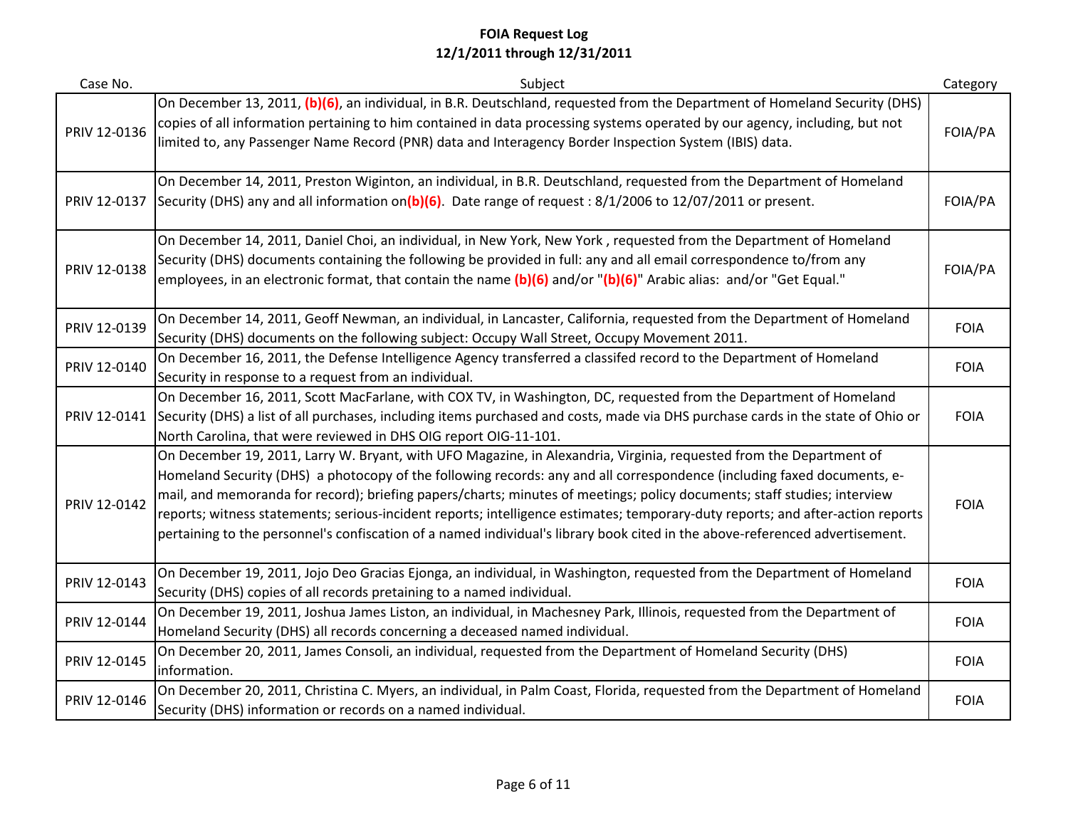**FOIA Request Log**
**12/1/2011 through 12/31/2011**

| Case No. | Subject | Category |
|---|---|---|
| PRIV 12-0136 | On December 13, 2011, (b)(6), an individual, in B.R. Deutschland, requested from the Department of Homeland Security (DHS) copies of all information pertaining to him contained in data processing systems operated by our agency, including, but not limited to, any Passenger Name Record (PNR) data and Interagency Border Inspection System (IBIS) data. | FOIA/PA |
| PRIV 12-0137 | On December 14, 2011, Preston Wiginton, an individual, in B.R. Deutschland, requested from the Department of Homeland Security (DHS) any and all information on(b)(6). Date range of request : 8/1/2006 to 12/07/2011 or present. | FOIA/PA |
| PRIV 12-0138 | On December 14, 2011, Daniel Choi, an individual, in New York, New York , requested from the Department of Homeland Security (DHS) documents containing the following be provided in full: any and all email correspondence to/from any employees, in an electronic format, that contain the name (b)(6) and/or "(b)(6)" Arabic alias: and/or "Get Equal." | FOIA/PA |
| PRIV 12-0139 | On December 14, 2011, Geoff Newman, an individual, in Lancaster, California, requested from the Department of Homeland Security (DHS) documents on the following subject: Occupy Wall Street, Occupy Movement 2011. | FOIA |
| PRIV 12-0140 | On December 16, 2011, the Defense Intelligence Agency transferred a classifed record to the Department of Homeland Security in response to a request from an individual. | FOIA |
| PRIV 12-0141 | On December 16, 2011, Scott MacFarlane, with COX TV, in Washington, DC, requested from the Department of Homeland Security (DHS) a list of all purchases, including items purchased and costs, made via DHS purchase cards in the state of Ohio or North Carolina, that were reviewed in DHS OIG report OIG-11-101. | FOIA |
| PRIV 12-0142 | On December 19, 2011, Larry W. Bryant, with UFO Magazine, in Alexandria, Virginia, requested from the Department of Homeland Security (DHS) a photocopy of the following records: any and all correspondence (including faxed documents, e-mail, and memoranda for record); briefing papers/charts; minutes of meetings; policy documents; staff studies; interview reports; witness statements; serious-incident reports; intelligence estimates; temporary-duty reports; and after-action reports pertaining to the personnel's confiscation of a named individual's library book cited in the above-referenced advertisement. | FOIA |
| PRIV 12-0143 | On December 19, 2011, Jojo Deo Gracias Ejonga, an individual, in Washington, requested from the Department of Homeland Security (DHS) copies of all records pretaining to a named individual. | FOIA |
| PRIV 12-0144 | On December 19, 2011, Joshua James Liston, an individual, in Machesney Park, Illinois, requested from the Department of Homeland Security (DHS) all records concerning a deceased named individual. | FOIA |
| PRIV 12-0145 | On December 20, 2011, James Consoli, an individual, requested from the Department of Homeland Security (DHS) information. | FOIA |
| PRIV 12-0146 | On December 20, 2011, Christina C. Myers, an individual, in Palm Coast, Florida, requested from the Department of Homeland Security (DHS) information or records on a named individual. | FOIA |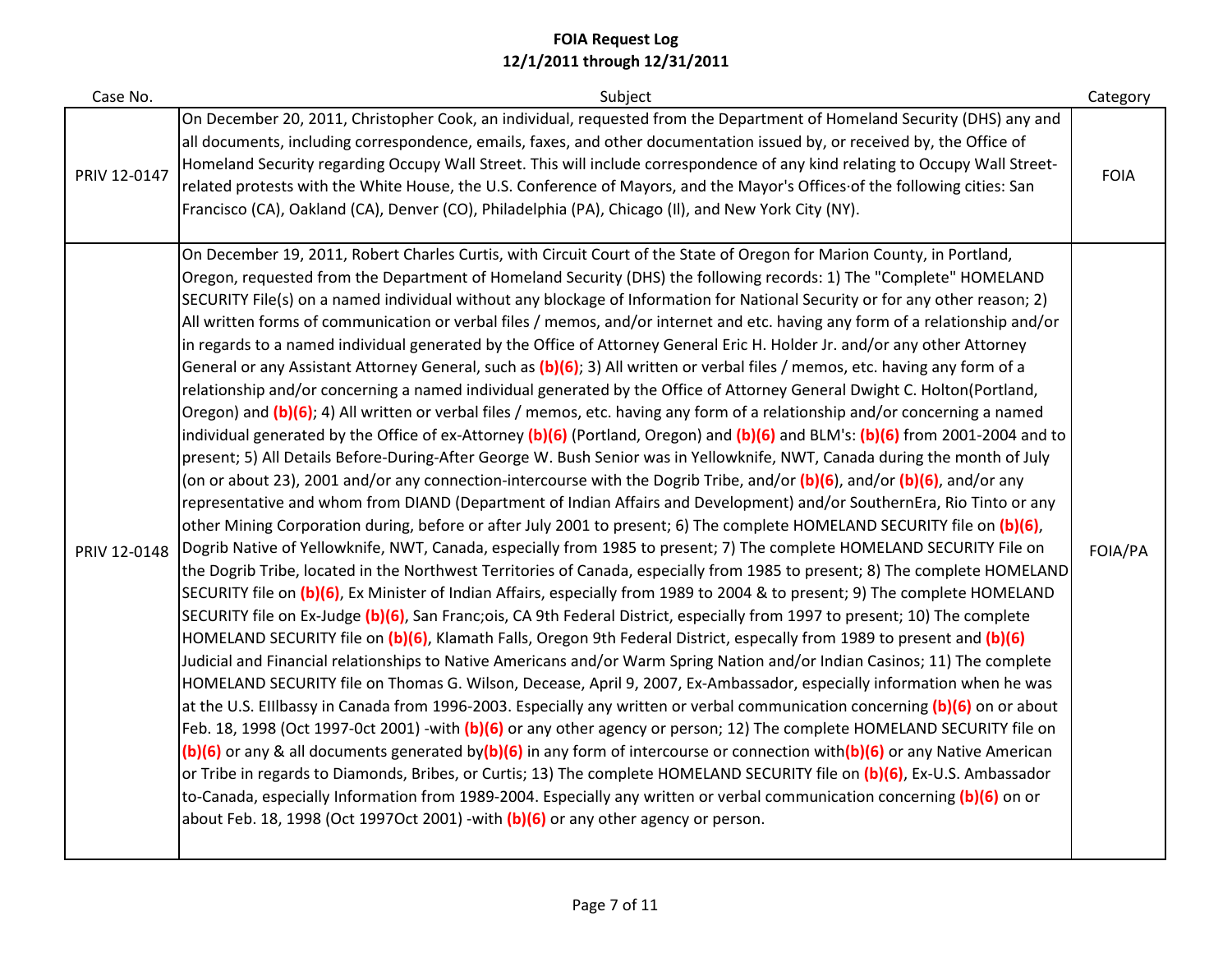# FOIA Request Log
## 12/1/2011 through 12/31/2011

| Case No. | Subject | Category |
|---|---|---|
| PRIV 12-0147 | On December 20, 2011, Christopher Cook, an individual, requested from the Department of Homeland Security (DHS) any and all documents, including correspondence, emails, faxes, and other documentation issued by, or received by, the Office of Homeland Security regarding Occupy Wall Street. This will include correspondence of any kind relating to Occupy Wall Street-related protests with the White House, the U.S. Conference of Mayors, and the Mayor's Offices·of the following cities: San Francisco (CA), Oakland (CA), Denver (CO), Philadelphia (PA), Chicago (Il), and New York City (NY). | FOIA |
| PRIV 12-0148 | On December 19, 2011, Robert Charles Curtis, with Circuit Court of the State of Oregon for Marion County, in Portland, Oregon, requested from the Department of Homeland Security (DHS) the following records: 1) The "Complete" HOMELAND SECURITY File(s) on a named individual without any blockage of Information for National Security or for any other reason; 2) All written forms of communication or verbal files / memos, and/or internet and etc. having any form of a relationship and/or in regards to a named individual generated by the Office of Attorney General Eric H. Holder Jr. and/or any other Attorney General or any Assistant Attorney General, such as **(b)(6)**; 3) All written or verbal files / memos, etc. having any form of a relationship and/or concerning a named individual generated by the Office of Attorney General Dwight C. Holton(Portland, Oregon) and **(b)(6)**; 4) All written or verbal files / memos, etc. having any form of a relationship and/or concerning a named individual generated by the Office of ex-Attorney **(b)(6)** (Portland, Oregon) and **(b)(6)** and BLM's: **(b)(6)** from 2001-2004 and to present; 5) All Details Before-During-After George W. Bush Senior was in Yellowknife, NWT, Canada during the month of July (on or about 23), 2001 and/or any connection-intercourse with the Dogrib Tribe, and/or **(b)(6)**, and/or **(b)(6)**, and/or any representative and whom from DIAND (Department of Indian Affairs and Development) and/or SouthernEra, Rio Tinto or any other Mining Corporation during, before or after July 2001 to present; 6) The complete HOMELAND SECURITY file on **(b)(6)**, Dogrib Native of Yellowknife, NWT, Canada, especially from 1985 to present; 7) The complete HOMELAND SECURITY File on the Dogrib Tribe, located in the Northwest Territories of Canada, especially from 1985 to present; 8) The complete HOMELAND SECURITY file on **(b)(6)**, Ex Minister of Indian Affairs, especially from 1989 to 2004 & to present; 9) The complete HOMELAND SECURITY file on Ex-Judge **(b)(6)**, San Franc;ois, CA 9th Federal District, especially from 1997 to present; 10) The complete HOMELAND SECURITY file on **(b)(6)**, Klamath Falls, Oregon 9th Federal District, especally from 1989 to present and **(b)(6)** Judicial and Financial relationships to Native Americans and/or Warm Spring Nation and/or Indian Casinos; 11) The complete HOMELAND SECURITY file on Thomas G. Wilson, Decease, April 9, 2007, Ex-Ambassador, especially information when he was at the U.S. EIllbassy in Canada from 1996-2003. Especially any written or verbal communication concerning **(b)(6)** on or about Feb. 18, 1998 (Oct 1997-0ct 2001) -with **(b)(6)** or any other agency or person; 12) The complete HOMELAND SECURITY file on **(b)(6)** or any & all documents generated by**(b)(6)** in any form of intercourse or connection with**(b)(6)** or any Native American or Tribe in regards to Diamonds, Bribes, or Curtis; 13) The complete HOMELAND SECURITY file on **(b)(6)**, Ex-U.S. Ambassador to-Canada, especially Information from 1989-2004. Especially any written or verbal communication concerning **(b)(6)** on or about Feb. 18, 1998 (Oct 1997Oct 2001) -with **(b)(6)** or any other agency or person. | FOIA/PA |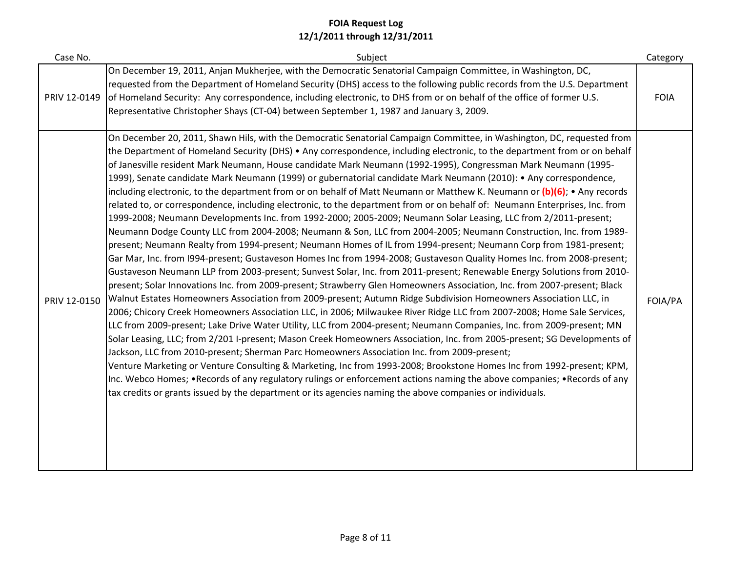# FOIA Request Log
## 12/1/2011 through 12/31/2011

| Case No. | Subject | Category |
|---|---|---|
| PRIV 12-0149 | On December 19, 2011, Anjan Mukherjee, with the Democratic Senatorial Campaign Committee, in Washington, DC, requested from the Department of Homeland Security (DHS) access to the following public records from the U.S. Department of Homeland Security: Any correspondence, including electronic, to DHS from or on behalf of the office of former U.S. Representative Christopher Shays (CT-04) between September 1, 1987 and January 3, 2009. | FOIA |
| PRIV 12-0150 | On December 20, 2011, Shawn Hils, with the Democratic Senatorial Campaign Committee, in Washington, DC, requested from the Department of Homeland Security (DHS) • Any correspondence, including electronic, to the department from or on behalf of Janesville resident Mark Neumann, House candidate Mark Neumann (1992-1995), Congressman Mark Neumann (1995-1999), Senate candidate Mark Neumann (1999) or gubernatorial candidate Mark Neumann (2010): • Any correspondence, including electronic, to the department from or on behalf of Matt Neumann or Matthew K. Neumann or **(b)(6)**; • Any records related to, or correspondence, including electronic, to the department from or on behalf of: Neumann Enterprises, Inc. from 1999-2008; Neumann Developments Inc. from 1992-2000; 2005-2009; Neumann Solar Leasing, LLC from 2/2011-present; Neumann Dodge County LLC from 2004-2008; Neumann & Son, LLC from 2004-2005; Neumann Construction, Inc. from 1989-present; Neumann Realty from 1994-present; Neumann Homes of IL from 1994-present; Neumann Corp from 1981-present; Gar Mar, Inc. from I994-present; Gustaveson Homes Inc from 1994-2008; Gustaveson Quality Homes Inc. from 2008-present; Gustaveson Neumann LLP from 2003-present; Sunvest Solar, Inc. from 2011-present; Renewable Energy Solutions from 2010-present; Solar Innovations Inc. from 2009-present; Strawberry Glen Homeowners Association, Inc. from 2007-present; Black Walnut Estates Homeowners Association from 2009-present; Autumn Ridge Subdivision Homeowners Association LLC, in 2006; Chicory Creek Homeowners Association LLC, in 2006; Milwaukee River Ridge LLC from 2007-2008; Home Sale Services, LLC from 2009-present; Lake Drive Water Utility, LLC from 2004-present; Neumann Companies, Inc. from 2009-present; MN Solar Leasing, LLC; from 2/201 I-present; Mason Creek Homeowners Association, Inc. from 2005-present; SG Developments of Jackson, LLC from 2010-present; Sherman Parc Homeowners Association Inc. from 2009-present; Venture Marketing or Venture Consulting & Marketing, Inc from 1993-2008; Brookstone Homes Inc from 1992-present; KPM, Inc. Webco Homes; •Records of any regulatory rulings or enforcement actions naming the above companies; •Records of any tax credits or grants issued by the department or its agencies naming the above companies or individuals. | FOIA/PA |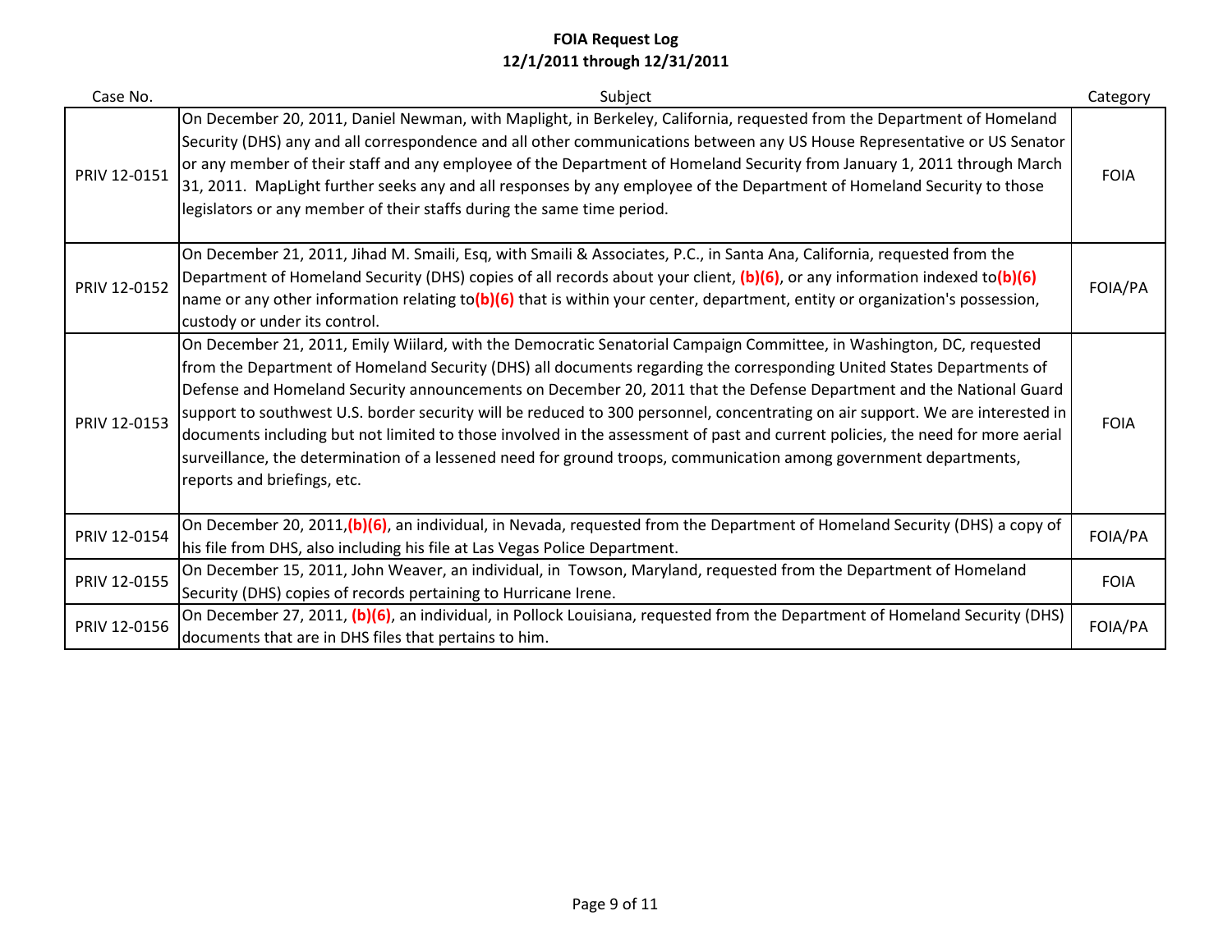# FOIA Request Log
## 12/1/2011 through 12/31/2011

| Case No. | Subject | Category |
|---|---|---|
| PRIV 12-0151 | On December 20, 2011, Daniel Newman, with Maplight, in Berkeley, California, requested from the Department of Homeland Security (DHS) any and all correspondence and all other communications between any US House Representative or US Senator or any member of their staff and any employee of the Department of Homeland Security from January 1, 2011 through March 31, 2011. MapLight further seeks any and all responses by any employee of the Department of Homeland Security to those legislators or any member of their staffs during the same time period. | FOIA |
| PRIV 12-0152 | On December 21, 2011, Jihad M. Smaili, Esq, with Smaili & Associates, P.C., in Santa Ana, California, requested from the Department of Homeland Security (DHS) copies of all records about your client, **(b)(6)**, or any information indexed to**(b)(6)** name or any other information relating to**(b)(6)** that is within your center, department, entity or organization's possession, custody or under its control. | FOIA/PA |
| PRIV 12-0153 | On December 21, 2011, Emily Wiilard, with the Democratic Senatorial Campaign Committee, in Washington, DC, requested from the Department of Homeland Security (DHS) all documents regarding the corresponding United States Departments of Defense and Homeland Security announcements on December 20, 2011 that the Defense Department and the National Guard support to southwest U.S. border security will be reduced to 300 personnel, concentrating on air support. We are interested in documents including but not limited to those involved in the assessment of past and current policies, the need for more aerial surveillance, the determination of a lessened need for ground troops, communication among government departments, reports and briefings, etc. | FOIA |
| PRIV 12-0154 | On December 20, 2011,**(b)(6)**, an individual, in Nevada, requested from the Department of Homeland Security (DHS) a copy of his file from DHS, also including his file at Las Vegas Police Department. | FOIA/PA |
| PRIV 12-0155 | On December 15, 2011, John Weaver, an individual, in Towson, Maryland, requested from the Department of Homeland Security (DHS) copies of records pertaining to Hurricane Irene. | FOIA |
| PRIV 12-0156 | On December 27, 2011, **(b)(6)**, an individual, in Pollock Louisiana, requested from the Department of Homeland Security (DHS) documents that are in DHS files that pertains to him. | FOIA/PA |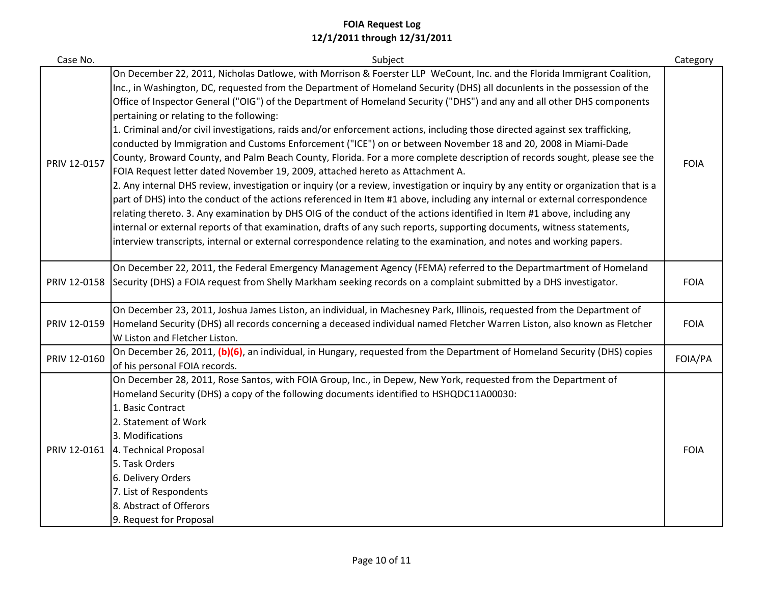# FOIA Request Log
## 12/1/2011 through 12/31/2011

| Case No. | Subject | Category |
|---|---|---|
| PRIV 12-0157 | On December 22, 2011, Nicholas Datlowe, with Morrison & Foerster LLP WeCount, Inc. and the Florida Immigrant Coalition, Inc., in Washington, DC, requested from the Department of Homeland Security (DHS) all doculnents in the possession of the Office of Inspector General ("OIG") of the Department of Homeland Security ("DHS") and any and all other DHS components pertaining or relating to the following:<br>1. Criminal and/or civil investigations, raids and/or enforcement actions, including those directed against sex trafficking, conducted by Immigration and Customs Enforcement ("ICE") on or between November 18 and 20, 2008 in Miami-Dade County, Broward County, and Palm Beach County, Florida. For a more complete description of records sought, please see the FOIA Request letter dated November 19, 2009, attached hereto as Attachment A.<br>2. Any internal DHS review, investigation or inquiry (or a review, investigation or inquiry by any entity or organization that is a part of DHS) into the conduct of the actions referenced in Item #1 above, including any internal or external correspondence relating thereto. 3. Any examination by DHS OIG of the conduct of the actions identified in Item #1 above, including any internal or external reports of that examination, drafts of any such reports, supporting documents, witness statements, interview transcripts, internal or external correspondence relating to the examination, and notes and working papers. | FOIA |
| PRIV 12-0158 | On December 22, 2011, the Federal Emergency Management Agency (FEMA) referred to the Departmartment of Homeland Security (DHS) a FOIA request from Shelly Markham seeking records on a complaint submitted by a DHS investigator. | FOIA |
| PRIV 12-0159 | On December 23, 2011, Joshua James Liston, an individual, in Machesney Park, Illinois, requested from the Department of Homeland Security (DHS) all records concerning a deceased individual named Fletcher Warren Liston, also known as Fletcher W Liston and Fletcher Liston. | FOIA |
| PRIV 12-0160 | On December 26, 2011, **(b)(6)**, an individual, in Hungary, requested from the Department of Homeland Security (DHS) copies of his personal FOIA records. | FOIA/PA |
| PRIV 12-0161 | On December 28, 2011, Rose Santos, with FOIA Group, Inc., in Depew, New York, requested from the Department of Homeland Security (DHS) a copy of the following documents identified to HSHQDC11A00030:<br>1. Basic Contract<br>2. Statement of Work<br>3. Modifications<br>4. Technical Proposal<br>5. Task Orders<br>6. Delivery Orders<br>7. List of Respondents<br>8. Abstract of Offerors<br>9. Request for Proposal | FOIA |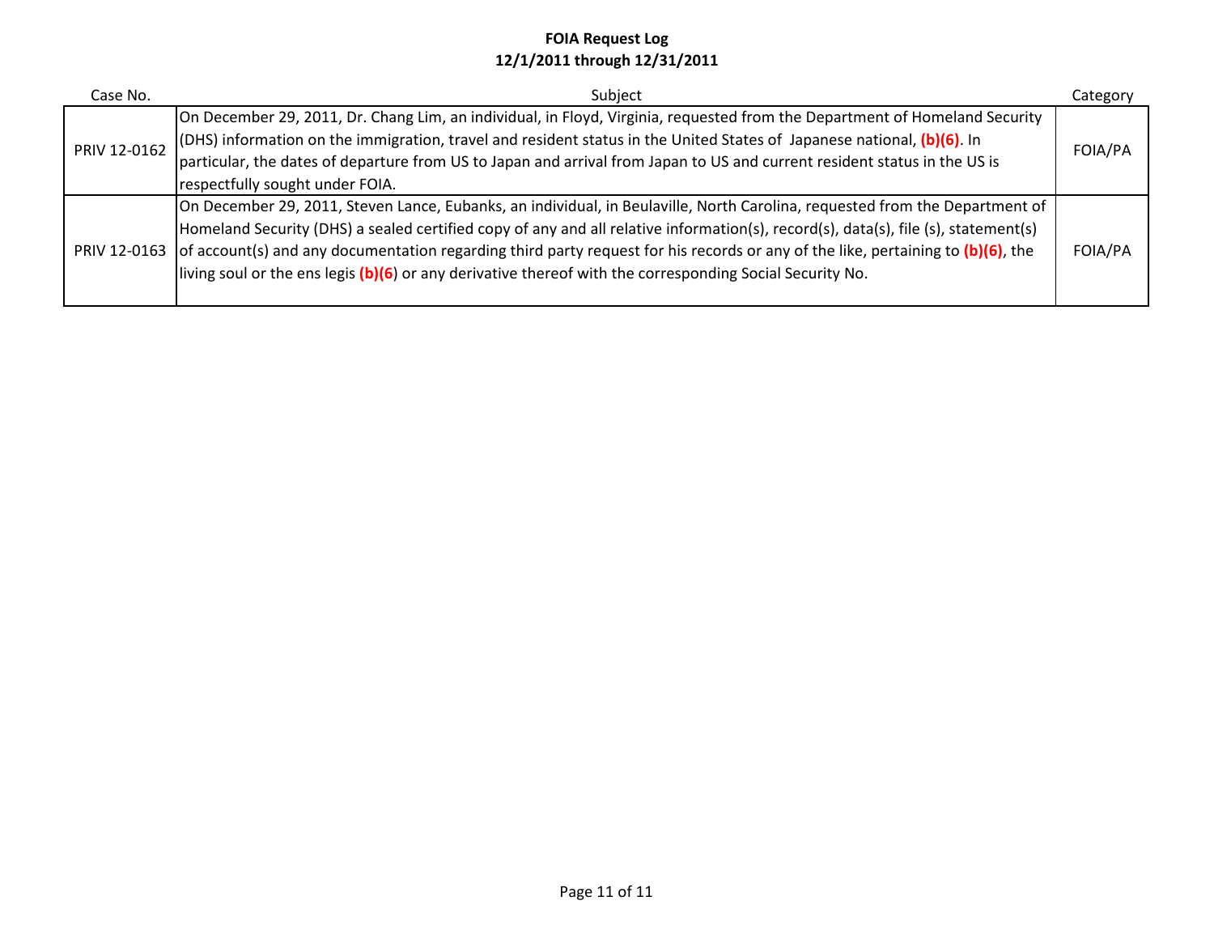**FOIA Request Log**
**12/1/2011 through 12/31/2011**

| Case No. | Subject | Category |
|---|---|---|
| PRIV 12-0162 | On December 29, 2011, Dr. Chang Lim, an individual, in Floyd, Virginia, requested from the Department of Homeland Security (DHS) information on the immigration, travel and resident status in the United States of Japanese national, **(b)(6)**. In particular, the dates of departure from US to Japan and arrival from Japan to US and current resident status in the US is respectfully sought under FOIA. | FOIA/PA |
| PRIV 12-0163 | On December 29, 2011, Steven Lance, Eubanks, an individual, in Beulaville, North Carolina, requested from the Department of Homeland Security (DHS) a sealed certified copy of any and all relative information(s), record(s), data(s), file (s), statement(s) of account(s) and any documentation regarding third party request for his records or any of the like, pertaining to **(b)(6)**, the living soul or the ens legis **(b)(6**) or any derivative thereof with the corresponding Social Security No. | FOIA/PA |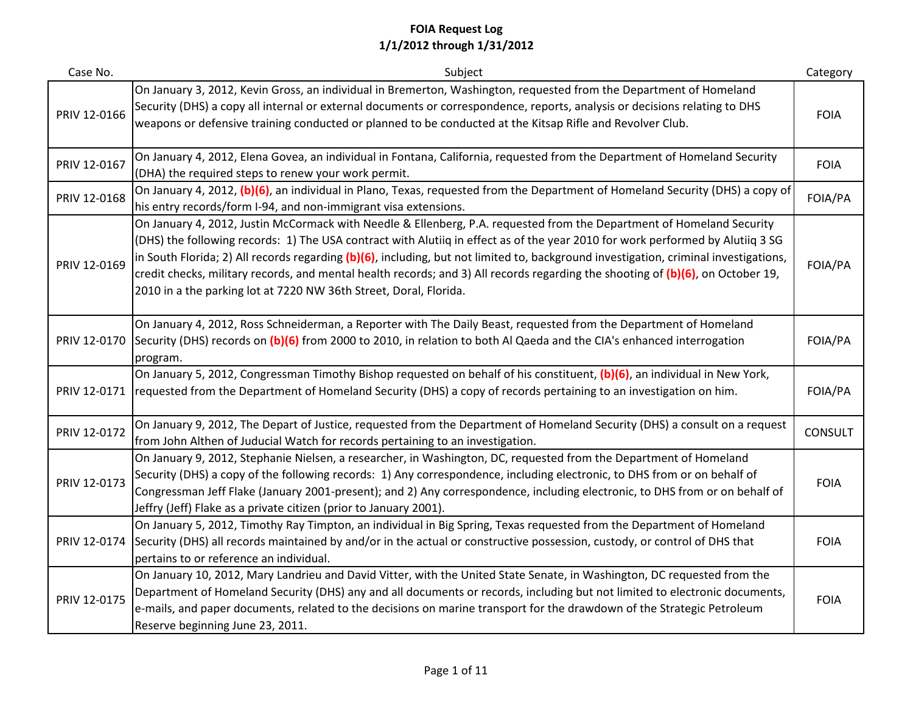# FOIA Request Log
## 1/1/2012 through 1/31/2012

| Case No. | Subject | Category |
|---|---|---|
| PRIV 12-0166 | On January 3, 2012, Kevin Gross, an individual in Bremerton, Washington, requested from the Department of Homeland Security (DHS) a copy all internal or external documents or correspondence, reports, analysis or decisions relating to DHS weapons or defensive training conducted or planned to be conducted at the Kitsap Rifle and Revolver Club. | FOIA |
| PRIV 12-0167 | On January 4, 2012, Elena Govea, an individual in Fontana, California, requested from the Department of Homeland Security (DHA) the required steps to renew your work permit. | FOIA |
| PRIV 12-0168 | On January 4, 2012, **(b)(6)**, an individual in Plano, Texas, requested from the Department of Homeland Security (DHS) a copy of his entry records/form I-94, and non-immigrant visa extensions. | FOIA/PA |
| PRIV 12-0169 | On January 4, 2012, Justin McCormack with Needle & Ellenberg, P.A. requested from the Department of Homeland Security (DHS) the following records: 1) The USA contract with Alutiiq in effect as of the year 2010 for work performed by Alutiiq 3 SG in South Florida; 2) All records regarding **(b)(6)**, including, but not limited to, background investigation, criminal investigations, credit checks, military records, and mental health records; and 3) All records regarding the shooting of **(b)(6)**, on October 19, 2010 in a the parking lot at 7220 NW 36th Street, Doral, Florida. | FOIA/PA |
| PRIV 12-0170 | On January 4, 2012, Ross Schneiderman, a Reporter with The Daily Beast, requested from the Department of Homeland Security (DHS) records on **(b)(6)** from 2000 to 2010, in relation to both Al Qaeda and the CIA's enhanced interrogation program. | FOIA/PA |
| PRIV 12-0171 | On January 5, 2012, Congressman Timothy Bishop requested on behalf of his constituent, **(b)(6)**, an individual in New York, requested from the Department of Homeland Security (DHS) a copy of records pertaining to an investigation on him. | FOIA/PA |
| PRIV 12-0172 | On January 9, 2012, The Depart of Justice, requested from the Department of Homeland Security (DHS) a consult on a request from John Althen of Judicial Watch for records pertaining to an investigation. | CONSULT |
| PRIV 12-0173 | On January 9, 2012, Stephanie Nielsen, a researcher, in Washington, DC, requested from the Department of Homeland Security (DHS) a copy of the following records: 1) Any correspondence, including electronic, to DHS from or on behalf of Congressman Jeff Flake (January 2001-present); and 2) Any correspondence, including electronic, to DHS from or on behalf of Jeffry (Jeff) Flake as a private citizen (prior to January 2001). | FOIA |
| PRIV 12-0174 | On January 5, 2012, Timothy Ray Timpton, an individual in Big Spring, Texas requested from the Department of Homeland Security (DHS) all records maintained by and/or in the actual or constructive possession, custody, or control of DHS that pertains to or reference an individual. | FOIA |
| PRIV 12-0175 | On January 10, 2012, Mary Landrieu and David Vitter, with the United State Senate, in Washington, DC requested from the Department of Homeland Security (DHS) any and all documents or records, including but not limited to electronic documents, e-mails, and paper documents, related to the decisions on marine transport for the drawdown of the Strategic Petroleum Reserve beginning June 23, 2011. | FOIA |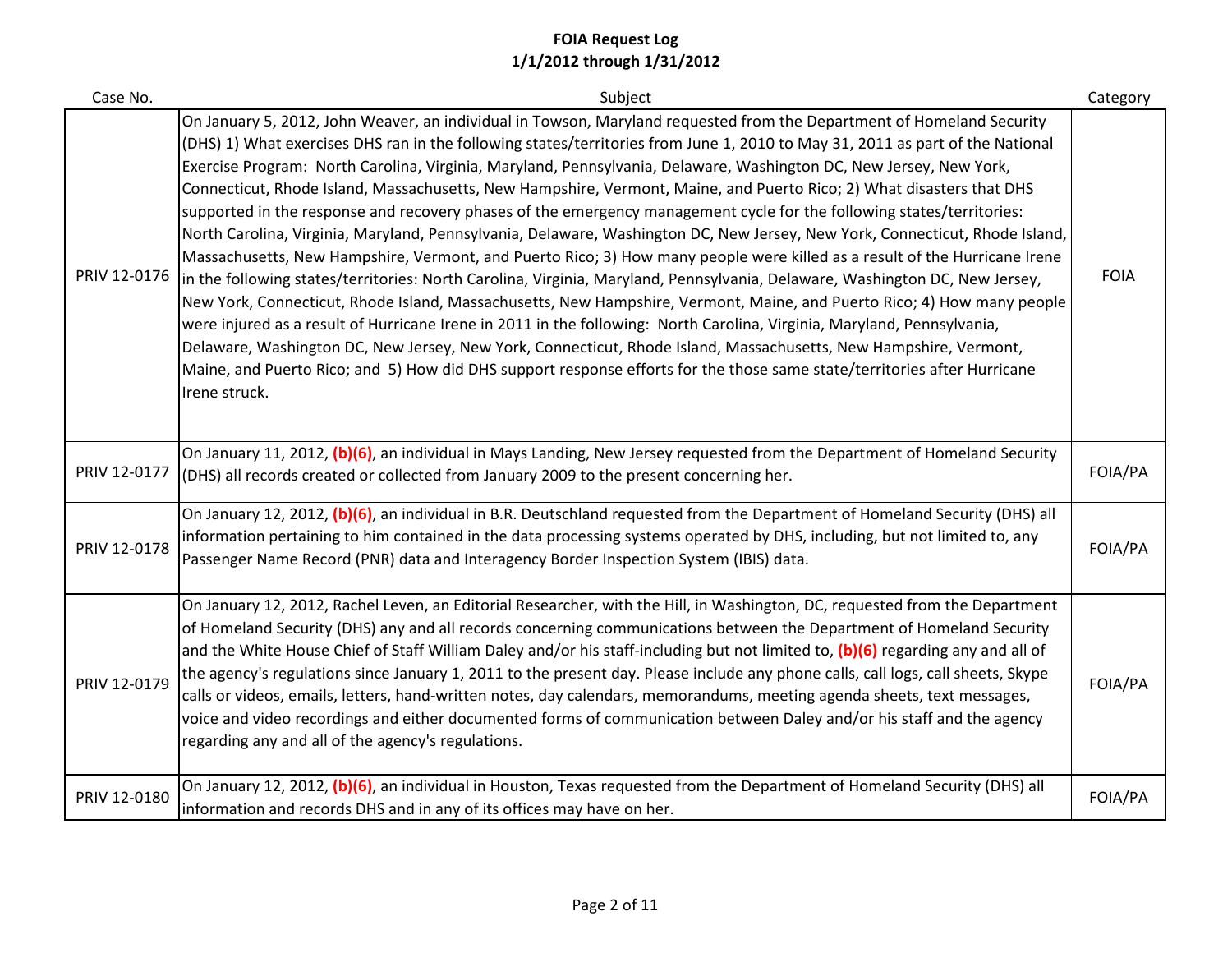# FOIA Request Log
## 1/1/2012 through 1/31/2012

| Case No. | Subject | Category |
|---|---|---|
| PRIV 12-0176 | On January 5, 2012, John Weaver, an individual in Towson, Maryland requested from the Department of Homeland Security (DHS) 1) What exercises DHS ran in the following states/territories from June 1, 2010 to May 31, 2011 as part of the National Exercise Program: North Carolina, Virginia, Maryland, Pennsylvania, Delaware, Washington DC, New Jersey, New York, Connecticut, Rhode Island, Massachusetts, New Hampshire, Vermont, Maine, and Puerto Rico; 2) What disasters that DHS supported in the response and recovery phases of the emergency management cycle for the following states/territories: North Carolina, Virginia, Maryland, Pennsylvania, Delaware, Washington DC, New Jersey, New York, Connecticut, Rhode Island, Massachusetts, New Hampshire, Vermont, and Puerto Rico; 3) How many people were killed as a result of the Hurricane Irene in the following states/territories: North Carolina, Virginia, Maryland, Pennsylvania, Delaware, Washington DC, New Jersey, New York, Connecticut, Rhode Island, Massachusetts, New Hampshire, Vermont, Maine, and Puerto Rico; 4) How many people were injured as a result of Hurricane Irene in 2011 in the following: North Carolina, Virginia, Maryland, Pennsylvania, Delaware, Washington DC, New Jersey, New York, Connecticut, Rhode Island, Massachusetts, New Hampshire, Vermont, Maine, and Puerto Rico; and 5) How did DHS support response efforts for the those same state/territories after Hurricane Irene struck. | FOIA |
| PRIV 12-0177 | On January 11, 2012, **(b)(6)**, an individual in Mays Landing, New Jersey requested from the Department of Homeland Security (DHS) all records created or collected from January 2009 to the present concerning her. | FOIA/PA |
| PRIV 12-0178 | On January 12, 2012, **(b)(6)**, an individual in B.R. Deutschland requested from the Department of Homeland Security (DHS) all information pertaining to him contained in the data processing systems operated by DHS, including, but not limited to, any Passenger Name Record (PNR) data and Interagency Border Inspection System (IBIS) data. | FOIA/PA |
| PRIV 12-0179 | On January 12, 2012, Rachel Leven, an Editorial Researcher, with the Hill, in Washington, DC, requested from the Department of Homeland Security (DHS) any and all records concerning communications between the Department of Homeland Security and the White House Chief of Staff William Daley and/or his staff-including but not limited to, **(b)(6)** regarding any and all of the agency's regulations since January 1, 2011 to the present day. Please include any phone calls, call logs, call sheets, Skype calls or videos, emails, letters, hand-written notes, day calendars, memorandums, meeting agenda sheets, text messages, voice and video recordings and either documented forms of communication between Daley and/or his staff and the agency regarding any and all of the agency's regulations. | FOIA/PA |
| PRIV 12-0180 | On January 12, 2012, **(b)(6)**, an individual in Houston, Texas requested from the Department of Homeland Security (DHS) all information and records DHS and in any of its offices may have on her. | FOIA/PA |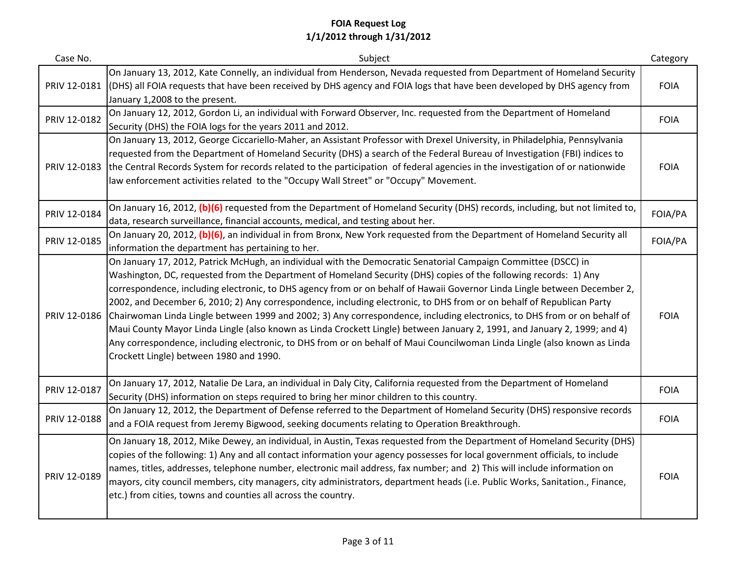# FOIA Request Log
## 1/1/2012 through 1/31/2012

| Case No. | Subject | Category |
|---|---|---|
| PRIV 12-0181 | On January 13, 2012, Kate Connelly, an individual from Henderson, Nevada requested from Department of Homeland Security (DHS) all FOIA requests that have been received by DHS agency and FOIA logs that have been developed by DHS agency from January 1,2008 to the present. | FOIA |
| PRIV 12-0182 | On January 12, 2012, Gordon Li, an individual with Forward Observer, Inc. requested from the Department of Homeland Security (DHS) the FOIA logs for the years 2011 and 2012. | FOIA |
| PRIV 12-0183 | On January 13, 2012, George Ciccariello-Maher, an Assistant Professor with Drexel University, in Philadelphia, Pennsylvania requested from the Department of Homeland Security (DHS) a search of the Federal Bureau of Investigation (FBI) indices to the Central Records System for records related to the participation of federal agencies in the investigation of or nationwide law enforcement activities related to the "Occupy Wall Street" or "Occupy" Movement. | FOIA |
| PRIV 12-0184 | On January 16, 2012, **(b)(6)** requested from the Department of Homeland Security (DHS) records, including, but not limited to, data, research surveillance, financial accounts, medical, and testing about her. | FOIA/PA |
| PRIV 12-0185 | On January 20, 2012, **(b)(6)**, an individual in from Bronx, New York requested from the Department of Homeland Security all information the department has pertaining to her. | FOIA/PA |
| PRIV 12-0186 | On January 17, 2012, Patrick McHugh, an individual with the Democratic Senatorial Campaign Committee (DSCC) in Washington, DC, requested from the Department of Homeland Security (DHS) copies of the following records: 1) Any correspondence, including electronic, to DHS agency from or on behalf of Hawaii Governor Linda Lingle between December 2, 2002, and December 6, 2010; 2) Any correspondence, including electronic, to DHS from or on behalf of Republican Party Chairwoman Linda Lingle between 1999 and 2002; 3) Any correspondence, including electronics, to DHS from or on behalf of Maui County Mayor Linda Lingle (also known as Linda Crockett Lingle) between January 2, 1991, and January 2, 1999; and 4) Any correspondence, including electronic, to DHS from or on behalf of Maui Councilwoman Linda Lingle (also known as Linda Crockett Lingle) between 1980 and 1990. | FOIA |
| PRIV 12-0187 | On January 17, 2012, Natalie De Lara, an individual in Daly City, California requested from the Department of Homeland Security (DHS) information on steps required to bring her minor children to this country. | FOIA |
| PRIV 12-0188 | On January 12, 2012, the Department of Defense referred to the Department of Homeland Security (DHS) responsive records and a FOIA request from Jeremy Bigwood, seeking documents relating to Operation Breakthrough. | FOIA |
| PRIV 12-0189 | On January 18, 2012, Mike Dewey, an individual, in Austin, Texas requested from the Department of Homeland Security (DHS) copies of the following: 1) Any and all contact information your agency possesses for local government officials, to include names, titles, addresses, telephone number, electronic mail address, fax number; and 2) This will include information on mayors, city council members, city managers, city administrators, department heads (i.e. Public Works, Sanitation., Finance, etc.) from cities, towns and counties all across the country. | FOIA |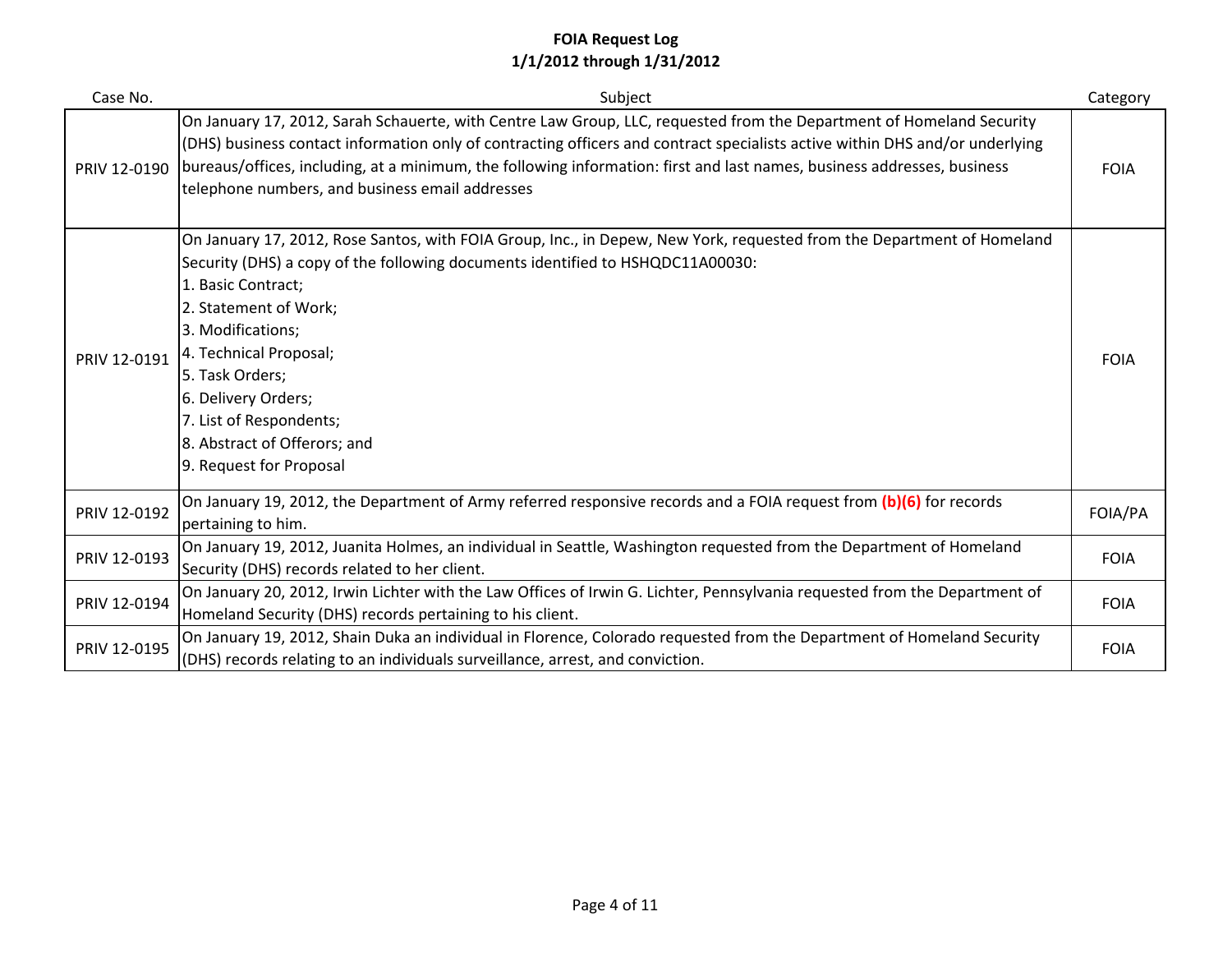**FOIA Request Log**
**1/1/2012 through 1/31/2012**

| Case No. | Subject | Category |
|---|---|---|
| PRIV 12-0190 | On January 17, 2012, Sarah Schauerte, with Centre Law Group, LLC, requested from the Department of Homeland Security (DHS) business contact information only of contracting officers and contract specialists active within DHS and/or underlying bureaus/offices, including, at a minimum, the following information: first and last names, business addresses, business telephone numbers, and business email addresses | FOIA |
| PRIV 12-0191 | On January 17, 2012, Rose Santos, with FOIA Group, Inc., in Depew, New York, requested from the Department of Homeland Security (DHS) a copy of the following documents identified to HSHQDC11A00030:<br>1. Basic Contract;<br>2. Statement of Work;<br>3. Modifications;<br>4. Technical Proposal;<br>5. Task Orders;<br>6. Delivery Orders;<br>7. List of Respondents;<br>8. Abstract of Offerors; and<br>9. Request for Proposal | FOIA |
| PRIV 12-0192 | On January 19, 2012, the Department of Army referred responsive records and a FOIA request from **(b)(6)** for records pertaining to him. | FOIA/PA |
| PRIV 12-0193 | On January 19, 2012, Juanita Holmes, an individual in Seattle, Washington requested from the Department of Homeland Security (DHS) records related to her client. | FOIA |
| PRIV 12-0194 | On January 20, 2012, Irwin Lichter with the Law Offices of Irwin G. Lichter, Pennsylvania requested from the Department of Homeland Security (DHS) records pertaining to his client. | FOIA |
| PRIV 12-0195 | On January 19, 2012, Shain Duka an individual in Florence, Colorado requested from the Department of Homeland Security (DHS) records relating to an individuals surveillance, arrest, and conviction. | FOIA |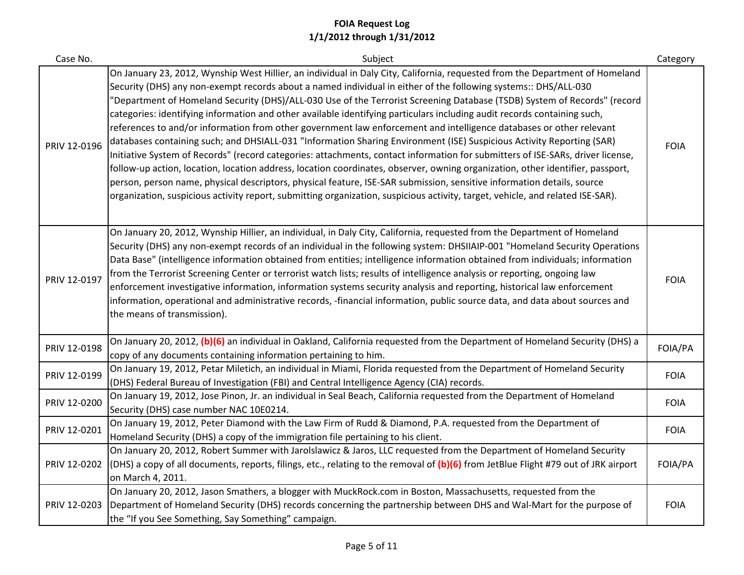# FOIA Request Log
## 1/1/2012 through 1/31/2012

| Case No. | Subject | Category |
|---|---|---|
| PRIV 12-0196 | On January 23, 2012, Wynship West Hillier, an individual in Daly City, California, requested from the Department of Homeland Security (DHS) any non-exempt records about a named individual in either of the following systems:: DHS/ALL-030 "Department of Homeland Security (DHS)/ALL-030 Use of the Terrorist Screening Database (TSDB) System of Records" (record categories: identifying information and other available identifying particulars including audit records containing such, references to and/or information from other government law enforcement and intelligence databases or other relevant databases containing such; and DHSIALL-031 "Information Sharing Environment (ISE) Suspicious Activity Reporting (SAR) Initiative System of Records" (record categories: attachments, contact information for submitters of ISE-SARs, driver license, follow-up action, location, location address, location coordinates, observer, owning organization, other identifier, passport, person, person name, physical descriptors, physical feature, ISE-SAR submission, sensitive information details, source organization, suspicious activity report, submitting organization, suspicious activity, target, vehicle, and related ISE-SAR). | FOIA |
| PRIV 12-0197 | On January 20, 2012, Wynship Hillier, an individual, in Daly City, California, requested from the Department of Homeland Security (DHS) any non-exempt records of an individual in the following system: DHSIIAIP-001 "Homeland Security Operations Data Base" (intelligence information obtained from entities; intelligence information obtained from individuals; information from the Terrorist Screening Center or terrorist watch lists; results of intelligence analysis or reporting, ongoing law enforcement investigative information, information systems security analysis and reporting, historical law enforcement information, operational and administrative records, -financial information, public source data, and data about sources and the means of transmission). | FOIA |
| PRIV 12-0198 | On January 20, 2012, **(b)(6)** an individual in Oakland, California requested from the Department of Homeland Security (DHS) a copy of any documents containing information pertaining to him. | FOIA/PA |
| PRIV 12-0199 | On January 19, 2012, Petar Miletich, an individual in Miami, Florida requested from the Department of Homeland Security (DHS) Federal Bureau of Investigation (FBI) and Central Intelligence Agency (CIA) records. | FOIA |
| PRIV 12-0200 | On January 19, 2012, Jose Pinon, Jr. an individual in Seal Beach, California requested from the Department of Homeland Security (DHS) case number NAC 10E0214. | FOIA |
| PRIV 12-0201 | On January 19, 2012, Peter Diamond with the Law Firm of Rudd & Diamond, P.A. requested from the Department of Homeland Security (DHS) a copy of the immigration file pertaining to his client. | FOIA |
| PRIV 12-0202 | On January 20, 2012, Robert Summer with Jarolslawicz & Jaros, LLC requested from the Department of Homeland Security (DHS) a copy of all documents, reports, filings, etc., relating to the removal of **(b)(6)** from JetBlue Flight #79 out of JRK airport on March 4, 2011. | FOIA/PA |
| PRIV 12-0203 | On January 20, 2012, Jason Smathers, a blogger with MuckRock.com in Boston, Massachusetts, requested from the Department of Homeland Security (DHS) records concerning the partnership between DHS and Wal-Mart for the purpose of the "If you See Something, Say Something" campaign. | FOIA |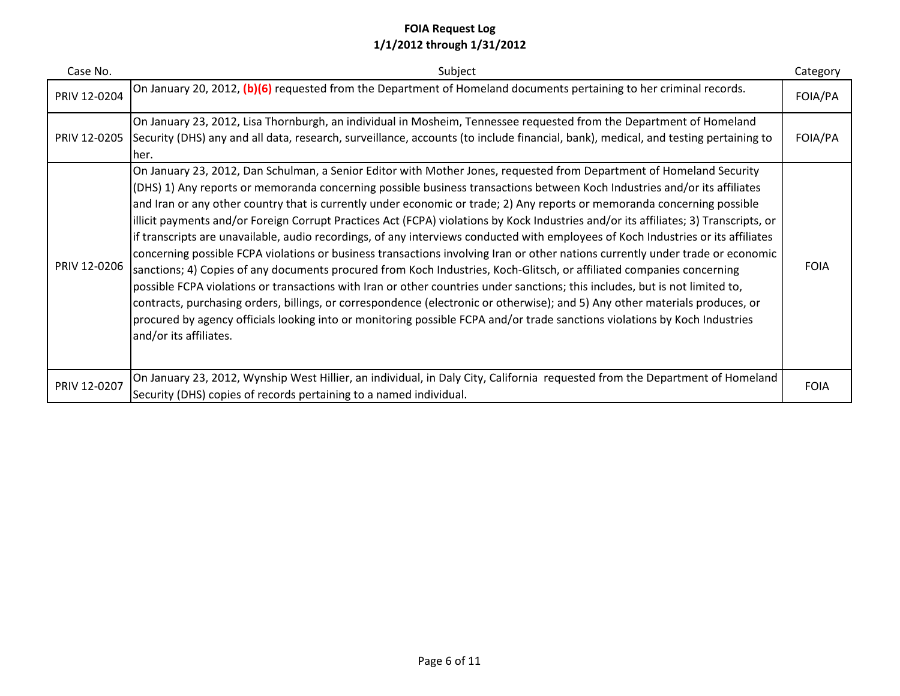**FOIA Request Log**
**1/1/2012 through 1/31/2012**

| Case No. | Subject | Category |
|---|---|---|
| PRIV 12-0204 | On January 20, 2012, **(b)(6)** requested from the Department of Homeland documents pertaining to her criminal records. | FOIA/PA |
| PRIV 12-0205 | On January 23, 2012, Lisa Thornburgh, an individual in Mosheim, Tennessee requested from the Department of Homeland Security (DHS) any and all data, research, surveillance, accounts (to include financial, bank), medical, and testing pertaining to her. | FOIA/PA |
| PRIV 12-0206 | On January 23, 2012, Dan Schulman, a Senior Editor with Mother Jones, requested from Department of Homeland Security (DHS) 1) Any reports or memoranda concerning possible business transactions between Koch Industries and/or its affiliates and Iran or any other country that is currently under economic or trade; 2) Any reports or memoranda concerning possible illicit payments and/or Foreign Corrupt Practices Act (FCPA) violations by Kock Industries and/or its affiliates; 3) Transcripts, or if transcripts are unavailable, audio recordings, of any interviews conducted with employees of Koch Industries or its affiliates concerning possible FCPA violations or business transactions involving Iran or other nations currently under trade or economic sanctions; 4) Copies of any documents procured from Koch Industries, Koch-Glitsch, or affiliated companies concerning possible FCPA violations or transactions with Iran or other countries under sanctions; this includes, but is not limited to, contracts, purchasing orders, billings, or correspondence (electronic or otherwise); and 5) Any other materials produces, or procured by agency officials looking into or monitoring possible FCPA and/or trade sanctions violations by Koch Industries and/or its affiliates. | FOIA |
| PRIV 12-0207 | On January 23, 2012, Wynship West Hillier, an individual, in Daly City, California requested from the Department of Homeland Security (DHS) copies of records pertaining to a named individual. | FOIA |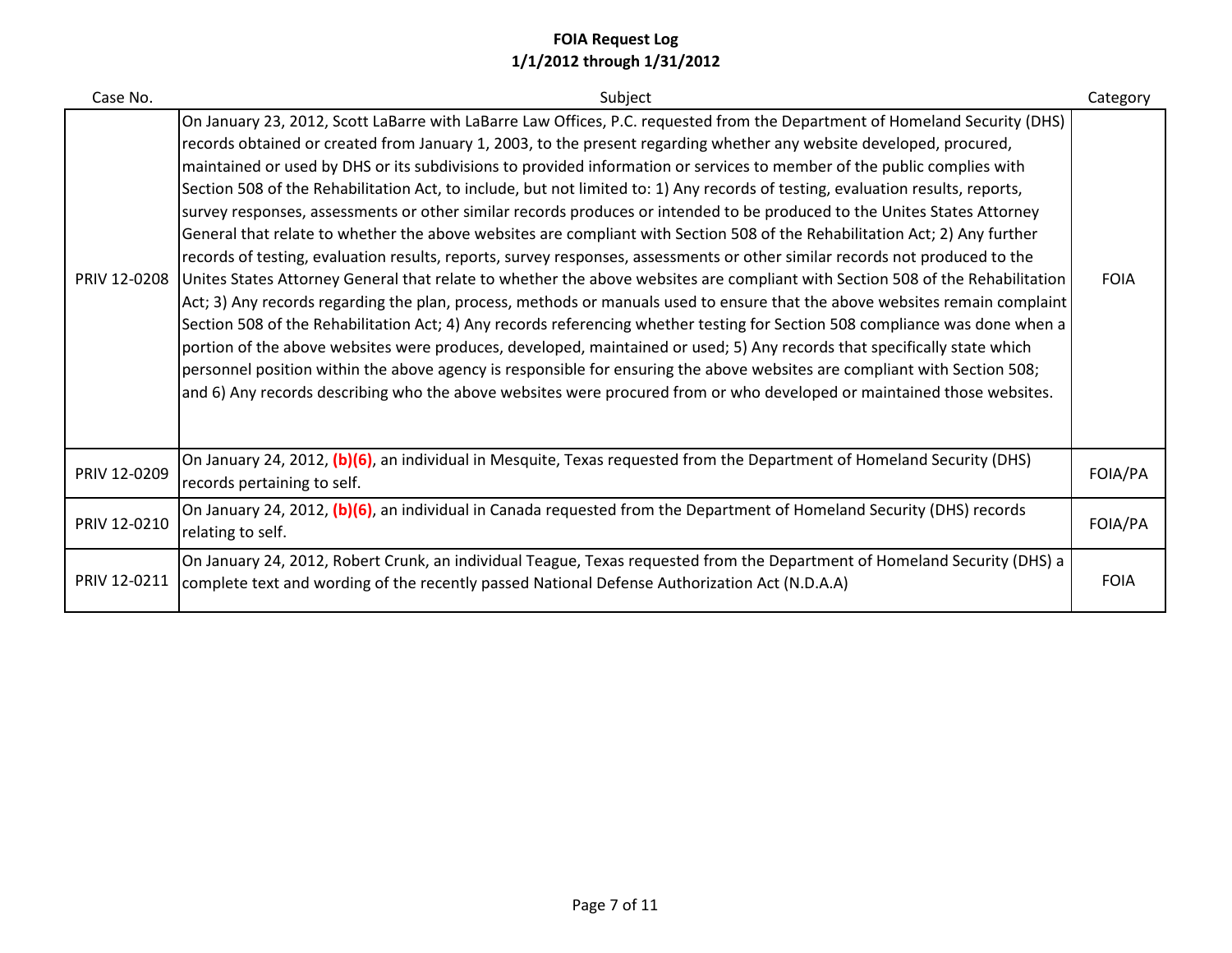**FOIA Request Log**
**1/1/2012 through 1/31/2012**

| Case No. | Subject | Category |
|---|---|---|
| PRIV 12-0208 | On January 23, 2012, Scott LaBarre with LaBarre Law Offices, P.C. requested from the Department of Homeland Security (DHS) records obtained or created from January 1, 2003, to the present regarding whether any website developed, procured, maintained or used by DHS or its subdivisions to provided information or services to member of the public complies with Section 508 of the Rehabilitation Act, to include, but not limited to: 1) Any records of testing, evaluation results, reports, survey responses, assessments or other similar records produces or intended to be produced to the Unites States Attorney General that relate to whether the above websites are compliant with Section 508 of the Rehabilitation Act; 2) Any further records of testing, evaluation results, reports, survey responses, assessments or other similar records not produced to the Unites States Attorney General that relate to whether the above websites are compliant with Section 508 of the Rehabilitation Act; 3) Any records regarding the plan, process, methods or manuals used to ensure that the above websites remain complaint Section 508 of the Rehabilitation Act; 4) Any records referencing whether testing for Section 508 compliance was done when a portion of the above websites were produces, developed, maintained or used; 5) Any records that specifically state which personnel position within the above agency is responsible for ensuring the above websites are compliant with Section 508; and 6) Any records describing who the above websites were procured from or who developed or maintained those websites. | FOIA |
| PRIV 12-0209 | On January 24, 2012, **(b)(6)**, an individual in Mesquite, Texas requested from the Department of Homeland Security (DHS) records pertaining to self. | FOIA/PA |
| PRIV 12-0210 | On January 24, 2012, **(b)(6)**, an individual in Canada requested from the Department of Homeland Security (DHS) records relating to self. | FOIA/PA |
| PRIV 12-0211 | On January 24, 2012, Robert Crunk, an individual Teague, Texas requested from the Department of Homeland Security (DHS) a complete text and wording of the recently passed National Defense Authorization Act (N.D.A.A) | FOIA |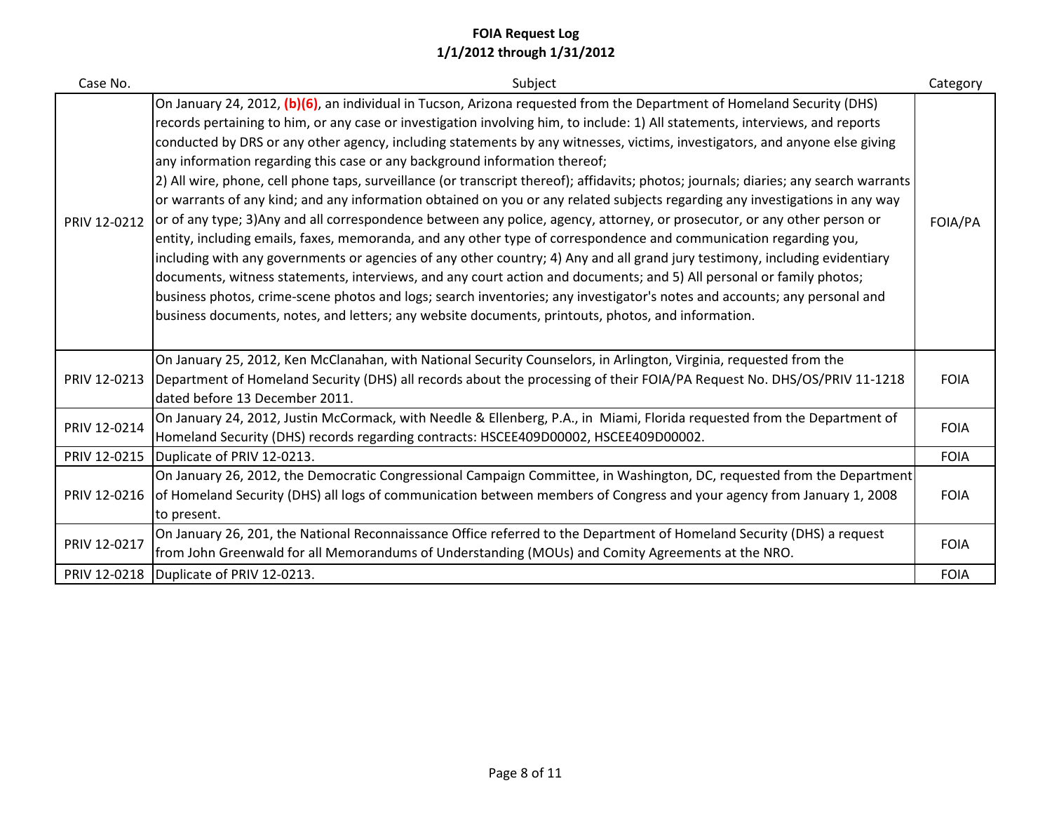# FOIA Request Log
## 1/1/2012 through 1/31/2012

| Case No. | Subject | Category |
|---|---|---|
| PRIV 12-0212 | On January 24, 2012, **(b)(6)**, an individual in Tucson, Arizona requested from the Department of Homeland Security (DHS) records pertaining to him, or any case or investigation involving him, to include: 1) All statements, interviews, and reports conducted by DRS or any other agency, including statements by any witnesses, victims, investigators, and anyone else giving any information regarding this case or any background information thereof; 2) All wire, phone, cell phone taps, surveillance (or transcript thereof); affidavits; photos; journals; diaries; any search warrants or warrants of any kind; and any information obtained on you or any related subjects regarding any investigations in any way or of any type; 3)Any and all correspondence between any police, agency, attorney, or prosecutor, or any other person or entity, including emails, faxes, memoranda, and any other type of correspondence and communication regarding you, including with any governments or agencies of any other country; 4) Any and all grand jury testimony, including evidentiary documents, witness statements, interviews, and any court action and documents; and 5) All personal or family photos; business photos, crime-scene photos and logs; search inventories; any investigator's notes and accounts; any personal and business documents, notes, and letters; any website documents, printouts, photos, and information. | FOIA/PA |
| PRIV 12-0213 | On January 25, 2012, Ken McClanahan, with National Security Counselors, in Arlington, Virginia, requested from the Department of Homeland Security (DHS) all records about the processing of their FOIA/PA Request No. DHS/OS/PRIV 11-1218 dated before 13 December 2011. | FOIA |
| PRIV 12-0214 | On January 24, 2012, Justin McCormack, with Needle & Ellenberg, P.A., in Miami, Florida requested from the Department of Homeland Security (DHS) records regarding contracts: HSCEE409D00002, HSCEE409D00002. | FOIA |
| PRIV 12-0215 | Duplicate of PRIV 12-0213. | FOIA |
| PRIV 12-0216 | On January 26, 2012, the Democratic Congressional Campaign Committee, in Washington, DC, requested from the Department of Homeland Security (DHS) all logs of communication between members of Congress and your agency from January 1, 2008 to present. | FOIA |
| PRIV 12-0217 | On January 26, 201, the National Reconnaissance Office referred to the Department of Homeland Security (DHS) a request from John Greenwald for all Memorandums of Understanding (MOUs) and Comity Agreements at the NRO. | FOIA |
| PRIV 12-0218 | Duplicate of PRIV 12-0213. | FOIA |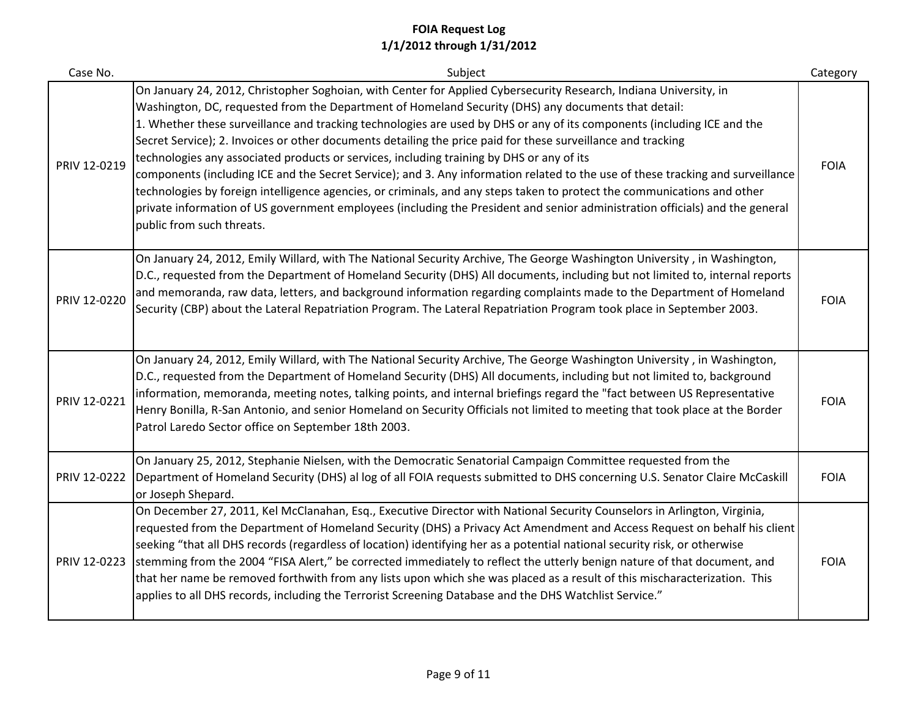# FOIA Request Log
## 1/1/2012 through 1/31/2012

| Case No. | Subject | Category |
|---|---|---|
| PRIV 12-0219 | On January 24, 2012, Christopher Soghoian, with Center for Applied Cybersecurity Research, Indiana University, in Washington, DC, requested from the Department of Homeland Security (DHS) any documents that detail: 1. Whether these surveillance and tracking technologies are used by DHS or any of its components (including ICE and the Secret Service); 2. Invoices or other documents detailing the price paid for these surveillance and tracking technologies any associated products or services, including training by DHS or any of its components (including ICE and the Secret Service); and 3. Any information related to the use of these tracking and surveillance technologies by foreign intelligence agencies, or criminals, and any steps taken to protect the communications and other private information of US government employees (including the President and senior administration officials) and the general public from such threats. | FOIA |
| PRIV 12-0220 | On January 24, 2012, Emily Willard, with The National Security Archive, The George Washington University , in Washington, D.C., requested from the Department of Homeland Security (DHS) All documents, including but not limited to, internal reports and memoranda, raw data, letters, and background information regarding complaints made to the Department of Homeland Security (CBP) about the Lateral Repatriation Program. The Lateral Repatriation Program took place in September 2003. | FOIA |
| PRIV 12-0221 | On January 24, 2012, Emily Willard, with The National Security Archive, The George Washington University , in Washington, D.C., requested from the Department of Homeland Security (DHS) All documents, including but not limited to, background information, memoranda, meeting notes, talking points, and internal briefings regard the "fact between US Representative Henry Bonilla, R-San Antonio, and senior Homeland on Security Officials not limited to meeting that took place at the Border Patrol Laredo Sector office on September 18th 2003. | FOIA |
| PRIV 12-0222 | On January 25, 2012, Stephanie Nielsen, with the Democratic Senatorial Campaign Committee requested from the Department of Homeland Security (DHS) al log of all FOIA requests submitted to DHS concerning U.S. Senator Claire McCaskill or Joseph Shepard. | FOIA |
| PRIV 12-0223 | On December 27, 2011, Kel McClanahan, Esq., Executive Director with National Security Counselors in Arlington, Virginia, requested from the Department of Homeland Security (DHS) a Privacy Act Amendment and Access Request on behalf his client seeking "that all DHS records (regardless of location) identifying her as a potential national security risk, or otherwise stemming from the 2004 "FISA Alert," be corrected immediately to reflect the utterly benign nature of that document, and that her name be removed forthwith from any lists upon which she was placed as a result of this mischaracterization. This applies to all DHS records, including the Terrorist Screening Database and the DHS Watchlist Service." | FOIA |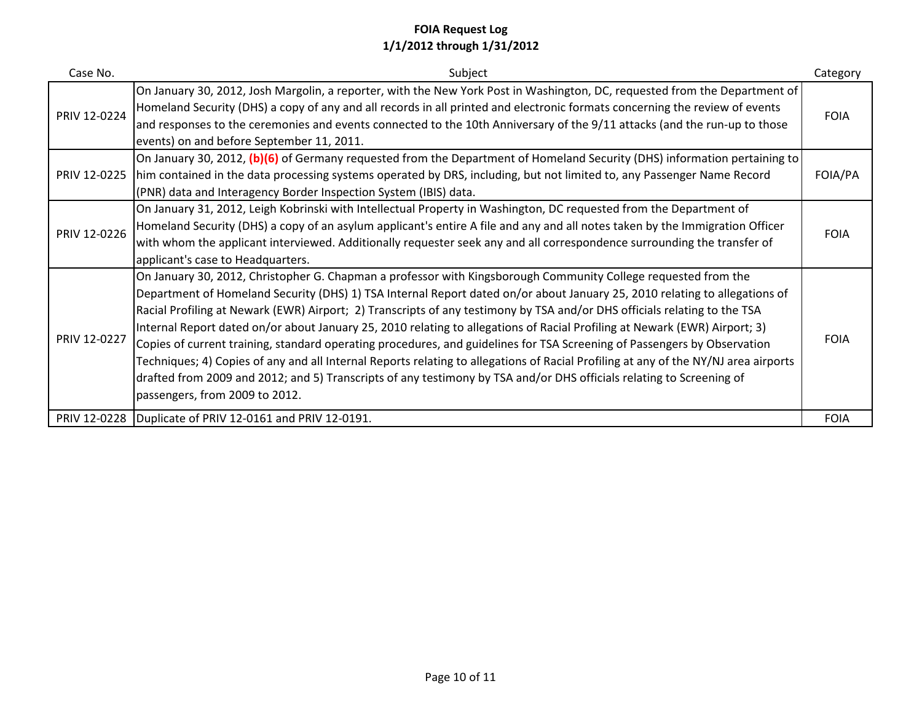**FOIA Request Log**
**1/1/2012 through 1/31/2012**

| Case No. | Subject | Category |
| --- | --- | --- |
| PRIV 12-0224 | On January 30, 2012, Josh Margolin, a reporter, with the New York Post in Washington, DC, requested from the Department of Homeland Security (DHS) a copy of any and all records in all printed and electronic formats concerning the review of events and responses to the ceremonies and events connected to the 10th Anniversary of the 9/11 attacks (and the run-up to those events) on and before September 11, 2011. | FOIA |
| PRIV 12-0225 | On January 30, 2012, **(b)(6)** of Germany requested from the Department of Homeland Security (DHS) information pertaining to him contained in the data processing systems operated by DRS, including, but not limited to, any Passenger Name Record (PNR) data and Interagency Border Inspection System (IBIS) data. | FOIA/PA |
| PRIV 12-0226 | On January 31, 2012, Leigh Kobrinski with Intellectual Property in Washington, DC requested from the Department of Homeland Security (DHS) a copy of an asylum applicant's entire A file and any and all notes taken by the Immigration Officer with whom the applicant interviewed. Additionally requester seek any and all correspondence surrounding the transfer of applicant's case to Headquarters. | FOIA |
| PRIV 12-0227 | On January 30, 2012, Christopher G. Chapman a professor with Kingsborough Community College requested from the Department of Homeland Security (DHS) 1) TSA Internal Report dated on/or about January 25, 2010 relating to allegations of Racial Profiling at Newark (EWR) Airport; 2) Transcripts of any testimony by TSA and/or DHS officials relating to the TSA Internal Report dated on/or about January 25, 2010 relating to allegations of Racial Profiling at Newark (EWR) Airport; 3) Copies of current training, standard operating procedures, and guidelines for TSA Screening of Passengers by Observation Techniques; 4) Copies of any and all Internal Reports relating to allegations of Racial Profiling at any of the NY/NJ area airports drafted from 2009 and 2012; and 5) Transcripts of any testimony by TSA and/or DHS officials relating to Screening of passengers, from 2009 to 2012. | FOIA |
| PRIV 12-0228 | Duplicate of PRIV 12-0161 and PRIV 12-0191. | FOIA |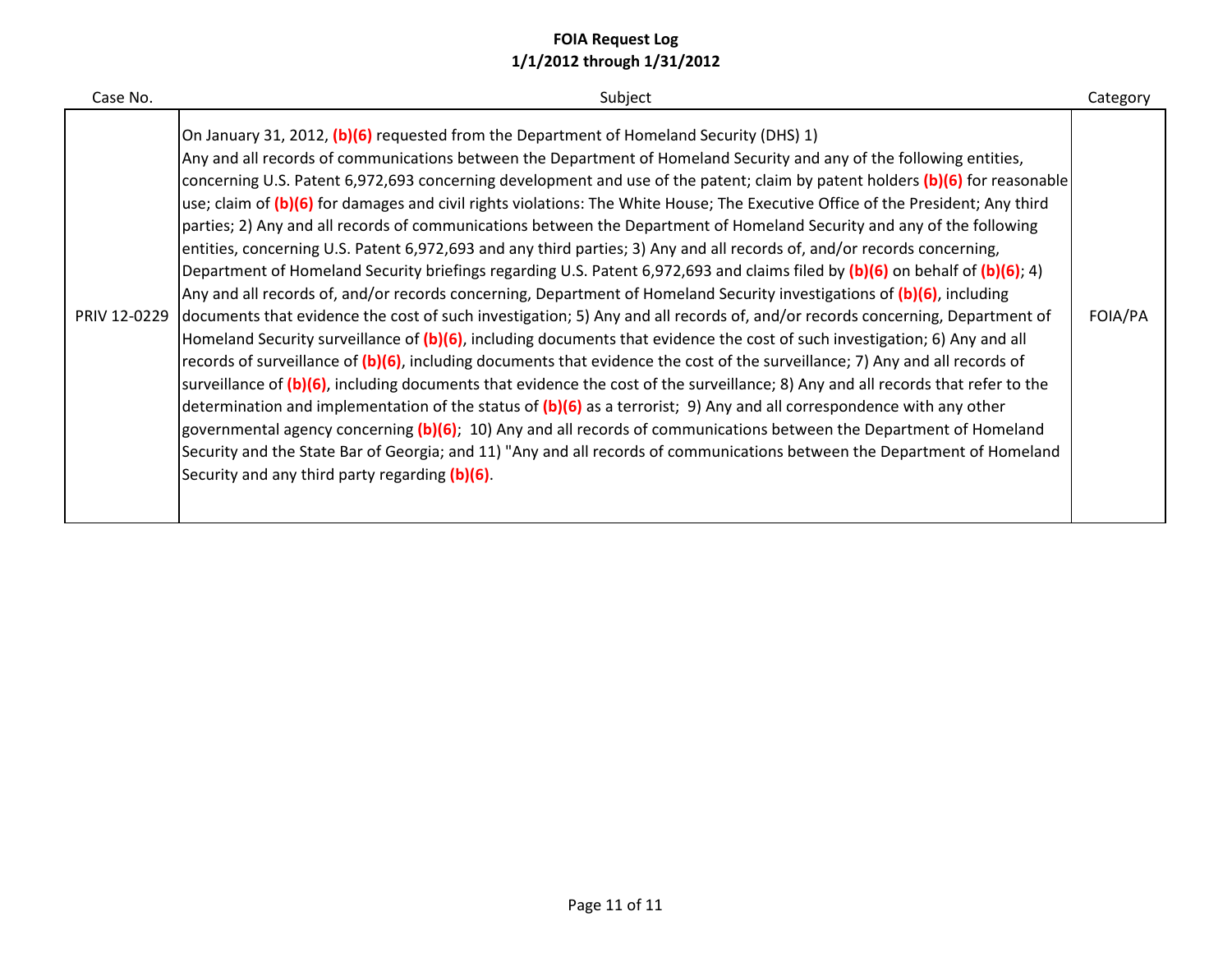# FOIA Request Log
## 1/1/2012 through 1/31/2012

| Case No. | Subject | Category |
|---|---|---|
| PRIV 12-0229 | On January 31, 2012, (b)(6) requested from the Department of Homeland Security (DHS) 1) Any and all records of communications between the Department of Homeland Security and any of the following entities, concerning U.S. Patent 6,972,693 concerning development and use of the patent; claim by patent holders (b)(6) for reasonable use; claim of (b)(6) for damages and civil rights violations: The White House; The Executive Office of the President; Any third parties; 2) Any and all records of communications between the Department of Homeland Security and any of the following entities, concerning U.S. Patent 6,972,693 and any third parties; 3) Any and all records of, and/or records concerning, Department of Homeland Security briefings regarding U.S. Patent 6,972,693 and claims filed by (b)(6) on behalf of (b)(6); 4) Any and all records of, and/or records concerning, Department of Homeland Security investigations of (b)(6), including documents that evidence the cost of such investigation; 5) Any and all records of, and/or records concerning, Department of Homeland Security surveillance of (b)(6), including documents that evidence the cost of such investigation; 6) Any and all records of surveillance of (b)(6), including documents that evidence the cost of the surveillance; 7) Any and all records of surveillance of (b)(6), including documents that evidence the cost of the surveillance; 8) Any and all records that refer to the determination and implementation of the status of (b)(6) as a terrorist; 9) Any and all correspondence with any other governmental agency concerning (b)(6); 10) Any and all records of communications between the Department of Homeland Security and the State Bar of Georgia; and 11) "Any and all records of communications between the Department of Homeland Security and any third party regarding (b)(6). | FOIA/PA |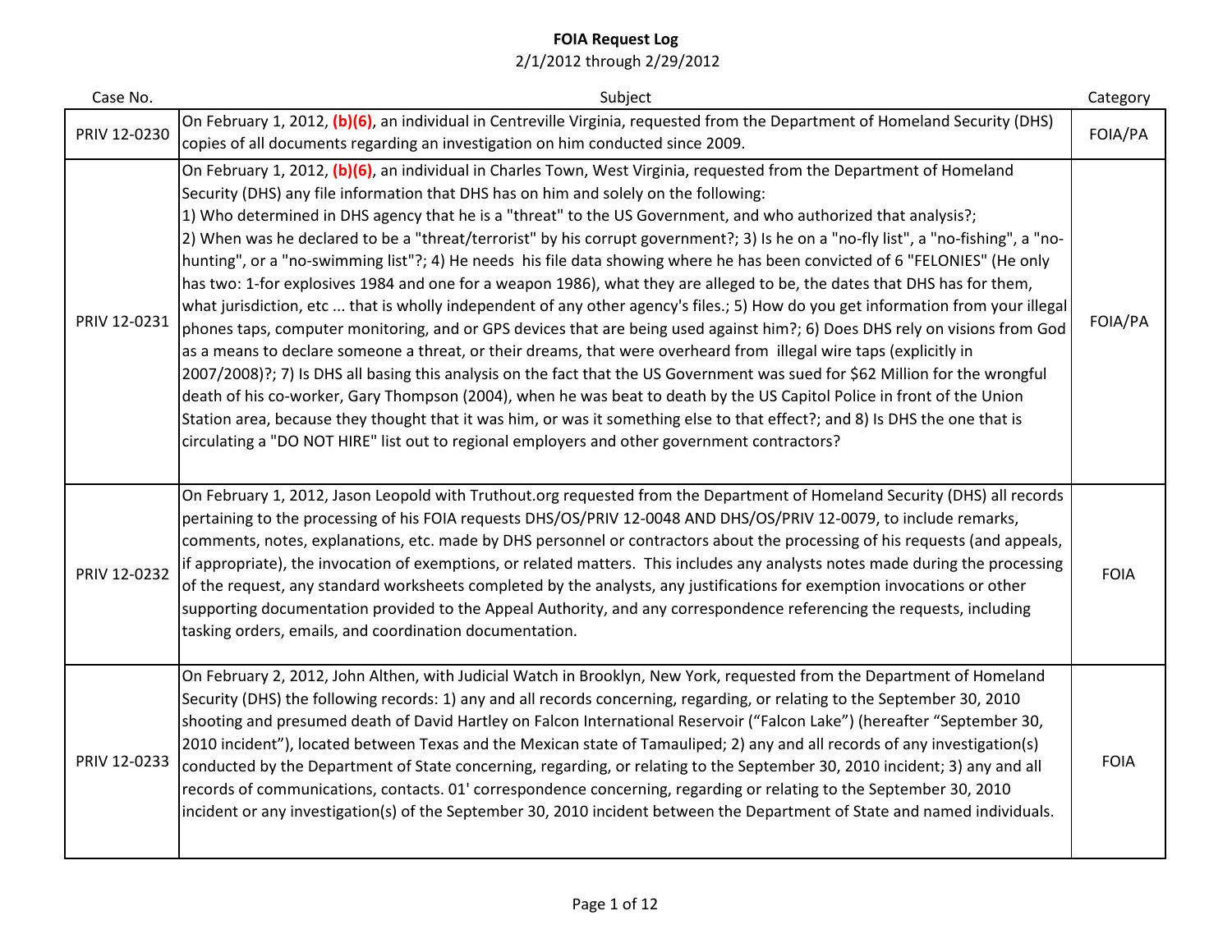**FOIA Request Log**

2/1/2012 through 2/29/2012

| Case No. | Subject | Category |
|---|---|---|
| PRIV 12-0230 | On February 1, 2012, **(b)(6)**, an individual in Centreville Virginia, requested from the Department of Homeland Security (DHS) copies of all documents regarding an investigation on him conducted since 2009. | FOIA/PA |
| PRIV 12-0231 | On February 1, 2012, **(b)(6)**, an individual in Charles Town, West Virginia, requested from the Department of Homeland Security (DHS) any file information that DHS has on him and solely on the following: 1) Who determined in DHS agency that he is a "threat" to the US Government, and who authorized that analysis?; 2) When was he declared to be a "threat/terrorist" by his corrupt government?; 3) Is he on a "no-fly list", a "no-fishing", a "no-hunting", or a "no-swimming list"?; 4) He needs his file data showing where he has been convicted of 6 "FELONIES" (He only has two: 1-for explosives 1984 and one for a weapon 1986), what they are alleged to be, the dates that DHS has for them, what jurisdiction, etc ... that is wholly independent of any other agency's files.; 5) How do you get information from your illegal phones taps, computer monitoring, and or GPS devices that are being used against him?; 6) Does DHS rely on visions from God as a means to declare someone a threat, or their dreams, that were overheard from illegal wire taps (explicitly in 2007/2008)?; 7) Is DHS all basing this analysis on the fact that the US Government was sued for $62 Million for the wrongful death of his co-worker, Gary Thompson (2004), when he was beat to death by the US Capitol Police in front of the Union Station area, because they thought that it was him, or was it something else to that effect?; and 8) Is DHS the one that is circulating a "DO NOT HIRE" list out to regional employers and other government contractors? | FOIA/PA |
| PRIV 12-0232 | On February 1, 2012, Jason Leopold with Truthout.org requested from the Department of Homeland Security (DHS) all records pertaining to the processing of his FOIA requests DHS/OS/PRIV 12-0048 AND DHS/OS/PRIV 12-0079, to include remarks, comments, notes, explanations, etc. made by DHS personnel or contractors about the processing of his requests (and appeals, if appropriate), the invocation of exemptions, or related matters. This includes any analysts notes made during the processing of the request, any standard worksheets completed by the analysts, any justifications for exemption invocations or other supporting documentation provided to the Appeal Authority, and any correspondence referencing the requests, including tasking orders, emails, and coordination documentation. | FOIA |
| PRIV 12-0233 | On February 2, 2012, John Althen, with Judicial Watch in Brooklyn, New York, requested from the Department of Homeland Security (DHS) the following records: 1) any and all records concerning, regarding, or relating to the September 30, 2010 shooting and presumed death of David Hartley on Falcon International Reservoir ("Falcon Lake") (hereafter "September 30, 2010 incident"), located between Texas and the Mexican state of Tamauliped; 2) any and all records of any investigation(s) conducted by the Department of State concerning, regarding, or relating to the September 30, 2010 incident; 3) any and all records of communications, contacts. 01' correspondence concerning, regarding or relating to the September 30, 2010 incident or any investigation(s) of the September 30, 2010 incident between the Department of State and named individuals. | FOIA |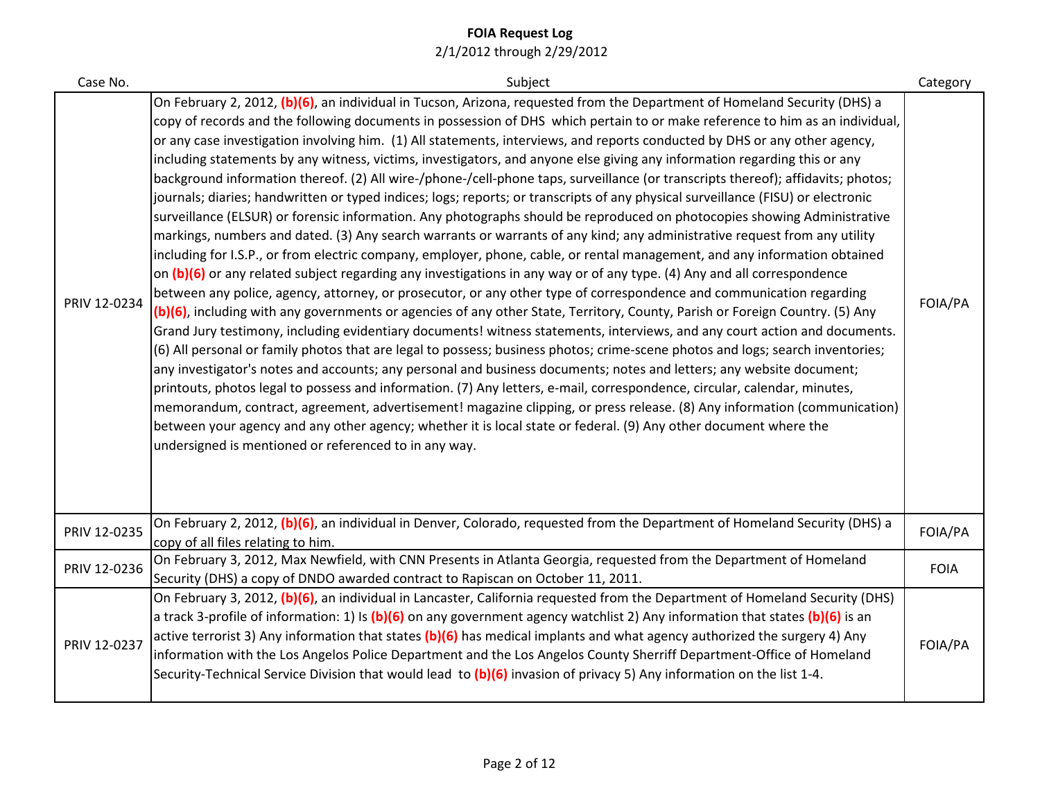# FOIA Request Log

2/1/2012 through 2/29/2012

| Case No. | Subject | Category |
|---|---|---|
| PRIV 12-0234 | On February 2, 2012, (b)(6), an individual in Tucson, Arizona, requested from the Department of Homeland Security (DHS) a copy of records and the following documents in possession of DHS which pertain to or make reference to him as an individual, or any case investigation involving him. (1) All statements, interviews, and reports conducted by DHS or any other agency, including statements by any witness, victims, investigators, and anyone else giving any information regarding this or any background information thereof. (2) All wire-/phone-/cell-phone taps, surveillance (or transcripts thereof); affidavits; photos; journals; diaries; handwritten or typed indices; logs; reports; or transcripts of any physical surveillance (FISU) or electronic surveillance (ELSUR) or forensic information. Any photographs should be reproduced on photocopies showing Administrative markings, numbers and dated. (3) Any search warrants or warrants of any kind; any administrative request from any utility including for I.S.P., or from electric company, employer, phone, cable, or rental management, and any information obtained on (b)(6) or any related subject regarding any investigations in any way or of any type. (4) Any and all correspondence between any police, agency, attorney, or prosecutor, or any other type of correspondence and communication regarding (b)(6), including with any governments or agencies of any other State, Territory, County, Parish or Foreign Country. (5) Any Grand Jury testimony, including evidentiary documents! witness statements, interviews, and any court action and documents. (6) All personal or family photos that are legal to possess; business photos; crime-scene photos and logs; search inventories; any investigator's notes and accounts; any personal and business documents; notes and letters; any website document; printouts, photos legal to possess and information. (7) Any letters, e-mail, correspondence, circular, calendar, minutes, memorandum, contract, agreement, advertisement! magazine clipping, or press release. (8) Any information (communication) between your agency and any other agency; whether it is local state or federal. (9) Any other document where the undersigned is mentioned or referenced to in any way. | FOIA/PA |
| PRIV 12-0235 | On February 2, 2012, (b)(6), an individual in Denver, Colorado, requested from the Department of Homeland Security (DHS) a copy of all files relating to him. | FOIA/PA |
| PRIV 12-0236 | On February 3, 2012, Max Newfield, with CNN Presents in Atlanta Georgia, requested from the Department of Homeland Security (DHS) a copy of DNDO awarded contract to Rapiscan on October 11, 2011. | FOIA |
| PRIV 12-0237 | On February 3, 2012, (b)(6), an individual in Lancaster, California requested from the Department of Homeland Security (DHS) a track 3-profile of information: 1) Is (b)(6) on any government agency watchlist 2) Any information that states (b)(6) is an active terrorist 3) Any information that states (b)(6) has medical implants and what agency authorized the surgery 4) Any information with the Los Angelos Police Department and the Los Angelos County Sherriff Department-Office of Homeland Security-Technical Service Division that would lead to (b)(6) invasion of privacy 5) Any information on the list 1-4. | FOIA/PA |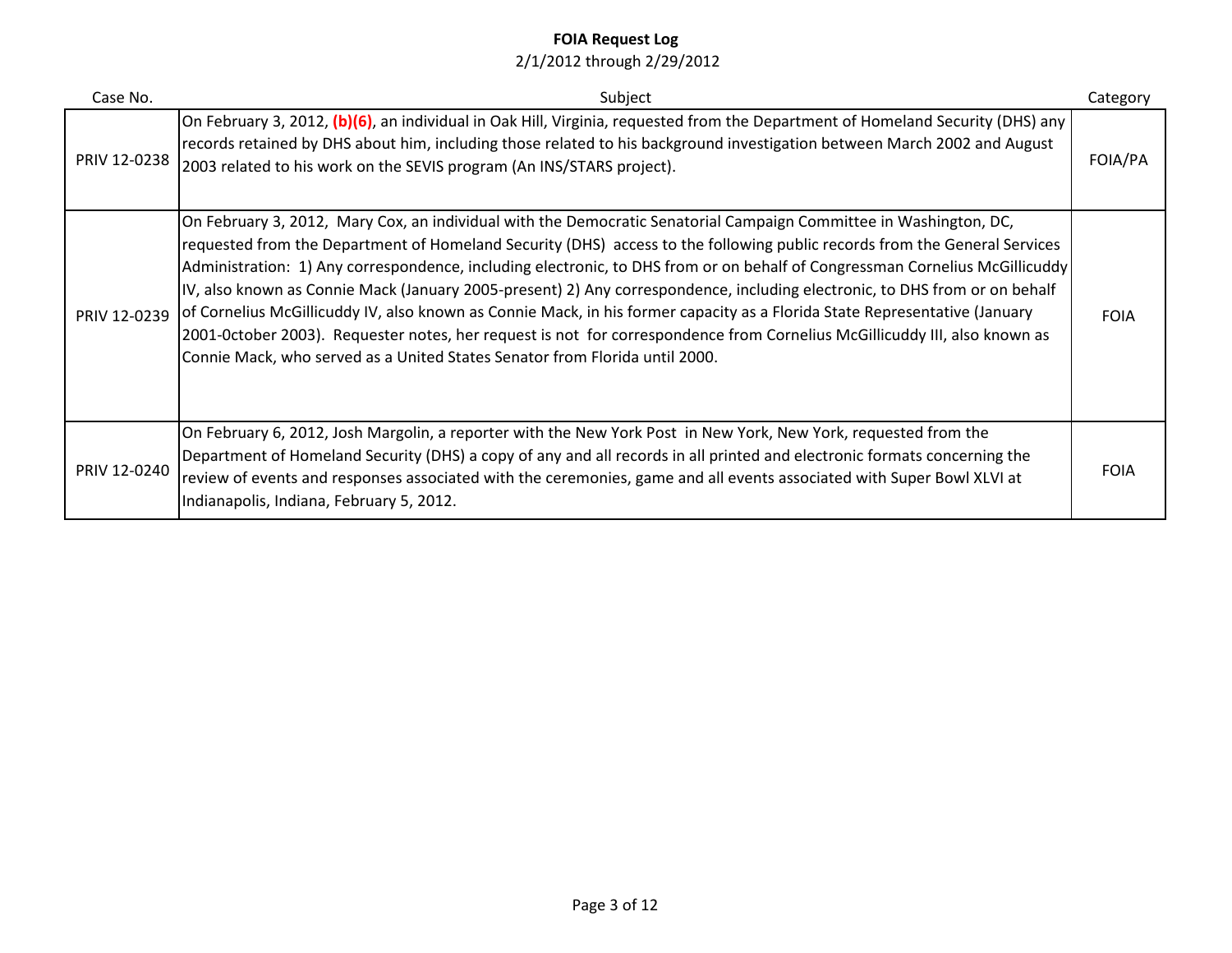**FOIA Request Log**
2/1/2012 through 2/29/2012

| Case No. | Subject | Category |
|---|---|---|
| PRIV 12-0238 | On February 3, 2012, **(b)(6)**, an individual in Oak Hill, Virginia, requested from the Department of Homeland Security (DHS) any records retained by DHS about him, including those related to his background investigation between March 2002 and August 2003 related to his work on the SEVIS program (An INS/STARS project). | FOIA/PA |
| PRIV 12-0239 | On February 3, 2012, Mary Cox, an individual with the Democratic Senatorial Campaign Committee in Washington, DC, requested from the Department of Homeland Security (DHS) access to the following public records from the General Services Administration: 1) Any correspondence, including electronic, to DHS from or on behalf of Congressman Cornelius McGillicuddy IV, also known as Connie Mack (January 2005-present) 2) Any correspondence, including electronic, to DHS from or on behalf of Cornelius McGillicuddy IV, also known as Connie Mack, in his former capacity as a Florida State Representative (January 2001-0ctober 2003). Requester notes, her request is not for correspondence from Cornelius McGillicuddy III, also known as Connie Mack, who served as a United States Senator from Florida until 2000. | FOIA |
| PRIV 12-0240 | On February 6, 2012, Josh Margolin, a reporter with the New York Post in New York, New York, requested from the Department of Homeland Security (DHS) a copy of any and all records in all printed and electronic formats concerning the review of events and responses associated with the ceremonies, game and all events associated with Super Bowl XLVI at Indianapolis, Indiana, February 5, 2012. | FOIA |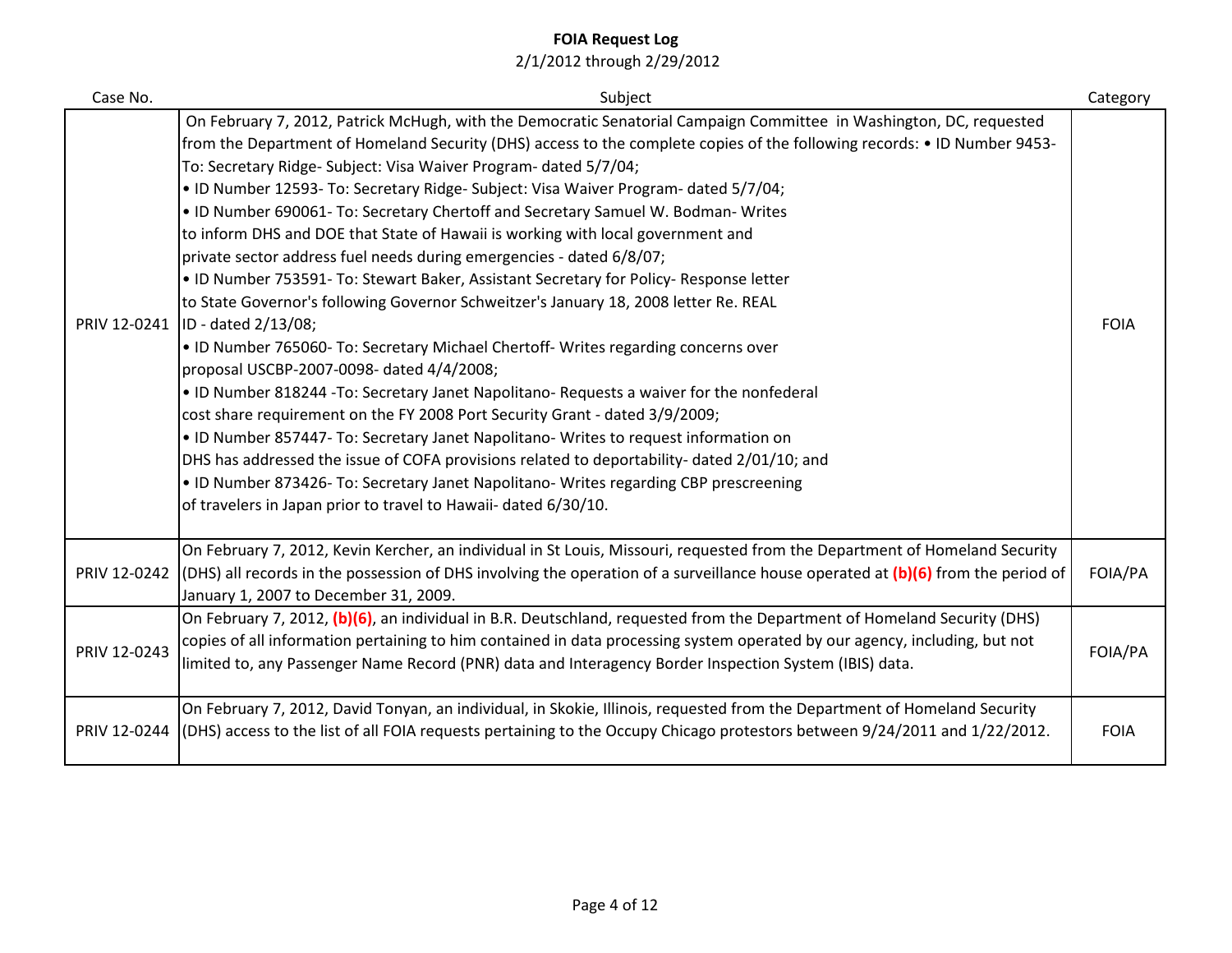# FOIA Request Log

2/1/2012 through 2/29/2012

| Case No. | Subject | Category |
| --- | --- | --- |
| PRIV 12-0241 | On February 7, 2012, Patrick McHugh, with the Democratic Senatorial Campaign Committee in Washington, DC, requested from the Department of Homeland Security (DHS) access to the complete copies of the following records: • ID Number 9453- To: Secretary Ridge- Subject: Visa Waiver Program- dated 5/7/04;<br>• ID Number 12593- To: Secretary Ridge- Subject: Visa Waiver Program- dated 5/7/04;<br>• ID Number 690061- To: Secretary Chertoff and Secretary Samuel W. Bodman- Writes to inform DHS and DOE that State of Hawaii is working with local government and private sector address fuel needs during emergencies - dated 6/8/07;<br>• ID Number 753591- To: Stewart Baker, Assistant Secretary for Policy- Response letter to State Governor's following Governor Schweitzer's January 18, 2008 letter Re. REAL ID - dated 2/13/08;<br>• ID Number 765060- To: Secretary Michael Chertoff- Writes regarding concerns over proposal USCBP-2007-0098- dated 4/4/2008;<br>• ID Number 818244 -To: Secretary Janet Napolitano- Requests a waiver for the nonfederal cost share requirement on the FY 2008 Port Security Grant - dated 3/9/2009;<br>• ID Number 857447- To: Secretary Janet Napolitano- Writes to request information on DHS has addressed the issue of COFA provisions related to deportability- dated 2/01/10; and<br>• ID Number 873426- To: Secretary Janet Napolitano- Writes regarding CBP prescreening of travelers in Japan prior to travel to Hawaii- dated 6/30/10. | FOIA |
| PRIV 12-0242 | On February 7, 2012, Kevin Kercher, an individual in St Louis, Missouri, requested from the Department of Homeland Security (DHS) all records in the possession of DHS involving the operation of a surveillance house operated at **(b)(6)** from the period of January 1, 2007 to December 31, 2009. | FOIA/PA |
| PRIV 12-0243 | On February 7, 2012, **(b)(6)**, an individual in B.R. Deutschland, requested from the Department of Homeland Security (DHS) copies of all information pertaining to him contained in data processing system operated by our agency, including, but not limited to, any Passenger Name Record (PNR) data and Interagency Border Inspection System (IBIS) data. | FOIA/PA |
| PRIV 12-0244 | On February 7, 2012, David Tonyan, an individual, in Skokie, Illinois, requested from the Department of Homeland Security (DHS) access to the list of all FOIA requests pertaining to the Occupy Chicago protestors between 9/24/2011 and 1/22/2012. | FOIA |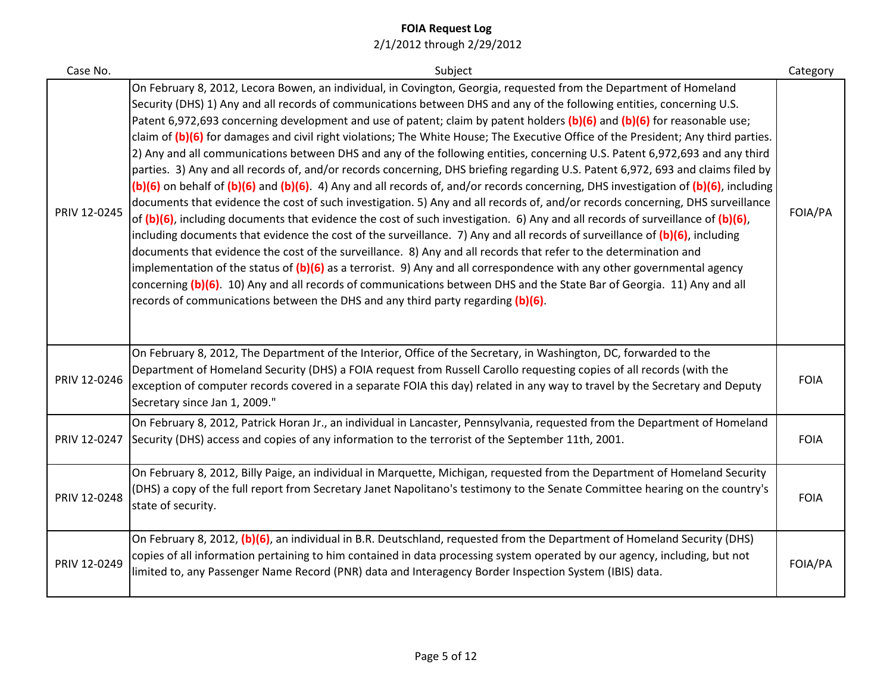**FOIA Request Log**
2/1/2012 through 2/29/2012

| Case No. | Subject | Category |
| --- | --- | --- |
| PRIV 12-0245 | On February 8, 2012, Lecora Bowen, an individual, in Covington, Georgia, requested from the Department of Homeland Security (DHS) 1) Any and all records of communications between DHS and any of the following entities, concerning U.S. Patent 6,972,693 concerning development and use of patent; claim by patent holders **(b)(6)** and **(b)(6)** for reasonable use; claim of **(b)(6)** for damages and civil right violations; The White House; The Executive Office of the President; Any third parties. 2) Any and all communications between DHS and any of the following entities, concerning U.S. Patent 6,972,693 and any third parties. 3) Any and all records of, and/or records concerning, DHS briefing regarding U.S. Patent 6,972, 693 and claims filed by **(b)(6)** on behalf of **(b)(6)** and **(b)(6)**. 4) Any and all records of, and/or records concerning, DHS investigation of **(b)(6)**, including documents that evidence the cost of such investigation. 5) Any and all records of, and/or records concerning, DHS surveillance of **(b)(6)**, including documents that evidence the cost of such investigation. 6) Any and all records of surveillance of **(b)(6)**, including documents that evidence the cost of the surveillance. 7) Any and all records of surveillance of **(b)(6)**, including documents that evidence the cost of the surveillance. 8) Any and all records that refer to the determination and implementation of the status of **(b)(6)** as a terrorist. 9) Any and all correspondence with any other governmental agency concerning **(b)(6)**. 10) Any and all records of communications between DHS and the State Bar of Georgia. 11) Any and all records of communications between the DHS and any third party regarding **(b)(6)**. | FOIA/PA |
| PRIV 12-0246 | On February 8, 2012, The Department of the Interior, Office of the Secretary, in Washington, DC, forwarded to the Department of Homeland Security (DHS) a FOIA request from Russell Carollo requesting copies of all records (with the exception of computer records covered in a separate FOIA this day) related in any way to travel by the Secretary and Deputy Secretary since Jan 1, 2009." | FOIA |
| PRIV 12-0247 | On February 8, 2012, Patrick Horan Jr., an individual in Lancaster, Pennsylvania, requested from the Department of Homeland Security (DHS) access and copies of any information to the terrorist of the September 11th, 2001. | FOIA |
| PRIV 12-0248 | On February 8, 2012, Billy Paige, an individual in Marquette, Michigan, requested from the Department of Homeland Security (DHS) a copy of the full report from Secretary Janet Napolitano's testimony to the Senate Committee hearing on the country's state of security. | FOIA |
| PRIV 12-0249 | On February 8, 2012, **(b)(6)**, an individual in B.R. Deutschland, requested from the Department of Homeland Security (DHS) copies of all information pertaining to him contained in data processing system operated by our agency, including, but not limited to, any Passenger Name Record (PNR) data and Interagency Border Inspection System (IBIS) data. | FOIA/PA |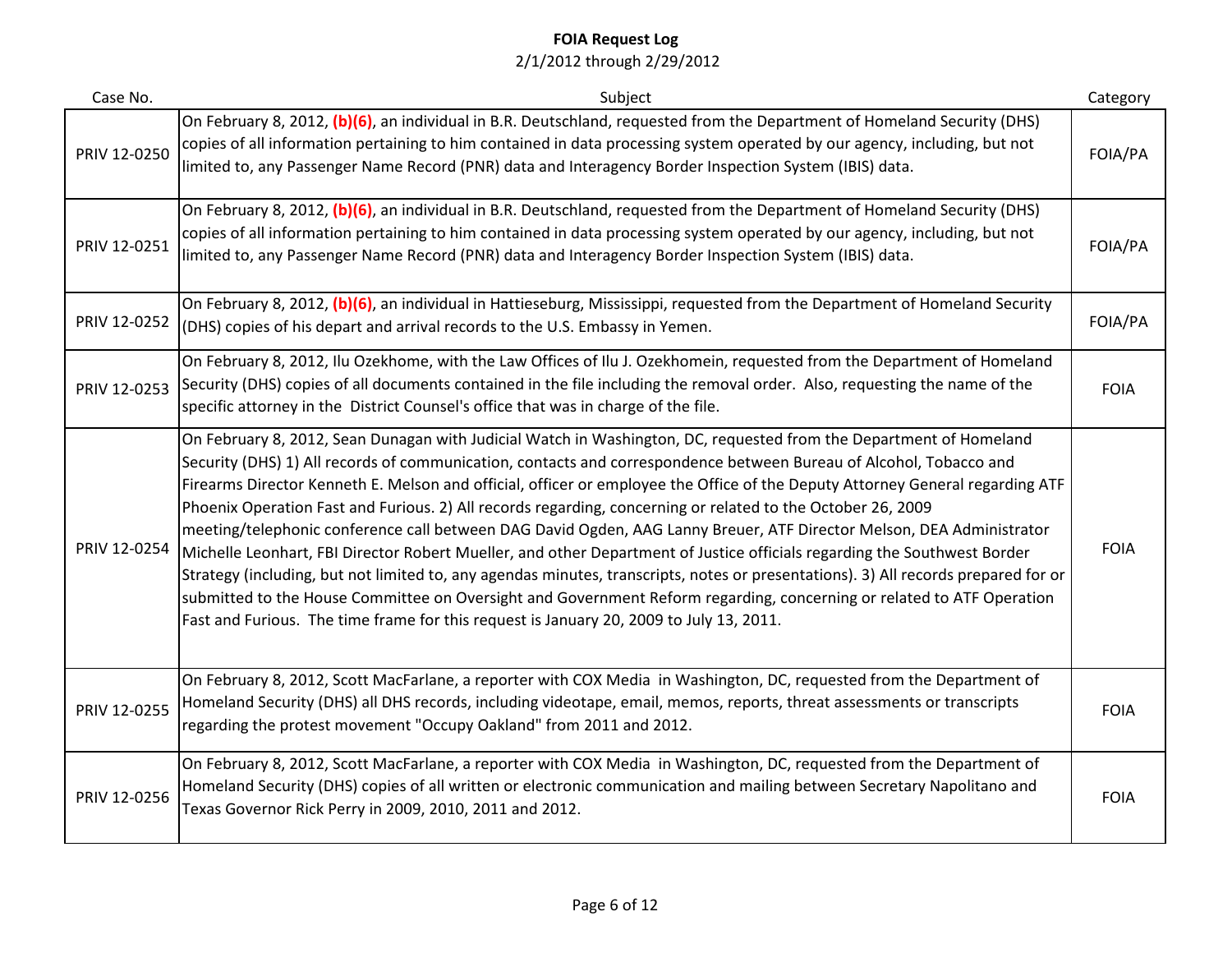# FOIA Request Log

2/1/2012 through 2/29/2012

| Case No. | Subject | Category |
|---|---|---|
| PRIV 12-0250 | On February 8, 2012, **(b)(6)**, an individual in B.R. Deutschland, requested from the Department of Homeland Security (DHS) copies of all information pertaining to him contained in data processing system operated by our agency, including, but not limited to, any Passenger Name Record (PNR) data and Interagency Border Inspection System (IBIS) data. | FOIA/PA |
| PRIV 12-0251 | On February 8, 2012, **(b)(6)**, an individual in B.R. Deutschland, requested from the Department of Homeland Security (DHS) copies of all information pertaining to him contained in data processing system operated by our agency, including, but not limited to, any Passenger Name Record (PNR) data and Interagency Border Inspection System (IBIS) data. | FOIA/PA |
| PRIV 12-0252 | On February 8, 2012, **(b)(6)**, an individual in Hattieseburg, Mississippi, requested from the Department of Homeland Security (DHS) copies of his depart and arrival records to the U.S. Embassy in Yemen. | FOIA/PA |
| PRIV 12-0253 | On February 8, 2012, Ilu Ozekhome, with the Law Offices of Ilu J. Ozekhomein, requested from the Department of Homeland Security (DHS) copies of all documents contained in the file including the removal order. Also, requesting the name of the specific attorney in the District Counsel's office that was in charge of the file. | FOIA |
| PRIV 12-0254 | On February 8, 2012, Sean Dunagan with Judicial Watch in Washington, DC, requested from the Department of Homeland Security (DHS) 1) All records of communication, contacts and correspondence between Bureau of Alcohol, Tobacco and Firearms Director Kenneth E. Melson and official, officer or employee the Office of the Deputy Attorney General regarding ATF Phoenix Operation Fast and Furious. 2) All records regarding, concerning or related to the October 26, 2009 meeting/telephonic conference call between DAG David Ogden, AAG Lanny Breuer, ATF Director Melson, DEA Administrator Michelle Leonhart, FBI Director Robert Mueller, and other Department of Justice officials regarding the Southwest Border Strategy (including, but not limited to, any agendas minutes, transcripts, notes or presentations). 3) All records prepared for or submitted to the House Committee on Oversight and Government Reform regarding, concerning or related to ATF Operation Fast and Furious. The time frame for this request is January 20, 2009 to July 13, 2011. | FOIA |
| PRIV 12-0255 | On February 8, 2012, Scott MacFarlane, a reporter with COX Media in Washington, DC, requested from the Department of Homeland Security (DHS) all DHS records, including videotape, email, memos, reports, threat assessments or transcripts regarding the protest movement "Occupy Oakland" from 2011 and 2012. | FOIA |
| PRIV 12-0256 | On February 8, 2012, Scott MacFarlane, a reporter with COX Media in Washington, DC, requested from the Department of Homeland Security (DHS) copies of all written or electronic communication and mailing between Secretary Napolitano and Texas Governor Rick Perry in 2009, 2010, 2011 and 2012. | FOIA |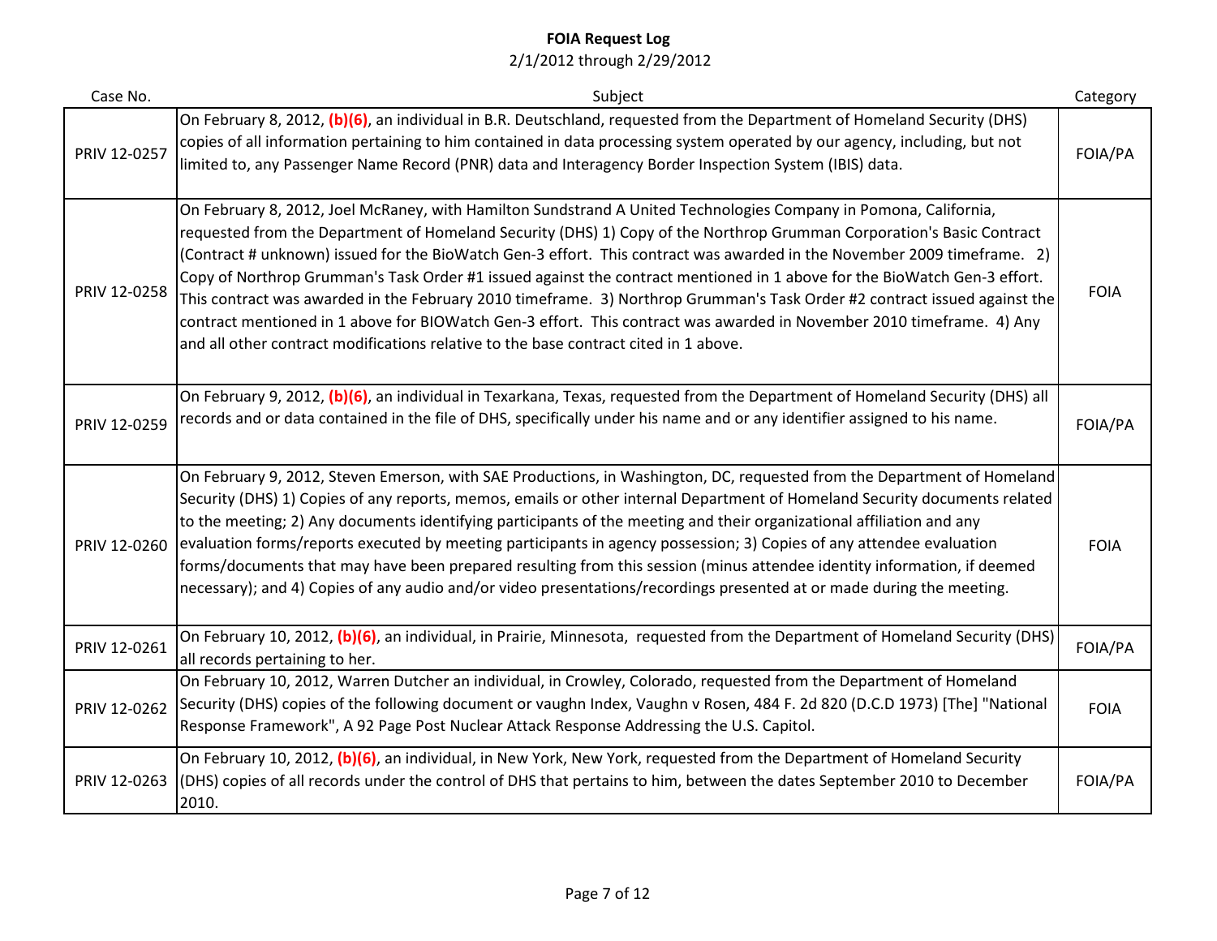**FOIA Request Log**

2/1/2012 through 2/29/2012

| Case No. | Subject | Category |
|---|---|---|
| PRIV 12-0257 | On February 8, 2012, **(b)(6)**, an individual in B.R. Deutschland, requested from the Department of Homeland Security (DHS) copies of all information pertaining to him contained in data processing system operated by our agency, including, but not limited to, any Passenger Name Record (PNR) data and Interagency Border Inspection System (IBIS) data. | FOIA/PA |
| PRIV 12-0258 | On February 8, 2012, Joel McRaney, with Hamilton Sundstrand A United Technologies Company in Pomona, California, requested from the Department of Homeland Security (DHS) 1) Copy of the Northrop Grumman Corporation's Basic Contract (Contract # unknown) issued for the BioWatch Gen-3 effort. This contract was awarded in the November 2009 timeframe. 2) Copy of Northrop Grumman's Task Order #1 issued against the contract mentioned in 1 above for the BioWatch Gen-3 effort. This contract was awarded in the February 2010 timeframe. 3) Northrop Grumman's Task Order #2 contract issued against the contract mentioned in 1 above for BIOWatch Gen-3 effort. This contract was awarded in November 2010 timeframe. 4) Any and all other contract modifications relative to the base contract cited in 1 above. | FOIA |
| PRIV 12-0259 | On February 9, 2012, **(b)(6)**, an individual in Texarkana, Texas, requested from the Department of Homeland Security (DHS) all records and or data contained in the file of DHS, specifically under his name and or any identifier assigned to his name. | FOIA/PA |
| PRIV 12-0260 | On February 9, 2012, Steven Emerson, with SAE Productions, in Washington, DC, requested from the Department of Homeland Security (DHS) 1) Copies of any reports, memos, emails or other internal Department of Homeland Security documents related to the meeting; 2) Any documents identifying participants of the meeting and their organizational affiliation and any evaluation forms/reports executed by meeting participants in agency possession; 3) Copies of any attendee evaluation forms/documents that may have been prepared resulting from this session (minus attendee identity information, if deemed necessary); and 4) Copies of any audio and/or video presentations/recordings presented at or made during the meeting. | FOIA |
| PRIV 12-0261 | On February 10, 2012, **(b)(6)**, an individual, in Prairie, Minnesota, requested from the Department of Homeland Security (DHS) all records pertaining to her. | FOIA/PA |
| PRIV 12-0262 | On February 10, 2012, Warren Dutcher an individual, in Crowley, Colorado, requested from the Department of Homeland Security (DHS) copies of the following document or vaughn Index, Vaughn v Rosen, 484 F. 2d 820 (D.C.D 1973) [The] "National Response Framework", A 92 Page Post Nuclear Attack Response Addressing the U.S. Capitol. | FOIA |
| PRIV 12-0263 | On February 10, 2012, **(b)(6)**, an individual, in New York, New York, requested from the Department of Homeland Security (DHS) copies of all records under the control of DHS that pertains to him, between the dates September 2010 to December 2010. | FOIA/PA |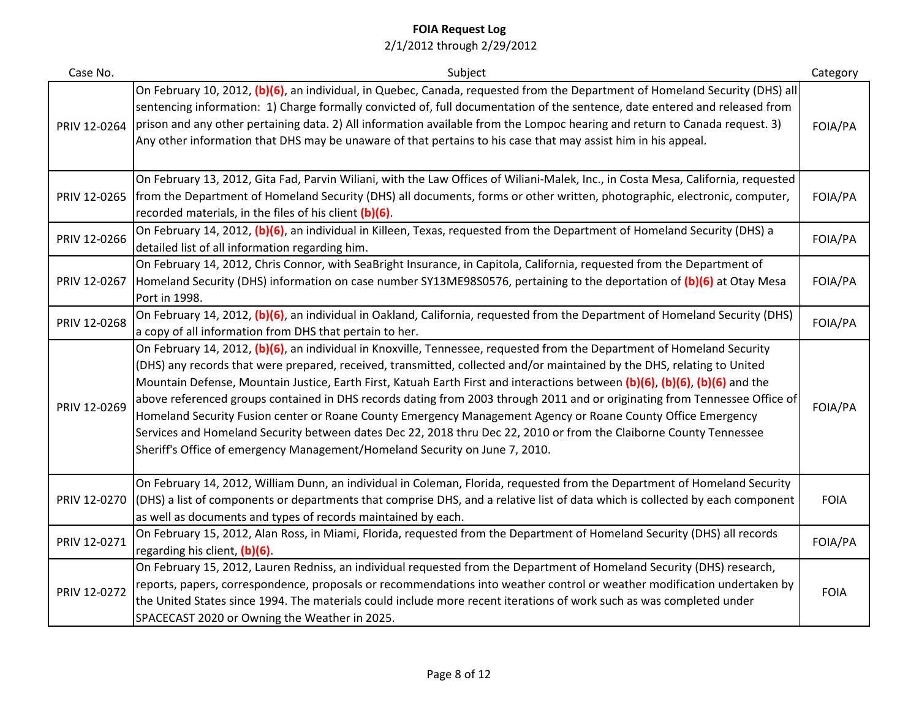**FOIA Request Log**

2/1/2012 through 2/29/2012

| Case No. | Subject | Category |
|---|---|---|
| PRIV 12-0264 | On February 10, 2012, **(b)(6)**, an individual, in Quebec, Canada, requested from the Department of Homeland Security (DHS) all sentencing information: 1) Charge formally convicted of, full documentation of the sentence, date entered and released from prison and any other pertaining data. 2) All information available from the Lompoc hearing and return to Canada request. 3) Any other information that DHS may be unaware of that pertains to his case that may assist him in his appeal. | FOIA/PA |
| PRIV 12-0265 | On February 13, 2012, Gita Fad, Parvin Wiliani, with the Law Offices of Wiliani-Malek, Inc., in Costa Mesa, California, requested from the Department of Homeland Security (DHS) all documents, forms or other written, photographic, electronic, computer, recorded materials, in the files of his client **(b)(6)**. | FOIA/PA |
| PRIV 12-0266 | On February 14, 2012, **(b)(6)**, an individual in Killeen, Texas, requested from the Department of Homeland Security (DHS) a detailed list of all information regarding him. | FOIA/PA |
| PRIV 12-0267 | On February 14, 2012, Chris Connor, with SeaBright Insurance, in Capitola, California, requested from the Department of Homeland Security (DHS) information on case number SY13ME98S0576, pertaining to the deportation of **(b)(6)** at Otay Mesa Port in 1998. | FOIA/PA |
| PRIV 12-0268 | On February 14, 2012, **(b)(6)**, an individual in Oakland, California, requested from the Department of Homeland Security (DHS) a copy of all information from DHS that pertain to her. | FOIA/PA |
| PRIV 12-0269 | On February 14, 2012, **(b)(6)**, an individual in Knoxville, Tennessee, requested from the Department of Homeland Security (DHS) any records that were prepared, received, transmitted, collected and/or maintained by the DHS, relating to United Mountain Defense, Mountain Justice, Earth First, Katuah Earth First and interactions between **(b)(6)**, **(b)(6)**, **(b)(6)** and the above referenced groups contained in DHS records dating from 2003 through 2011 and or originating from Tennessee Office of Homeland Security Fusion center or Roane County Emergency Management Agency or Roane County Office Emergency Services and Homeland Security between dates Dec 22, 2018 thru Dec 22, 2010 or from the Claiborne County Tennessee Sheriff's Office of emergency Management/Homeland Security on June 7, 2010. | FOIA/PA |
| PRIV 12-0270 | On February 14, 2012, William Dunn, an individual in Coleman, Florida, requested from the Department of Homeland Security (DHS) a list of components or departments that comprise DHS, and a relative list of data which is collected by each component as well as documents and types of records maintained by each. | FOIA |
| PRIV 12-0271 | On February 15, 2012, Alan Ross, in Miami, Florida, requested from the Department of Homeland Security (DHS) all records regarding his client, **(b)(6)**. | FOIA/PA |
| PRIV 12-0272 | On February 15, 2012, Lauren Redniss, an individual requested from the Department of Homeland Security (DHS) research, reports, papers, correspondence, proposals or recommendations into weather control or weather modification undertaken by the United States since 1994. The materials could include more recent iterations of work such as was completed under SPACECAST 2020 or Owning the Weather in 2025. | FOIA |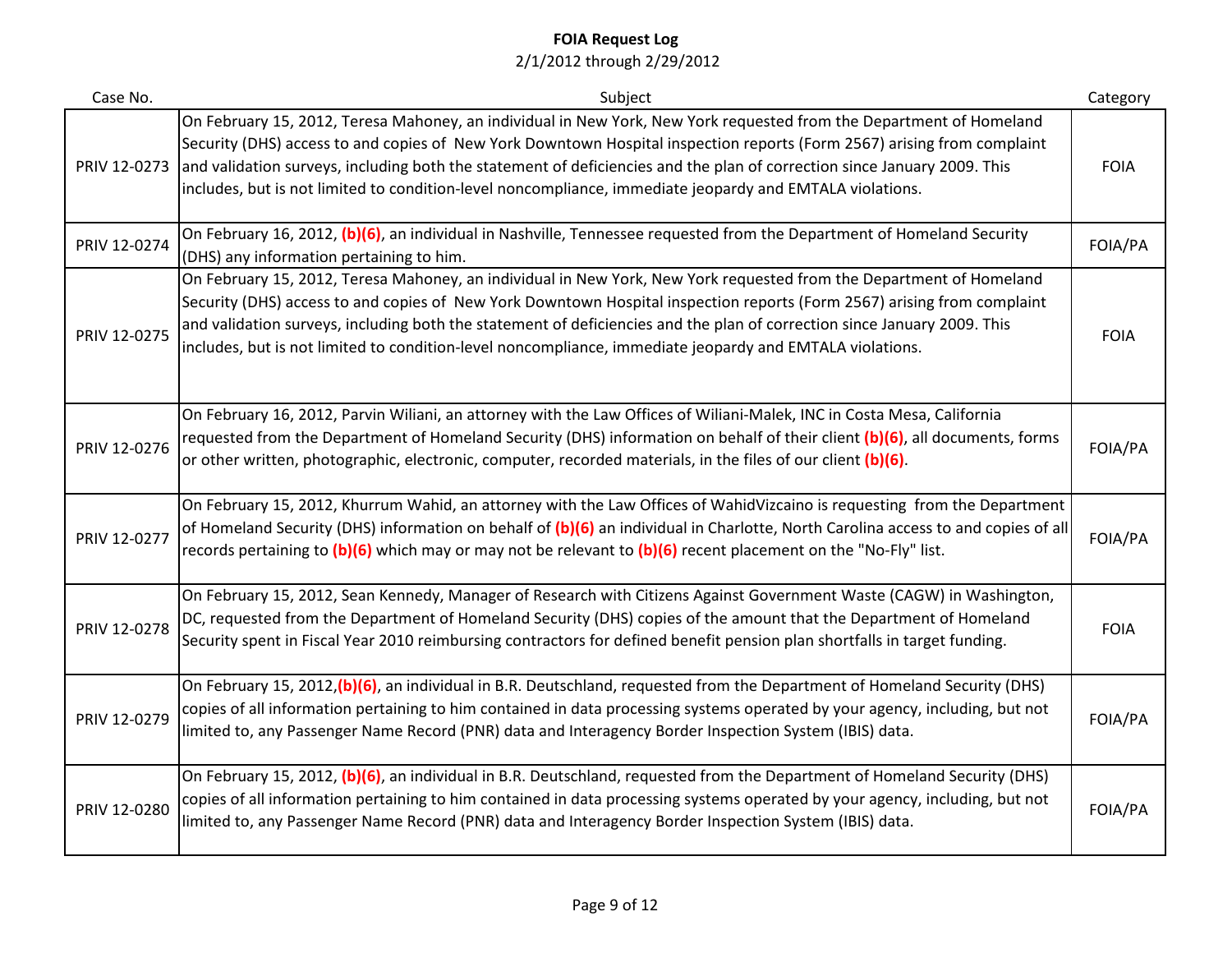# FOIA Request Log

2/1/2012 through 2/29/2012

| Case No. | Subject | Category |
|---|---|---|
| PRIV 12-0273 | On February 15, 2012, Teresa Mahoney, an individual in New York, New York requested from the Department of Homeland Security (DHS) access to and copies of New York Downtown Hospital inspection reports (Form 2567) arising from complaint and validation surveys, including both the statement of deficiencies and the plan of correction since January 2009. This includes, but is not limited to condition-level noncompliance, immediate jeopardy and EMTALA violations. | FOIA |
| PRIV 12-0274 | On February 16, 2012, (b)(6), an individual in Nashville, Tennessee requested from the Department of Homeland Security (DHS) any information pertaining to him. | FOIA/PA |
| PRIV 12-0275 | On February 15, 2012, Teresa Mahoney, an individual in New York, New York requested from the Department of Homeland Security (DHS) access to and copies of New York Downtown Hospital inspection reports (Form 2567) arising from complaint and validation surveys, including both the statement of deficiencies and the plan of correction since January 2009. This includes, but is not limited to condition-level noncompliance, immediate jeopardy and EMTALA violations. | FOIA |
| PRIV 12-0276 | On February 16, 2012, Parvin Wiliani, an attorney with the Law Offices of Wiliani-Malek, INC in Costa Mesa, California requested from the Department of Homeland Security (DHS) information on behalf of their client (b)(6), all documents, forms or other written, photographic, electronic, computer, recorded materials, in the files of our client (b)(6). | FOIA/PA |
| PRIV 12-0277 | On February 15, 2012, Khurrum Wahid, an attorney with the Law Offices of WahidVizcaino is requesting from the Department of Homeland Security (DHS) information on behalf of (b)(6) an individual in Charlotte, North Carolina access to and copies of all records pertaining to (b)(6) which may or may not be relevant to (b)(6) recent placement on the "No-Fly" list. | FOIA/PA |
| PRIV 12-0278 | On February 15, 2012, Sean Kennedy, Manager of Research with Citizens Against Government Waste (CAGW) in Washington, DC, requested from the Department of Homeland Security (DHS) copies of the amount that the Department of Homeland Security spent in Fiscal Year 2010 reimbursing contractors for defined benefit pension plan shortfalls in target funding. | FOIA |
| PRIV 12-0279 | On February 15, 2012,(b)(6), an individual in B.R. Deutschland, requested from the Department of Homeland Security (DHS) copies of all information pertaining to him contained in data processing systems operated by your agency, including, but not limited to, any Passenger Name Record (PNR) data and Interagency Border Inspection System (IBIS) data. | FOIA/PA |
| PRIV 12-0280 | On February 15, 2012, (b)(6), an individual in B.R. Deutschland, requested from the Department of Homeland Security (DHS) copies of all information pertaining to him contained in data processing systems operated by your agency, including, but not limited to, any Passenger Name Record (PNR) data and Interagency Border Inspection System (IBIS) data. | FOIA/PA |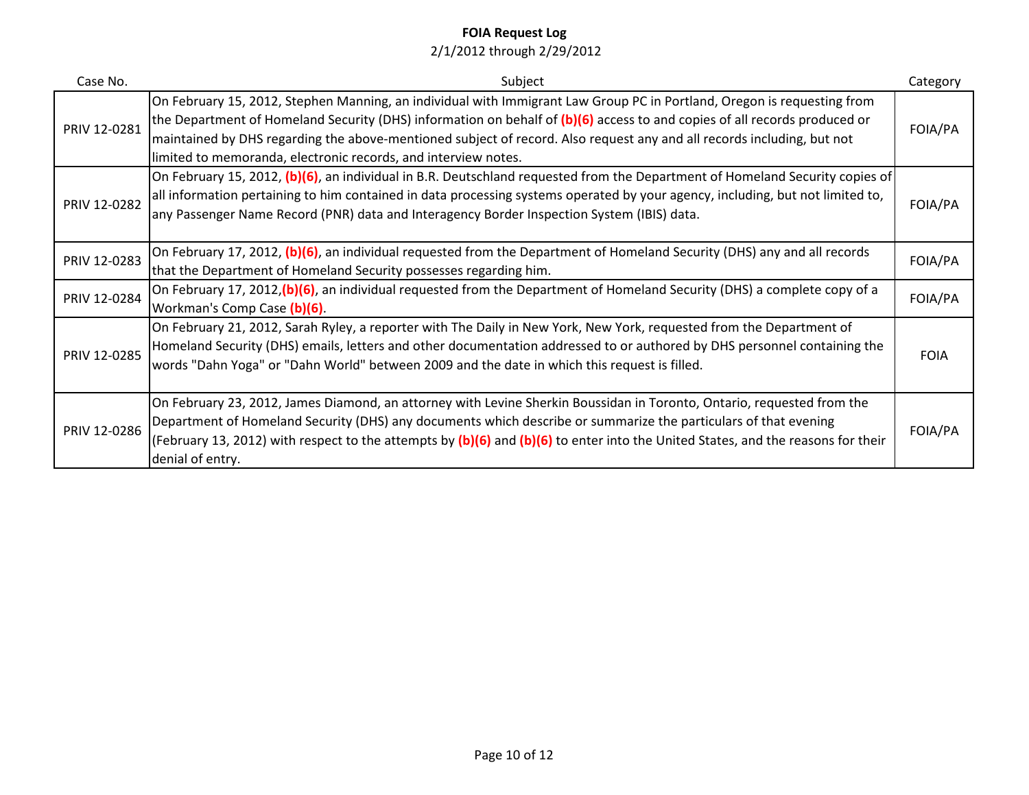**FOIA Request Log**

2/1/2012 through 2/29/2012

| Case No. | Subject | Category |
|---|---|---|
| PRIV 12-0281 | On February 15, 2012, Stephen Manning, an individual with Immigrant Law Group PC in Portland, Oregon is requesting from the Department of Homeland Security (DHS) information on behalf of (b)(6) access to and copies of all records produced or maintained by DHS regarding the above-mentioned subject of record. Also request any and all records including, but not limited to memoranda, electronic records, and interview notes. | FOIA/PA |
| PRIV 12-0282 | On February 15, 2012, (b)(6), an individual in B.R. Deutschland requested from the Department of Homeland Security copies of all information pertaining to him contained in data processing systems operated by your agency, including, but not limited to, any Passenger Name Record (PNR) data and Interagency Border Inspection System (IBIS) data. | FOIA/PA |
| PRIV 12-0283 | On February 17, 2012, (b)(6), an individual requested from the Department of Homeland Security (DHS) any and all records that the Department of Homeland Security possesses regarding him. | FOIA/PA |
| PRIV 12-0284 | On February 17, 2012,(b)(6), an individual requested from the Department of Homeland Security (DHS) a complete copy of a Workman's Comp Case (b)(6). | FOIA/PA |
| PRIV 12-0285 | On February 21, 2012, Sarah Ryley, a reporter with The Daily in New York, New York, requested from the Department of Homeland Security (DHS) emails, letters and other documentation addressed to or authored by DHS personnel containing the words "Dahn Yoga" or "Dahn World" between 2009 and the date in which this request is filled. | FOIA |
| PRIV 12-0286 | On February 23, 2012, James Diamond, an attorney with Levine Sherkin Boussidan in Toronto, Ontario, requested from the Department of Homeland Security (DHS) any documents which describe or summarize the particulars of that evening (February 13, 2012) with respect to the attempts by (b)(6) and (b)(6) to enter into the United States, and the reasons for their denial of entry. | FOIA/PA |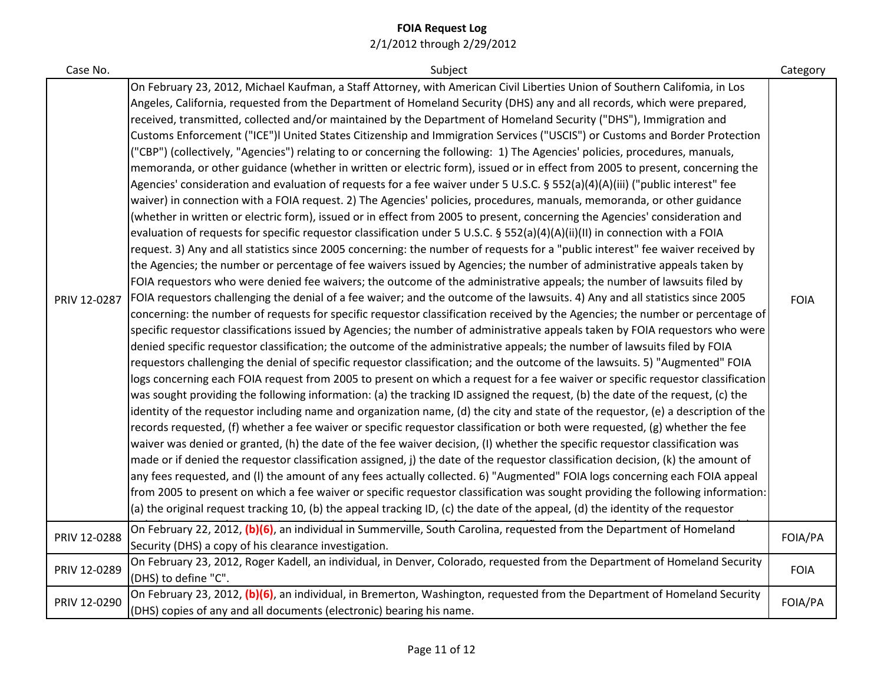# FOIA Request Log

2/1/2012 through 2/29/2012

| Case No. | Subject | Category |
|---|---|---|
| PRIV 12-0287 | On February 23, 2012, Michael Kaufman, a Staff Attorney, with American Civil Liberties Union of Southern Califomia, in Los Angeles, California, requested from the Department of Homeland Security (DHS) any and all records, which were prepared, received, transmitted, collected and/or maintained by the Department of Homeland Security ("DHS"), Immigration and Customs Enforcement ("ICE")l United States Citizenship and Immigration Services ("USCIS") or Customs and Border Protection ("CBP") (collectively, "Agencies") relating to or concerning the following: 1) The Agencies' policies, procedures, manuals, memoranda, or other guidance (whether in written or electric form), issued or in effect from 2005 to present, concerning the Agencies' consideration and evaluation of requests for a fee waiver under 5 U.S.C. § 552(a)(4)(A)(iii) ("public interest" fee waiver) in connection with a FOIA request. 2) The Agencies' policies, procedures, manuals, memoranda, or other guidance (whether in written or electric form), issued or in effect from 2005 to present, concerning the Agencies' consideration and evaluation of requests for specific requestor classification under 5 U.S.C. § 552(a)(4)(A)(ii)(II) in connection with a FOIA request. 3) Any and all statistics since 2005 concerning: the number of requests for a "public interest" fee waiver received by the Agencies; the number or percentage of fee waivers issued by Agencies; the number of administrative appeals taken by FOIA requestors who were denied fee waivers; the outcome of the administrative appeals; the number of lawsuits filed by FOIA requestors challenging the denial of a fee waiver; and the outcome of the lawsuits. 4) Any and all statistics since 2005 concerning: the number of requests for specific requestor classification received by the Agencies; the number or percentage of specific requestor classifications issued by Agencies; the number of administrative appeals taken by FOIA requestors who were denied specific requestor classification; the outcome of the administrative appeals; the number of lawsuits filed by FOIA requestors challenging the denial of specific requestor classification; and the outcome of the lawsuits. 5) "Augmented" FOIA logs concerning each FOIA request from 2005 to present on which a request for a fee waiver or specific requestor classification was sought providing the following information: (a) the tracking ID assigned the request, (b) the date of the request, (c) the identity of the requestor including name and organization name, (d) the city and state of the requestor, (e) a description of the records requested, (f) whether a fee waiver or specific requestor classification or both were requested, (g) whether the fee waiver was denied or granted, (h) the date of the fee waiver decision, (I) whether the specific requestor classification was made or if denied the requestor classification assigned, j) the date of the requestor classification decision, (k) the amount of any fees requested, and (l) the amount of any fees actually collected. 6) "Augmented" FOIA logs concerning each FOIA appeal from 2005 to present on which a fee waiver or specific requestor classification was sought providing the following information: (a) the original request tracking 10, (b) the appeal tracking ID, (c) the date of the appeal, (d) the identity of the requestor | FOIA |
| PRIV 12-0288 | On February 22, 2012, **(b)(6)**, an individual in Summerville, South Carolina, requested from the Department of Homeland Security (DHS) a copy of his clearance investigation. | FOIA/PA |
| PRIV 12-0289 | On February 23, 2012, Roger Kadell, an individual, in Denver, Colorado, requested from the Department of Homeland Security (DHS) to define "C". | FOIA |
| PRIV 12-0290 | On February 23, 2012, **(b)(6)**, an individual, in Bremerton, Washington, requested from the Department of Homeland Security (DHS) copies of any and all documents (electronic) bearing his name. | FOIA/PA |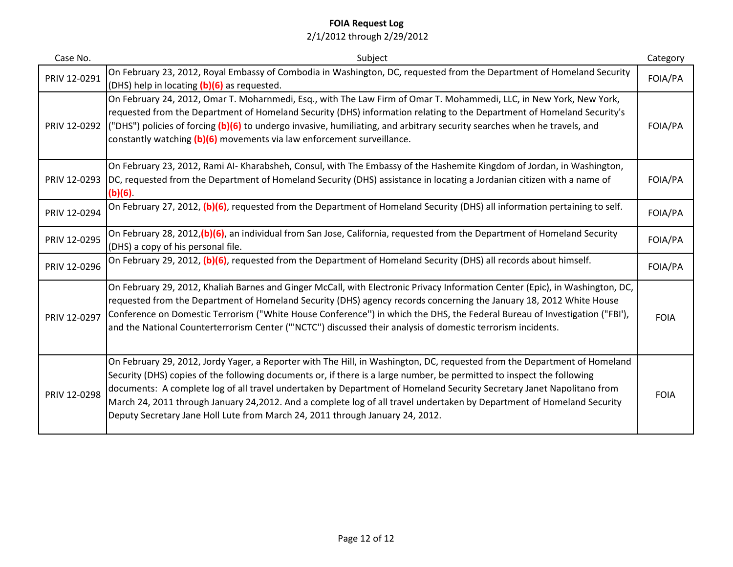**FOIA Request Log**

2/1/2012 through 2/29/2012

| Case No. | Subject | Category |
|---|---|---|
| PRIV 12-0291 | On February 23, 2012, Royal Embassy of Combodia in Washington, DC, requested from the Department of Homeland Security (DHS) help in locating **(b)(6)** as requested. | FOIA/PA |
| PRIV 12-0292 | On February 24, 2012, Omar T. Moharnmedi, Esq., with The Law Firm of Omar T. Mohammedi, LLC, in New York, New York, requested from the Department of Homeland Security (DHS) information relating to the Department of Homeland Security's ("DHS") policies of forcing **(b)(6)** to undergo invasive, humiliating, and arbitrary security searches when he travels, and constantly watching **(b)(6)** movements via law enforcement surveillance. | FOIA/PA |
| PRIV 12-0293 | On February 23, 2012, Rami Al- Kharabsheh, Consul, with The Embassy of the Hashemite Kingdom of Jordan, in Washington, DC, requested from the Department of Homeland Security (DHS) assistance in locating a Jordanian citizen with a name of **(b)(6)**. | FOIA/PA |
| PRIV 12-0294 | On February 27, 2012, **(b)(6)**, requested from the Department of Homeland Security (DHS) all information pertaining to self. | FOIA/PA |
| PRIV 12-0295 | On February 28, 2012,**(b)(6)**, an individual from San Jose, California, requested from the Department of Homeland Security (DHS) a copy of his personal file. | FOIA/PA |
| PRIV 12-0296 | On February 29, 2012, **(b)(6)**, requested from the Department of Homeland Security (DHS) all records about himself. | FOIA/PA |
| PRIV 12-0297 | On February 29, 2012, Khaliah Barnes and Ginger McCall, with Electronic Privacy Information Center (Epic), in Washington, DC, requested from the Department of Homeland Security (DHS) agency records concerning the January 18, 2012 White House Conference on Domestic Terrorism ("White House Conference'') in which the DHS, the Federal Bureau of Investigation ("FBI'), and the National Counterterrorism Center ("'NCTC'') discussed their analysis of domestic terrorism incidents. | FOIA |
| PRIV 12-0298 | On February 29, 2012, Jordy Yager, a Reporter with The Hill, in Washington, DC, requested from the Department of Homeland Security (DHS) copies of the following documents or, if there is a large number, be permitted to inspect the following documents: A complete log of all travel undertaken by Department of Homeland Security Secretary Janet Napolitano from March 24, 2011 through January 24,2012. And a complete log of all travel undertaken by Department of Homeland Security Deputy Secretary Jane Holl Lute from March 24, 2011 through January 24, 2012. | FOIA |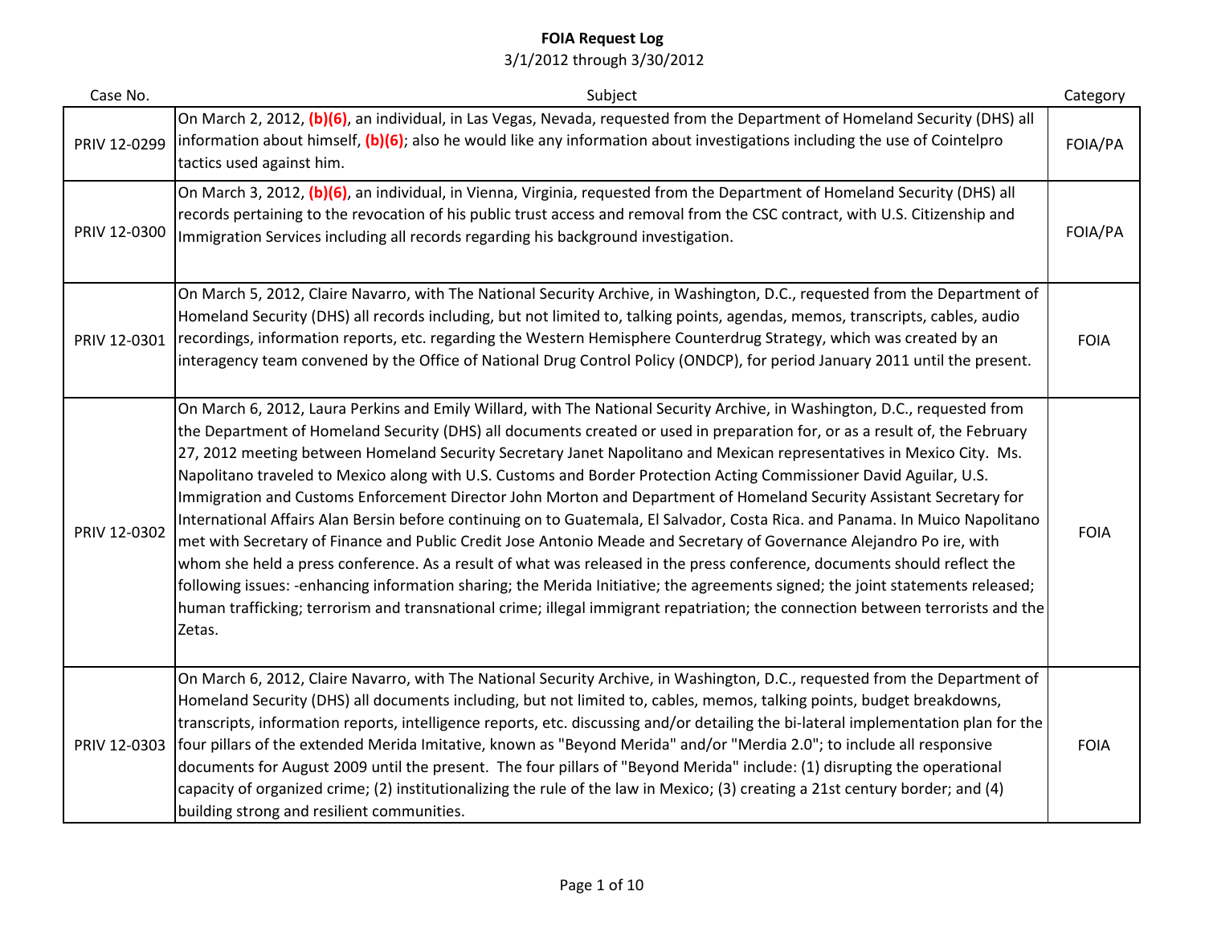# FOIA Request Log

3/1/2012 through 3/30/2012

| Case No. | Subject | Category |
| --- | --- | --- |
| PRIV 12-0299 | On March 2, 2012, **(b)(6)**, an individual, in Las Vegas, Nevada, requested from the Department of Homeland Security (DHS) all information about himself, **(b)(6)**; also he would like any information about investigations including the use of Cointelpro tactics used against him. | FOIA/PA |
| PRIV 12-0300 | On March 3, 2012, **(b)(6)**, an individual, in Vienna, Virginia, requested from the Department of Homeland Security (DHS) all records pertaining to the revocation of his public trust access and removal from the CSC contract, with U.S. Citizenship and Immigration Services including all records regarding his background investigation. | FOIA/PA |
| PRIV 12-0301 | On March 5, 2012, Claire Navarro, with The National Security Archive, in Washington, D.C., requested from the Department of Homeland Security (DHS) all records including, but not limited to, talking points, agendas, memos, transcripts, cables, audio recordings, information reports, etc. regarding the Western Hemisphere Counterdrug Strategy, which was created by an interagency team convened by the Office of National Drug Control Policy (ONDCP), for period January 2011 until the present. | FOIA |
| PRIV 12-0302 | On March 6, 2012, Laura Perkins and Emily Willard, with The National Security Archive, in Washington, D.C., requested from the Department of Homeland Security (DHS) all documents created or used in preparation for, or as a result of, the February 27, 2012 meeting between Homeland Security Secretary Janet Napolitano and Mexican representatives in Mexico City. Ms. Napolitano traveled to Mexico along with U.S. Customs and Border Protection Acting Commissioner David Aguilar, U.S. Immigration and Customs Enforcement Director John Morton and Department of Homeland Security Assistant Secretary for International Affairs Alan Bersin before continuing on to Guatemala, El Salvador, Costa Rica. and Panama. In Muico Napolitano met with Secretary of Finance and Public Credit Jose Antonio Meade and Secretary of Governance Alejandro Po ire, with whom she held a press conference. As a result of what was released in the press conference, documents should reflect the following issues: -enhancing information sharing; the Merida Initiative; the agreements signed; the joint statements released; human trafficking; terrorism and transnational crime; illegal immigrant repatriation; the connection between terrorists and the Zetas. | FOIA |
| PRIV 12-0303 | On March 6, 2012, Claire Navarro, with The National Security Archive, in Washington, D.C., requested from the Department of Homeland Security (DHS) all documents including, but not limited to, cables, memos, talking points, budget breakdowns, transcripts, information reports, intelligence reports, etc. discussing and/or detailing the bi-lateral implementation plan for the four pillars of the extended Merida Imitative, known as "Beyond Merida" and/or "Merdia 2.0"; to include all responsive documents for August 2009 until the present. The four pillars of "Beyond Merida" include: (1) disrupting the operational capacity of organized crime; (2) institutionalizing the rule of the law in Mexico; (3) creating a 21st century border; and (4) building strong and resilient communities. | FOIA |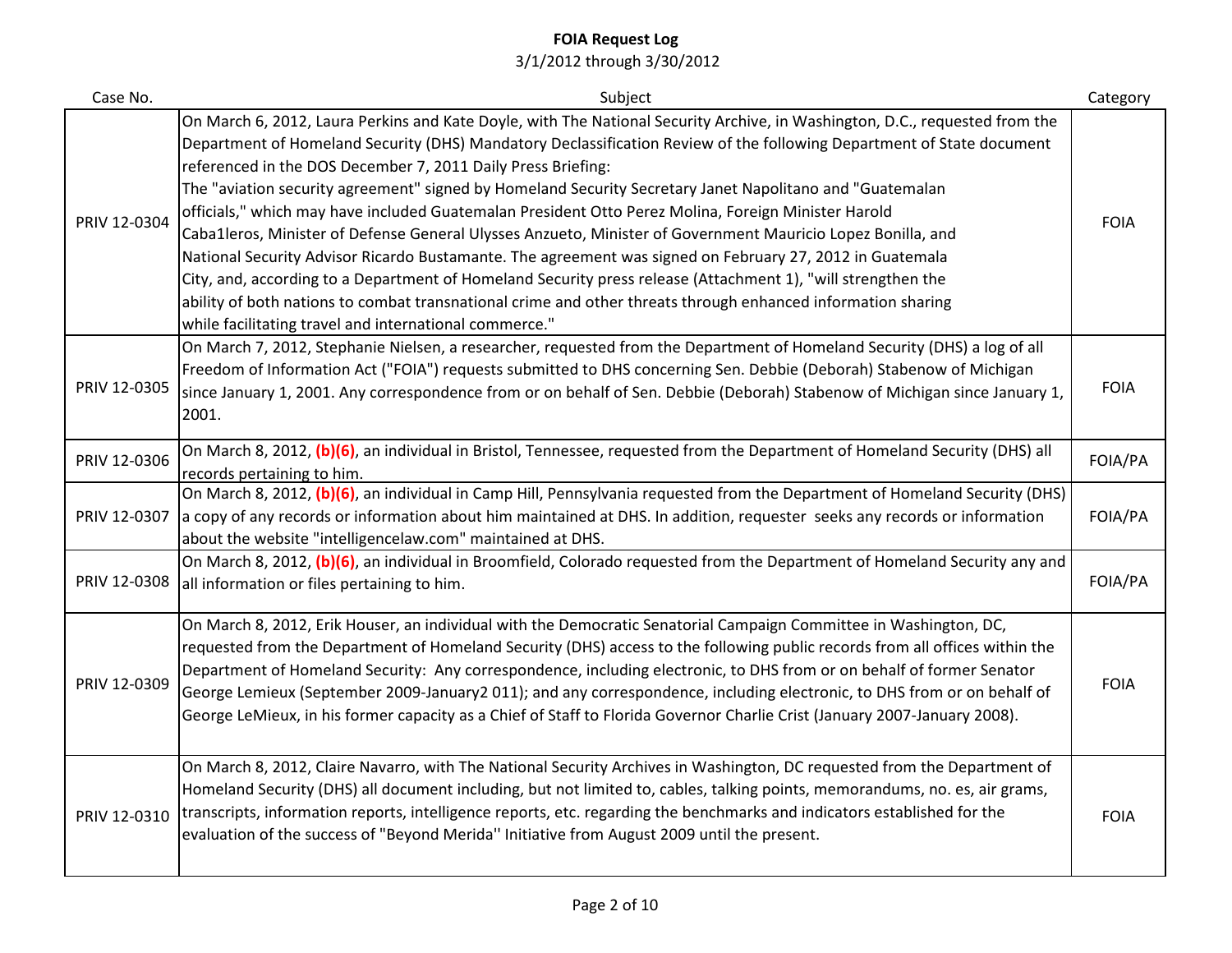# FOIA Request Log

3/1/2012 through 3/30/2012

| Case No. | Subject | Category |
|---|---|---|
| PRIV 12-0304 | On March 6, 2012, Laura Perkins and Kate Doyle, with The National Security Archive, in Washington, D.C., requested from the Department of Homeland Security (DHS) Mandatory Declassification Review of the following Department of State document referenced in the DOS December 7, 2011 Daily Press Briefing: The "aviation security agreement" signed by Homeland Security Secretary Janet Napolitano and "Guatemalan officials," which may have included Guatemalan President Otto Perez Molina, Foreign Minister Harold Caba1leros, Minister of Defense General Ulysses Anzueto, Minister of Government Mauricio Lopez Bonilla, and National Security Advisor Ricardo Bustamante. The agreement was signed on February 27, 2012 in Guatemala City, and, according to a Department of Homeland Security press release (Attachment 1), "will strengthen the ability of both nations to combat transnational crime and other threats through enhanced information sharing while facilitating travel and international commerce." | FOIA |
| PRIV 12-0305 | On March 7, 2012, Stephanie Nielsen, a researcher, requested from the Department of Homeland Security (DHS) a log of all Freedom of Information Act ("FOIA") requests submitted to DHS concerning Sen. Debbie (Deborah) Stabenow of Michigan since January 1, 2001. Any correspondence from or on behalf of Sen. Debbie (Deborah) Stabenow of Michigan since January 1, 2001. | FOIA |
| PRIV 12-0306 | On March 8, 2012, **(b)(6)**, an individual in Bristol, Tennessee, requested from the Department of Homeland Security (DHS) all records pertaining to him. | FOIA/PA |
| PRIV 12-0307 | On March 8, 2012, **(b)(6)**, an individual in Camp Hill, Pennsylvania requested from the Department of Homeland Security (DHS) a copy of any records or information about him maintained at DHS. In addition, requester seeks any records or information about the website "intelligencelaw.com" maintained at DHS. | FOIA/PA |
| PRIV 12-0308 | On March 8, 2012, **(b)(6)**, an individual in Broomfield, Colorado requested from the Department of Homeland Security any and all information or files pertaining to him. | FOIA/PA |
| PRIV 12-0309 | On March 8, 2012, Erik Houser, an individual with the Democratic Senatorial Campaign Committee in Washington, DC, requested from the Department of Homeland Security (DHS) access to the following public records from all offices within the Department of Homeland Security: Any correspondence, including electronic, to DHS from or on behalf of former Senator George Lemieux (September 2009-January2 011); and any correspondence, including electronic, to DHS from or on behalf of George LeMieux, in his former capacity as a Chief of Staff to Florida Governor Charlie Crist (January 2007-January 2008). | FOIA |
| PRIV 12-0310 | On March 8, 2012, Claire Navarro, with The National Security Archives in Washington, DC requested from the Department of Homeland Security (DHS) all document including, but not limited to, cables, talking points, memorandums, no. es, air grams, transcripts, information reports, intelligence reports, etc. regarding the benchmarks and indicators established for the evaluation of the success of "Beyond Merida'' Initiative from August 2009 until the present. | FOIA |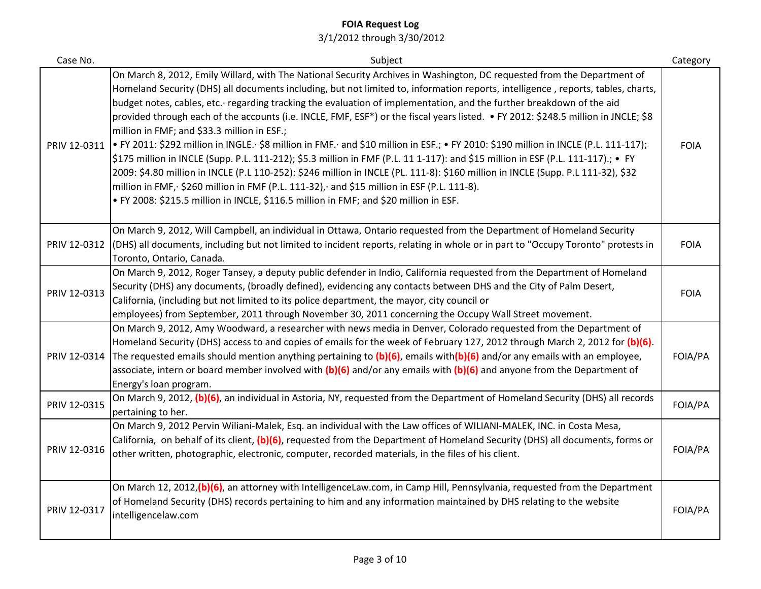# FOIA Request Log

3/1/2012 through 3/30/2012

| Case No. | Subject | Category |
|---|---|---|
| PRIV 12-0311 | On March 8, 2012, Emily Willard, with The National Security Archives in Washington, DC requested from the Department of Homeland Security (DHS) all documents including, but not limited to, information reports, intelligence , reports, tables, charts, budget notes, cables, etc.· regarding tracking the evaluation of implementation, and the further breakdown of the aid provided through each of the accounts (i.e. INCLE, FMF, ESF*) or the fiscal years listed. • FY 2012: $248.5 million in JNCLE; $8 million in FMF; and $33.3 million in ESF.; • FY 2011: $292 million in INGLE.· $8 million in FMF.· and $10 million in ESF.; • FY 2010: $190 million in INCLE (P.L. 111-117); $175 million in INCLE (Supp. P.L. 111-212); $5.3 million in FMF (P.L. 11 1-117): and $15 million in ESF (P.L. 111-117).; • FY 2009: $4.80 million in INCLE (P.L 110-252): $246 million in INCLE (PL. 111-8): $160 million in INCLE (Supp. P.L 111-32), $32 million in FMF,· $260 million in FMF (P.L. 111-32),· and $15 million in ESF (P.L. 111-8). • FY 2008: $215.5 million in INCLE, $116.5 million in FMF; and $20 million in ESF. | FOIA |
| PRIV 12-0312 | On March 9, 2012, Will Campbell, an individual in Ottawa, Ontario requested from the Department of Homeland Security (DHS) all documents, including but not limited to incident reports, relating in whole or in part to "Occupy Toronto" protests in Toronto, Ontario, Canada. | FOIA |
| PRIV 12-0313 | On March 9, 2012, Roger Tansey, a deputy public defender in Indio, California requested from the Department of Homeland Security (DHS) any documents, (broadly defined), evidencing any contacts between DHS and the City of Palm Desert, California, (including but not limited to its police department, the mayor, city council or employees) from September, 2011 through November 30, 2011 concerning the Occupy Wall Street movement. | FOIA |
| PRIV 12-0314 | On March 9, 2012, Amy Woodward, a researcher with news media in Denver, Colorado requested from the Department of Homeland Security (DHS) access to and copies of emails for the week of February 127, 2012 through March 2, 2012 for **(b)(6)**. The requested emails should mention anything pertaining to **(b)(6)**, emails with**(b)(6)** and/or any emails with an employee, associate, intern or board member involved with **(b)(6)** and/or any emails with **(b)(6)** and anyone from the Department of Energy's loan program. | FOIA/PA |
| PRIV 12-0315 | On March 9, 2012, **(b)(6)**, an individual in Astoria, NY, requested from the Department of Homeland Security (DHS) all records pertaining to her. | FOIA/PA |
| PRIV 12-0316 | On March 9, 2012 Pervin Wiliani-Malek, Esq. an individual with the Law offices of WILIANI-MALEK, INC. in Costa Mesa, California, on behalf of its client, **(b)(6)**, requested from the Department of Homeland Security (DHS) all documents, forms or other written, photographic, electronic, computer, recorded materials, in the files of his client. | FOIA/PA |
| PRIV 12-0317 | On March 12, 2012,**(b)(6)**, an attorney with IntelligenceLaw.com, in Camp Hill, Pennsylvania, requested from the Department of Homeland Security (DHS) records pertaining to him and any information maintained by DHS relating to the website intelligencelaw.com | FOIA/PA |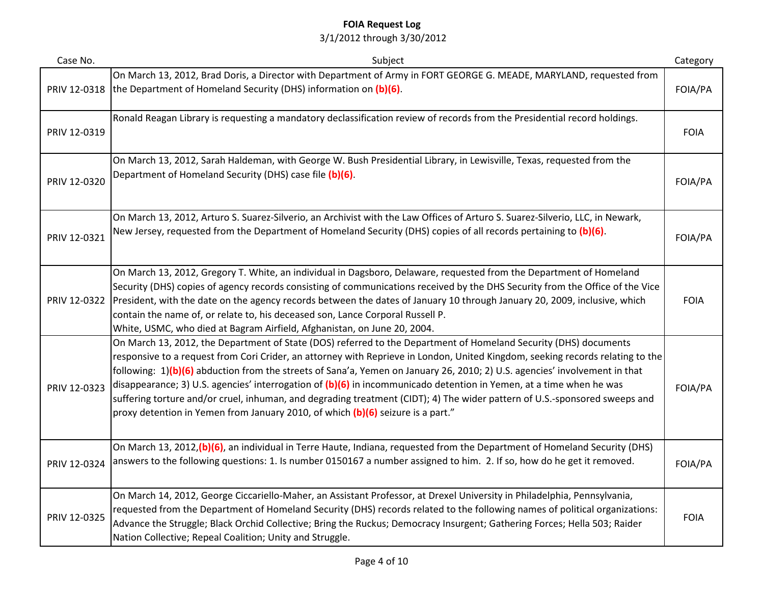# FOIA Request Log

3/1/2012 through 3/30/2012

| Case No. | Subject | Category |
|---|---|---|
| PRIV 12-0318 | On March 13, 2012, Brad Doris, a Director with Department of Army in FORT GEORGE G. MEADE, MARYLAND, requested from the Department of Homeland Security (DHS) information on **(b)(6)**. | FOIA/PA |
| PRIV 12-0319 | Ronald Reagan Library is requesting a mandatory declassification review of records from the Presidential record holdings. | FOIA |
| PRIV 12-0320 | On March 13, 2012, Sarah Haldeman, with George W. Bush Presidential Library, in Lewisville, Texas, requested from the Department of Homeland Security (DHS) case file **(b)(6)**. | FOIA/PA |
| PRIV 12-0321 | On March 13, 2012, Arturo S. Suarez-Silverio, an Archivist with the Law Offices of Arturo S. Suarez-Silverio, LLC, in Newark, New Jersey, requested from the Department of Homeland Security (DHS) copies of all records pertaining to **(b)(6)**. | FOIA/PA |
| PRIV 12-0322 | On March 13, 2012, Gregory T. White, an individual in Dagsboro, Delaware, requested from the Department of Homeland Security (DHS) copies of agency records consisting of communications received by the DHS Security from the Office of the Vice President, with the date on the agency records between the dates of January 10 through January 20, 2009, inclusive, which contain the name of, or relate to, his deceased son, Lance Corporal Russell P. White, USMC, who died at Bagram Airfield, Afghanistan, on June 20, 2004. | FOIA |
| PRIV 12-0323 | On March 13, 2012, the Department of State (DOS) referred to the Department of Homeland Security (DHS) documents responsive to a request from Cori Crider, an attorney with Reprieve in London, United Kingdom, seeking records relating to the following: 1)**(b)(6)** abduction from the streets of Sana'a, Yemen on January 26, 2010; 2) U.S. agencies' involvement in that disappearance; 3) U.S. agencies' interrogation of **(b)(6)** in incommunicado detention in Yemen, at a time when he was suffering torture and/or cruel, inhuman, and degrading treatment (CIDT); 4) The wider pattern of U.S.-sponsored sweeps and proxy detention in Yemen from January 2010, of which **(b)(6)** seizure is a part." | FOIA/PA |
| PRIV 12-0324 | On March 13, 2012,**(b)(6)**, an individual in Terre Haute, Indiana, requested from the Department of Homeland Security (DHS) answers to the following questions: 1. Is number 0150167 a number assigned to him. 2. If so, how do he get it removed. | FOIA/PA |
| PRIV 12-0325 | On March 14, 2012, George Ciccariello-Maher, an Assistant Professor, at Drexel University in Philadelphia, Pennsylvania, requested from the Department of Homeland Security (DHS) records related to the following names of political organizations: Advance the Struggle; Black Orchid Collective; Bring the Ruckus; Democracy Insurgent; Gathering Forces; Hella 503; Raider Nation Collective; Repeal Coalition; Unity and Struggle. | FOIA |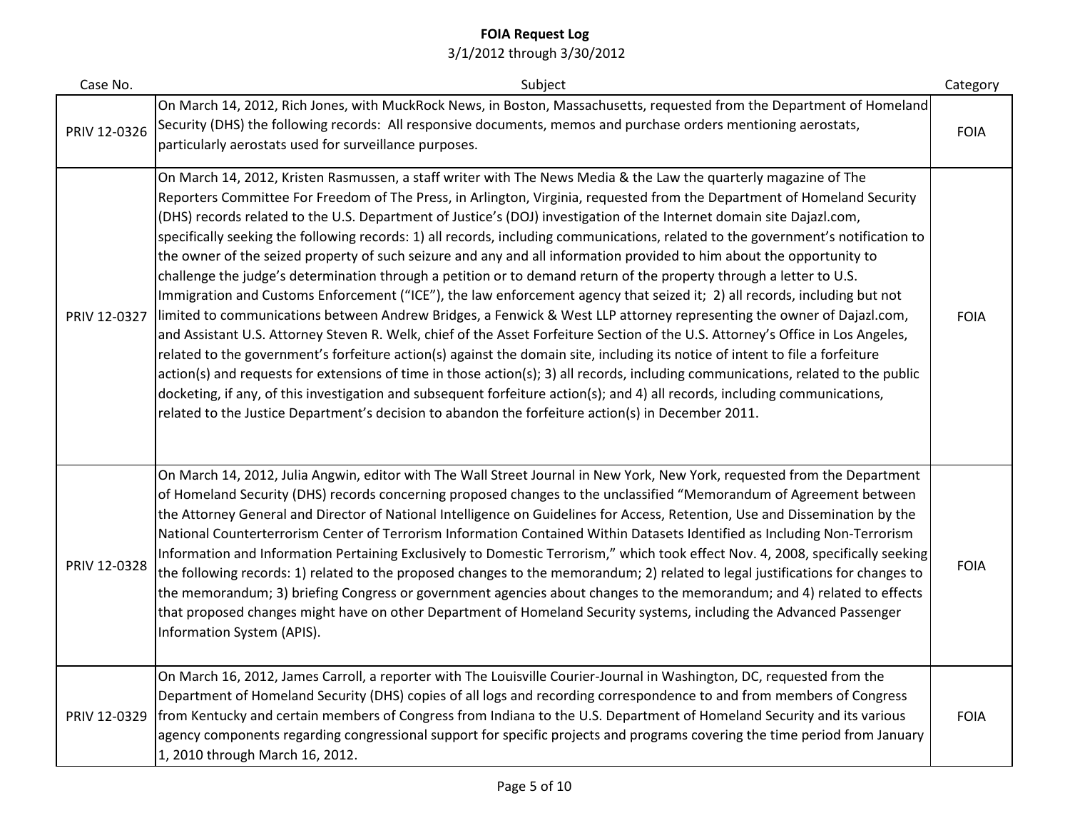# FOIA Request Log

3/1/2012 through 3/30/2012

| Case No. | Subject | Category |
|---|---|---|
| PRIV 12-0326 | On March 14, 2012, Rich Jones, with MuckRock News, in Boston, Massachusetts, requested from the Department of Homeland Security (DHS) the following records: All responsive documents, memos and purchase orders mentioning aerostats, particularly aerostats used for surveillance purposes. | FOIA |
| PRIV 12-0327 | On March 14, 2012, Kristen Rasmussen, a staff writer with The News Media & the Law the quarterly magazine of The Reporters Committee For Freedom of The Press, in Arlington, Virginia, requested from the Department of Homeland Security (DHS) records related to the U.S. Department of Justice's (DOJ) investigation of the Internet domain site Dajazl.com, specifically seeking the following records: 1) all records, including communications, related to the government's notification to the owner of the seized property of such seizure and any and all information provided to him about the opportunity to challenge the judge's determination through a petition or to demand return of the property through a letter to U.S. Immigration and Customs Enforcement ("ICE"), the law enforcement agency that seized it; 2) all records, including but not limited to communications between Andrew Bridges, a Fenwick & West LLP attorney representing the owner of Dajazl.com, and Assistant U.S. Attorney Steven R. Welk, chief of the Asset Forfeiture Section of the U.S. Attorney's Office in Los Angeles, related to the government's forfeiture action(s) against the domain site, including its notice of intent to file a forfeiture action(s) and requests for extensions of time in those action(s); 3) all records, including communications, related to the public docketing, if any, of this investigation and subsequent forfeiture action(s); and 4) all records, including communications, related to the Justice Department's decision to abandon the forfeiture action(s) in December 2011. | FOIA |
| PRIV 12-0328 | On March 14, 2012, Julia Angwin, editor with The Wall Street Journal in New York, New York, requested from the Department of Homeland Security (DHS) records concerning proposed changes to the unclassified "Memorandum of Agreement between the Attorney General and Director of National Intelligence on Guidelines for Access, Retention, Use and Dissemination by the National Counterterrorism Center of Terrorism Information Contained Within Datasets Identified as Including Non-Terrorism Information and Information Pertaining Exclusively to Domestic Terrorism," which took effect Nov. 4, 2008, specifically seeking the following records: 1) related to the proposed changes to the memorandum; 2) related to legal justifications for changes to the memorandum; 3) briefing Congress or government agencies about changes to the memorandum; and 4) related to effects that proposed changes might have on other Department of Homeland Security systems, including the Advanced Passenger Information System (APIS). | FOIA |
| PRIV 12-0329 | On March 16, 2012, James Carroll, a reporter with The Louisville Courier-Journal in Washington, DC, requested from the Department of Homeland Security (DHS) copies of all logs and recording correspondence to and from members of Congress from Kentucky and certain members of Congress from Indiana to the U.S. Department of Homeland Security and its various agency components regarding congressional support for specific projects and programs covering the time period from January 1, 2010 through March 16, 2012. | FOIA |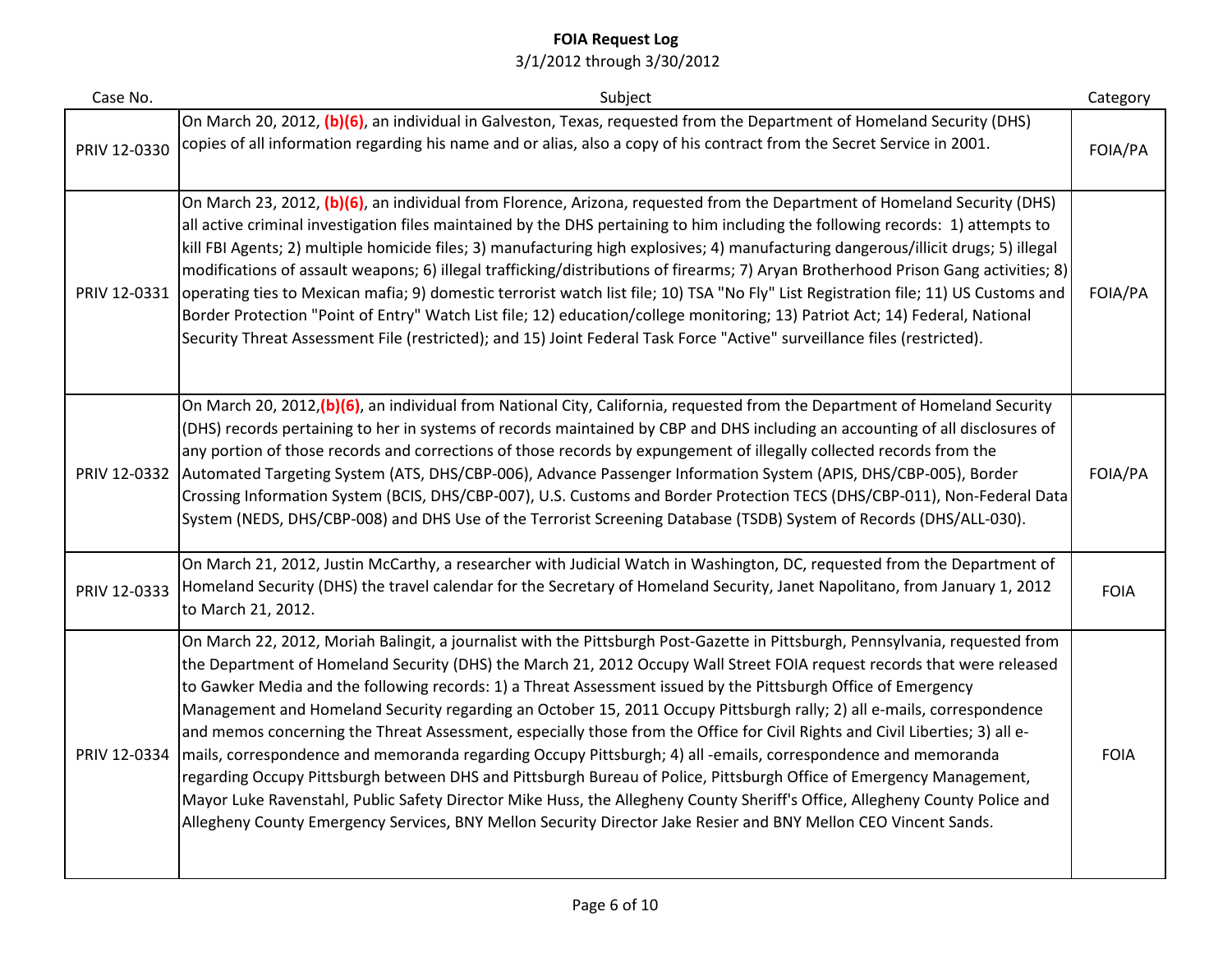# FOIA Request Log

3/1/2012 through 3/30/2012

| Case No. | Subject | Category |
|---|---|---|
| PRIV 12-0330 | On March 20, 2012, **(b)(6)**, an individual in Galveston, Texas, requested from the Department of Homeland Security (DHS) copies of all information regarding his name and or alias, also a copy of his contract from the Secret Service in 2001. | FOIA/PA |
| PRIV 12-0331 | On March 23, 2012, **(b)(6)**, an individual from Florence, Arizona, requested from the Department of Homeland Security (DHS) all active criminal investigation files maintained by the DHS pertaining to him including the following records: 1) attempts to kill FBI Agents; 2) multiple homicide files; 3) manufacturing high explosives; 4) manufacturing dangerous/illicit drugs; 5) illegal modifications of assault weapons; 6) illegal trafficking/distributions of firearms; 7) Aryan Brotherhood Prison Gang activities; 8) operating ties to Mexican mafia; 9) domestic terrorist watch list file; 10) TSA "No Fly" List Registration file; 11) US Customs and Border Protection "Point of Entry" Watch List file; 12) education/college monitoring; 13) Patriot Act; 14) Federal, National Security Threat Assessment File (restricted); and 15) Joint Federal Task Force "Active" surveillance files (restricted). | FOIA/PA |
| PRIV 12-0332 | On March 20, 2012,**(b)(6)**, an individual from National City, California, requested from the Department of Homeland Security (DHS) records pertaining to her in systems of records maintained by CBP and DHS including an accounting of all disclosures of any portion of those records and corrections of those records by expungement of illegally collected records from the Automated Targeting System (ATS, DHS/CBP-006), Advance Passenger Information System (APIS, DHS/CBP-005), Border Crossing Information System (BCIS, DHS/CBP-007), U.S. Customs and Border Protection TECS (DHS/CBP-011), Non-Federal Data System (NEDS, DHS/CBP-008) and DHS Use of the Terrorist Screening Database (TSDB) System of Records (DHS/ALL-030). | FOIA/PA |
| PRIV 12-0333 | On March 21, 2012, Justin McCarthy, a researcher with Judicial Watch in Washington, DC, requested from the Department of Homeland Security (DHS) the travel calendar for the Secretary of Homeland Security, Janet Napolitano, from January 1, 2012 to March 21, 2012. | FOIA |
| PRIV 12-0334 | On March 22, 2012, Moriah Balingit, a journalist with the Pittsburgh Post-Gazette in Pittsburgh, Pennsylvania, requested from the Department of Homeland Security (DHS) the March 21, 2012 Occupy Wall Street FOIA request records that were released to Gawker Media and the following records: 1) a Threat Assessment issued by the Pittsburgh Office of Emergency Management and Homeland Security regarding an October 15, 2011 Occupy Pittsburgh rally; 2) all e-mails, correspondence and memos concerning the Threat Assessment, especially those from the Office for Civil Rights and Civil Liberties; 3) all e-mails, correspondence and memoranda regarding Occupy Pittsburgh; 4) all -emails, correspondence and memoranda regarding Occupy Pittsburgh between DHS and Pittsburgh Bureau of Police, Pittsburgh Office of Emergency Management, Mayor Luke Ravenstahl, Public Safety Director Mike Huss, the Allegheny County Sheriff's Office, Allegheny County Police and Allegheny County Emergency Services, BNY Mellon Security Director Jake Resier and BNY Mellon CEO Vincent Sands. | FOIA |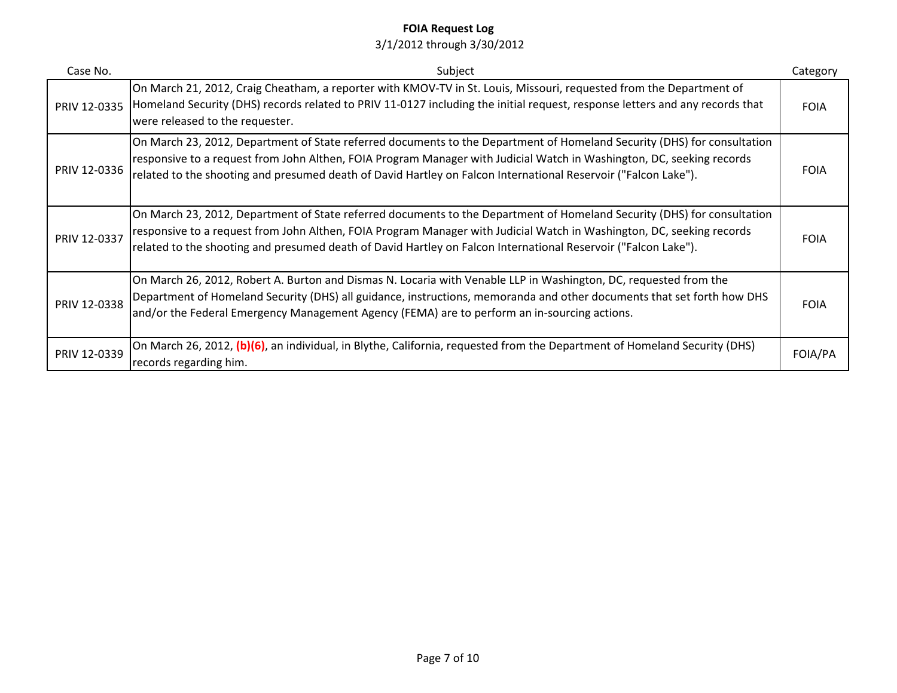**FOIA Request Log**

3/1/2012 through 3/30/2012

| Case No. | Subject | Category |
|---|---|---|
| PRIV 12-0335 | On March 21, 2012, Craig Cheatham, a reporter with KMOV-TV in St. Louis, Missouri, requested from the Department of Homeland Security (DHS) records related to PRIV 11-0127 including the initial request, response letters and any records that were released to the requester. | FOIA |
| PRIV 12-0336 | On March 23, 2012, Department of State referred documents to the Department of Homeland Security (DHS) for consultation responsive to a request from John Althen, FOIA Program Manager with Judicial Watch in Washington, DC, seeking records related to the shooting and presumed death of David Hartley on Falcon International Reservoir ("Falcon Lake"). | FOIA |
| PRIV 12-0337 | On March 23, 2012, Department of State referred documents to the Department of Homeland Security (DHS) for consultation responsive to a request from John Althen, FOIA Program Manager with Judicial Watch in Washington, DC, seeking records related to the shooting and presumed death of David Hartley on Falcon International Reservoir ("Falcon Lake"). | FOIA |
| PRIV 12-0338 | On March 26, 2012, Robert A. Burton and Dismas N. Locaria with Venable LLP in Washington, DC, requested from the Department of Homeland Security (DHS) all guidance, instructions, memoranda and other documents that set forth how DHS and/or the Federal Emergency Management Agency (FEMA) are to perform an in-sourcing actions. | FOIA |
| PRIV 12-0339 | On March 26, 2012, **(b)(6)**, an individual, in Blythe, California, requested from the Department of Homeland Security (DHS) records regarding him. | FOIA/PA |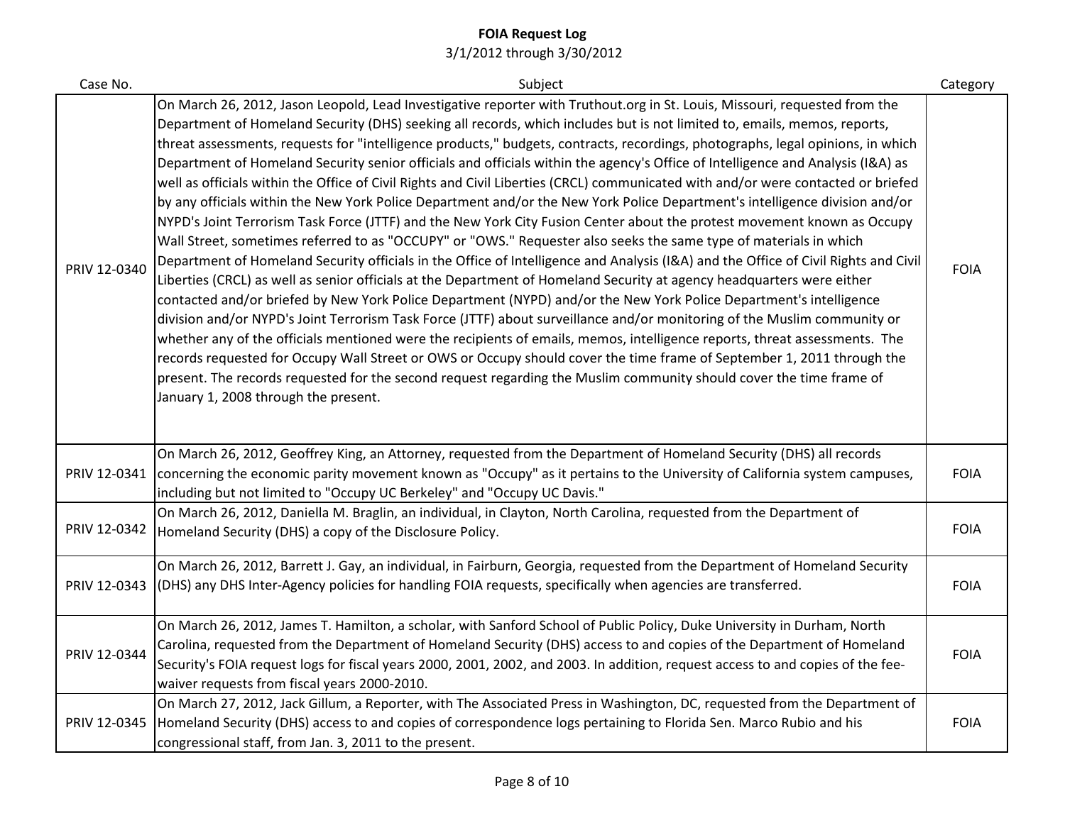**FOIA Request Log**
3/1/2012 through 3/30/2012

| Case No. | Subject | Category |
|---|---|---|
| PRIV 12-0340 | On March 26, 2012, Jason Leopold, Lead Investigative reporter with Truthout.org in St. Louis, Missouri, requested from the Department of Homeland Security (DHS) seeking all records, which includes but is not limited to, emails, memos, reports, threat assessments, requests for "intelligence products," budgets, contracts, recordings, photographs, legal opinions, in which Department of Homeland Security senior officials and officials within the agency's Office of Intelligence and Analysis (I&A) as well as officials within the Office of Civil Rights and Civil Liberties (CRCL) communicated with and/or were contacted or briefed by any officials within the New York Police Department and/or the New York Police Department's intelligence division and/or NYPD's Joint Terrorism Task Force (JTTF) and the New York City Fusion Center about the protest movement known as Occupy Wall Street, sometimes referred to as "OCCUPY" or "OWS." Requester also seeks the same type of materials in which Department of Homeland Security officials in the Office of Intelligence and Analysis (I&A) and the Office of Civil Rights and Civil Liberties (CRCL) as well as senior officials at the Department of Homeland Security at agency headquarters were either contacted and/or briefed by New York Police Department (NYPD) and/or the New York Police Department's intelligence division and/or NYPD's Joint Terrorism Task Force (JTTF) about surveillance and/or monitoring of the Muslim community or whether any of the officials mentioned were the recipients of emails, memos, intelligence reports, threat assessments. The records requested for Occupy Wall Street or OWS or Occupy should cover the time frame of September 1, 2011 through the present. The records requested for the second request regarding the Muslim community should cover the time frame of January 1, 2008 through the present. | FOIA |
| PRIV 12-0341 | On March 26, 2012, Geoffrey King, an Attorney, requested from the Department of Homeland Security (DHS) all records concerning the economic parity movement known as "Occupy" as it pertains to the University of California system campuses, including but not limited to "Occupy UC Berkeley" and "Occupy UC Davis." | FOIA |
| PRIV 12-0342 | On March 26, 2012, Daniella M. Braglin, an individual, in Clayton, North Carolina, requested from the Department of Homeland Security (DHS) a copy of the Disclosure Policy. | FOIA |
| PRIV 12-0343 | On March 26, 2012, Barrett J. Gay, an individual, in Fairburn, Georgia, requested from the Department of Homeland Security (DHS) any DHS Inter-Agency policies for handling FOIA requests, specifically when agencies are transferred. | FOIA |
| PRIV 12-0344 | On March 26, 2012, James T. Hamilton, a scholar, with Sanford School of Public Policy, Duke University in Durham, North Carolina, requested from the Department of Homeland Security (DHS) access to and copies of the Department of Homeland Security's FOIA request logs for fiscal years 2000, 2001, 2002, and 2003. In addition, request access to and copies of the fee-waiver requests from fiscal years 2000-2010. | FOIA |
| PRIV 12-0345 | On March 27, 2012, Jack Gillum, a Reporter, with The Associated Press in Washington, DC, requested from the Department of Homeland Security (DHS) access to and copies of correspondence logs pertaining to Florida Sen. Marco Rubio and his congressional staff, from Jan. 3, 2011 to the present. | FOIA |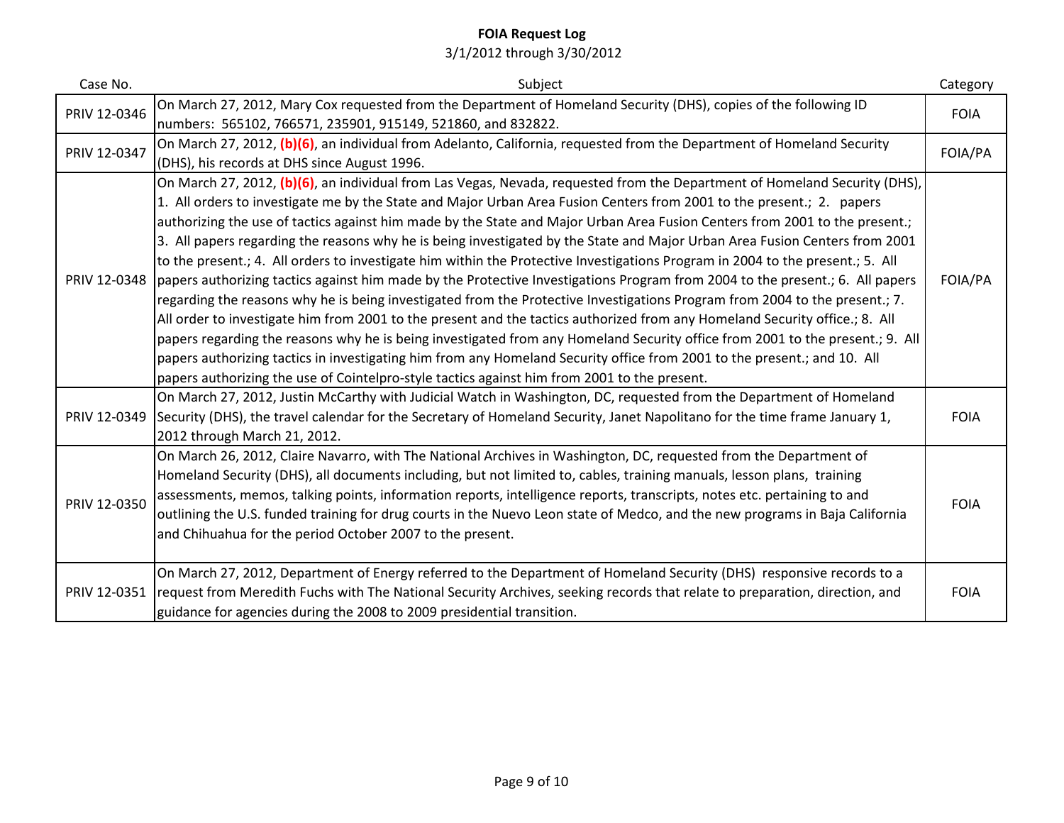# FOIA Request Log

3/1/2012 through 3/30/2012

| Case No. | Subject | Category |
| --- | --- | --- |
| PRIV 12-0346 | On March 27, 2012, Mary Cox requested from the Department of Homeland Security (DHS), copies of the following ID numbers: 565102, 766571, 235901, 915149, 521860, and 832822. | FOIA |
| PRIV 12-0347 | On March 27, 2012, **(b)(6)**, an individual from Adelanto, California, requested from the Department of Homeland Security (DHS), his records at DHS since August 1996. | FOIA/PA |
| PRIV 12-0348 | On March 27, 2012, **(b)(6)**, an individual from Las Vegas, Nevada, requested from the Department of Homeland Security (DHS), 1. All orders to investigate me by the State and Major Urban Area Fusion Centers from 2001 to the present.; 2. papers authorizing the use of tactics against him made by the State and Major Urban Area Fusion Centers from 2001 to the present.; 3. All papers regarding the reasons why he is being investigated by the State and Major Urban Area Fusion Centers from 2001 to the present.; 4. All orders to investigate him within the Protective Investigations Program in 2004 to the present.; 5. All papers authorizing tactics against him made by the Protective Investigations Program from 2004 to the present.; 6. All papers regarding the reasons why he is being investigated from the Protective Investigations Program from 2004 to the present.; 7. All order to investigate him from 2001 to the present and the tactics authorized from any Homeland Security office.; 8. All papers regarding the reasons why he is being investigated from any Homeland Security office from 2001 to the present.; 9. All papers authorizing tactics in investigating him from any Homeland Security office from 2001 to the present.; and 10. All papers authorizing the use of Cointelpro-style tactics against him from 2001 to the present. | FOIA/PA |
| PRIV 12-0349 | On March 27, 2012, Justin McCarthy with Judicial Watch in Washington, DC, requested from the Department of Homeland Security (DHS), the travel calendar for the Secretary of Homeland Security, Janet Napolitano for the time frame January 1, 2012 through March 21, 2012. | FOIA |
| PRIV 12-0350 | On March 26, 2012, Claire Navarro, with The National Archives in Washington, DC, requested from the Department of Homeland Security (DHS), all documents including, but not limited to, cables, training manuals, lesson plans, training assessments, memos, talking points, information reports, intelligence reports, transcripts, notes etc. pertaining to and outlining the U.S. funded training for drug courts in the Nuevo Leon state of Medco, and the new programs in Baja California and Chihuahua for the period October 2007 to the present. | FOIA |
| PRIV 12-0351 | On March 27, 2012, Department of Energy referred to the Department of Homeland Security (DHS) responsive records to a request from Meredith Fuchs with The National Security Archives, seeking records that relate to preparation, direction, and guidance for agencies during the 2008 to 2009 presidential transition. | FOIA |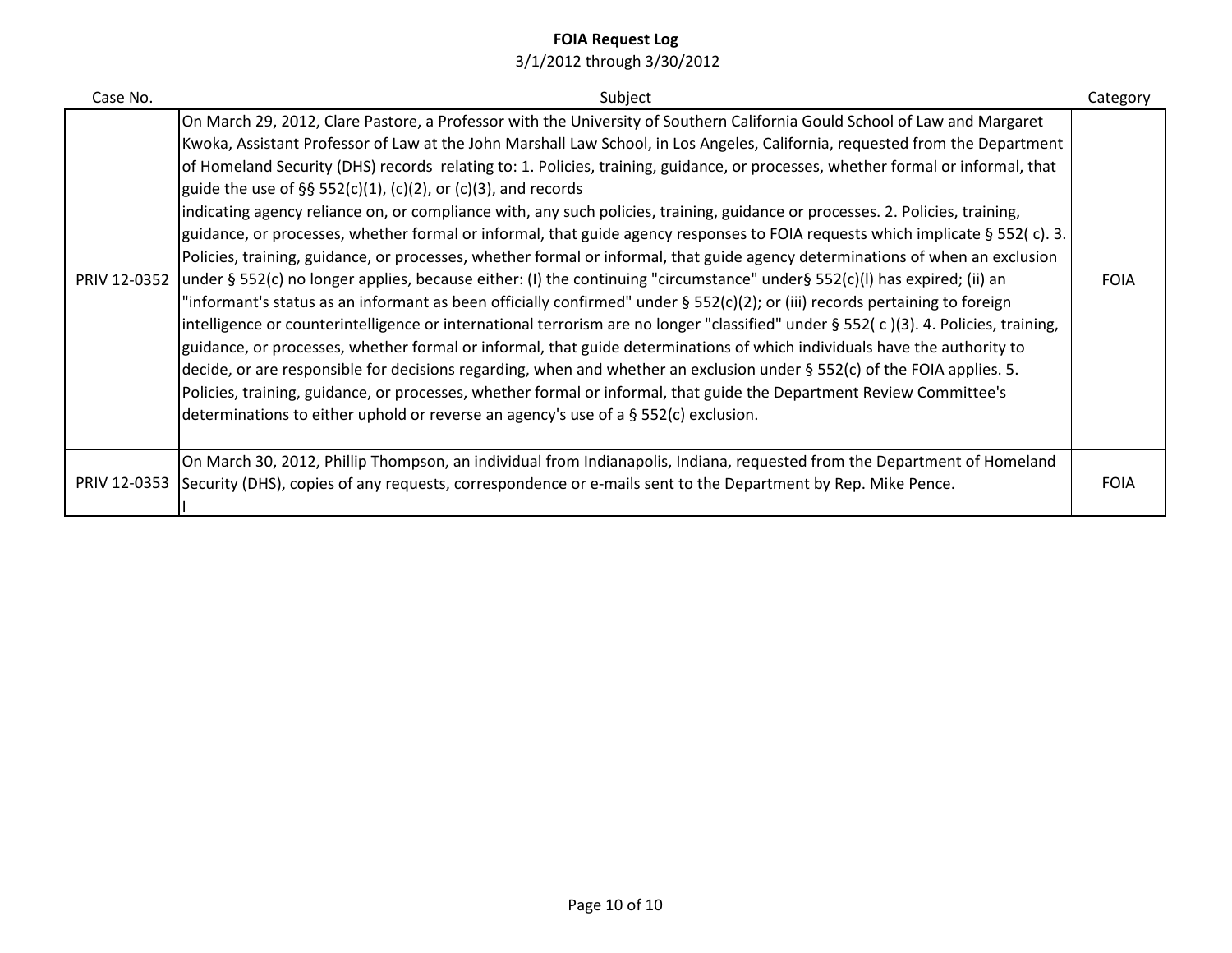**FOIA Request Log**

3/1/2012 through 3/30/2012

| Case No. | Subject | Category |
|---|---|---|
| PRIV 12-0352 | On March 29, 2012, Clare Pastore, a Professor with the University of Southern California Gould School of Law and Margaret Kwoka, Assistant Professor of Law at the John Marshall Law School, in Los Angeles, California, requested from the Department of Homeland Security (DHS) records relating to: 1. Policies, training, guidance, or processes, whether formal or informal, that guide the use of §§ 552(c)(1), (c)(2), or (c)(3), and records indicating agency reliance on, or compliance with, any such policies, training, guidance or processes. 2. Policies, training, guidance, or processes, whether formal or informal, that guide agency responses to FOIA requests which implicate § 552( c). 3. Policies, training, guidance, or processes, whether formal or informal, that guide agency determinations of when an exclusion under § 552(c) no longer applies, because either: (I) the continuing "circumstance" under§ 552(c)(l) has expired; (ii) an "informant's status as an informant as been officially confirmed" under § 552(c)(2); or (iii) records pertaining to foreign intelligence or counterintelligence or international terrorism are no longer "classified" under § 552( c )(3). 4. Policies, training, guidance, or processes, whether formal or informal, that guide determinations of which individuals have the authority to decide, or are responsible for decisions regarding, when and whether an exclusion under § 552(c) of the FOIA applies. 5. Policies, training, guidance, or processes, whether formal or informal, that guide the Department Review Committee's determinations to either uphold or reverse an agency's use of a § 552(c) exclusion. | FOIA |
| PRIV 12-0353 | On March 30, 2012, Phillip Thompson, an individual from Indianapolis, Indiana, requested from the Department of Homeland Security (DHS), copies of any requests, correspondence or e-mails sent to the Department by Rep. Mike Pence. I | FOIA |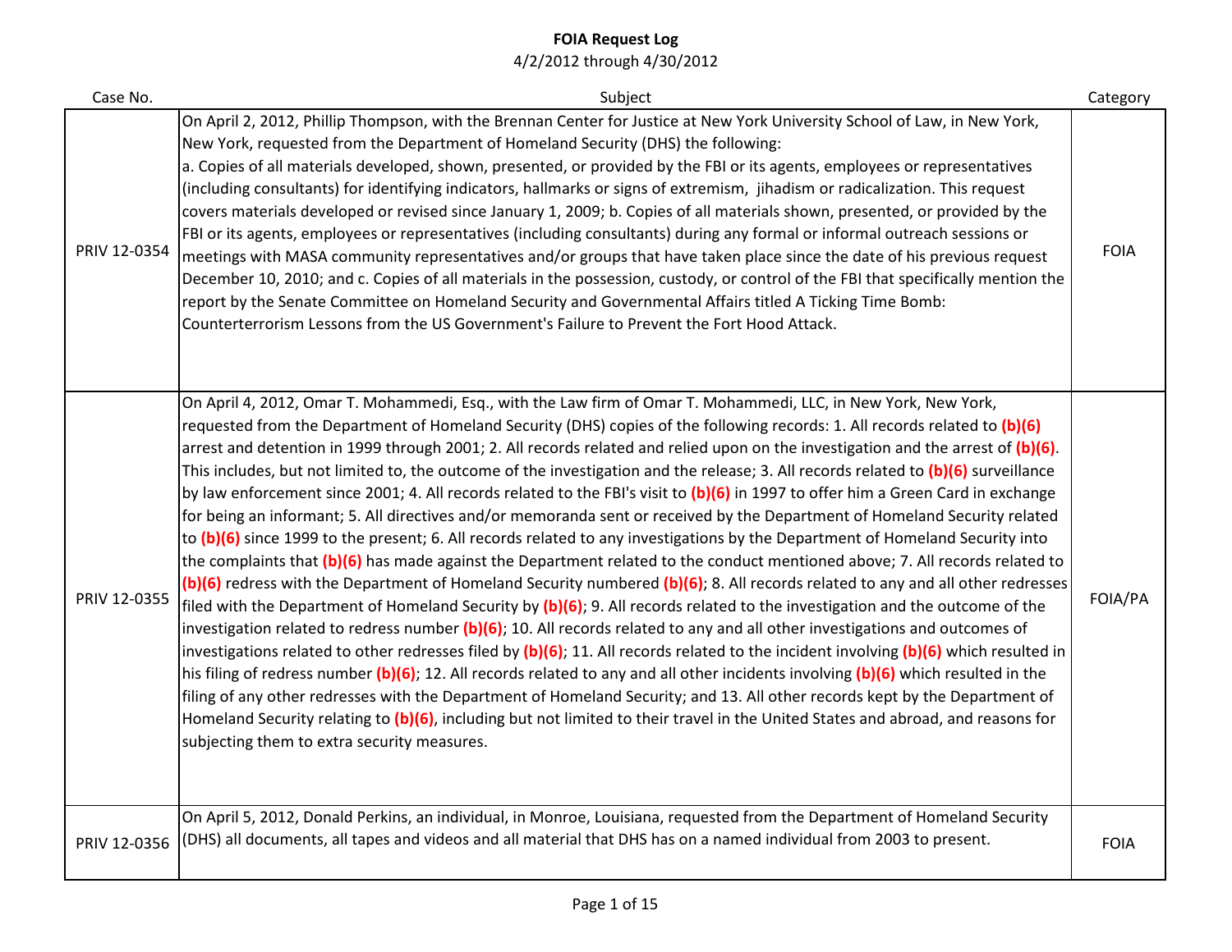**FOIA Request Log**

4/2/2012 through 4/30/2012

| Case No. | Subject | Category |
|---|---|---|
| PRIV 12-0354 | On April 2, 2012, Phillip Thompson, with the Brennan Center for Justice at New York University School of Law, in New York, New York, requested from the Department of Homeland Security (DHS) the following: a. Copies of all materials developed, shown, presented, or provided by the FBI or its agents, employees or representatives (including consultants) for identifying indicators, hallmarks or signs of extremism, jihadism or radicalization. This request covers materials developed or revised since January 1, 2009; b. Copies of all materials shown, presented, or provided by the FBI or its agents, employees or representatives (including consultants) during any formal or informal outreach sessions or meetings with MASA community representatives and/or groups that have taken place since the date of his previous request December 10, 2010; and c. Copies of all materials in the possession, custody, or control of the FBI that specifically mention the report by the Senate Committee on Homeland Security and Governmental Affairs titled A Ticking Time Bomb: Counterterrorism Lessons from the US Government's Failure to Prevent the Fort Hood Attack. | FOIA |
| PRIV 12-0355 | On April 4, 2012, Omar T. Mohammedi, Esq., with the Law firm of Omar T. Mohammedi, LLC, in New York, New York, requested from the Department of Homeland Security (DHS) copies of the following records: 1. All records related to **(b)(6)** arrest and detention in 1999 through 2001; 2. All records related and relied upon on the investigation and the arrest of **(b)(6)**. This includes, but not limited to, the outcome of the investigation and the release; 3. All records related to **(b)(6)** surveillance by law enforcement since 2001; 4. All records related to the FBI's visit to **(b)(6)** in 1997 to offer him a Green Card in exchange for being an informant; 5. All directives and/or memoranda sent or received by the Department of Homeland Security related to **(b)(6)** since 1999 to the present; 6. All records related to any investigations by the Department of Homeland Security into the complaints that **(b)(6)** has made against the Department related to the conduct mentioned above; 7. All records related to **(b)(6)** redress with the Department of Homeland Security numbered **(b)(6)**; 8. All records related to any and all other redresses filed with the Department of Homeland Security by **(b)(6)**; 9. All records related to the investigation and the outcome of the investigation related to redress number **(b)(6)**; 10. All records related to any and all other investigations and outcomes of investigations related to other redresses filed by **(b)(6)**; 11. All records related to the incident involving **(b)(6)** which resulted in his filing of redress number **(b)(6)**; 12. All records related to any and all other incidents involving **(b)(6)** which resulted in the filing of any other redresses with the Department of Homeland Security; and 13. All other records kept by the Department of Homeland Security relating to **(b)(6)**, including but not limited to their travel in the United States and abroad, and reasons for subjecting them to extra security measures. | FOIA/PA |
| PRIV 12-0356 | On April 5, 2012, Donald Perkins, an individual, in Monroe, Louisiana, requested from the Department of Homeland Security (DHS) all documents, all tapes and videos and all material that DHS has on a named individual from 2003 to present. | FOIA |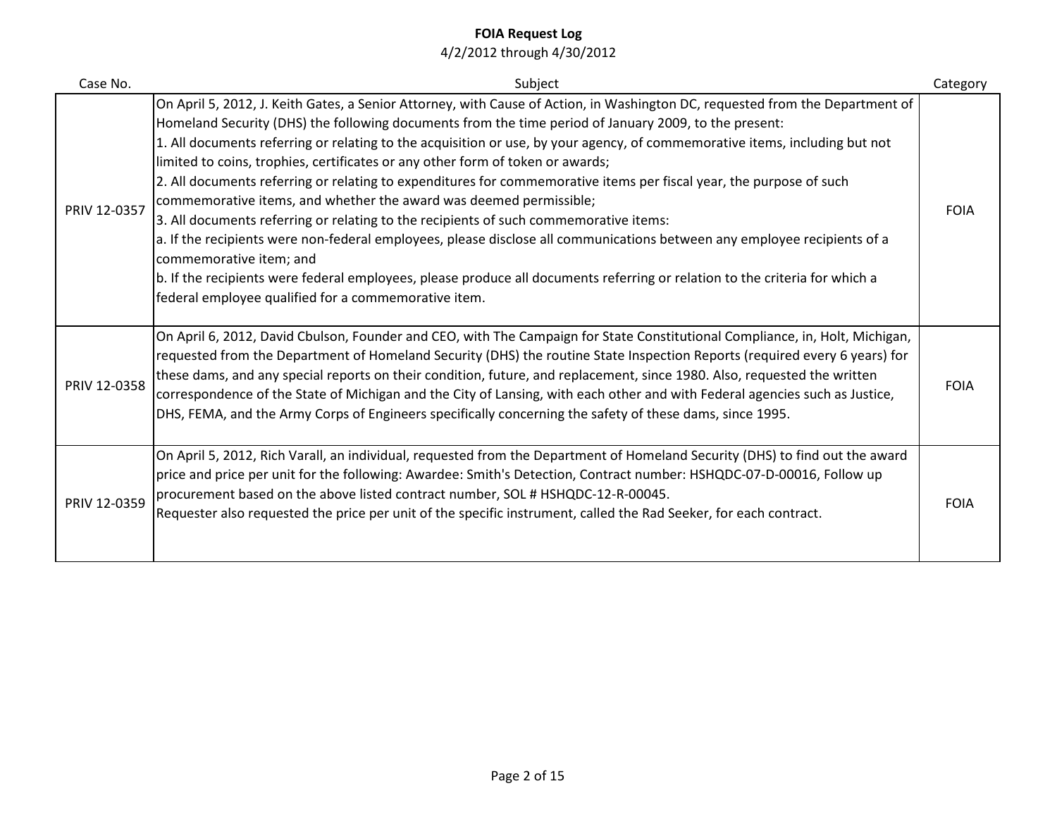**FOIA Request Log**
4/2/2012 through 4/30/2012

| Case No. | Subject | Category |
|---|---|---|
| PRIV 12-0357 | On April 5, 2012, J. Keith Gates, a Senior Attorney, with Cause of Action, in Washington DC, requested from the Department of Homeland Security (DHS) the following documents from the time period of January 2009, to the present:<br>1. All documents referring or relating to the acquisition or use, by your agency, of commemorative items, including but not limited to coins, trophies, certificates or any other form of token or awards;<br>2. All documents referring or relating to expenditures for commemorative items per fiscal year, the purpose of such commemorative items, and whether the award was deemed permissible;<br>3. All documents referring or relating to the recipients of such commemorative items:<br>a. If the recipients were non-federal employees, please disclose all communications between any employee recipients of a commemorative item; and<br>b. If the recipients were federal employees, please produce all documents referring or relation to the criteria for which a federal employee qualified for a commemorative item. | FOIA |
| PRIV 12-0358 | On April 6, 2012, David Cbulson, Founder and CEO, with The Campaign for State Constitutional Compliance, in, Holt, Michigan, requested from the Department of Homeland Security (DHS) the routine State Inspection Reports (required every 6 years) for these dams, and any special reports on their condition, future, and replacement, since 1980. Also, requested the written correspondence of the State of Michigan and the City of Lansing, with each other and with Federal agencies such as Justice, DHS, FEMA, and the Army Corps of Engineers specifically concerning the safety of these dams, since 1995. | FOIA |
| PRIV 12-0359 | On April 5, 2012, Rich Varall, an individual, requested from the Department of Homeland Security (DHS) to find out the award price and price per unit for the following: Awardee: Smith's Detection, Contract number: HSHQDC-07-D-00016, Follow up procurement based on the above listed contract number, SOL # HSHQDC-12-R-00045.<br>Requester also requested the price per unit of the specific instrument, called the Rad Seeker, for each contract. | FOIA |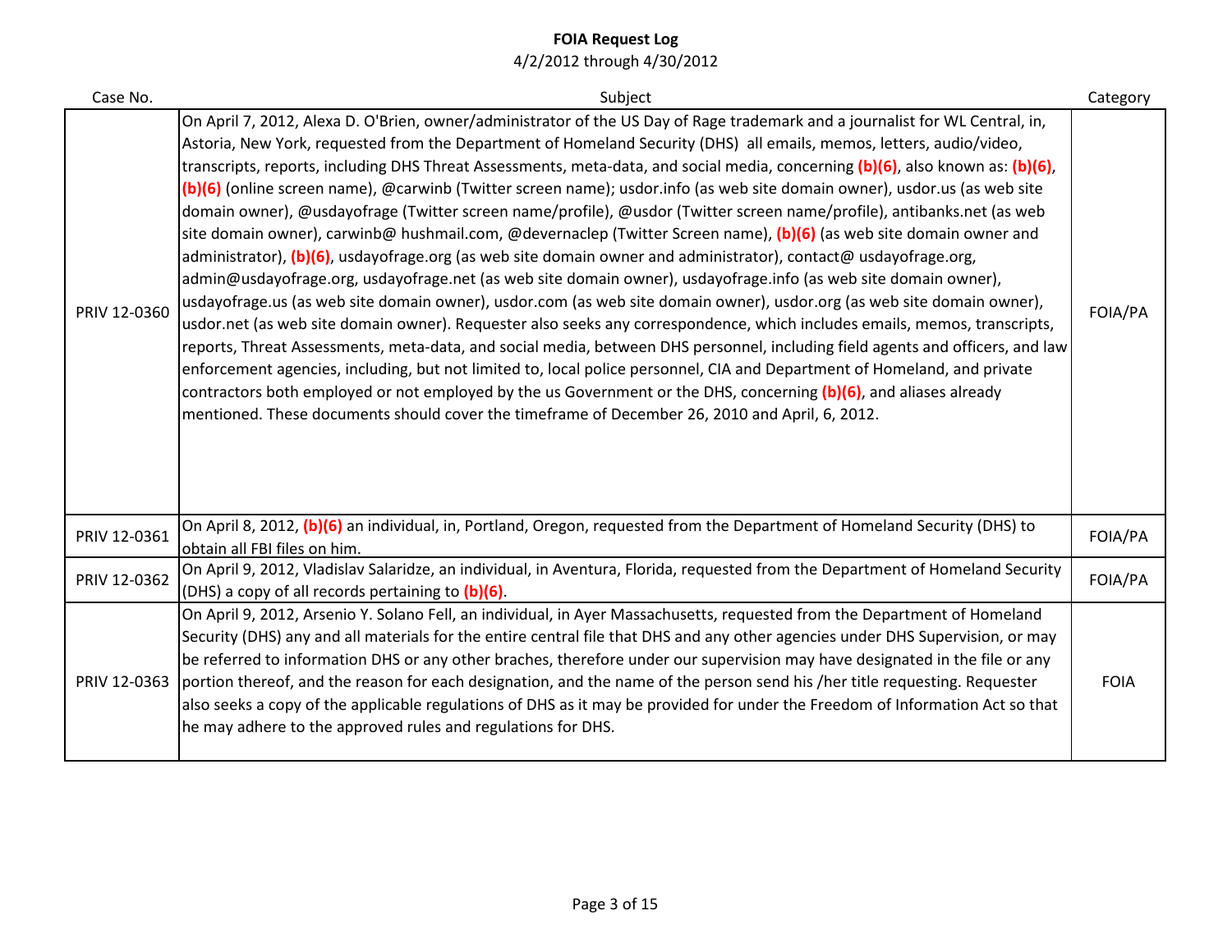# FOIA Request Log

4/2/2012 through 4/30/2012

| Case No. | Subject | Category |
|---|---|---|
| PRIV 12-0360 | On April 7, 2012, Alexa D. O'Brien, owner/administrator of the US Day of Rage trademark and a journalist for WL Central, in, Astoria, New York, requested from the Department of Homeland Security (DHS) all emails, memos, letters, audio/video, transcripts, reports, including DHS Threat Assessments, meta-data, and social media, concerning **(b)(6)**, also known as: **(b)(6)**, **(b)(6)** (online screen name), @carwinb (Twitter screen name); usdor.info (as web site domain owner), usdor.us (as web site domain owner), @usdayofrage (Twitter screen name/profile), @usdor (Twitter screen name/profile), antibanks.net (as web site domain owner), carwinb@ hushmail.com, @devernaclep (Twitter Screen name), **(b)(6)** (as web site domain owner and administrator), **(b)(6)**, usdayofrage.org (as web site domain owner and administrator), contact@ usdayofrage.org, admin@usdayofrage.org, usdayofrage.net (as web site domain owner), usdayofrage.info (as web site domain owner), usdayofrage.us (as web site domain owner), usdor.com (as web site domain owner), usdor.org (as web site domain owner), usdor.net (as web site domain owner). Requester also seeks any correspondence, which includes emails, memos, transcripts, reports, Threat Assessments, meta-data, and social media, between DHS personnel, including field agents and officers, and law enforcement agencies, including, but not limited to, local police personnel, CIA and Department of Homeland, and private contractors both employed or not employed by the us Government or the DHS, concerning **(b)(6)**, and aliases already mentioned. These documents should cover the timeframe of December 26, 2010 and April, 6, 2012. | FOIA/PA |
| PRIV 12-0361 | On April 8, 2012, **(b)(6)** an individual, in, Portland, Oregon, requested from the Department of Homeland Security (DHS) to obtain all FBI files on him. | FOIA/PA |
| PRIV 12-0362 | On April 9, 2012, Vladislav Salaridze, an individual, in Aventura, Florida, requested from the Department of Homeland Security (DHS) a copy of all records pertaining to **(b)(6)**. | FOIA/PA |
| PRIV 12-0363 | On April 9, 2012, Arsenio Y. Solano Fell, an individual, in Ayer Massachusetts, requested from the Department of Homeland Security (DHS) any and all materials for the entire central file that DHS and any other agencies under DHS Supervision, or may be referred to information DHS or any other braches, therefore under our supervision may have designated in the file or any portion thereof, and the reason for each designation, and the name of the person send his /her title requesting. Requester also seeks a copy of the applicable regulations of DHS as it may be provided for under the Freedom of Information Act so that he may adhere to the approved rules and regulations for DHS. | FOIA |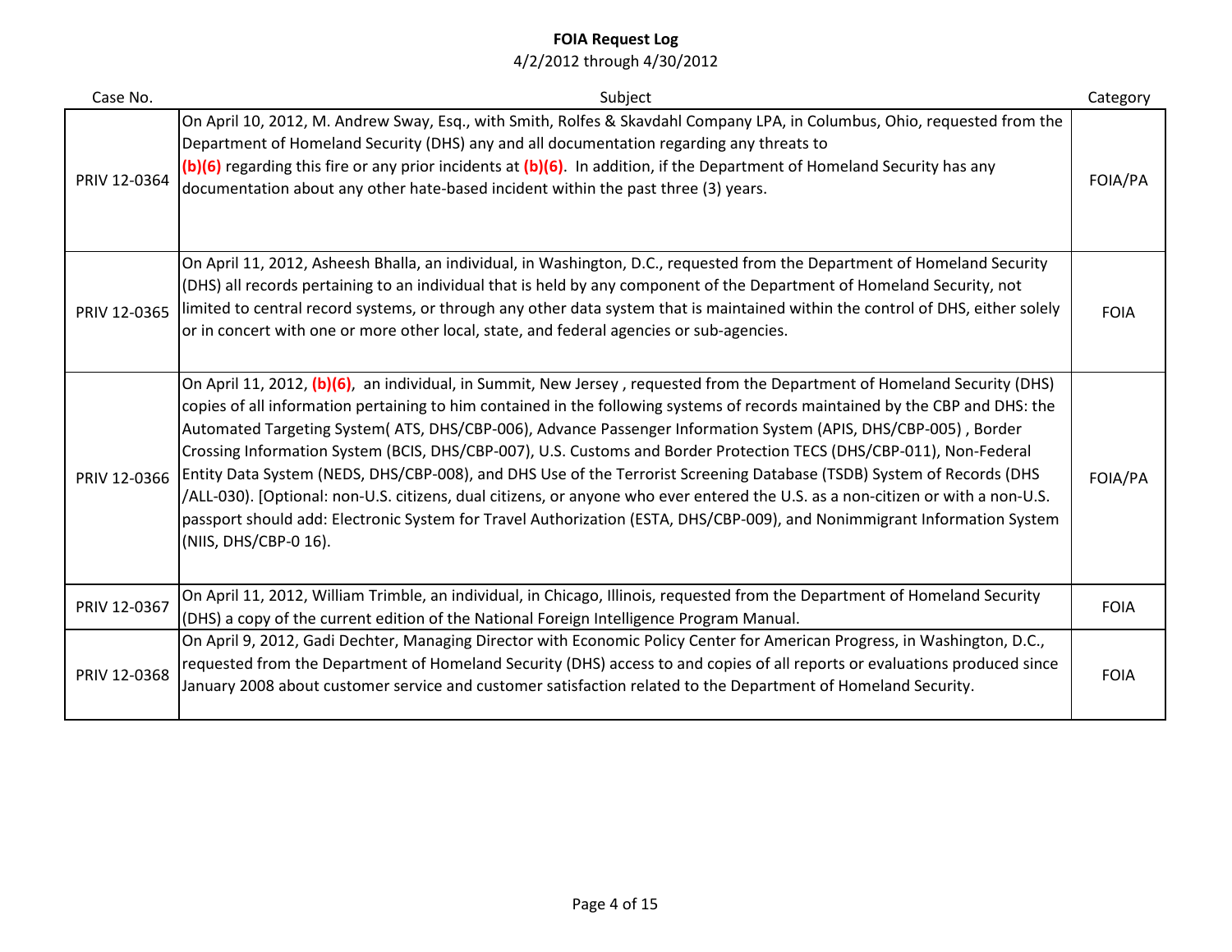**FOIA Request Log**
4/2/2012 through 4/30/2012

| Case No. | Subject | Category |
|---|---|---|
| PRIV 12-0364 | On April 10, 2012, M. Andrew Sway, Esq., with Smith, Rolfes & Skavdahl Company LPA, in Columbus, Ohio, requested from the Department of Homeland Security (DHS) any and all documentation regarding any threats to **(b)(6)** regarding this fire or any prior incidents at **(b)(6)**. In addition, if the Department of Homeland Security has any documentation about any other hate-based incident within the past three (3) years. | FOIA/PA |
| PRIV 12-0365 | On April 11, 2012, Asheesh Bhalla, an individual, in Washington, D.C., requested from the Department of Homeland Security (DHS) all records pertaining to an individual that is held by any component of the Department of Homeland Security, not limited to central record systems, or through any other data system that is maintained within the control of DHS, either solely or in concert with one or more other local, state, and federal agencies or sub-agencies. | FOIA |
| PRIV 12-0366 | On April 11, 2012, **(b)(6)**, an individual, in Summit, New Jersey , requested from the Department of Homeland Security (DHS) copies of all information pertaining to him contained in the following systems of records maintained by the CBP and DHS: the Automated Targeting System( ATS, DHS/CBP-006), Advance Passenger Information System (APIS, DHS/CBP-005) , Border Crossing Information System (BCIS, DHS/CBP-007), U.S. Customs and Border Protection TECS (DHS/CBP-011), Non-Federal Entity Data System (NEDS, DHS/CBP-008), and DHS Use of the Terrorist Screening Database (TSDB) System of Records (DHS /ALL-030). [Optional: non-U.S. citizens, dual citizens, or anyone who ever entered the U.S. as a non-citizen or with a non-U.S. passport should add: Electronic System for Travel Authorization (ESTA, DHS/CBP-009), and Nonimmigrant Information System (NIIS, DHS/CBP-0 16). | FOIA/PA |
| PRIV 12-0367 | On April 11, 2012, William Trimble, an individual, in Chicago, Illinois, requested from the Department of Homeland Security (DHS) a copy of the current edition of the National Foreign Intelligence Program Manual. | FOIA |
| PRIV 12-0368 | On April 9, 2012, Gadi Dechter, Managing Director with Economic Policy Center for American Progress, in Washington, D.C., requested from the Department of Homeland Security (DHS) access to and copies of all reports or evaluations produced since January 2008 about customer service and customer satisfaction related to the Department of Homeland Security. | FOIA |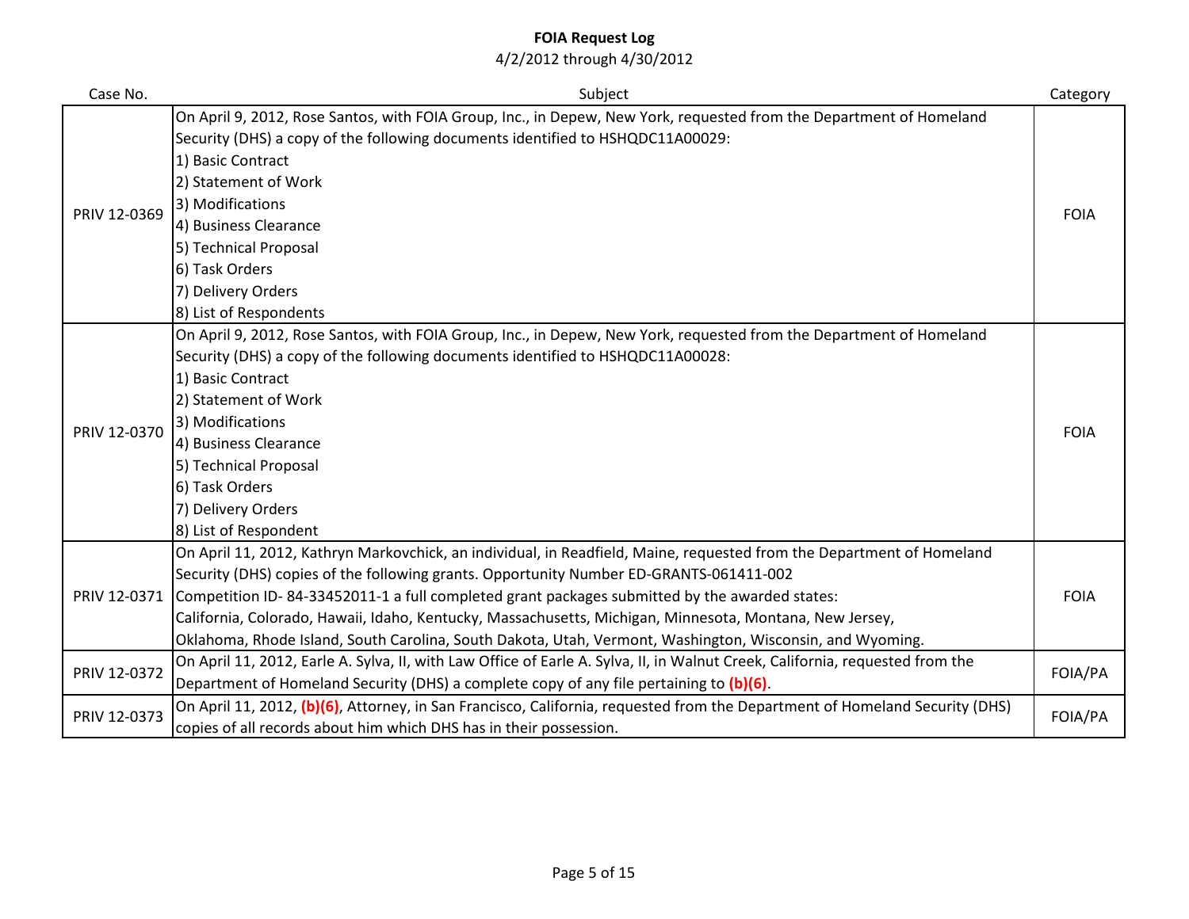**FOIA Request Log**

4/2/2012 through 4/30/2012

| Case No. | Subject | Category |
| --- | --- | --- |
| PRIV 12-0369 | On April 9, 2012, Rose Santos, with FOIA Group, Inc., in Depew, New York, requested from the Department of Homeland Security (DHS) a copy of the following documents identified to HSHQDC11A00029:<br>1) Basic Contract<br>2) Statement of Work<br>3) Modifications<br>4) Business Clearance<br>5) Technical Proposal<br>6) Task Orders<br>7) Delivery Orders<br>8) List of Respondents | FOIA |
| PRIV 12-0370 | On April 9, 2012, Rose Santos, with FOIA Group, Inc., in Depew, New York, requested from the Department of Homeland Security (DHS) a copy of the following documents identified to HSHQDC11A00028:<br>1) Basic Contract<br>2) Statement of Work<br>3) Modifications<br>4) Business Clearance<br>5) Technical Proposal<br>6) Task Orders<br>7) Delivery Orders<br>8) List of Respondent | FOIA |
| PRIV 12-0371 | On April 11, 2012, Kathryn Markovchick, an individual, in Readfield, Maine, requested from the Department of Homeland Security (DHS) copies of the following grants. Opportunity Number ED-GRANTS-061411-002 Competition ID- 84-33452011-1 a full completed grant packages submitted by the awarded states: California, Colorado, Hawaii, Idaho, Kentucky, Massachusetts, Michigan, Minnesota, Montana, New Jersey, Oklahoma, Rhode Island, South Carolina, South Dakota, Utah, Vermont, Washington, Wisconsin, and Wyoming. | FOIA |
| PRIV 12-0372 | On April 11, 2012, Earle A. Sylva, II, with Law Office of Earle A. Sylva, II, in Walnut Creek, California, requested from the Department of Homeland Security (DHS) a complete copy of any file pertaining to **(b)(6)**. | FOIA/PA |
| PRIV 12-0373 | On April 11, 2012, **(b)(6)**, Attorney, in San Francisco, California, requested from the Department of Homeland Security (DHS) copies of all records about him which DHS has in their possession. | FOIA/PA |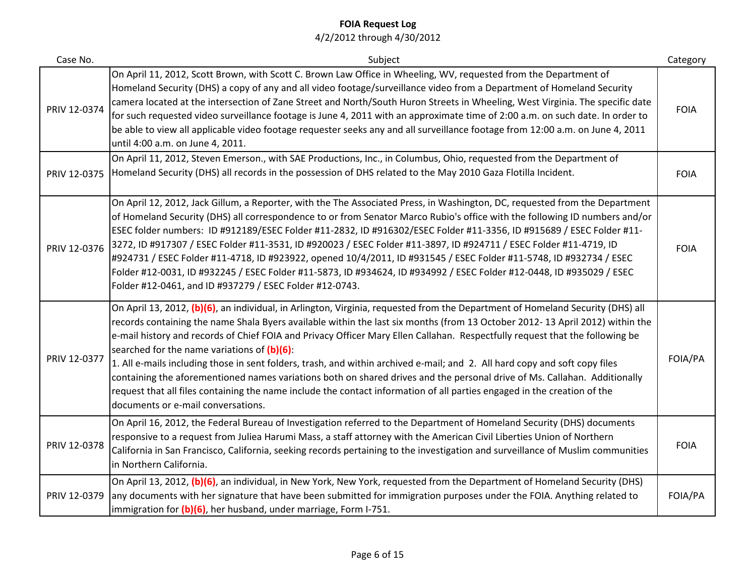# FOIA Request Log

4/2/2012 through 4/30/2012

| Case No. | Subject | Category |
| --- | --- | --- |
| PRIV 12-0374 | On April 11, 2012, Scott Brown, with Scott C. Brown Law Office in Wheeling, WV, requested from the Department of Homeland Security (DHS) a copy of any and all video footage/surveillance video from a Department of Homeland Security camera located at the intersection of Zane Street and North/South Huron Streets in Wheeling, West Virginia. The specific date for such requested video surveillance footage is June 4, 2011 with an approximate time of 2:00 a.m. on such date. In order to be able to view all applicable video footage requester seeks any and all surveillance footage from 12:00 a.m. on June 4, 2011 until 4:00 a.m. on June 4, 2011. | FOIA |
| PRIV 12-0375 | On April 11, 2012, Steven Emerson., with SAE Productions, Inc., in Columbus, Ohio, requested from the Department of Homeland Security (DHS) all records in the possession of DHS related to the May 2010 Gaza Flotilla Incident. | FOIA |
| PRIV 12-0376 | On April 12, 2012, Jack Gillum, a Reporter, with the The Associated Press, in Washington, DC, requested from the Department of Homeland Security (DHS) all correspondence to or from Senator Marco Rubio's office with the following ID numbers and/or ESEC folder numbers: ID #912189/ESEC Folder #11-2832, ID #916302/ESEC Folder #11-3356, ID #915689 / ESEC Folder #11-3272, ID #917307 / ESEC Folder #11-3531, ID #920023 / ESEC Folder #11-3897, ID #924711 / ESEC Folder #11-4719, ID #924731 / ESEC Folder #11-4718, ID #923922, opened 10/4/2011, ID #931545 / ESEC Folder #11-5748, ID #932734 / ESEC Folder #12-0031, ID #932245 / ESEC Folder #11-5873, ID #934624, ID #934992 / ESEC Folder #12-0448, ID #935029 / ESEC Folder #12-0461, and ID #937279 / ESEC Folder #12-0743. | FOIA |
| PRIV 12-0377 | On April 13, 2012, **(b)(6)**, an individual, in Arlington, Virginia, requested from the Department of Homeland Security (DHS) all records containing the name Shala Byers available within the last six months (from 13 October 2012- 13 April 2012) within the e-mail history and records of Chief FOIA and Privacy Officer Mary Ellen Callahan. Respectfully request that the following be searched for the name variations of **(b)(6)**:<br>1. All e-mails including those in sent folders, trash, and within archived e-mail; and 2. All hard copy and soft copy files containing the aforementioned names variations both on shared drives and the personal drive of Ms. Callahan. Additionally request that all files containing the name include the contact information of all parties engaged in the creation of the documents or e-mail conversations. | FOIA/PA |
| PRIV 12-0378 | On April 16, 2012, the Federal Bureau of Investigation referred to the Department of Homeland Security (DHS) documents responsive to a request from Juliea Harumi Mass, a staff attorney with the American Civil Liberties Union of Northern California in San Francisco, California, seeking records pertaining to the investigation and surveillance of Muslim communities in Northern California. | FOIA |
| PRIV 12-0379 | On April 13, 2012, **(b)(6)**, an individual, in New York, New York, requested from the Department of Homeland Security (DHS) any documents with her signature that have been submitted for immigration purposes under the FOIA. Anything related to immigration for **(b)(6)**, her husband, under marriage, Form I-751. | FOIA/PA |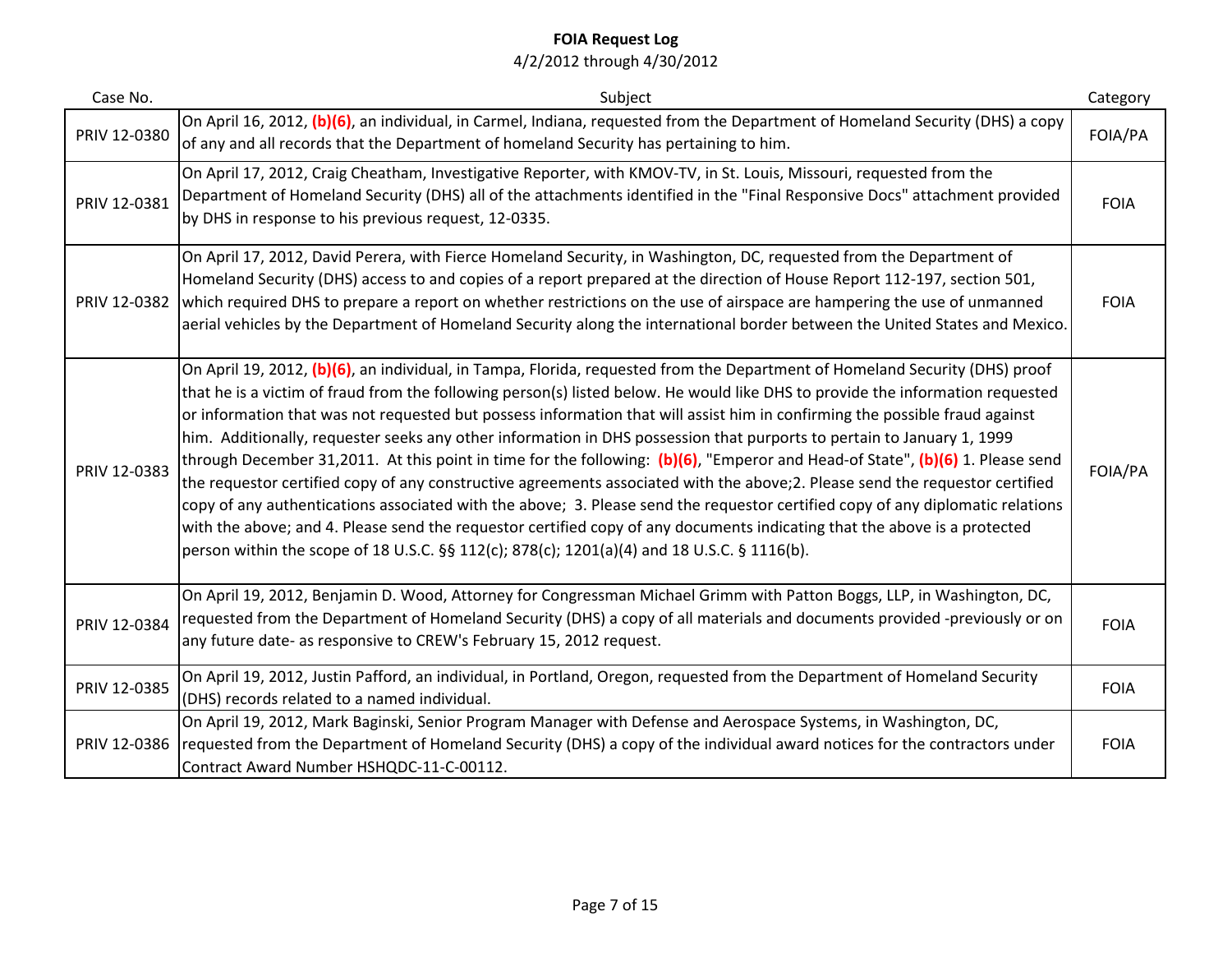# FOIA Request Log

4/2/2012 through 4/30/2012

| Case No. | Subject | Category |
|---|---|---|
| PRIV 12-0380 | On April 16, 2012, **(b)(6)**, an individual, in Carmel, Indiana, requested from the Department of Homeland Security (DHS) a copy of any and all records that the Department of homeland Security has pertaining to him. | FOIA/PA |
| PRIV 12-0381 | On April 17, 2012, Craig Cheatham, Investigative Reporter, with KMOV-TV, in St. Louis, Missouri, requested from the Department of Homeland Security (DHS) all of the attachments identified in the "Final Responsive Docs" attachment provided by DHS in response to his previous request, 12-0335. | FOIA |
| PRIV 12-0382 | On April 17, 2012, David Perera, with Fierce Homeland Security, in Washington, DC, requested from the Department of Homeland Security (DHS) access to and copies of a report prepared at the direction of House Report 112-197, section 501, which required DHS to prepare a report on whether restrictions on the use of airspace are hampering the use of unmanned aerial vehicles by the Department of Homeland Security along the international border between the United States and Mexico. | FOIA |
| PRIV 12-0383 | On April 19, 2012, **(b)(6)**, an individual, in Tampa, Florida, requested from the Department of Homeland Security (DHS) proof that he is a victim of fraud from the following person(s) listed below. He would like DHS to provide the information requested or information that was not requested but possess information that will assist him in confirming the possible fraud against him. Additionally, requester seeks any other information in DHS possession that purports to pertain to January 1, 1999 through December 31,2011. At this point in time for the following: **(b)(6)**, "Emperor and Head-of State", **(b)(6)** 1. Please send the requestor certified copy of any constructive agreements associated with the above;2. Please send the requestor certified copy of any authentications associated with the above; 3. Please send the requestor certified copy of any diplomatic relations with the above; and 4. Please send the requestor certified copy of any documents indicating that the above is a protected person within the scope of 18 U.S.C. §§ 112(c); 878(c); 1201(a)(4) and 18 U.S.C. § 1116(b). | FOIA/PA |
| PRIV 12-0384 | On April 19, 2012, Benjamin D. Wood, Attorney for Congressman Michael Grimm with Patton Boggs, LLP, in Washington, DC, requested from the Department of Homeland Security (DHS) a copy of all materials and documents provided -previously or on any future date- as responsive to CREW's February 15, 2012 request. | FOIA |
| PRIV 12-0385 | On April 19, 2012, Justin Pafford, an individual, in Portland, Oregon, requested from the Department of Homeland Security (DHS) records related to a named individual. | FOIA |
| PRIV 12-0386 | On April 19, 2012, Mark Baginski, Senior Program Manager with Defense and Aerospace Systems, in Washington, DC, requested from the Department of Homeland Security (DHS) a copy of the individual award notices for the contractors under Contract Award Number HSHQDC-11-C-00112. | FOIA |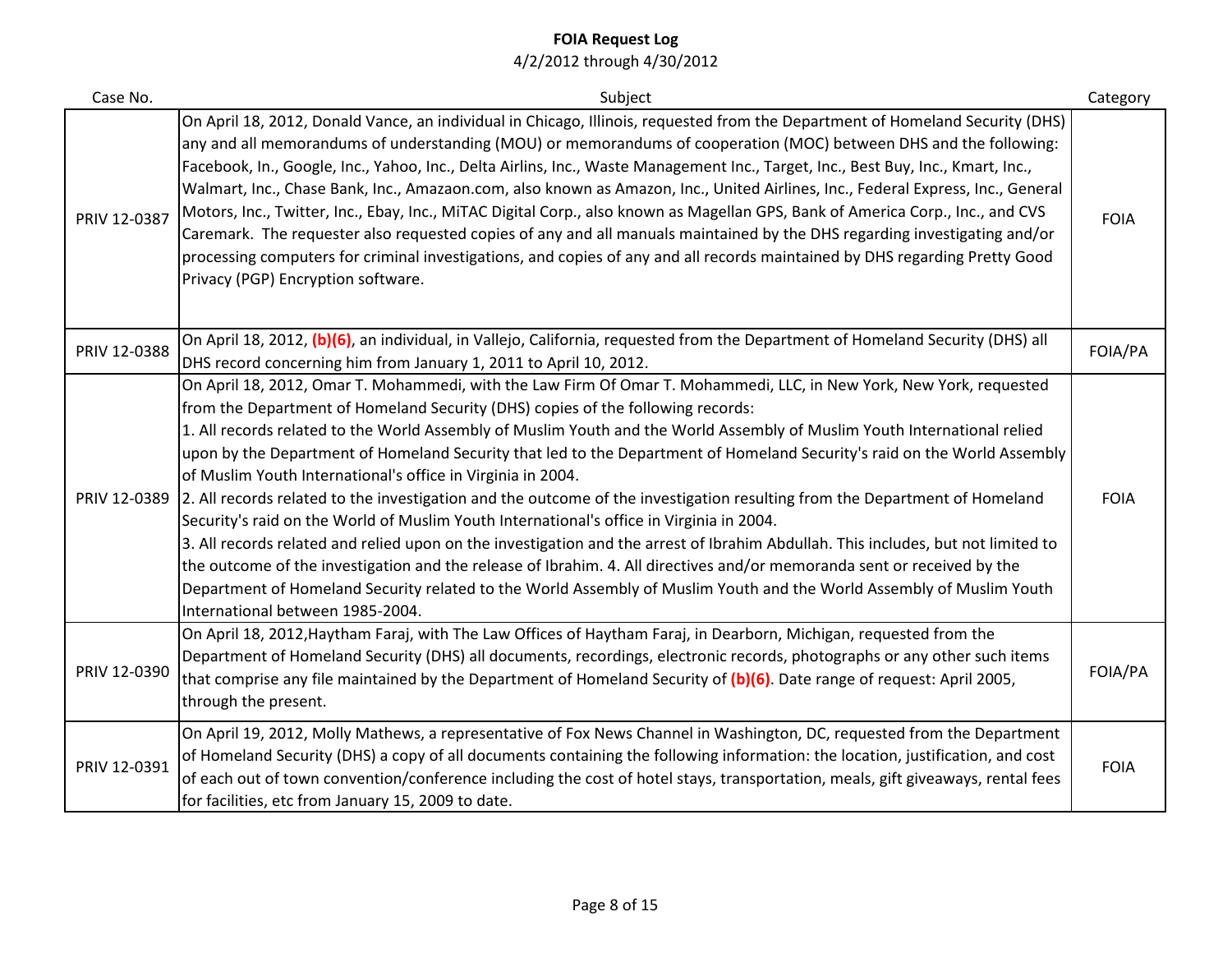**FOIA Request Log**

4/2/2012 through 4/30/2012

| Case No. | Subject | Category |
|---|---|---|
| PRIV 12-0387 | On April 18, 2012, Donald Vance, an individual in Chicago, Illinois, requested from the Department of Homeland Security (DHS) any and all memorandums of understanding (MOU) or memorandums of cooperation (MOC) between DHS and the following: Facebook, In., Google, Inc., Yahoo, Inc., Delta Airlins, Inc., Waste Management Inc., Target, Inc., Best Buy, Inc., Kmart, Inc., Walmart, Inc., Chase Bank, Inc., Amazaon.com, also known as Amazon, Inc., United Airlines, Inc., Federal Express, Inc., General Motors, Inc., Twitter, Inc., Ebay, Inc., MiTAC Digital Corp., also known as Magellan GPS, Bank of America Corp., Inc., and CVS Caremark. The requester also requested copies of any and all manuals maintained by the DHS regarding investigating and/or processing computers for criminal investigations, and copies of any and all records maintained by DHS regarding Pretty Good Privacy (PGP) Encryption software. | FOIA |
| PRIV 12-0388 | On April 18, 2012, **(b)(6)**, an individual, in Vallejo, California, requested from the Department of Homeland Security (DHS) all DHS record concerning him from January 1, 2011 to April 10, 2012. | FOIA/PA |
| PRIV 12-0389 | On April 18, 2012, Omar T. Mohammedi, with the Law Firm Of Omar T. Mohammedi, LLC, in New York, New York, requested from the Department of Homeland Security (DHS) copies of the following records:<br>1. All records related to the World Assembly of Muslim Youth and the World Assembly of Muslim Youth International relied upon by the Department of Homeland Security that led to the Department of Homeland Security's raid on the World Assembly of Muslim Youth International's office in Virginia in 2004.<br>2. All records related to the investigation and the outcome of the investigation resulting from the Department of Homeland Security's raid on the World of Muslim Youth International's office in Virginia in 2004.<br>3. All records related and relied upon on the investigation and the arrest of Ibrahim Abdullah. This includes, but not limited to the outcome of the investigation and the release of Ibrahim. 4. All directives and/or memoranda sent or received by the Department of Homeland Security related to the World Assembly of Muslim Youth and the World Assembly of Muslim Youth International between 1985-2004. | FOIA |
| PRIV 12-0390 | On April 18, 2012,Haytham Faraj, with The Law Offices of Haytham Faraj, in Dearborn, Michigan, requested from the Department of Homeland Security (DHS) all documents, recordings, electronic records, photographs or any other such items that comprise any file maintained by the Department of Homeland Security of **(b)(6)**. Date range of request: April 2005, through the present. | FOIA/PA |
| PRIV 12-0391 | On April 19, 2012, Molly Mathews, a representative of Fox News Channel in Washington, DC, requested from the Department of Homeland Security (DHS) a copy of all documents containing the following information: the location, justification, and cost of each out of town convention/conference including the cost of hotel stays, transportation, meals, gift giveaways, rental fees for facilities, etc from January 15, 2009 to date. | FOIA |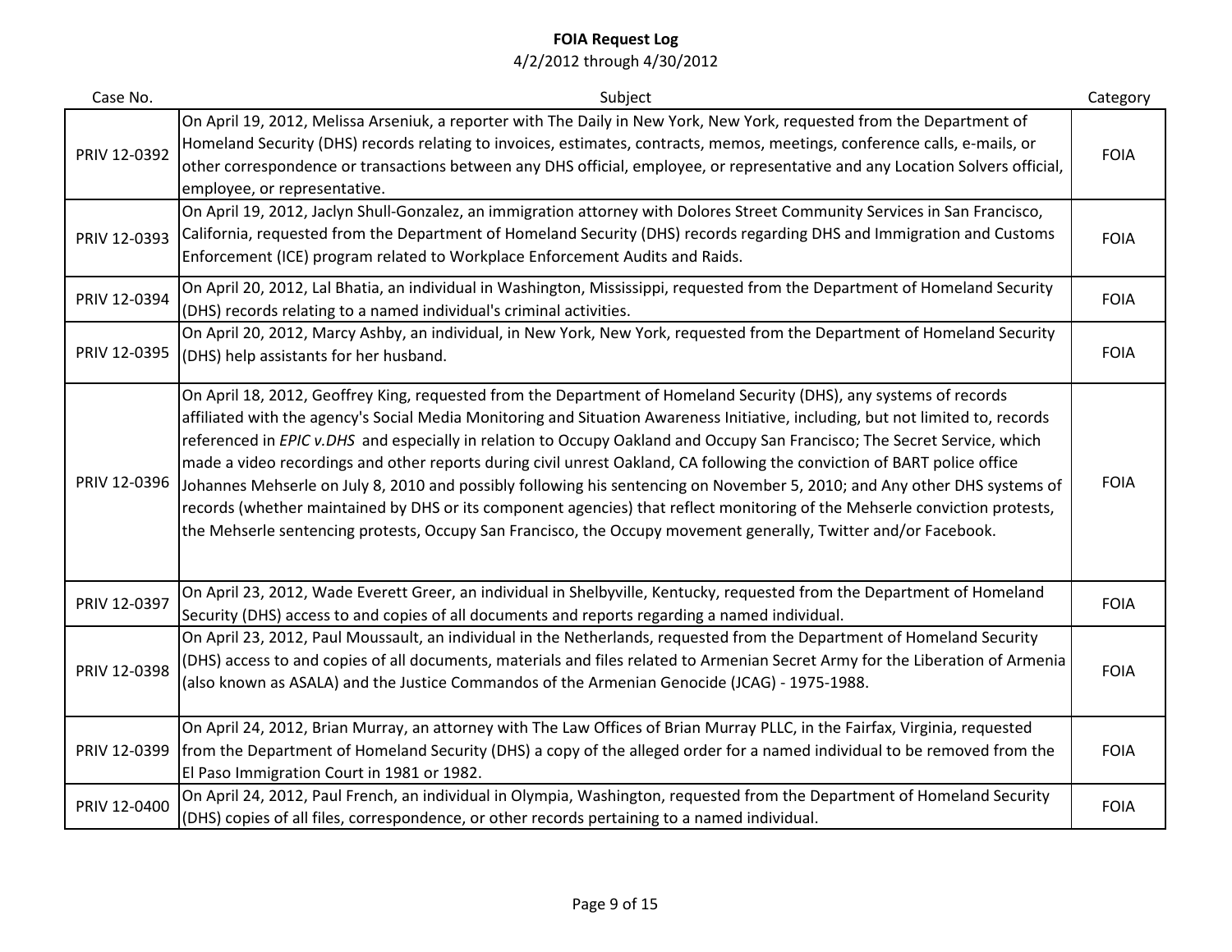# FOIA Request Log

4/2/2012 through 4/30/2012

| Case No. | Subject | Category |
| --- | --- | --- |
| PRIV 12-0392 | On April 19, 2012, Melissa Arseniuk, a reporter with The Daily in New York, New York, requested from the Department of Homeland Security (DHS) records relating to invoices, estimates, contracts, memos, meetings, conference calls, e-mails, or other correspondence or transactions between any DHS official, employee, or representative and any Location Solvers official, employee, or representative. | FOIA |
| PRIV 12-0393 | On April 19, 2012, Jaclyn Shull-Gonzalez, an immigration attorney with Dolores Street Community Services in San Francisco, California, requested from the Department of Homeland Security (DHS) records regarding DHS and Immigration and Customs Enforcement (ICE) program related to Workplace Enforcement Audits and Raids. | FOIA |
| PRIV 12-0394 | On April 20, 2012, Lal Bhatia, an individual in Washington, Mississippi, requested from the Department of Homeland Security (DHS) records relating to a named individual's criminal activities. | FOIA |
| PRIV 12-0395 | On April 20, 2012, Marcy Ashby, an individual, in New York, New York, requested from the Department of Homeland Security (DHS) help assistants for her husband. | FOIA |
| PRIV 12-0396 | On April 18, 2012, Geoffrey King, requested from the Department of Homeland Security (DHS), any systems of records affiliated with the agency's Social Media Monitoring and Situation Awareness Initiative, including, but not limited to, records referenced in *EPIC v.DHS* and especially in relation to Occupy Oakland and Occupy San Francisco; The Secret Service, which made a video recordings and other reports during civil unrest Oakland, CA following the conviction of BART police office Johannes Mehserle on July 8, 2010 and possibly following his sentencing on November 5, 2010; and Any other DHS systems of records (whether maintained by DHS or its component agencies) that reflect monitoring of the Mehserle conviction protests, the Mehserle sentencing protests, Occupy San Francisco, the Occupy movement generally, Twitter and/or Facebook. | FOIA |
| PRIV 12-0397 | On April 23, 2012, Wade Everett Greer, an individual in Shelbyville, Kentucky, requested from the Department of Homeland Security (DHS) access to and copies of all documents and reports regarding a named individual. | FOIA |
| PRIV 12-0398 | On April 23, 2012, Paul Moussault, an individual in the Netherlands, requested from the Department of Homeland Security (DHS) access to and copies of all documents, materials and files related to Armenian Secret Army for the Liberation of Armenia (also known as ASALA) and the Justice Commandos of the Armenian Genocide (JCAG) - 1975-1988. | FOIA |
| PRIV 12-0399 | On April 24, 2012, Brian Murray, an attorney with The Law Offices of Brian Murray PLLC, in the Fairfax, Virginia, requested from the Department of Homeland Security (DHS) a copy of the alleged order for a named individual to be removed from the El Paso Immigration Court in 1981 or 1982. | FOIA |
| PRIV 12-0400 | On April 24, 2012, Paul French, an individual in Olympia, Washington, requested from the Department of Homeland Security (DHS) copies of all files, correspondence, or other records pertaining to a named individual. | FOIA |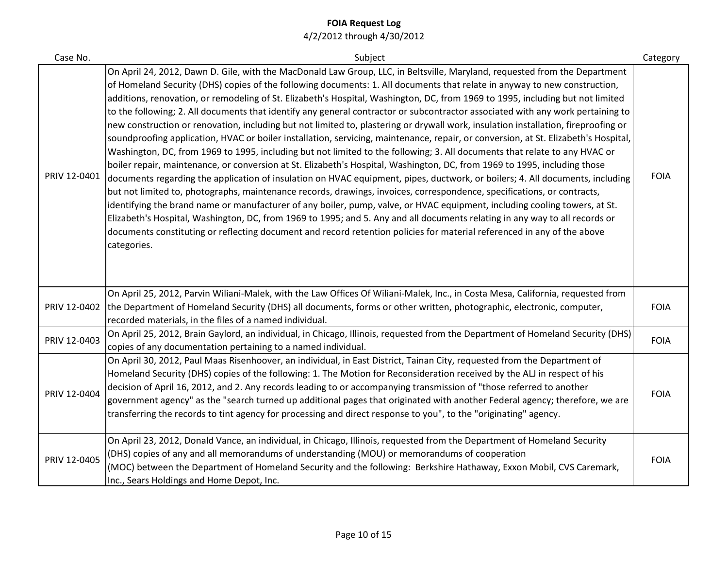**FOIA Request Log**

4/2/2012 through 4/30/2012

| Case No. | Subject | Category |
|---|---|---|
| PRIV 12-0401 | On April 24, 2012, Dawn D. Gile, with the MacDonald Law Group, LLC, in Beltsville, Maryland, requested from the Department of Homeland Security (DHS) copies of the following documents: 1. All documents that relate in anyway to new construction, additions, renovation, or remodeling of St. Elizabeth's Hospital, Washington, DC, from 1969 to 1995, including but not limited to the following; 2. All documents that identify any general contractor or subcontractor associated with any work pertaining to new construction or renovation, including but not limited to, plastering or drywall work, insulation installation, fireproofing or soundproofing application, HVAC or boiler installation, servicing, maintenance, repair, or conversion, at St. Elizabeth's Hospital, Washington, DC, from 1969 to 1995, including but not limited to the following; 3. All documents that relate to any HVAC or boiler repair, maintenance, or conversion at St. Elizabeth's Hospital, Washington, DC, from 1969 to 1995, including those documents regarding the application of insulation on HVAC equipment, pipes, ductwork, or boilers; 4. All documents, including but not limited to, photographs, maintenance records, drawings, invoices, correspondence, specifications, or contracts, identifying the brand name or manufacturer of any boiler, pump, valve, or HVAC equipment, including cooling towers, at St. Elizabeth's Hospital, Washington, DC, from 1969 to 1995; and 5. Any and all documents relating in any way to all records or documents constituting or reflecting document and record retention policies for material referenced in any of the above categories. | FOIA |
| PRIV 12-0402 | On April 25, 2012, Parvin Wiliani-Malek, with the Law Offices Of Wiliani-Malek, Inc., in Costa Mesa, California, requested from the Department of Homeland Security (DHS) all documents, forms or other written, photographic, electronic, computer, recorded materials, in the files of a named individual. | FOIA |
| PRIV 12-0403 | On April 25, 2012, Brain Gaylord, an individual, in Chicago, Illinois, requested from the Department of Homeland Security (DHS) copies of any documentation pertaining to a named individual. | FOIA |
| PRIV 12-0404 | On April 30, 2012, Paul Maas Risenhoover, an individual, in East District, Tainan City, requested from the Department of Homeland Security (DHS) copies of the following: 1. The Motion for Reconsideration received by the ALJ in respect of his decision of April 16, 2012, and 2. Any records leading to or accompanying transmission of "those referred to another government agency" as the "search turned up additional pages that originated with another Federal agency; therefore, we are transferring the records to tint agency for processing and direct response to you", to the "originating" agency. | FOIA |
| PRIV 12-0405 | On April 23, 2012, Donald Vance, an individual, in Chicago, Illinois, requested from the Department of Homeland Security (DHS) copies of any and all memorandums of understanding (MOU) or memorandums of cooperation (MOC) between the Department of Homeland Security and the following: Berkshire Hathaway, Exxon Mobil, CVS Caremark, Inc., Sears Holdings and Home Depot, Inc. | FOIA |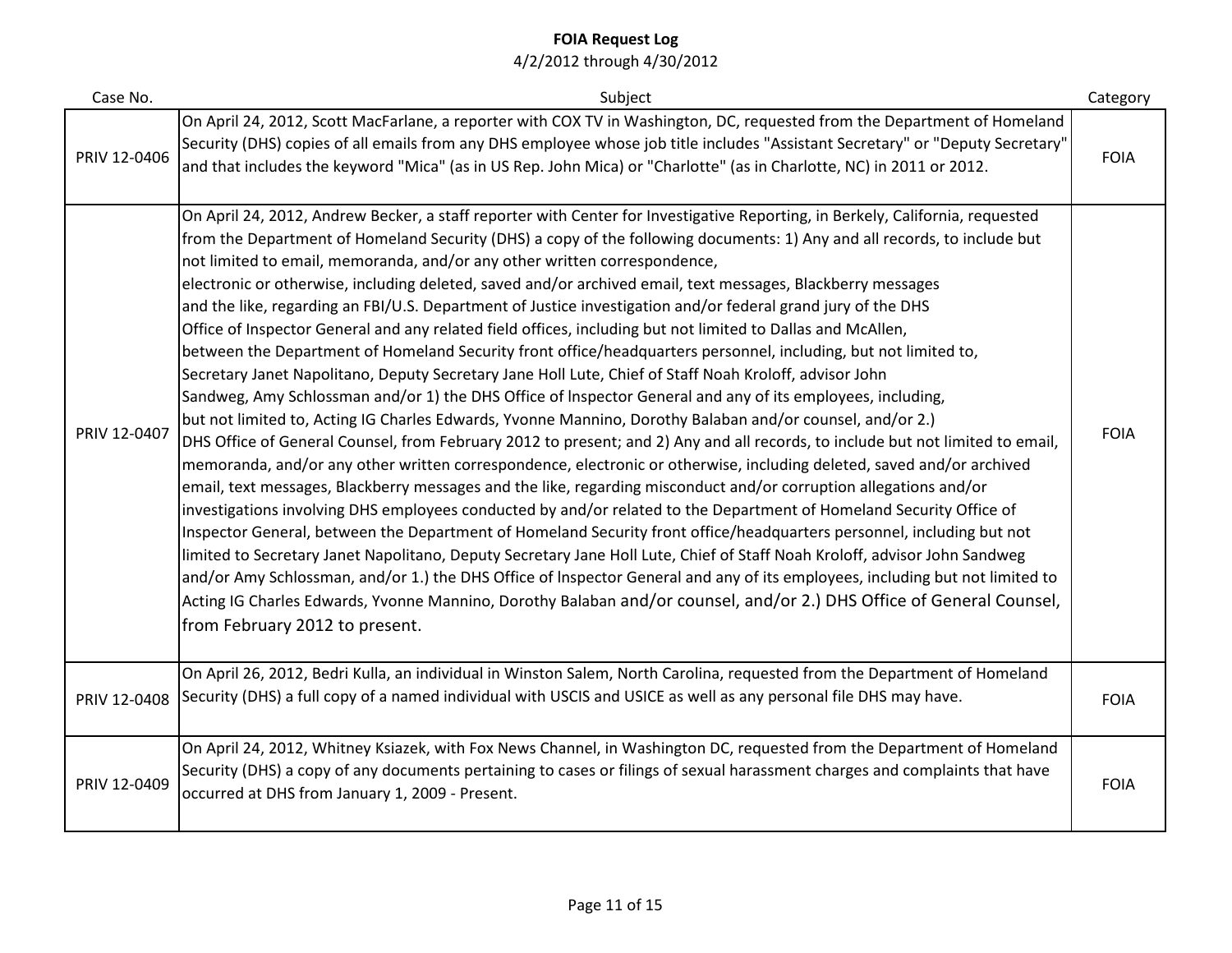**FOIA Request Log**

4/2/2012 through 4/30/2012

| Case No. | Subject | Category |
|---|---|---|
| PRIV 12-0406 | On April 24, 2012, Scott MacFarlane, a reporter with COX TV in Washington, DC, requested from the Department of Homeland Security (DHS) copies of all emails from any DHS employee whose job title includes "Assistant Secretary" or "Deputy Secretary" and that includes the keyword "Mica" (as in US Rep. John Mica) or "Charlotte" (as in Charlotte, NC) in 2011 or 2012. | FOIA |
| PRIV 12-0407 | On April 24, 2012, Andrew Becker, a staff reporter with Center for Investigative Reporting, in Berkely, California, requested from the Department of Homeland Security (DHS) a copy of the following documents: 1) Any and all records, to include but not limited to email, memoranda, and/or any other written correspondence, electronic or otherwise, including deleted, saved and/or archived email, text messages, Blackberry messages and the like, regarding an FBI/U.S. Department of Justice investigation and/or federal grand jury of the DHS Office of Inspector General and any related field offices, including but not limited to Dallas and McAllen, between the Department of Homeland Security front office/headquarters personnel, including, but not limited to, Secretary Janet Napolitano, Deputy Secretary Jane Holl Lute, Chief of Staff Noah Kroloff, advisor John Sandweg, Amy Schlossman and/or 1) the DHS Office of lnspector General and any of its employees, including, but not limited to, Acting IG Charles Edwards, Yvonne Mannino, Dorothy Balaban and/or counsel, and/or 2.) DHS Office of General Counsel, from February 2012 to present; and 2) Any and all records, to include but not limited to email, memoranda, and/or any other written correspondence, electronic or otherwise, including deleted, saved and/or archived email, text messages, Blackberry messages and the like, regarding misconduct and/or corruption allegations and/or investigations involving DHS employees conducted by and/or related to the Department of Homeland Security Office of Inspector General, between the Department of Homeland Security front office/headquarters personnel, including but not limited to Secretary Janet Napolitano, Deputy Secretary Jane Holl Lute, Chief of Staff Noah Kroloff, advisor John Sandweg and/or Amy Schlossman, and/or 1.) the DHS Office of lnspector General and any of its employees, including but not limited to Acting IG Charles Edwards, Yvonne Mannino, Dorothy Balaban and/or counsel, and/or 2.) DHS Office of General Counsel, from February 2012 to present. | FOIA |
| PRIV 12-0408 | On April 26, 2012, Bedri Kulla, an individual in Winston Salem, North Carolina, requested from the Department of Homeland Security (DHS) a full copy of a named individual with USCIS and USICE as well as any personal file DHS may have. | FOIA |
| PRIV 12-0409 | On April 24, 2012, Whitney Ksiazek, with Fox News Channel, in Washington DC, requested from the Department of Homeland Security (DHS) a copy of any documents pertaining to cases or filings of sexual harassment charges and complaints that have occurred at DHS from January 1, 2009 - Present. | FOIA |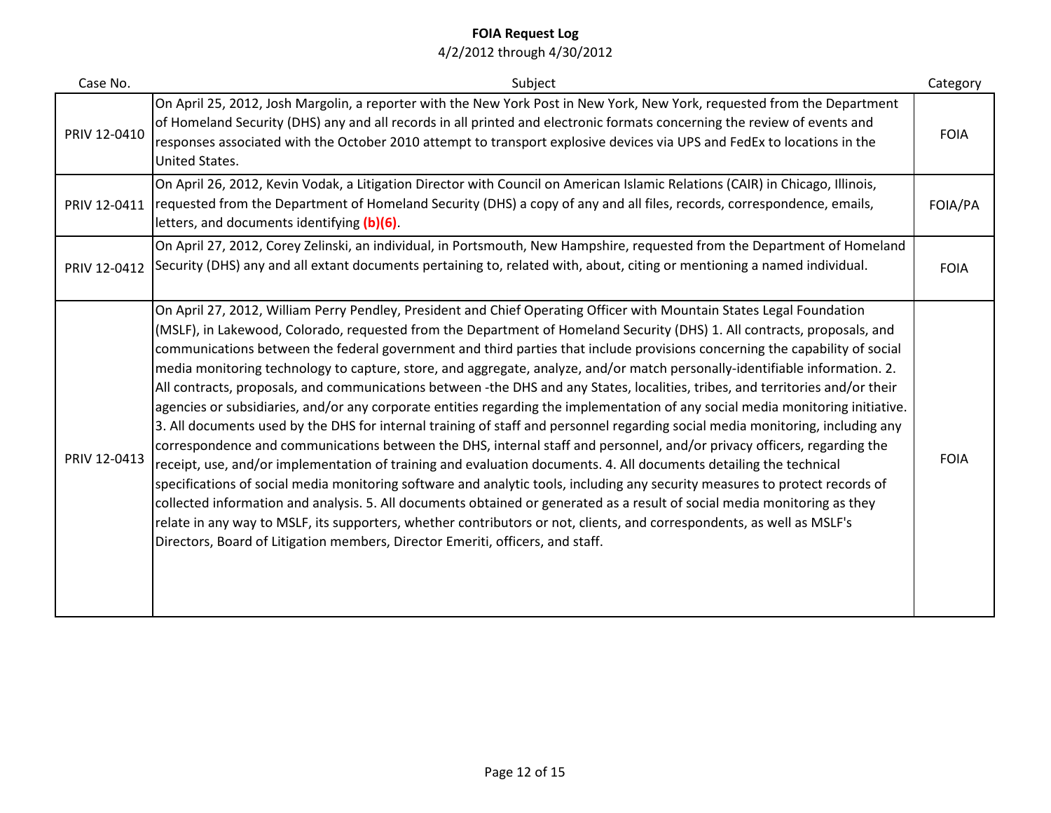# FOIA Request Log

4/2/2012 through 4/30/2012

| Case No. | Subject | Category |
| --- | --- | --- |
| PRIV 12-0410 | On April 25, 2012, Josh Margolin, a reporter with the New York Post in New York, New York, requested from the Department of Homeland Security (DHS) any and all records in all printed and electronic formats concerning the review of events and responses associated with the October 2010 attempt to transport explosive devices via UPS and FedEx to locations in the United States. | FOIA |
| PRIV 12-0411 | On April 26, 2012, Kevin Vodak, a Litigation Director with Council on American Islamic Relations (CAIR) in Chicago, Illinois, requested from the Department of Homeland Security (DHS) a copy of any and all files, records, correspondence, emails, letters, and documents identifying **(b)(6)**. | FOIA/PA |
| PRIV 12-0412 | On April 27, 2012, Corey Zelinski, an individual, in Portsmouth, New Hampshire, requested from the Department of Homeland Security (DHS) any and all extant documents pertaining to, related with, about, citing or mentioning a named individual. | FOIA |
| PRIV 12-0413 | On April 27, 2012, William Perry Pendley, President and Chief Operating Officer with Mountain States Legal Foundation (MSLF), in Lakewood, Colorado, requested from the Department of Homeland Security (DHS) 1. All contracts, proposals, and communications between the federal government and third parties that include provisions concerning the capability of social media monitoring technology to capture, store, and aggregate, analyze, and/or match personally-identifiable information. 2. All contracts, proposals, and communications between -the DHS and any States, localities, tribes, and territories and/or their agencies or subsidiaries, and/or any corporate entities regarding the implementation of any social media monitoring initiative. 3. All documents used by the DHS for internal training of staff and personnel regarding social media monitoring, including any correspondence and communications between the DHS, internal staff and personnel, and/or privacy officers, regarding the receipt, use, and/or implementation of training and evaluation documents. 4. All documents detailing the technical specifications of social media monitoring software and analytic tools, including any security measures to protect records of collected information and analysis. 5. All documents obtained or generated as a result of social media monitoring as they relate in any way to MSLF, its supporters, whether contributors or not, clients, and correspondents, as well as MSLF's Directors, Board of Litigation members, Director Emeriti, officers, and staff. | FOIA |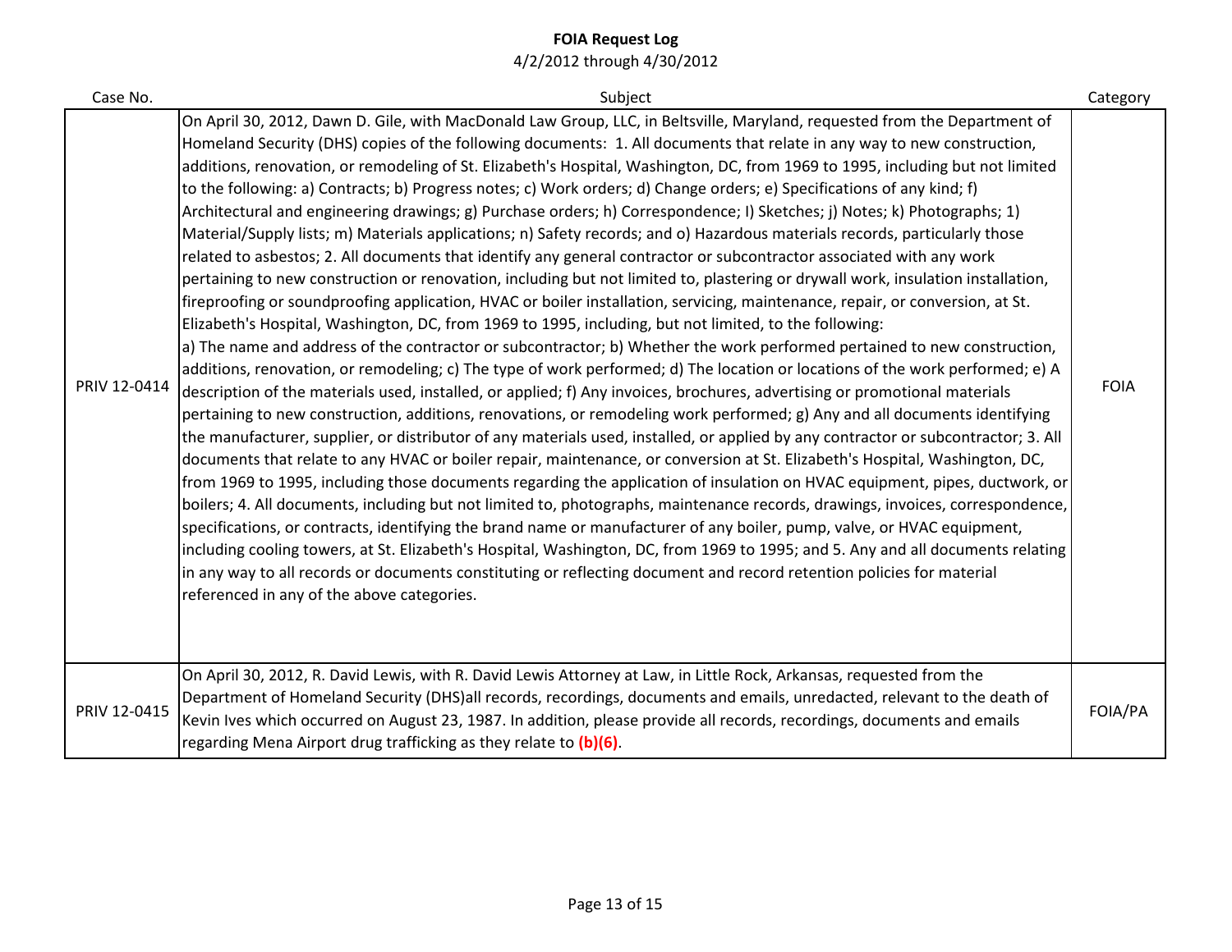**FOIA Request Log**
4/2/2012 through 4/30/2012

| Case No. | Subject | Category |
| --- | --- | --- |
| PRIV 12-0414 | On April 30, 2012, Dawn D. Gile, with MacDonald Law Group, LLC, in Beltsville, Maryland, requested from the Department of Homeland Security (DHS) copies of the following documents: 1. All documents that relate in any way to new construction, additions, renovation, or remodeling of St. Elizabeth's Hospital, Washington, DC, from 1969 to 1995, including but not limited to the following: a) Contracts; b) Progress notes; c) Work orders; d) Change orders; e) Specifications of any kind; f) Architectural and engineering drawings; g) Purchase orders; h) Correspondence; I) Sketches; j) Notes; k) Photographs; 1) Material/Supply lists; m) Materials applications; n) Safety records; and o) Hazardous materials records, particularly those related to asbestos; 2. All documents that identify any general contractor or subcontractor associated with any work pertaining to new construction or renovation, including but not limited to, plastering or drywall work, insulation installation, fireproofing or soundproofing application, HVAC or boiler installation, servicing, maintenance, repair, or conversion, at St. Elizabeth's Hospital, Washington, DC, from 1969 to 1995, including, but not limited, to the following: a) The name and address of the contractor or subcontractor; b) Whether the work performed pertained to new construction, additions, renovation, or remodeling; c) The type of work performed; d) The location or locations of the work performed; e) A description of the materials used, installed, or applied; f) Any invoices, brochures, advertising or promotional materials pertaining to new construction, additions, renovations, or remodeling work performed; g) Any and all documents identifying the manufacturer, supplier, or distributor of any materials used, installed, or applied by any contractor or subcontractor; 3. All documents that relate to any HVAC or boiler repair, maintenance, or conversion at St. Elizabeth's Hospital, Washington, DC, from 1969 to 1995, including those documents regarding the application of insulation on HVAC equipment, pipes, ductwork, or boilers; 4. All documents, including but not limited to, photographs, maintenance records, drawings, invoices, correspondence, specifications, or contracts, identifying the brand name or manufacturer of any boiler, pump, valve, or HVAC equipment, including cooling towers, at St. Elizabeth's Hospital, Washington, DC, from 1969 to 1995; and 5. Any and all documents relating in any way to all records or documents constituting or reflecting document and record retention policies for material referenced in any of the above categories. | FOIA |
| PRIV 12-0415 | On April 30, 2012, R. David Lewis, with R. David Lewis Attorney at Law, in Little Rock, Arkansas, requested from the Department of Homeland Security (DHS)all records, recordings, documents and emails, unredacted, relevant to the death of Kevin Ives which occurred on August 23, 1987. In addition, please provide all records, recordings, documents and emails regarding Mena Airport drug trafficking as they relate to **(b)(6)**. | FOIA/PA |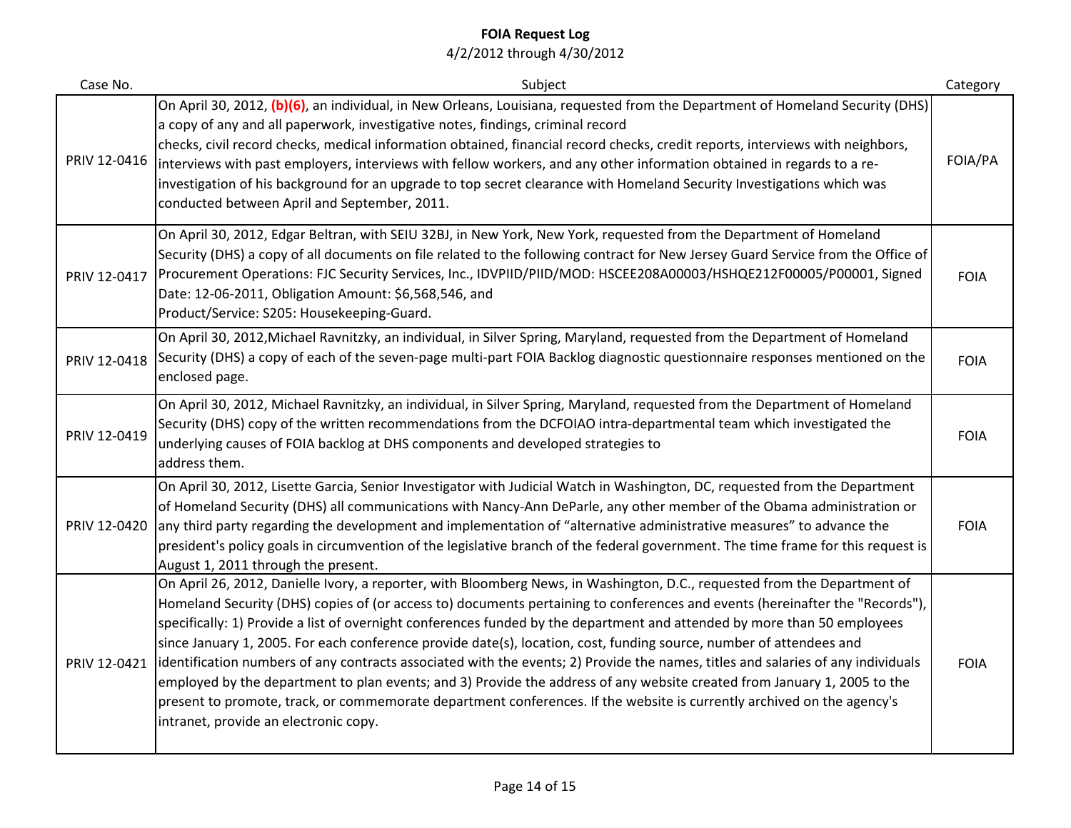# FOIA Request Log

4/2/2012 through 4/30/2012

| Case No. | Subject | Category |
| --- | --- | --- |
| PRIV 12-0416 | On April 30, 2012, **(b)(6)**, an individual, in New Orleans, Louisiana, requested from the Department of Homeland Security (DHS) a copy of any and all paperwork, investigative notes, findings, criminal record checks, civil record checks, medical information obtained, financial record checks, credit reports, interviews with neighbors, interviews with past employers, interviews with fellow workers, and any other information obtained in regards to a re-investigation of his background for an upgrade to top secret clearance with Homeland Security Investigations which was conducted between April and September, 2011. | FOIA/PA |
| PRIV 12-0417 | On April 30, 2012, Edgar Beltran, with SEIU 32BJ, in New York, New York, requested from the Department of Homeland Security (DHS) a copy of all documents on file related to the following contract for New Jersey Guard Service from the Office of Procurement Operations: FJC Security Services, Inc., IDVPIID/PIID/MOD: HSCEE208A00003/HSHQE212F00005/P00001, Signed Date: 12-06-2011, Obligation Amount: $6,568,546, and Product/Service: S205: Housekeeping-Guard. | FOIA |
| PRIV 12-0418 | On April 30, 2012,Michael Ravnitzky, an individual, in Silver Spring, Maryland, requested from the Department of Homeland Security (DHS) a copy of each of the seven-page multi-part FOIA Backlog diagnostic questionnaire responses mentioned on the enclosed page. | FOIA |
| PRIV 12-0419 | On April 30, 2012, Michael Ravnitzky, an individual, in Silver Spring, Maryland, requested from the Department of Homeland Security (DHS) copy of the written recommendations from the DCFOIAO intra-departmental team which investigated the underlying causes of FOIA backlog at DHS components and developed strategies to address them. | FOIA |
| PRIV 12-0420 | On April 30, 2012, Lisette Garcia, Senior Investigator with Judicial Watch in Washington, DC, requested from the Department of Homeland Security (DHS) all communications with Nancy-Ann DeParle, any other member of the Obama administration or any third party regarding the development and implementation of "alternative administrative measures" to advance the president's policy goals in circumvention of the legislative branch of the federal government. The time frame for this request is August 1, 2011 through the present. | FOIA |
| PRIV 12-0421 | On April 26, 2012, Danielle Ivory, a reporter, with Bloomberg News, in Washington, D.C., requested from the Department of Homeland Security (DHS) copies of (or access to) documents pertaining to conferences and events (hereinafter the "Records"), specifically: 1) Provide a list of overnight conferences funded by the department and attended by more than 50 employees since January 1, 2005. For each conference provide date(s), location, cost, funding source, number of attendees and identification numbers of any contracts associated with the events; 2) Provide the names, titles and salaries of any individuals employed by the department to plan events; and 3) Provide the address of any website created from January 1, 2005 to the present to promote, track, or commemorate department conferences. If the website is currently archived on the agency's intranet, provide an electronic copy. | FOIA |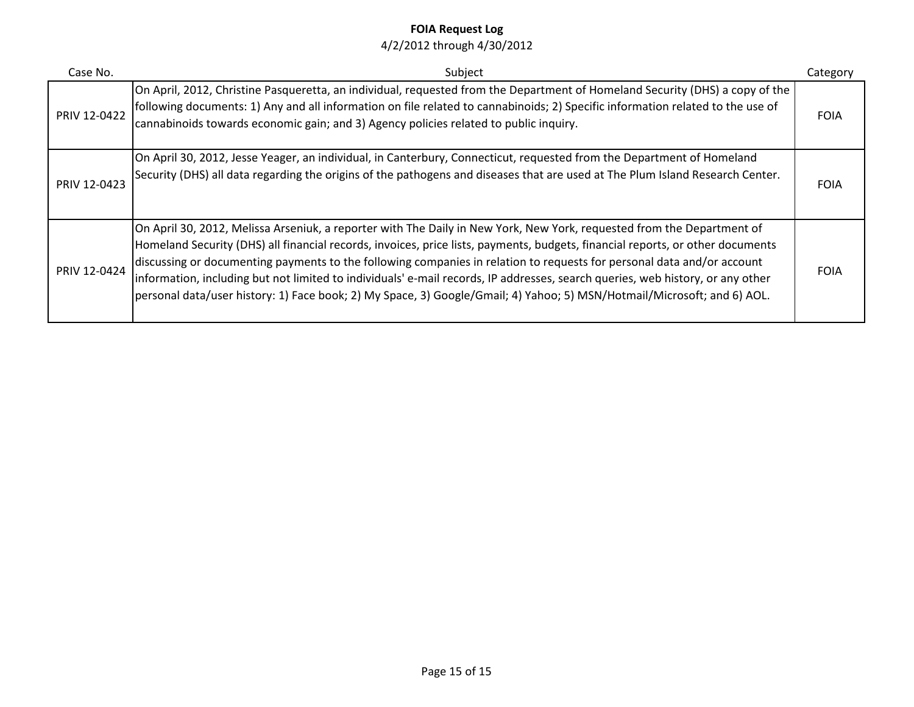**FOIA Request Log**
4/2/2012 through 4/30/2012

| Case No. | Subject | Category |
|---|---|---|
| PRIV 12-0422 | On April, 2012, Christine Pasqueretta, an individual, requested from the Department of Homeland Security (DHS) a copy of the following documents: 1) Any and all information on file related to cannabinoids; 2) Specific information related to the use of cannabinoids towards economic gain; and 3) Agency policies related to public inquiry. | FOIA |
| PRIV 12-0423 | On April 30, 2012, Jesse Yeager, an individual, in Canterbury, Connecticut, requested from the Department of Homeland Security (DHS) all data regarding the origins of the pathogens and diseases that are used at The Plum Island Research Center. | FOIA |
| PRIV 12-0424 | On April 30, 2012, Melissa Arseniuk, a reporter with The Daily in New York, New York, requested from the Department of Homeland Security (DHS) all financial records, invoices, price lists, payments, budgets, financial reports, or other documents discussing or documenting payments to the following companies in relation to requests for personal data and/or account information, including but not limited to individuals' e-mail records, IP addresses, search queries, web history, or any other personal data/user history: 1) Face book; 2) My Space, 3) Google/Gmail; 4) Yahoo; 5) MSN/Hotmail/Microsoft; and 6) AOL. | FOIA |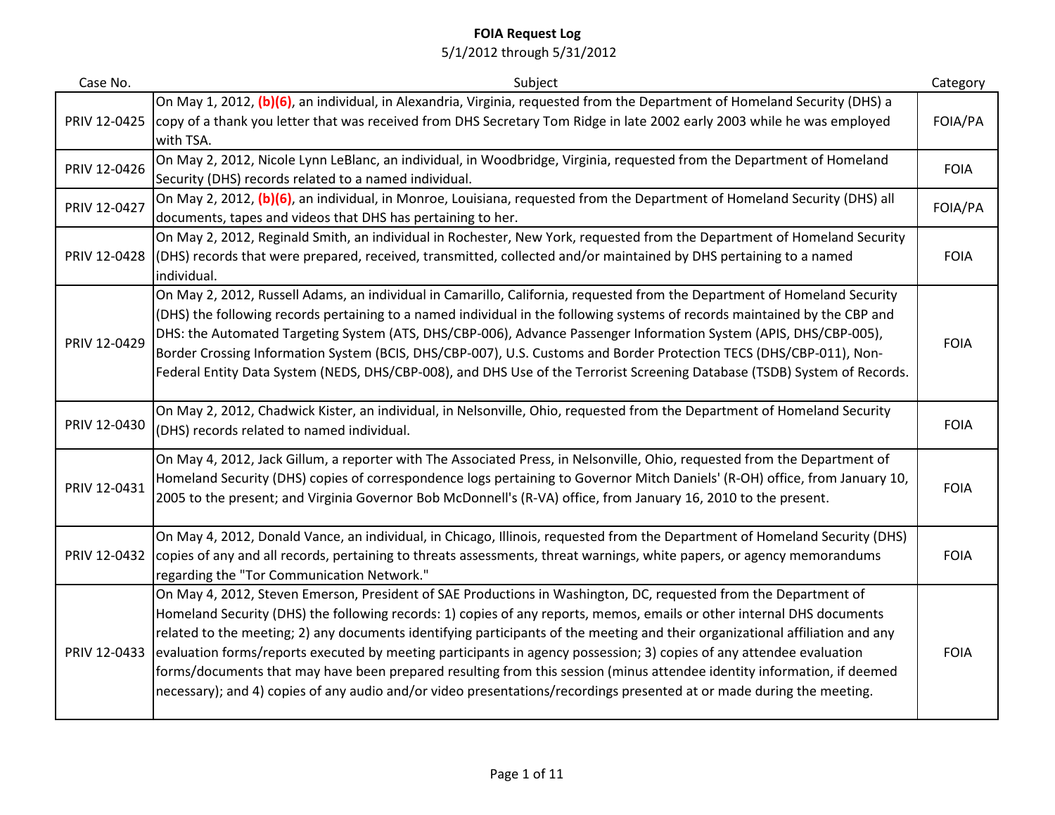**FOIA Request Log**
5/1/2012 through 5/31/2012

| Case No. | Subject | Category |
| --- | --- | --- |
| PRIV 12-0425 | On May 1, 2012, **(b)(6)**, an individual, in Alexandria, Virginia, requested from the Department of Homeland Security (DHS) a copy of a thank you letter that was received from DHS Secretary Tom Ridge in late 2002 early 2003 while he was employed with TSA. | FOIA/PA |
| PRIV 12-0426 | On May 2, 2012, Nicole Lynn LeBlanc, an individual, in Woodbridge, Virginia, requested from the Department of Homeland Security (DHS) records related to a named individual. | FOIA |
| PRIV 12-0427 | On May 2, 2012, **(b)(6)**, an individual, in Monroe, Louisiana, requested from the Department of Homeland Security (DHS) all documents, tapes and videos that DHS has pertaining to her. | FOIA/PA |
| PRIV 12-0428 | On May 2, 2012, Reginald Smith, an individual in Rochester, New York, requested from the Department of Homeland Security (DHS) records that were prepared, received, transmitted, collected and/or maintained by DHS pertaining to a named individual. | FOIA |
| PRIV 12-0429 | On May 2, 2012, Russell Adams, an individual in Camarillo, California, requested from the Department of Homeland Security (DHS) the following records pertaining to a named individual in the following systems of records maintained by the CBP and DHS: the Automated Targeting System (ATS, DHS/CBP-006), Advance Passenger Information System (APIS, DHS/CBP-005), Border Crossing Information System (BCIS, DHS/CBP-007), U.S. Customs and Border Protection TECS (DHS/CBP-011), Non-Federal Entity Data System (NEDS, DHS/CBP-008), and DHS Use of the Terrorist Screening Database (TSDB) System of Records. | FOIA |
| PRIV 12-0430 | On May 2, 2012, Chadwick Kister, an individual, in Nelsonville, Ohio, requested from the Department of Homeland Security (DHS) records related to named individual. | FOIA |
| PRIV 12-0431 | On May 4, 2012, Jack Gillum, a reporter with The Associated Press, in Nelsonville, Ohio, requested from the Department of Homeland Security (DHS) copies of correspondence logs pertaining to Governor Mitch Daniels' (R-OH) office, from January 10, 2005 to the present; and Virginia Governor Bob McDonnell's (R-VA) office, from January 16, 2010 to the present. | FOIA |
| PRIV 12-0432 | On May 4, 2012, Donald Vance, an individual, in Chicago, Illinois, requested from the Department of Homeland Security (DHS) copies of any and all records, pertaining to threats assessments, threat warnings, white papers, or agency memorandums regarding the "Tor Communication Network." | FOIA |
| PRIV 12-0433 | On May 4, 2012, Steven Emerson, President of SAE Productions in Washington, DC, requested from the Department of Homeland Security (DHS) the following records: 1) copies of any reports, memos, emails or other internal DHS documents related to the meeting; 2) any documents identifying participants of the meeting and their organizational affiliation and any evaluation forms/reports executed by meeting participants in agency possession; 3) copies of any attendee evaluation forms/documents that may have been prepared resulting from this session (minus attendee identity information, if deemed necessary); and 4) copies of any audio and/or video presentations/recordings presented at or made during the meeting. | FOIA |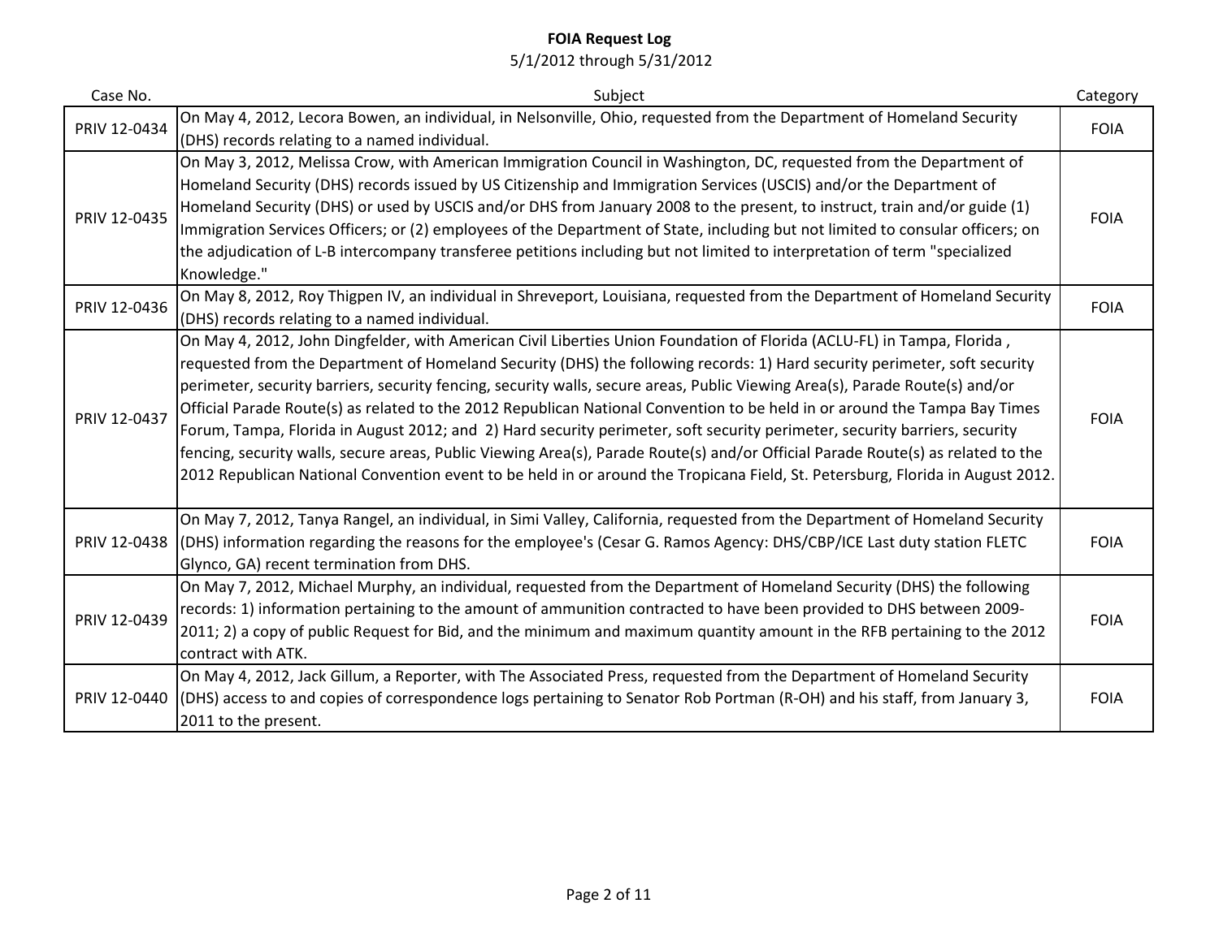# FOIA Request Log

5/1/2012 through 5/31/2012

| Case No. | Subject | Category |
|---|---|---|
| PRIV 12-0434 | On May 4, 2012, Lecora Bowen, an individual, in Nelsonville, Ohio, requested from the Department of Homeland Security (DHS) records relating to a named individual. | FOIA |
| PRIV 12-0435 | On May 3, 2012, Melissa Crow, with American Immigration Council in Washington, DC, requested from the Department of Homeland Security (DHS) records issued by US Citizenship and Immigration Services (USCIS) and/or the Department of Homeland Security (DHS) or used by USCIS and/or DHS from January 2008 to the present, to instruct, train and/or guide (1) Immigration Services Officers; or (2) employees of the Department of State, including but not limited to consular officers; on the adjudication of L-B intercompany transferee petitions including but not limited to interpretation of term "specialized Knowledge." | FOIA |
| PRIV 12-0436 | On May 8, 2012, Roy Thigpen IV, an individual in Shreveport, Louisiana, requested from the Department of Homeland Security (DHS) records relating to a named individual. | FOIA |
| PRIV 12-0437 | On May 4, 2012, John Dingfelder, with American Civil Liberties Union Foundation of Florida (ACLU-FL) in Tampa, Florida , requested from the Department of Homeland Security (DHS) the following records: 1) Hard security perimeter, soft security perimeter, security barriers, security fencing, security walls, secure areas, Public Viewing Area(s), Parade Route(s) and/or Official Parade Route(s) as related to the 2012 Republican National Convention to be held in or around the Tampa Bay Times Forum, Tampa, Florida in August 2012; and 2) Hard security perimeter, soft security perimeter, security barriers, security fencing, security walls, secure areas, Public Viewing Area(s), Parade Route(s) and/or Official Parade Route(s) as related to the 2012 Republican National Convention event to be held in or around the Tropicana Field, St. Petersburg, Florida in August 2012. | FOIA |
| PRIV 12-0438 | On May 7, 2012, Tanya Rangel, an individual, in Simi Valley, California, requested from the Department of Homeland Security (DHS) information regarding the reasons for the employee's (Cesar G. Ramos Agency: DHS/CBP/ICE Last duty station FLETC Glynco, GA) recent termination from DHS. | FOIA |
| PRIV 12-0439 | On May 7, 2012, Michael Murphy, an individual, requested from the Department of Homeland Security (DHS) the following records: 1) information pertaining to the amount of ammunition contracted to have been provided to DHS between 2009-2011; 2) a copy of public Request for Bid, and the minimum and maximum quantity amount in the RFB pertaining to the 2012 contract with ATK. | FOIA |
| PRIV 12-0440 | On May 4, 2012, Jack Gillum, a Reporter, with The Associated Press, requested from the Department of Homeland Security (DHS) access to and copies of correspondence logs pertaining to Senator Rob Portman (R-OH) and his staff, from January 3, 2011 to the present. | FOIA |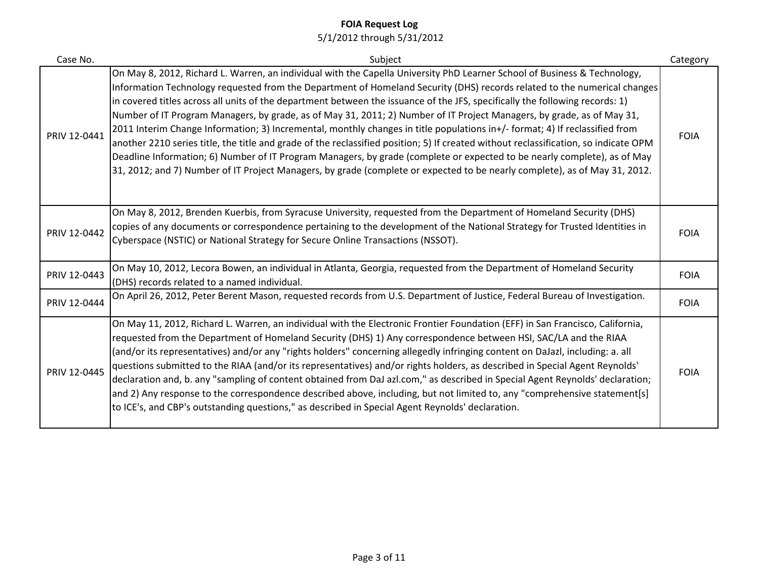# FOIA Request Log

5/1/2012 through 5/31/2012

| Case No. | Subject | Category |
|---|---|---|
| PRIV 12-0441 | On May 8, 2012, Richard L. Warren, an individual with the Capella University PhD Learner School of Business & Technology, Information Technology requested from the Department of Homeland Security (DHS) records related to the numerical changes in covered titles across all units of the department between the issuance of the JFS, specifically the following records: 1) Number of IT Program Managers, by grade, as of May 31, 2011; 2) Number of IT Project Managers, by grade, as of May 31, 2011 Interim Change Information; 3) Incremental, monthly changes in title populations in+/- format; 4) If reclassified from another 2210 series title, the title and grade of the reclassified position; 5) If created without reclassification, so indicate OPM Deadline Information; 6) Number of IT Program Managers, by grade (complete or expected to be nearly complete), as of May 31, 2012; and 7) Number of IT Project Managers, by grade (complete or expected to be nearly complete), as of May 31, 2012. | FOIA |
| PRIV 12-0442 | On May 8, 2012, Brenden Kuerbis, from Syracuse University, requested from the Department of Homeland Security (DHS) copies of any documents or correspondence pertaining to the development of the National Strategy for Trusted Identities in Cyberspace (NSTIC) or National Strategy for Secure Online Transactions (NSSOT). | FOIA |
| PRIV 12-0443 | On May 10, 2012, Lecora Bowen, an individual in Atlanta, Georgia, requested from the Department of Homeland Security (DHS) records related to a named individual. | FOIA |
| PRIV 12-0444 | On April 26, 2012, Peter Berent Mason, requested records from U.S. Department of Justice, Federal Bureau of Investigation. | FOIA |
| PRIV 12-0445 | On May 11, 2012, Richard L. Warren, an individual with the Electronic Frontier Foundation (EFF) in San Francisco, California, requested from the Department of Homeland Security (DHS) 1) Any correspondence between HSI, SAC/LA and the RIAA (and/or its representatives) and/or any "rights holders" concerning allegedly infringing content on DaJazl, including: a. all questions submitted to the RIAA (and/or its representatives) and/or rights holders, as described in Special Agent Reynolds' declaration and, b. any "sampling of content obtained from DaJ azl.com," as described in Special Agent Reynolds' declaration; and 2) Any response to the correspondence described above, including, but not limited to, any "comprehensive statement[s] to ICE's, and CBP's outstanding questions," as described in Special Agent Reynolds' declaration. | FOIA |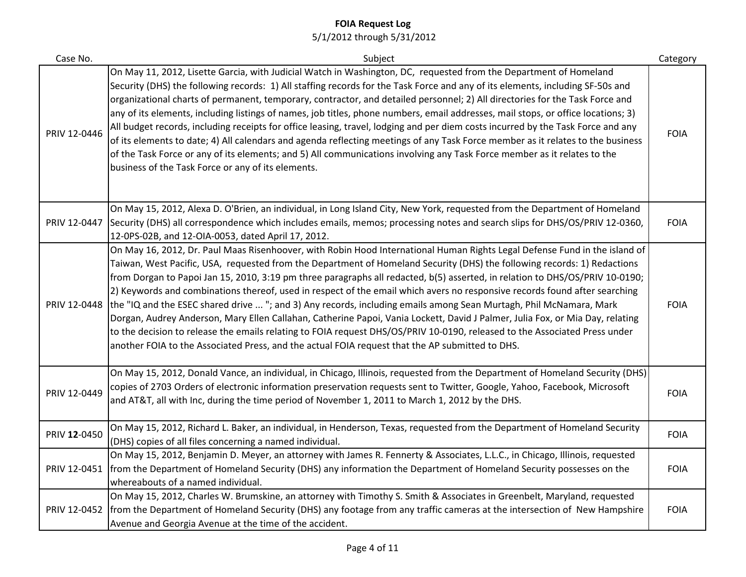**FOIA Request Log**

5/1/2012 through 5/31/2012

| Case No. | Subject | Category |
|---|---|---|
| PRIV 12-0446 | On May 11, 2012, Lisette Garcia, with Judicial Watch in Washington, DC, requested from the Department of Homeland Security (DHS) the following records: 1) All staffing records for the Task Force and any of its elements, including SF-50s and organizational charts of permanent, temporary, contractor, and detailed personnel; 2) All directories for the Task Force and any of its elements, including listings of names, job titles, phone numbers, email addresses, mail stops, or office locations; 3) All budget records, including receipts for office leasing, travel, lodging and per diem costs incurred by the Task Force and any of its elements to date; 4) All calendars and agenda reflecting meetings of any Task Force member as it relates to the business of the Task Force or any of its elements; and 5) All communications involving any Task Force member as it relates to the business of the Task Force or any of its elements. | FOIA |
| PRIV 12-0447 | On May 15, 2012, Alexa D. O'Brien, an individual, in Long Island City, New York, requested from the Department of Homeland Security (DHS) all correspondence which includes emails, memos; processing notes and search slips for DHS/OS/PRIV 12-0360, 12-0PS-02B, and 12-OIA-0053, dated April 17, 2012. | FOIA |
| PRIV 12-0448 | On May 16, 2012, Dr. Paul Maas Risenhoover, with Robin Hood International Human Rights Legal Defense Fund in the island of Taiwan, West Pacific, USA, requested from the Department of Homeland Security (DHS) the following records: 1) Redactions from Dorgan to Papoi Jan 15, 2010, 3:19 pm three paragraphs all redacted, b(5) asserted, in relation to DHS/OS/PRIV 10-0190; 2) Keywords and combinations thereof, used in respect of the email which avers no responsive records found after searching the "IQ and the ESEC shared drive ... "; and 3) Any records, including emails among Sean Murtagh, Phil McNamara, Mark Dorgan, Audrey Anderson, Mary Ellen Callahan, Catherine Papoi, Vania Lockett, David J Palmer, Julia Fox, or Mia Day, relating to the decision to release the emails relating to FOIA request DHS/OS/PRIV 10-0190, released to the Associated Press under another FOIA to the Associated Press, and the actual FOIA request that the AP submitted to DHS. | FOIA |
| PRIV 12-0449 | On May 15, 2012, Donald Vance, an individual, in Chicago, Illinois, requested from the Department of Homeland Security (DHS) copies of 2703 Orders of electronic information preservation requests sent to Twitter, Google, Yahoo, Facebook, Microsoft and AT&T, all with Inc, during the time period of November 1, 2011 to March 1, 2012 by the DHS. | FOIA |
| PRIV **12**-0450 | On May 15, 2012, Richard L. Baker, an individual, in Henderson, Texas, requested from the Department of Homeland Security (DHS) copies of all files concerning a named individual. | FOIA |
| PRIV 12-0451 | On May 15, 2012, Benjamin D. Meyer, an attorney with James R. Fennerty & Associates, L.L.C., in Chicago, Illinois, requested from the Department of Homeland Security (DHS) any information the Department of Homeland Security possesses on the whereabouts of a named individual. | FOIA |
| PRIV 12-0452 | On May 15, 2012, Charles W. Brumskine, an attorney with Timothy S. Smith & Associates in Greenbelt, Maryland, requested from the Department of Homeland Security (DHS) any footage from any traffic cameras at the intersection of New Hampshire Avenue and Georgia Avenue at the time of the accident. | FOIA |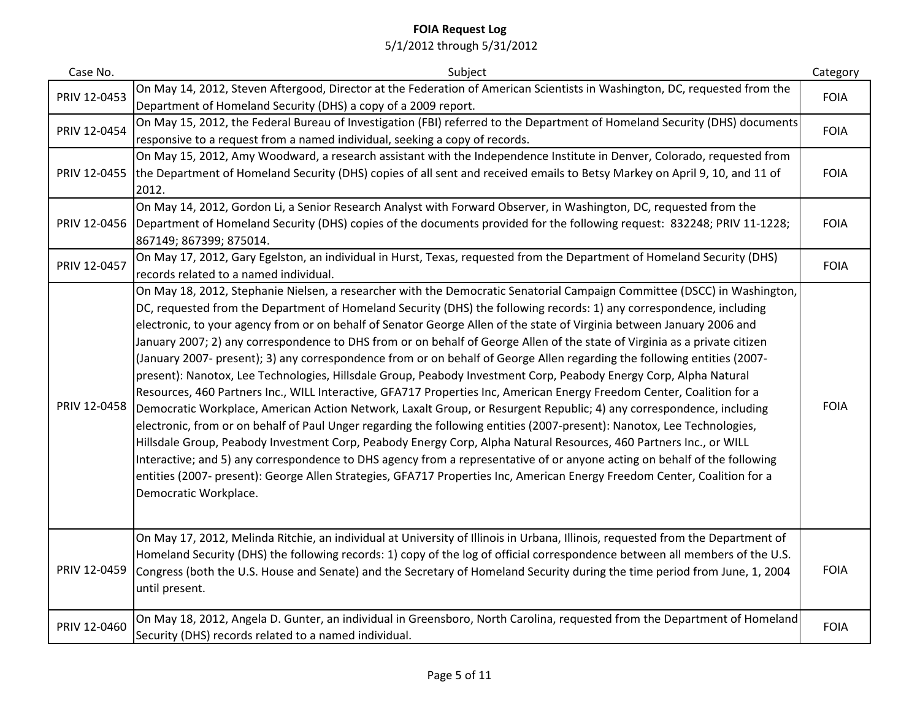# FOIA Request Log

5/1/2012 through 5/31/2012

| Case No. | Subject | Category |
|---|---|---|
| PRIV 12-0453 | On May 14, 2012, Steven Aftergood, Director at the Federation of American Scientists in Washington, DC, requested from the Department of Homeland Security (DHS) a copy of a 2009 report. | FOIA |
| PRIV 12-0454 | On May 15, 2012, the Federal Bureau of Investigation (FBI) referred to the Department of Homeland Security (DHS) documents responsive to a request from a named individual, seeking a copy of records. | FOIA |
| PRIV 12-0455 | On May 15, 2012, Amy Woodward, a research assistant with the Independence Institute in Denver, Colorado, requested from the Department of Homeland Security (DHS) copies of all sent and received emails to Betsy Markey on April 9, 10, and 11 of 2012. | FOIA |
| PRIV 12-0456 | On May 14, 2012, Gordon Li, a Senior Research Analyst with Forward Observer, in Washington, DC, requested from the Department of Homeland Security (DHS) copies of the documents provided for the following request: 832248; PRIV 11-1228; 867149; 867399; 875014. | FOIA |
| PRIV 12-0457 | On May 17, 2012, Gary Egelston, an individual in Hurst, Texas, requested from the Department of Homeland Security (DHS) records related to a named individual. | FOIA |
| PRIV 12-0458 | On May 18, 2012, Stephanie Nielsen, a researcher with the Democratic Senatorial Campaign Committee (DSCC) in Washington, DC, requested from the Department of Homeland Security (DHS) the following records: 1) any correspondence, including electronic, to your agency from or on behalf of Senator George Allen of the state of Virginia between January 2006 and January 2007; 2) any correspondence to DHS from or on behalf of George Allen of the state of Virginia as a private citizen (January 2007- present); 3) any correspondence from or on behalf of George Allen regarding the following entities (2007-present): Nanotox, Lee Technologies, Hillsdale Group, Peabody Investment Corp, Peabody Energy Corp, Alpha Natural Resources, 460 Partners Inc., WILL Interactive, GFA717 Properties Inc, American Energy Freedom Center, Coalition for a Democratic Workplace, American Action Network, Laxalt Group, or Resurgent Republic; 4) any correspondence, including electronic, from or on behalf of Paul Unger regarding the following entities (2007-present): Nanotox, Lee Technologies, Hillsdale Group, Peabody Investment Corp, Peabody Energy Corp, Alpha Natural Resources, 460 Partners Inc., or WILL Interactive; and 5) any correspondence to DHS agency from a representative of or anyone acting on behalf of the following entities (2007- present): George Allen Strategies, GFA717 Properties Inc, American Energy Freedom Center, Coalition for a Democratic Workplace. | FOIA |
| PRIV 12-0459 | On May 17, 2012, Melinda Ritchie, an individual at University of Illinois in Urbana, Illinois, requested from the Department of Homeland Security (DHS) the following records: 1) copy of the log of official correspondence between all members of the U.S. Congress (both the U.S. House and Senate) and the Secretary of Homeland Security during the time period from June, 1, 2004 until present. | FOIA |
| PRIV 12-0460 | On May 18, 2012, Angela D. Gunter, an individual in Greensboro, North Carolina, requested from the Department of Homeland Security (DHS) records related to a named individual. | FOIA |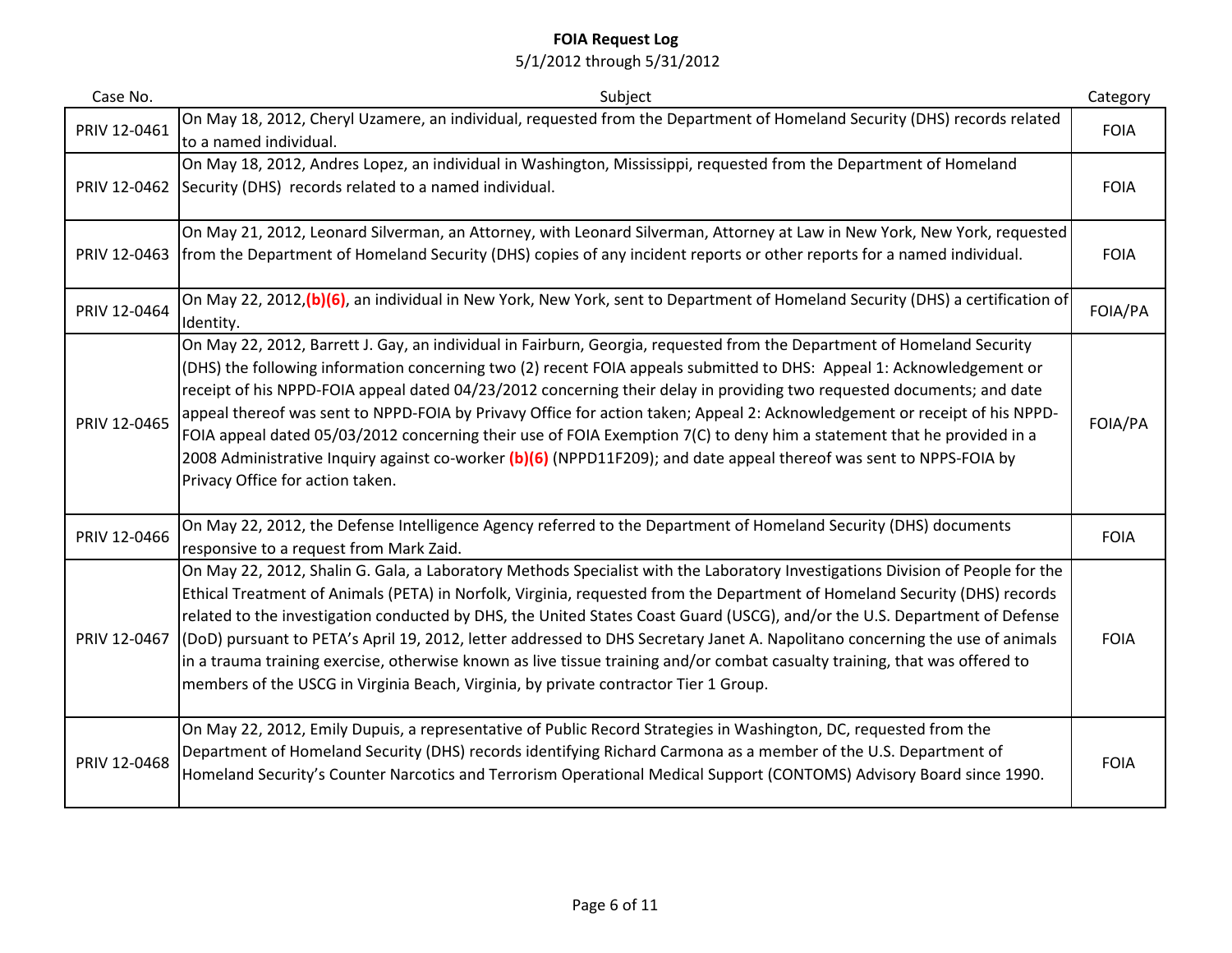**FOIA Request Log**

5/1/2012 through 5/31/2012

| Case No. | Subject | Category |
|---|---|---|
| PRIV 12-0461 | On May 18, 2012, Cheryl Uzamere, an individual, requested from the Department of Homeland Security (DHS) records related to a named individual. | FOIA |
| PRIV 12-0462 | On May 18, 2012, Andres Lopez, an individual in Washington, Mississippi, requested from the Department of Homeland Security (DHS) records related to a named individual. | FOIA |
| PRIV 12-0463 | On May 21, 2012, Leonard Silverman, an Attorney, with Leonard Silverman, Attorney at Law in New York, New York, requested from the Department of Homeland Security (DHS) copies of any incident reports or other reports for a named individual. | FOIA |
| PRIV 12-0464 | On May 22, 2012,**(b)(6)**, an individual in New York, New York, sent to Department of Homeland Security (DHS) a certification of Identity. | FOIA/PA |
| PRIV 12-0465 | On May 22, 2012, Barrett J. Gay, an individual in Fairburn, Georgia, requested from the Department of Homeland Security (DHS) the following information concerning two (2) recent FOIA appeals submitted to DHS: Appeal 1: Acknowledgement or receipt of his NPPD-FOIA appeal dated 04/23/2012 concerning their delay in providing two requested documents; and date appeal thereof was sent to NPPD-FOIA by Privavy Office for action taken; Appeal 2: Acknowledgement or receipt of his NPPD-FOIA appeal dated 05/03/2012 concerning their use of FOIA Exemption 7(C) to deny him a statement that he provided in a 2008 Administrative Inquiry against co-worker **(b)(6)** (NPPD11F209); and date appeal thereof was sent to NPPS-FOIA by Privacy Office for action taken. | FOIA/PA |
| PRIV 12-0466 | On May 22, 2012, the Defense Intelligence Agency referred to the Department of Homeland Security (DHS) documents responsive to a request from Mark Zaid. | FOIA |
| PRIV 12-0467 | On May 22, 2012, Shalin G. Gala, a Laboratory Methods Specialist with the Laboratory Investigations Division of People for the Ethical Treatment of Animals (PETA) in Norfolk, Virginia, requested from the Department of Homeland Security (DHS) records related to the investigation conducted by DHS, the United States Coast Guard (USCG), and/or the U.S. Department of Defense (DoD) pursuant to PETA's April 19, 2012, letter addressed to DHS Secretary Janet A. Napolitano concerning the use of animals in a trauma training exercise, otherwise known as live tissue training and/or combat casualty training, that was offered to members of the USCG in Virginia Beach, Virginia, by private contractor Tier 1 Group. | FOIA |
| PRIV 12-0468 | On May 22, 2012, Emily Dupuis, a representative of Public Record Strategies in Washington, DC, requested from the Department of Homeland Security (DHS) records identifying Richard Carmona as a member of the U.S. Department of Homeland Security's Counter Narcotics and Terrorism Operational Medical Support (CONTOMS) Advisory Board since 1990. | FOIA |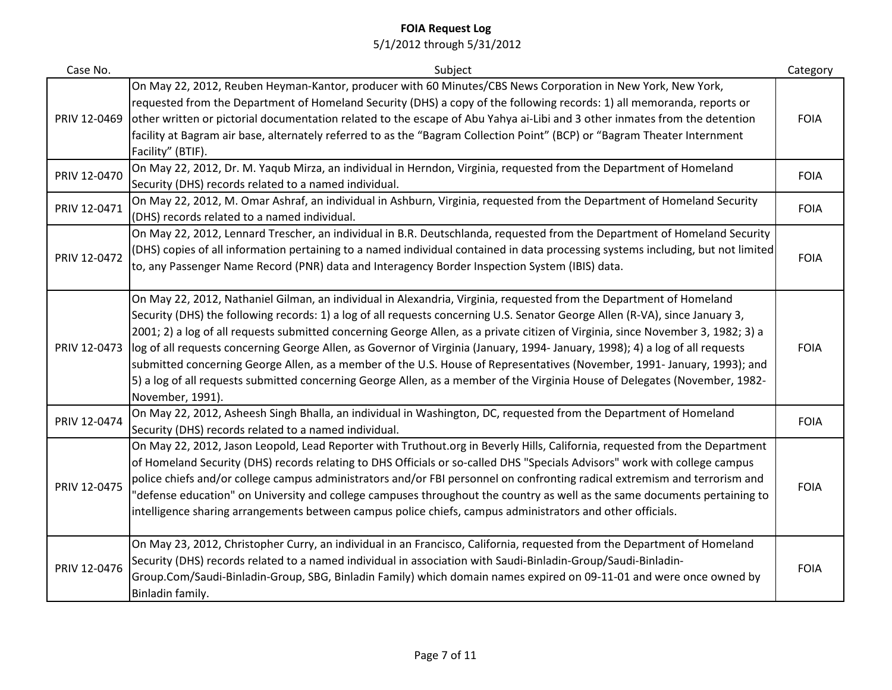**FOIA Request Log**
5/1/2012 through 5/31/2012

| Case No. | Subject | Category |
| --- | --- | --- |
| PRIV 12-0469 | On May 22, 2012, Reuben Heyman-Kantor, producer with 60 Minutes/CBS News Corporation in New York, New York, requested from the Department of Homeland Security (DHS) a copy of the following records: 1) all memoranda, reports or other written or pictorial documentation related to the escape of Abu Yahya ai-Libi and 3 other inmates from the detention facility at Bagram air base, alternately referred to as the "Bagram Collection Point" (BCP) or "Bagram Theater Internment Facility" (BTIF). | FOIA |
| PRIV 12-0470 | On May 22, 2012, Dr. M. Yaqub Mirza, an individual in Herndon, Virginia, requested from the Department of Homeland Security (DHS) records related to a named individual. | FOIA |
| PRIV 12-0471 | On May 22, 2012, M. Omar Ashraf, an individual in Ashburn, Virginia, requested from the Department of Homeland Security (DHS) records related to a named individual. | FOIA |
| PRIV 12-0472 | On May 22, 2012, Lennard Trescher, an individual in B.R. Deutschlanda, requested from the Department of Homeland Security (DHS) copies of all information pertaining to a named individual contained in data processing systems including, but not limited to, any Passenger Name Record (PNR) data and Interagency Border Inspection System (IBIS) data. | FOIA |
| PRIV 12-0473 | On May 22, 2012, Nathaniel Gilman, an individual in Alexandria, Virginia, requested from the Department of Homeland Security (DHS) the following records: 1) a log of all requests concerning U.S. Senator George Allen (R-VA), since January 3, 2001; 2) a log of all requests submitted concerning George Allen, as a private citizen of Virginia, since November 3, 1982; 3) a log of all requests concerning George Allen, as Governor of Virginia (January, 1994- January, 1998); 4) a log of all requests submitted concerning George Allen, as a member of the U.S. House of Representatives (November, 1991- January, 1993); and 5) a log of all requests submitted concerning George Allen, as a member of the Virginia House of Delegates (November, 1982- November, 1991). | FOIA |
| PRIV 12-0474 | On May 22, 2012, Asheesh Singh Bhalla, an individual in Washington, DC, requested from the Department of Homeland Security (DHS) records related to a named individual. | FOIA |
| PRIV 12-0475 | On May 22, 2012, Jason Leopold, Lead Reporter with Truthout.org in Beverly Hills, California, requested from the Department of Homeland Security (DHS) records relating to DHS Officials or so-called DHS "Specials Advisors" work with college campus police chiefs and/or college campus administrators and/or FBI personnel on confronting radical extremism and terrorism and "defense education" on University and college campuses throughout the country as well as the same documents pertaining to intelligence sharing arrangements between campus police chiefs, campus administrators and other officials. | FOIA |
| PRIV 12-0476 | On May 23, 2012, Christopher Curry, an individual in an Francisco, California, requested from the Department of Homeland Security (DHS) records related to a named individual in association with Saudi-Binladin-Group/Saudi-Binladin-Group.Com/Saudi-Binladin-Group, SBG, Binladin Family) which domain names expired on 09-11-01 and were once owned by Binladin family. | FOIA |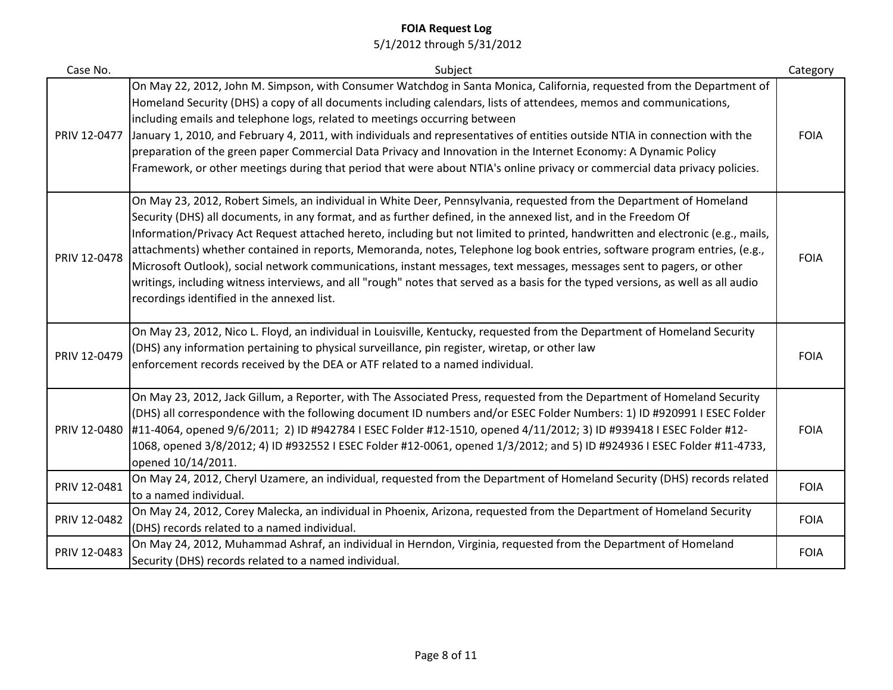# FOIA Request Log

5/1/2012 through 5/31/2012

| Case No. | Subject | Category |
|---|---|---|
| PRIV 12-0477 | On May 22, 2012, John M. Simpson, with Consumer Watchdog in Santa Monica, California, requested from the Department of Homeland Security (DHS) a copy of all documents including calendars, lists of attendees, memos and communications, including emails and telephone logs, related to meetings occurring between January 1, 2010, and February 4, 2011, with individuals and representatives of entities outside NTIA in connection with the preparation of the green paper Commercial Data Privacy and Innovation in the Internet Economy: A Dynamic Policy Framework, or other meetings during that period that were about NTIA's online privacy or commercial data privacy policies. | FOIA |
| PRIV 12-0478 | On May 23, 2012, Robert Simels, an individual in White Deer, Pennsylvania, requested from the Department of Homeland Security (DHS) all documents, in any format, and as further defined, in the annexed list, and in the Freedom Of Information/Privacy Act Request attached hereto, including but not limited to printed, handwritten and electronic (e.g., mails, attachments) whether contained in reports, Memoranda, notes, Telephone log book entries, software program entries, (e.g., Microsoft Outlook), social network communications, instant messages, text messages, messages sent to pagers, or other writings, including witness interviews, and all "rough" notes that served as a basis for the typed versions, as well as all audio recordings identified in the annexed list. | FOIA |
| PRIV 12-0479 | On May 23, 2012, Nico L. Floyd, an individual in Louisville, Kentucky, requested from the Department of Homeland Security (DHS) any information pertaining to physical surveillance, pin register, wiretap, or other law enforcement records received by the DEA or ATF related to a named individual. | FOIA |
| PRIV 12-0480 | On May 23, 2012, Jack Gillum, a Reporter, with The Associated Press, requested from the Department of Homeland Security (DHS) all correspondence with the following document ID numbers and/or ESEC Folder Numbers: 1) ID #920991 I ESEC Folder #11-4064, opened 9/6/2011; 2) ID #942784 I ESEC Folder #12-1510, opened 4/11/2012; 3) ID #939418 I ESEC Folder #12-1068, opened 3/8/2012; 4) ID #932552 I ESEC Folder #12-0061, opened 1/3/2012; and 5) ID #924936 I ESEC Folder #11-4733, opened 10/14/2011. | FOIA |
| PRIV 12-0481 | On May 24, 2012, Cheryl Uzamere, an individual, requested from the Department of Homeland Security (DHS) records related to a named individual. | FOIA |
| PRIV 12-0482 | On May 24, 2012, Corey Malecka, an individual in Phoenix, Arizona, requested from the Department of Homeland Security (DHS) records related to a named individual. | FOIA |
| PRIV 12-0483 | On May 24, 2012, Muhammad Ashraf, an individual in Herndon, Virginia, requested from the Department of Homeland Security (DHS) records related to a named individual. | FOIA |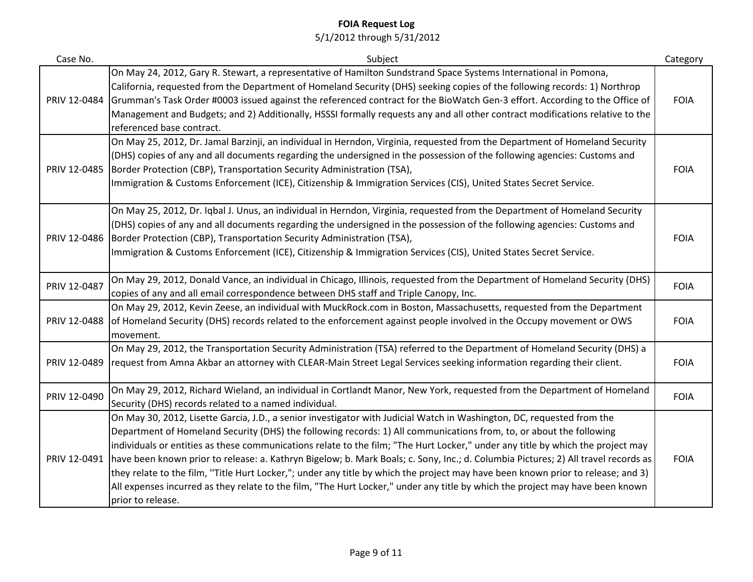# FOIA Request Log

5/1/2012 through 5/31/2012

| Case No. | Subject | Category |
|---|---|---|
| PRIV 12-0484 | On May 24, 2012, Gary R. Stewart, a representative of Hamilton Sundstrand Space Systems International in Pomona, California, requested from the Department of Homeland Security (DHS) seeking copies of the following records: 1) Northrop Grumman's Task Order #0003 issued against the referenced contract for the BioWatch Gen-3 effort. According to the Office of Management and Budgets; and 2) Additionally, HSSSI formally requests any and all other contract modifications relative to the referenced base contract. | FOIA |
| PRIV 12-0485 | On May 25, 2012, Dr. Jamal Barzinji, an individual in Herndon, Virginia, requested from the Department of Homeland Security (DHS) copies of any and all documents regarding the undersigned in the possession of the following agencies: Customs and Border Protection (CBP), Transportation Security Administration (TSA), Immigration & Customs Enforcement (ICE), Citizenship & Immigration Services (CIS), United States Secret Service. | FOIA |
| PRIV 12-0486 | On May 25, 2012, Dr. Iqbal J. Unus, an individual in Herndon, Virginia, requested from the Department of Homeland Security (DHS) copies of any and all documents regarding the undersigned in the possession of the following agencies: Customs and Border Protection (CBP), Transportation Security Administration (TSA), Immigration & Customs Enforcement (ICE), Citizenship & Immigration Services (CIS), United States Secret Service. | FOIA |
| PRIV 12-0487 | On May 29, 2012, Donald Vance, an individual in Chicago, Illinois, requested from the Department of Homeland Security (DHS) copies of any and all email correspondence between DHS staff and Triple Canopy, Inc. | FOIA |
| PRIV 12-0488 | On May 29, 2012, Kevin Zeese, an individual with MuckRock.com in Boston, Massachusetts, requested from the Department of Homeland Security (DHS) records related to the enforcement against people involved in the Occupy movement or OWS movement. | FOIA |
| PRIV 12-0489 | On May 29, 2012, the Transportation Security Administration (TSA) referred to the Department of Homeland Security (DHS) a request from Amna Akbar an attorney with CLEAR-Main Street Legal Services seeking information regarding their client. | FOIA |
| PRIV 12-0490 | On May 29, 2012, Richard Wieland, an individual in Cortlandt Manor, New York, requested from the Department of Homeland Security (DHS) records related to a named individual. | FOIA |
| PRIV 12-0491 | On May 30, 2012, Lisette Garcia, J.D., a senior investigator with Judicial Watch in Washington, DC, requested from the Department of Homeland Security (DHS) the following records: 1) All communications from, to, or about the following individuals or entities as these communications relate to the film; "The Hurt Locker," under any title by which the project may have been known prior to release: a. Kathryn Bigelow; b. Mark Boals; c. Sony, Inc.; d. Columbia Pictures; 2) All travel records as they relate to the film, ''Title Hurt Locker,"; under any title by which the project may have been known prior to release; and 3) All expenses incurred as they relate to the film, "The Hurt Locker," under any title by which the project may have been known prior to release. | FOIA |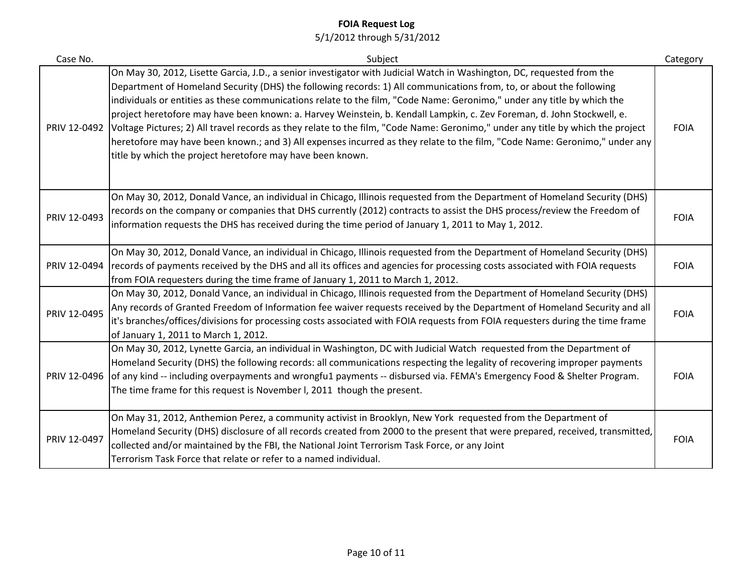# FOIA Request Log

5/1/2012 through 5/31/2012

| Case No. | Subject | Category |
|---|---|---|
| PRIV 12-0492 | On May 30, 2012, Lisette Garcia, J.D., a senior investigator with Judicial Watch in Washington, DC, requested from the Department of Homeland Security (DHS) the following records: 1) All communications from, to, or about the following individuals or entities as these communications relate to the film, "Code Name: Geronimo," under any title by which the project heretofore may have been known: a. Harvey Weinstein, b. Kendall Lampkin, c. Zev Foreman, d. John Stockwell, e. Voltage Pictures; 2) All travel records as they relate to the film, "Code Name: Geronimo," under any title by which the project heretofore may have been known.; and 3) All expenses incurred as they relate to the film, "Code Name: Geronimo," under any title by which the project heretofore may have been known. | FOIA |
| PRIV 12-0493 | On May 30, 2012, Donald Vance, an individual in Chicago, Illinois requested from the Department of Homeland Security (DHS) records on the company or companies that DHS currently (2012) contracts to assist the DHS process/review the Freedom of information requests the DHS has received during the time period of January 1, 2011 to May 1, 2012. | FOIA |
| PRIV 12-0494 | On May 30, 2012, Donald Vance, an individual in Chicago, Illinois requested from the Department of Homeland Security (DHS) records of payments received by the DHS and all its offices and agencies for processing costs associated with FOIA requests from FOIA requesters during the time frame of January 1, 2011 to March 1, 2012. | FOIA |
| PRIV 12-0495 | On May 30, 2012, Donald Vance, an individual in Chicago, Illinois requested from the Department of Homeland Security (DHS) Any records of Granted Freedom of Information fee waiver requests received by the Department of Homeland Security and all it's branches/offices/divisions for processing costs associated with FOIA requests from FOIA requesters during the time frame of January 1, 2011 to March 1, 2012. | FOIA |
| PRIV 12-0496 | On May 30, 2012, Lynette Garcia, an individual in Washington, DC with Judicial Watch requested from the Department of Homeland Security (DHS) the following records: all communications respecting the legality of recovering improper payments of any kind -- including overpayments and wrongfu1 payments -- disbursed via. FEMA's Emergency Food & Shelter Program. The time frame for this request is November l, 2011 though the present. | FOIA |
| PRIV 12-0497 | On May 31, 2012, Anthemion Perez, a community activist in Brooklyn, New York requested from the Department of Homeland Security (DHS) disclosure of all records created from 2000 to the present that were prepared, received, transmitted, collected and/or maintained by the FBI, the National Joint Terrorism Task Force, or any Joint Terrorism Task Force that relate or refer to a named individual. | FOIA |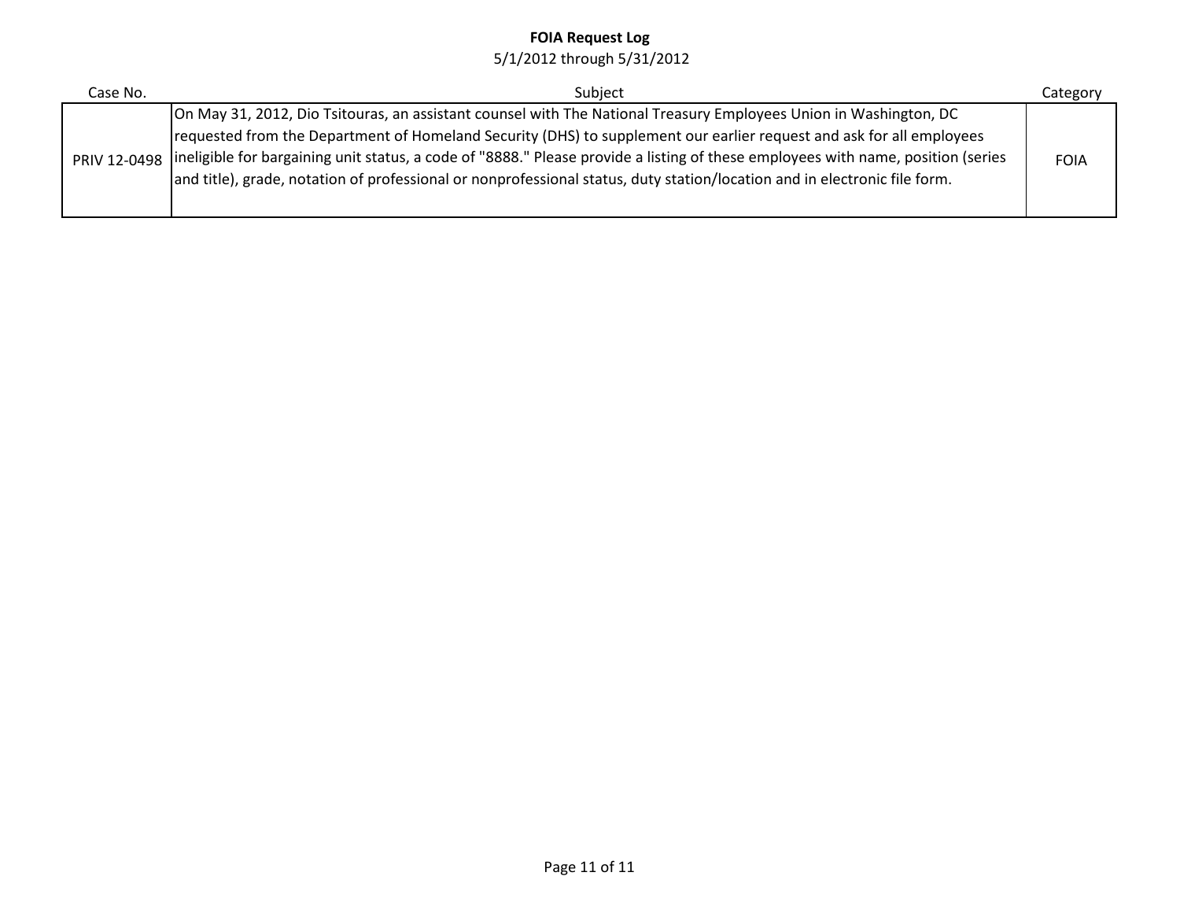**FOIA Request Log**

5/1/2012 through 5/31/2012

| Case No. | Subject | Category |
|---|---|---|
| PRIV 12-0498 | On May 31, 2012, Dio Tsitouras, an assistant counsel with The National Treasury Employees Union in Washington, DC requested from the Department of Homeland Security (DHS) to supplement our earlier request and ask for all employees ineligible for bargaining unit status, a code of "8888." Please provide a listing of these employees with name, position (series and title), grade, notation of professional or nonprofessional status, duty station/location and in electronic file form. | FOIA |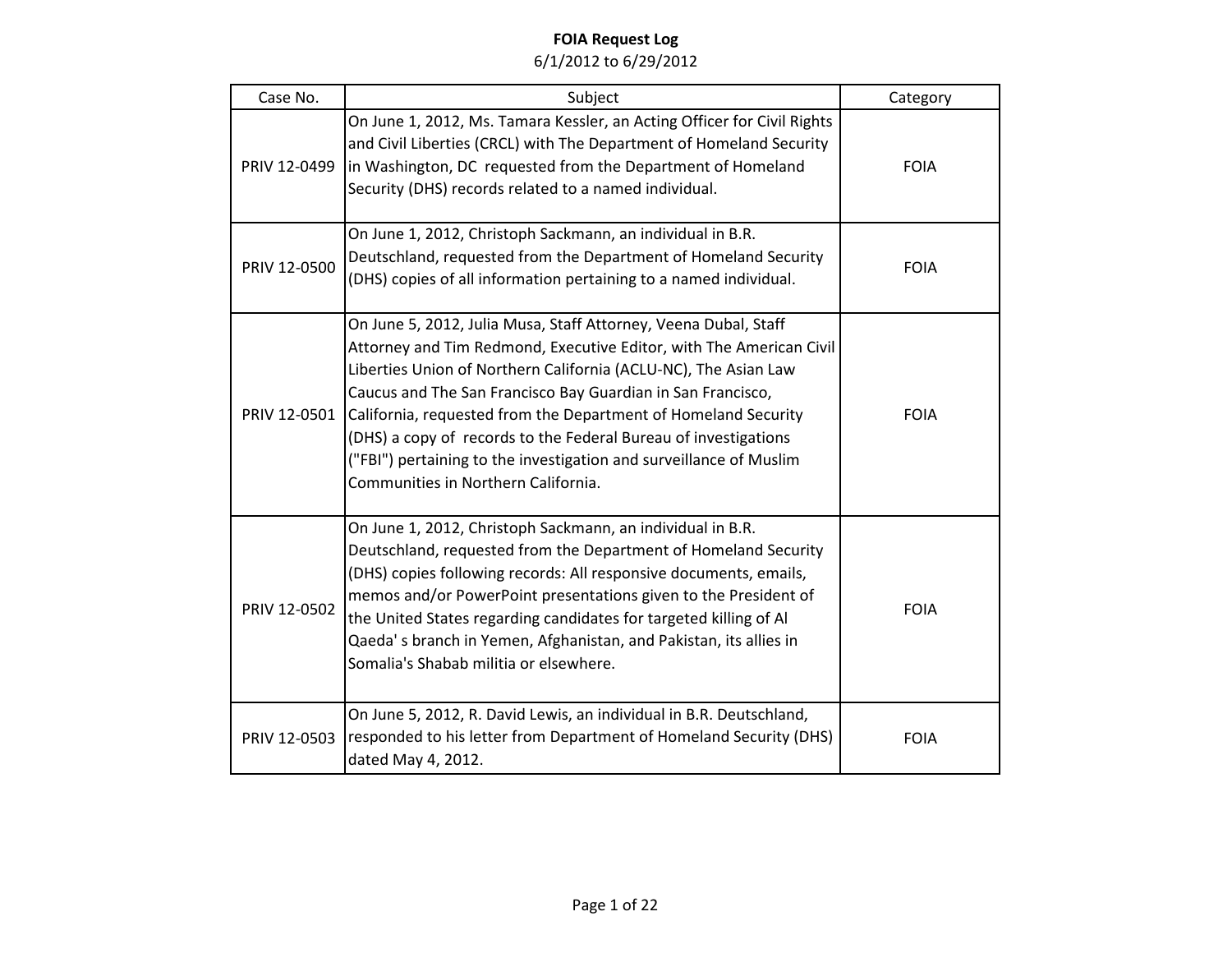**FOIA Request Log**

6/1/2012 to 6/29/2012

| Case No. | Subject | Category |
|---|---|---|
| PRIV 12-0499 | On June 1, 2012, Ms. Tamara Kessler, an Acting Officer for Civil Rights and Civil Liberties (CRCL) with The Department of Homeland Security in Washington, DC requested from the Department of Homeland Security (DHS) records related to a named individual. | FOIA |
| PRIV 12-0500 | On June 1, 2012, Christoph Sackmann, an individual in B.R. Deutschland, requested from the Department of Homeland Security (DHS) copies of all information pertaining to a named individual. | FOIA |
| PRIV 12-0501 | On June 5, 2012, Julia Musa, Staff Attorney, Veena Dubal, Staff Attorney and Tim Redmond, Executive Editor, with The American Civil Liberties Union of Northern California (ACLU-NC), The Asian Law Caucus and The San Francisco Bay Guardian in San Francisco, California, requested from the Department of Homeland Security (DHS) a copy of records to the Federal Bureau of investigations ("FBI") pertaining to the investigation and surveillance of Muslim Communities in Northern California. | FOIA |
| PRIV 12-0502 | On June 1, 2012, Christoph Sackmann, an individual in B.R. Deutschland, requested from the Department of Homeland Security (DHS) copies following records: All responsive documents, emails, memos and/or PowerPoint presentations given to the President of the United States regarding candidates for targeted killing of Al Qaeda' s branch in Yemen, Afghanistan, and Pakistan, its allies in Somalia's Shabab militia or elsewhere. | FOIA |
| PRIV 12-0503 | On June 5, 2012, R. David Lewis, an individual in B.R. Deutschland, responded to his letter from Department of Homeland Security (DHS) dated May 4, 2012. | FOIA |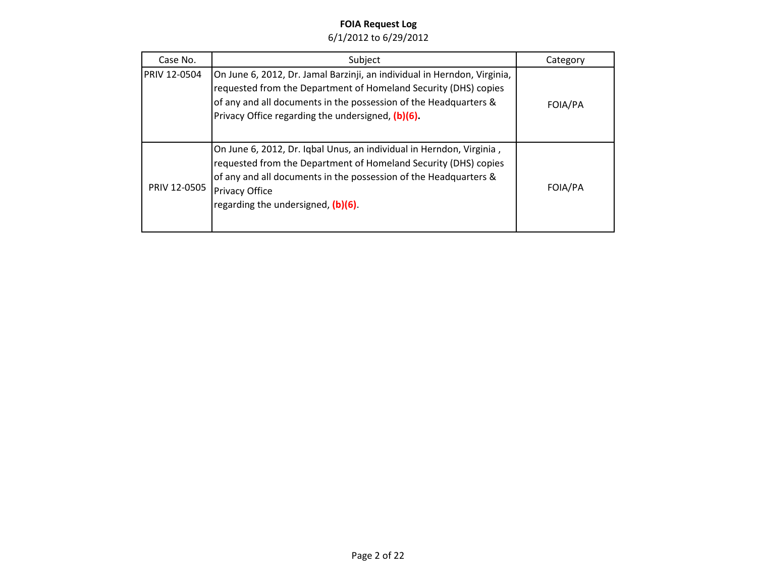**FOIA Request Log**
6/1/2012 to 6/29/2012

| Case No. | Subject | Category |
|---|---|---|
| PRIV 12-0504 | On June 6, 2012, Dr. Jamal Barzinji, an individual in Herndon, Virginia, requested from the Department of Homeland Security (DHS) copies of any and all documents in the possession of the Headquarters & Privacy Office regarding the undersigned, **(b)(6).** | FOIA/PA |
| PRIV 12-0505 | On June 6, 2012, Dr. Iqbal Unus, an individual in Herndon, Virginia , requested from the Department of Homeland Security (DHS) copies of any and all documents in the possession of the Headquarters & Privacy Office regarding the undersigned, **(b)(6)**. | FOIA/PA |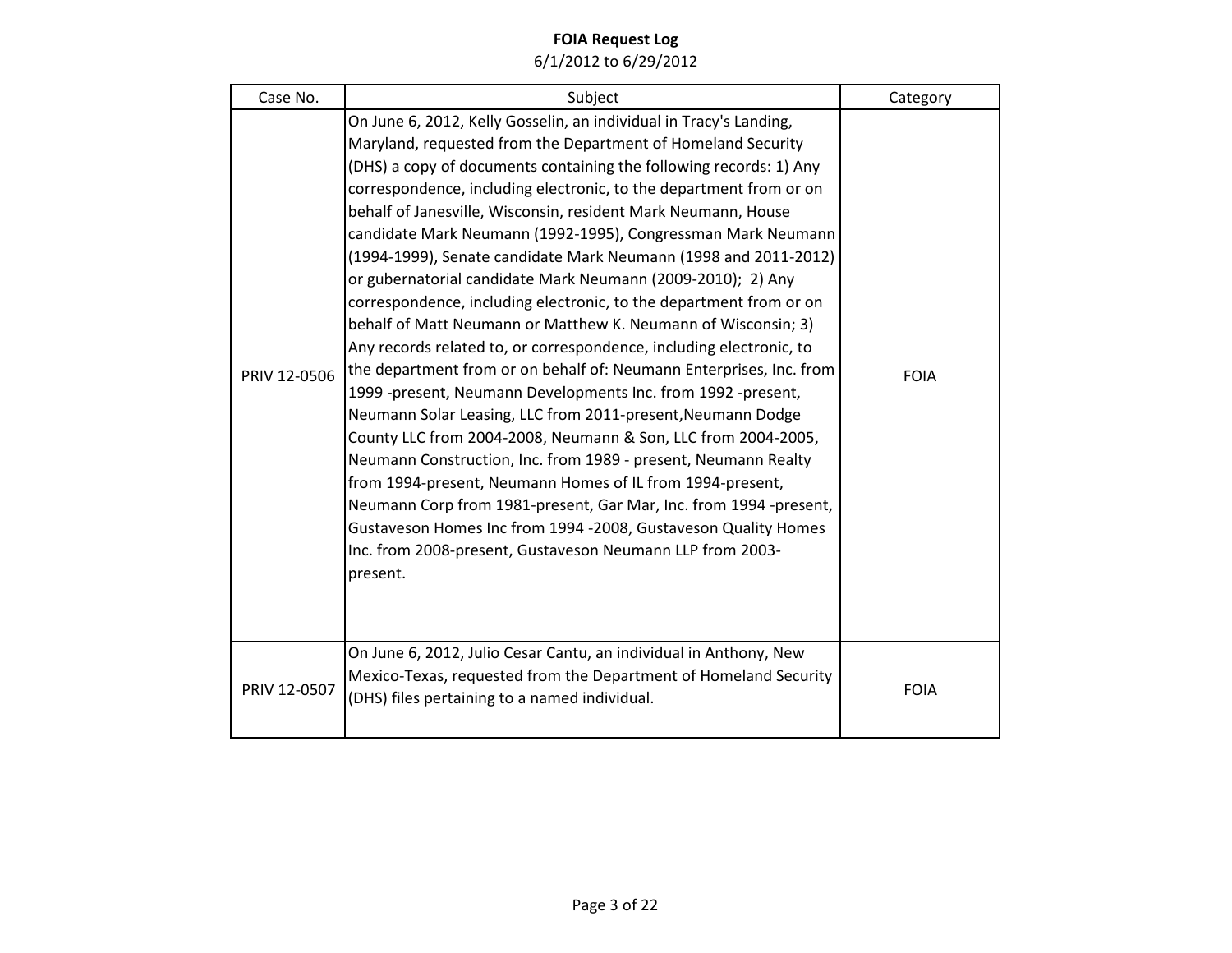**FOIA Request Log**
6/1/2012 to 6/29/2012

| Case No. | Subject | Category |
|---|---|---|
| PRIV 12-0506 | On June 6, 2012, Kelly Gosselin, an individual in Tracy's Landing, Maryland, requested from the Department of Homeland Security (DHS) a copy of documents containing the following records: 1) Any correspondence, including electronic, to the department from or on behalf of Janesville, Wisconsin, resident Mark Neumann, House candidate Mark Neumann (1992-1995), Congressman Mark Neumann (1994-1999), Senate candidate Mark Neumann (1998 and 2011-2012) or gubernatorial candidate Mark Neumann (2009-2010); 2) Any correspondence, including electronic, to the department from or on behalf of Matt Neumann or Matthew K. Neumann of Wisconsin; 3) Any records related to, or correspondence, including electronic, to the department from or on behalf of: Neumann Enterprises, Inc. from 1999 -present, Neumann Developments Inc. from 1992 -present, Neumann Solar Leasing, LLC from 2011-present,Neumann Dodge County LLC from 2004-2008, Neumann & Son, LLC from 2004-2005, Neumann Construction, Inc. from 1989 - present, Neumann Realty from 1994-present, Neumann Homes of IL from 1994-present, Neumann Corp from 1981-present, Gar Mar, Inc. from 1994 -present, Gustaveson Homes Inc from 1994 -2008, Gustaveson Quality Homes Inc. from 2008-present, Gustaveson Neumann LLP from 2003-present. | FOIA |
| PRIV 12-0507 | On June 6, 2012, Julio Cesar Cantu, an individual in Anthony, New Mexico-Texas, requested from the Department of Homeland Security (DHS) files pertaining to a named individual. | FOIA |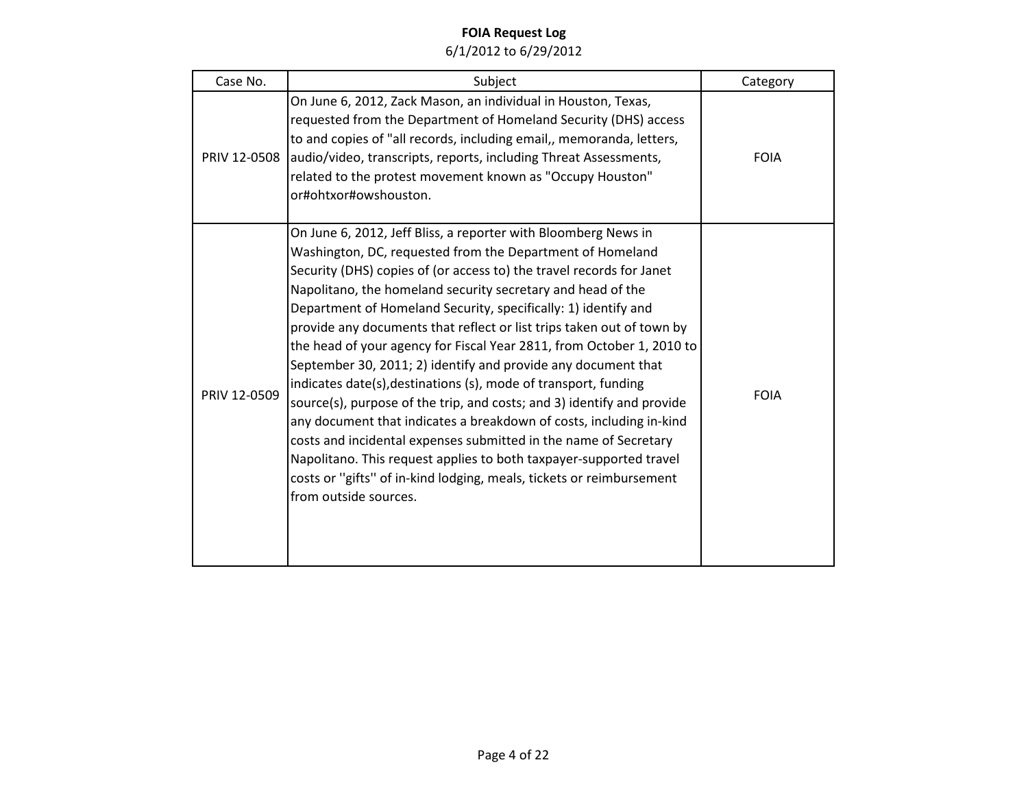**FOIA Request Log**

6/1/2012 to 6/29/2012

| Case No. | Subject | Category |
| --- | --- | --- |
| PRIV 12-0508 | On June 6, 2012, Zack Mason, an individual in Houston, Texas, requested from the Department of Homeland Security (DHS) access to and copies of "all records, including email,, memoranda, letters, audio/video, transcripts, reports, including Threat Assessments, related to the protest movement known as "Occupy Houston" or#ohtxor#owshouston. | FOIA |
| PRIV 12-0509 | On June 6, 2012, Jeff Bliss, a reporter with Bloomberg News in Washington, DC, requested from the Department of Homeland Security (DHS) copies of (or access to) the travel records for Janet Napolitano, the homeland security secretary and head of the Department of Homeland Security, specifically: 1) identify and provide any documents that reflect or list trips taken out of town by the head of your agency for Fiscal Year 2811, from October 1, 2010 to September 30, 2011; 2) identify and provide any document that indicates date(s),destinations (s), mode of transport, funding source(s), purpose of the trip, and costs; and 3) identify and provide any document that indicates a breakdown of costs, including in-kind costs and incidental expenses submitted in the name of Secretary Napolitano. This request applies to both taxpayer-supported travel costs or ''gifts'' of in-kind lodging, meals, tickets or reimbursement from outside sources. | FOIA |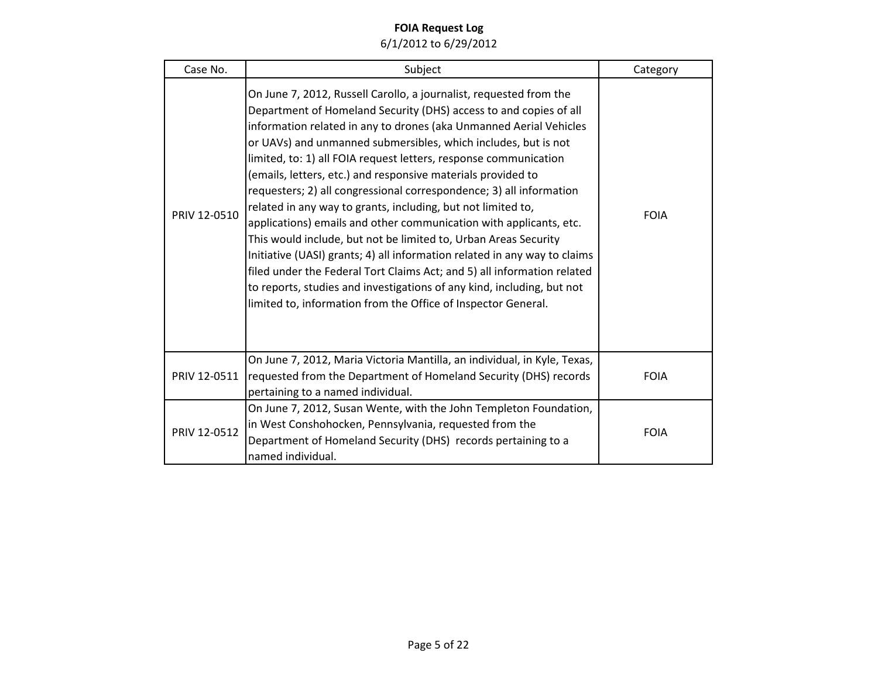**FOIA Request Log**

6/1/2012 to 6/29/2012

| Case No. | Subject | Category |
| --- | --- | --- |
| PRIV 12-0510 | On June 7, 2012, Russell Carollo, a journalist, requested from the Department of Homeland Security (DHS) access to and copies of all information related in any to drones (aka Unmanned Aerial Vehicles or UAVs) and unmanned submersibles, which includes, but is not limited, to: 1) all FOIA request letters, response communication (emails, letters, etc.) and responsive materials provided to requesters; 2) all congressional correspondence; 3) all information related in any way to grants, including, but not limited to, applications) emails and other communication with applicants, etc. This would include, but not be limited to, Urban Areas Security Initiative (UASI) grants; 4) all information related in any way to claims filed under the Federal Tort Claims Act; and 5) all information related to reports, studies and investigations of any kind, including, but not limited to, information from the Office of Inspector General. | FOIA |
| PRIV 12-0511 | On June 7, 2012, Maria Victoria Mantilla, an individual, in Kyle, Texas, requested from the Department of Homeland Security (DHS) records pertaining to a named individual. | FOIA |
| PRIV 12-0512 | On June 7, 2012, Susan Wente, with the John Templeton Foundation, in West Conshohocken, Pennsylvania, requested from the Department of Homeland Security (DHS) records pertaining to a named individual. | FOIA |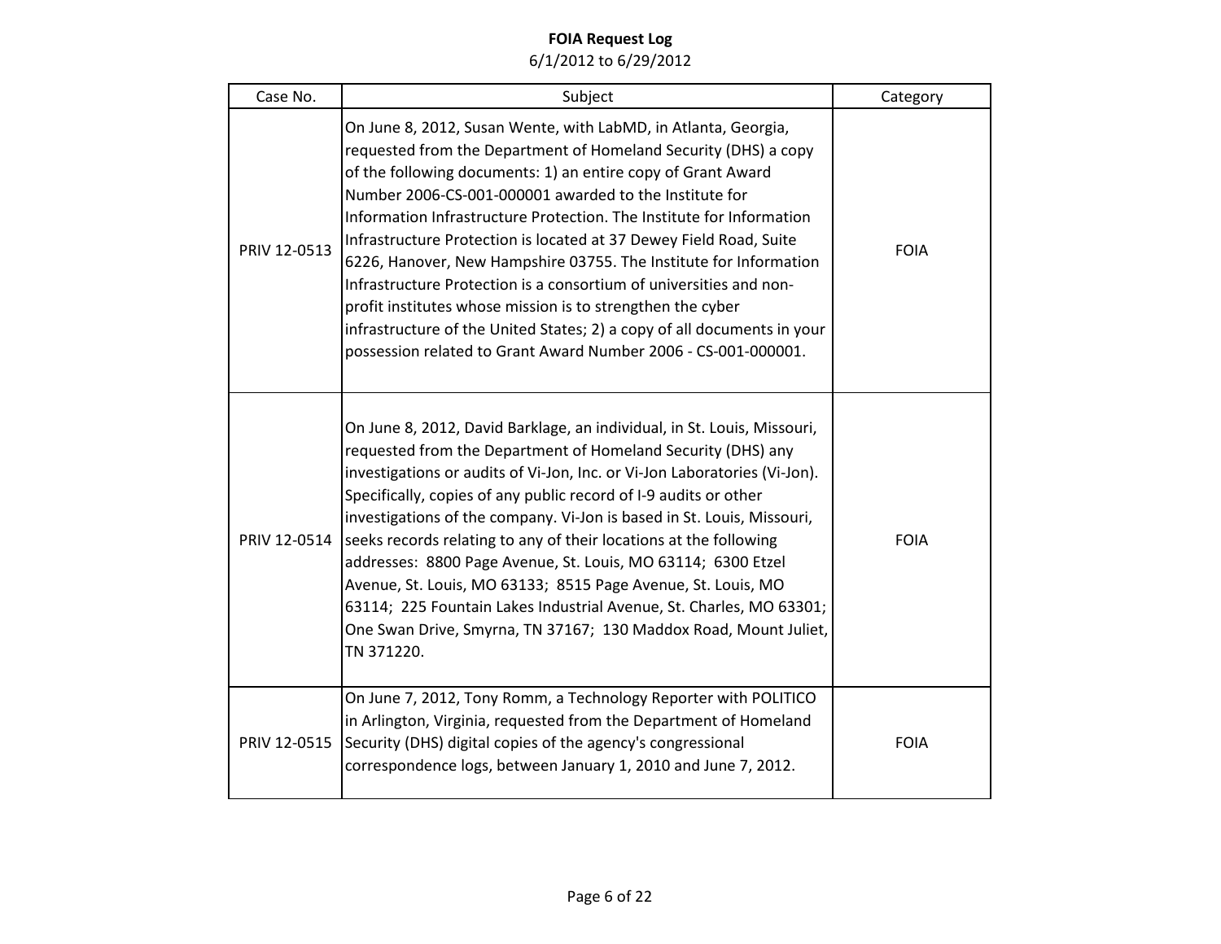**FOIA Request Log**
6/1/2012 to 6/29/2012

| Case No. | Subject | Category |
|---|---|---|
| PRIV 12-0513 | On June 8, 2012, Susan Wente, with LabMD, in Atlanta, Georgia, requested from the Department of Homeland Security (DHS) a copy of the following documents: 1) an entire copy of Grant Award Number 2006-CS-001-000001 awarded to the Institute for Information Infrastructure Protection. The Institute for Information Infrastructure Protection is located at 37 Dewey Field Road, Suite 6226, Hanover, New Hampshire 03755. The Institute for Information Infrastructure Protection is a consortium of universities and non-profit institutes whose mission is to strengthen the cyber infrastructure of the United States; 2) a copy of all documents in your possession related to Grant Award Number 2006 - CS-001-000001. | FOIA |
| PRIV 12-0514 | On June 8, 2012, David Barklage, an individual, in St. Louis, Missouri, requested from the Department of Homeland Security (DHS) any investigations or audits of Vi-Jon, Inc. or Vi-Jon Laboratories (Vi-Jon). Specifically, copies of any public record of I-9 audits or other investigations of the company. Vi-Jon is based in St. Louis, Missouri, seeks records relating to any of their locations at the following addresses: 8800 Page Avenue, St. Louis, MO 63114; 6300 Etzel Avenue, St. Louis, MO 63133; 8515 Page Avenue, St. Louis, MO 63114; 225 Fountain Lakes Industrial Avenue, St. Charles, MO 63301; One Swan Drive, Smyrna, TN 37167; 130 Maddox Road, Mount Juliet, TN 371220. | FOIA |
| PRIV 12-0515 | On June 7, 2012, Tony Romm, a Technology Reporter with POLITICO in Arlington, Virginia, requested from the Department of Homeland Security (DHS) digital copies of the agency's congressional correspondence logs, between January 1, 2010 and June 7, 2012. | FOIA |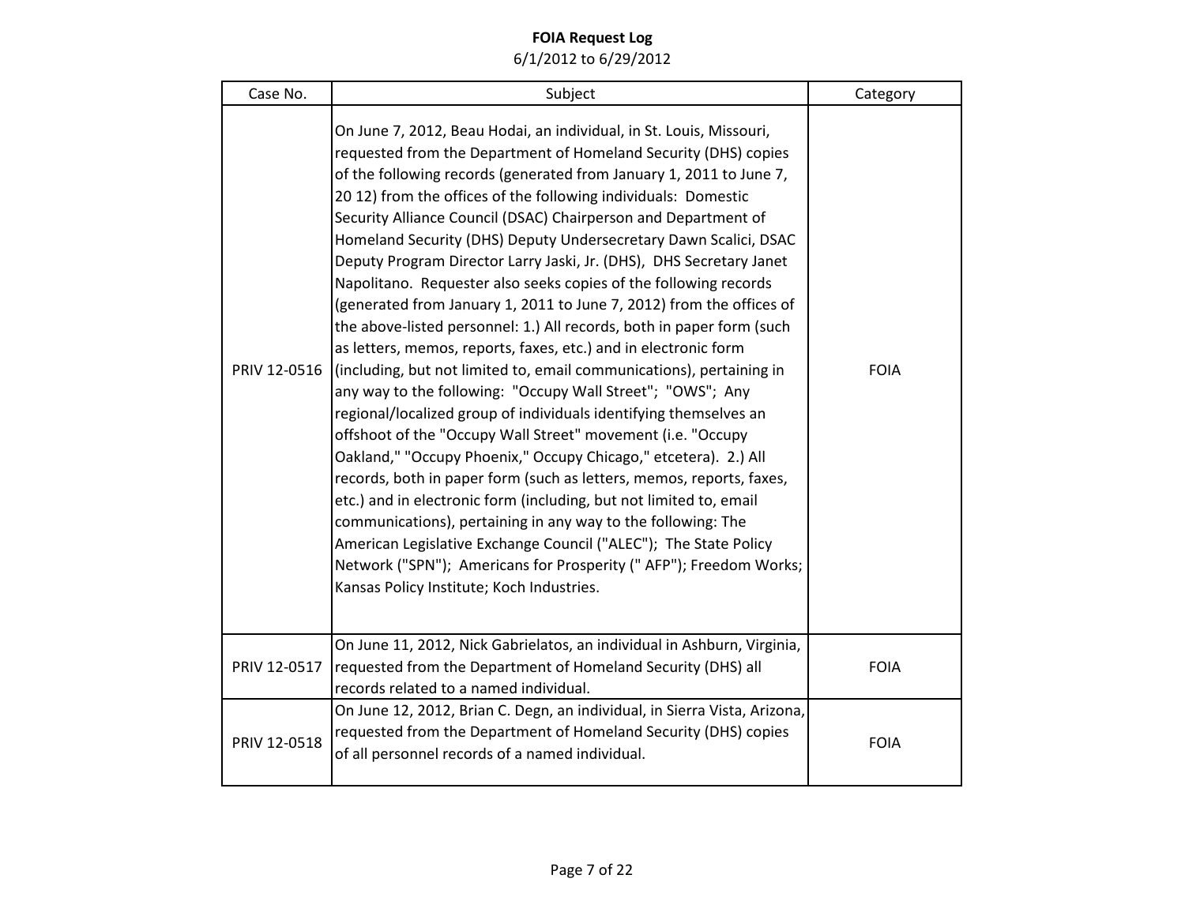**FOIA Request Log**

6/1/2012 to 6/29/2012

| Case No. | Subject | Category |
| --- | --- | --- |
| PRIV 12-0516 | On June 7, 2012, Beau Hodai, an individual, in St. Louis, Missouri, requested from the Department of Homeland Security (DHS) copies of the following records (generated from January 1, 2011 to June 7, 20 12) from the offices of the following individuals: Domestic Security Alliance Council (DSAC) Chairperson and Department of Homeland Security (DHS) Deputy Undersecretary Dawn Scalici, DSAC Deputy Program Director Larry Jaski, Jr. (DHS), DHS Secretary Janet Napolitano. Requester also seeks copies of the following records (generated from January 1, 2011 to June 7, 2012) from the offices of the above-listed personnel: 1.) All records, both in paper form (such as letters, memos, reports, faxes, etc.) and in electronic form (including, but not limited to, email communications), pertaining in any way to the following: "Occupy Wall Street"; "OWS"; Any regional/localized group of individuals identifying themselves an offshoot of the "Occupy Wall Street" movement (i.e. "Occupy Oakland," "Occupy Phoenix," Occupy Chicago," etcetera). 2.) All records, both in paper form (such as letters, memos, reports, faxes, etc.) and in electronic form (including, but not limited to, email communications), pertaining in any way to the following: The American Legislative Exchange Council ("ALEC"); The State Policy Network ("SPN"); Americans for Prosperity (" AFP"); Freedom Works; Kansas Policy Institute; Koch Industries. | FOIA |
| PRIV 12-0517 | On June 11, 2012, Nick Gabrielatos, an individual in Ashburn, Virginia, requested from the Department of Homeland Security (DHS) all records related to a named individual. | FOIA |
| PRIV 12-0518 | On June 12, 2012, Brian C. Degn, an individual, in Sierra Vista, Arizona, requested from the Department of Homeland Security (DHS) copies of all personnel records of a named individual. | FOIA |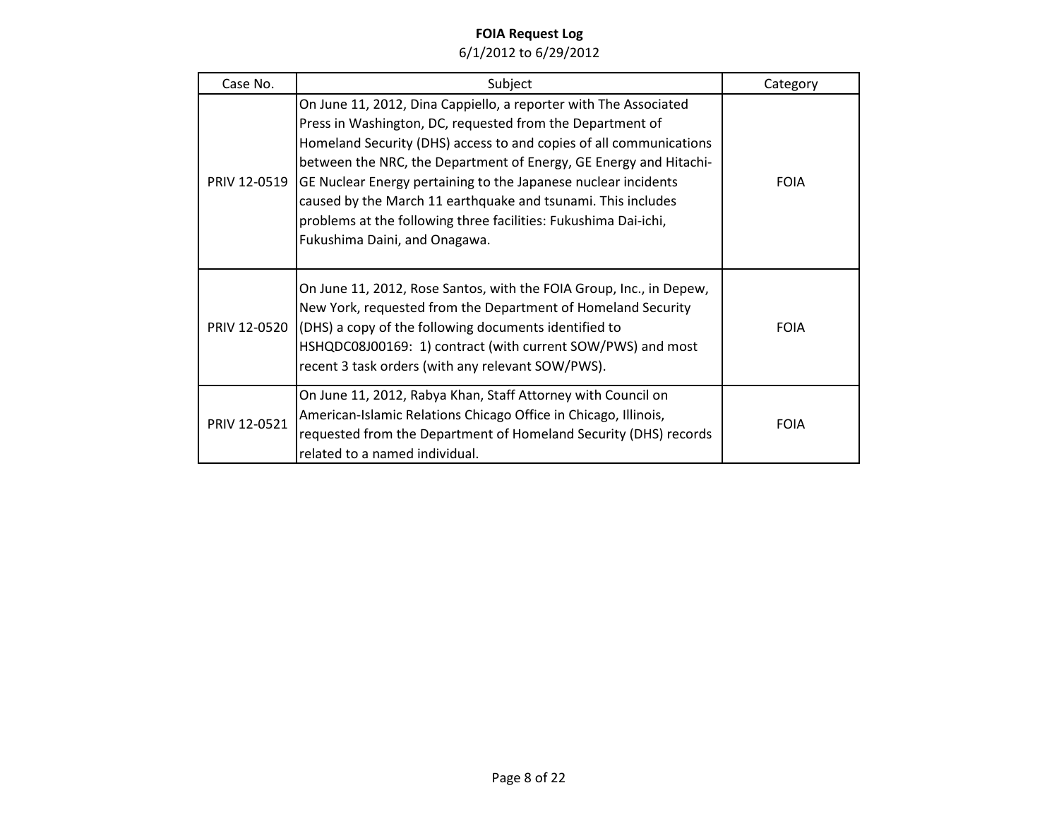**FOIA Request Log**
6/1/2012 to 6/29/2012

| Case No. | Subject | Category |
| --- | --- | --- |
| PRIV 12-0519 | On June 11, 2012, Dina Cappiello, a reporter with The Associated Press in Washington, DC, requested from the Department of Homeland Security (DHS) access to and copies of all communications between the NRC, the Department of Energy, GE Energy and Hitachi-GE Nuclear Energy pertaining to the Japanese nuclear incidents caused by the March 11 earthquake and tsunami. This includes problems at the following three facilities: Fukushima Dai-ichi, Fukushima Daini, and Onagawa. | FOIA |
| PRIV 12-0520 | On June 11, 2012, Rose Santos, with the FOIA Group, Inc., in Depew, New York, requested from the Department of Homeland Security (DHS) a copy of the following documents identified to HSHQDC08J00169: 1) contract (with current SOW/PWS) and most recent 3 task orders (with any relevant SOW/PWS). | FOIA |
| PRIV 12-0521 | On June 11, 2012, Rabya Khan, Staff Attorney with Council on American-Islamic Relations Chicago Office in Chicago, Illinois, requested from the Department of Homeland Security (DHS) records related to a named individual. | FOIA |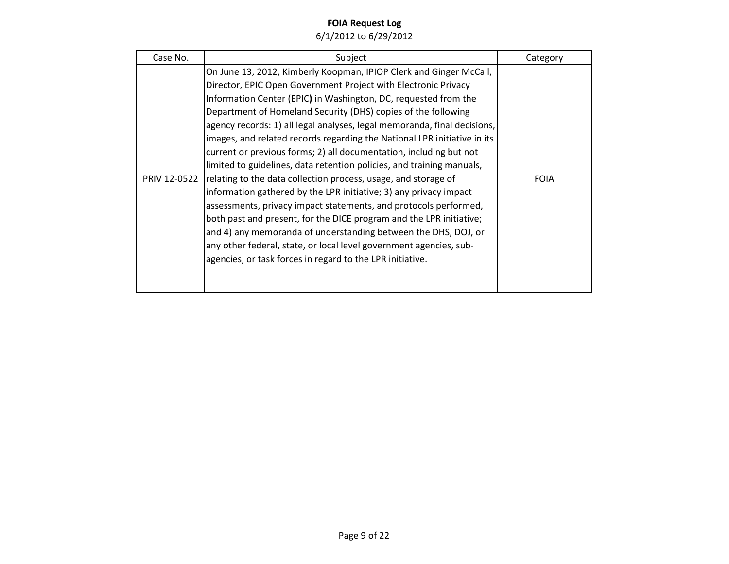**FOIA Request Log**
6/1/2012 to 6/29/2012

| Case No. | Subject | Category |
|---|---|---|
| PRIV 12-0522 | On June 13, 2012, Kimberly Koopman, IPIOP Clerk and Ginger McCall, Director, EPIC Open Government Project with Electronic Privacy Information Center (EPIC) in Washington, DC, requested from the Department of Homeland Security (DHS) copies of the following agency records: 1) all legal analyses, legal memoranda, final decisions, images, and related records regarding the National LPR initiative in its current or previous forms; 2) all documentation, including but not limited to guidelines, data retention policies, and training manuals, relating to the data collection process, usage, and storage of information gathered by the LPR initiative; 3) any privacy impact assessments, privacy impact statements, and protocols performed, both past and present, for the DICE program and the LPR initiative; and 4) any memoranda of understanding between the DHS, DOJ, or any other federal, state, or local level government agencies, sub-agencies, or task forces in regard to the LPR initiative. | FOIA |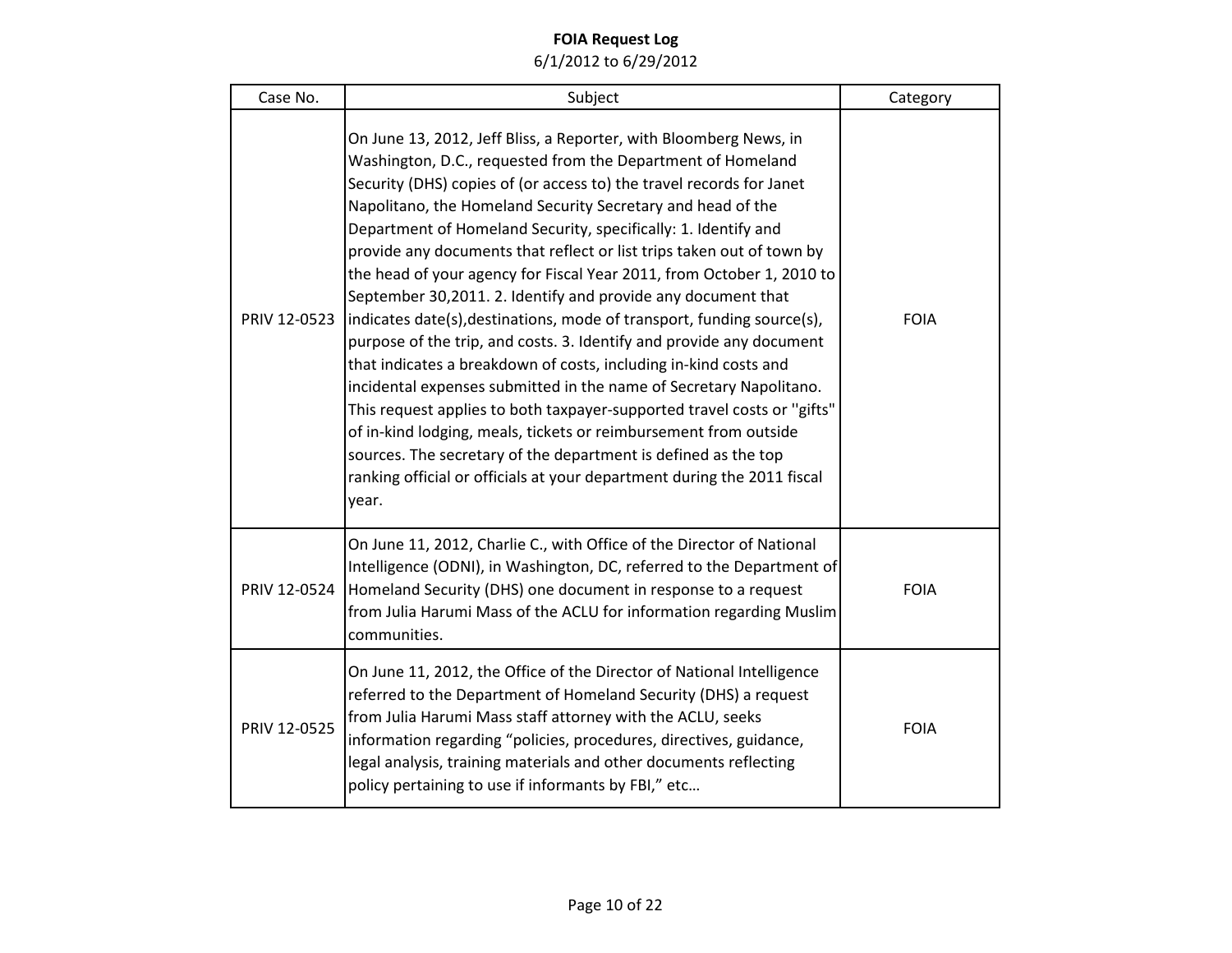**FOIA Request Log**

6/1/2012 to 6/29/2012

| Case No. | Subject | Category |
|---|---|---|
| PRIV 12-0523 | On June 13, 2012, Jeff Bliss, a Reporter, with Bloomberg News, in Washington, D.C., requested from the Department of Homeland Security (DHS) copies of (or access to) the travel records for Janet Napolitano, the Homeland Security Secretary and head of the Department of Homeland Security, specifically: 1. Identify and provide any documents that reflect or list trips taken out of town by the head of your agency for Fiscal Year 2011, from October 1, 2010 to September 30,2011. 2. Identify and provide any document that indicates date(s),destinations, mode of transport, funding source(s), purpose of the trip, and costs. 3. Identify and provide any document that indicates a breakdown of costs, including in-kind costs and incidental expenses submitted in the name of Secretary Napolitano. This request applies to both taxpayer-supported travel costs or "gifts" of in-kind lodging, meals, tickets or reimbursement from outside sources. The secretary of the department is defined as the top ranking official or officials at your department during the 2011 fiscal year. | FOIA |
| PRIV 12-0524 | On June 11, 2012, Charlie C., with Office of the Director of National Intelligence (ODNI), in Washington, DC, referred to the Department of Homeland Security (DHS) one document in response to a request from Julia Harumi Mass of the ACLU for information regarding Muslim communities. | FOIA |
| PRIV 12-0525 | On June 11, 2012, the Office of the Director of National Intelligence referred to the Department of Homeland Security (DHS) a request from Julia Harumi Mass staff attorney with the ACLU, seeks information regarding "policies, procedures, directives, guidance, legal analysis, training materials and other documents reflecting policy pertaining to use if informants by FBI," etc… | FOIA |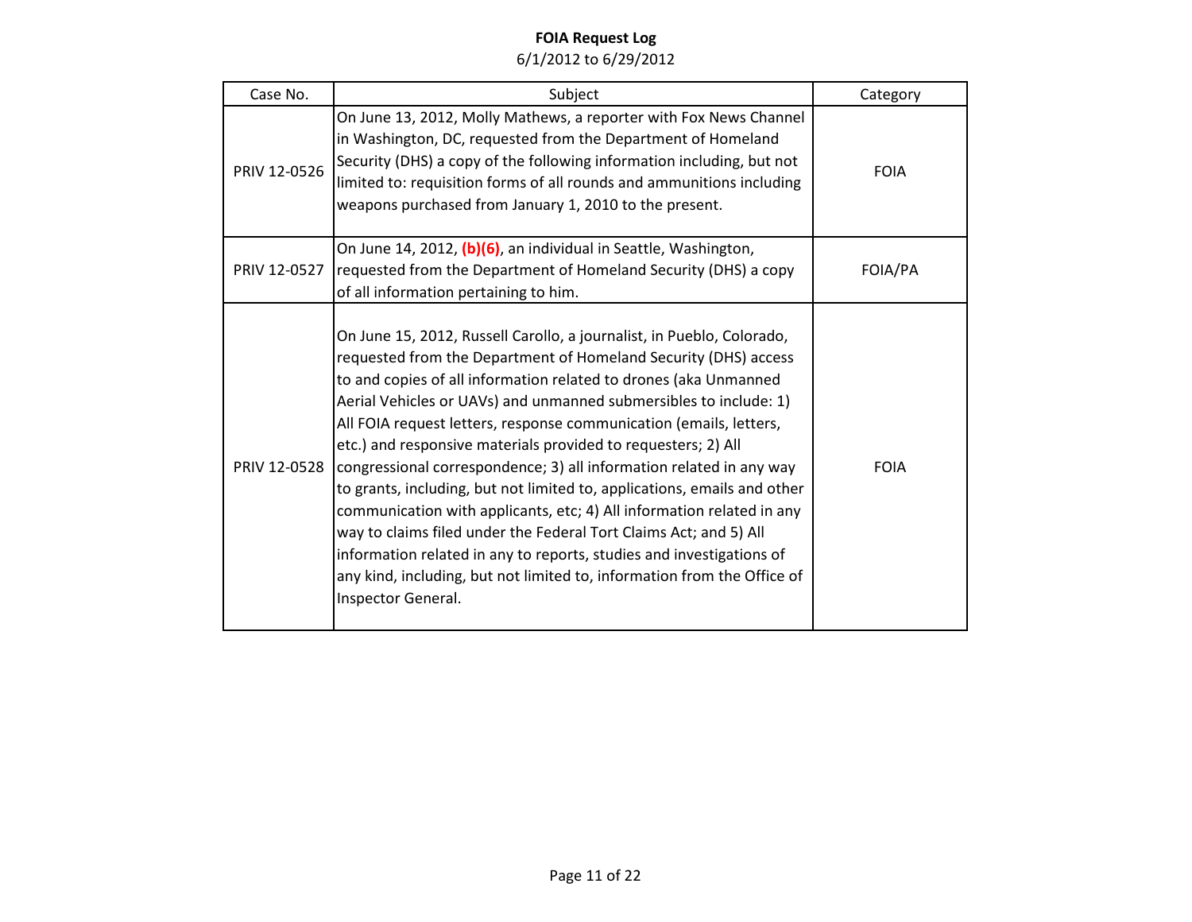**FOIA Request Log**
6/1/2012 to 6/29/2012

| Case No. | Subject | Category |
| --- | --- | --- |
| PRIV 12-0526 | On June 13, 2012, Molly Mathews, a reporter with Fox News Channel in Washington, DC, requested from the Department of Homeland Security (DHS) a copy of the following information including, but not limited to: requisition forms of all rounds and ammunitions including weapons purchased from January 1, 2010 to the present. | FOIA |
| PRIV 12-0527 | On June 14, 2012, **(b)(6)**, an individual in Seattle, Washington, requested from the Department of Homeland Security (DHS) a copy of all information pertaining to him. | FOIA/PA |
| PRIV 12-0528 | On June 15, 2012, Russell Carollo, a journalist, in Pueblo, Colorado, requested from the Department of Homeland Security (DHS) access to and copies of all information related to drones (aka Unmanned Aerial Vehicles or UAVs) and unmanned submersibles to include: 1) All FOIA request letters, response communication (emails, letters, etc.) and responsive materials provided to requesters; 2) All congressional correspondence; 3) all information related in any way to grants, including, but not limited to, applications, emails and other communication with applicants, etc; 4) All information related in any way to claims filed under the Federal Tort Claims Act; and 5) All information related in any to reports, studies and investigations of any kind, including, but not limited to, information from the Office of Inspector General. | FOIA |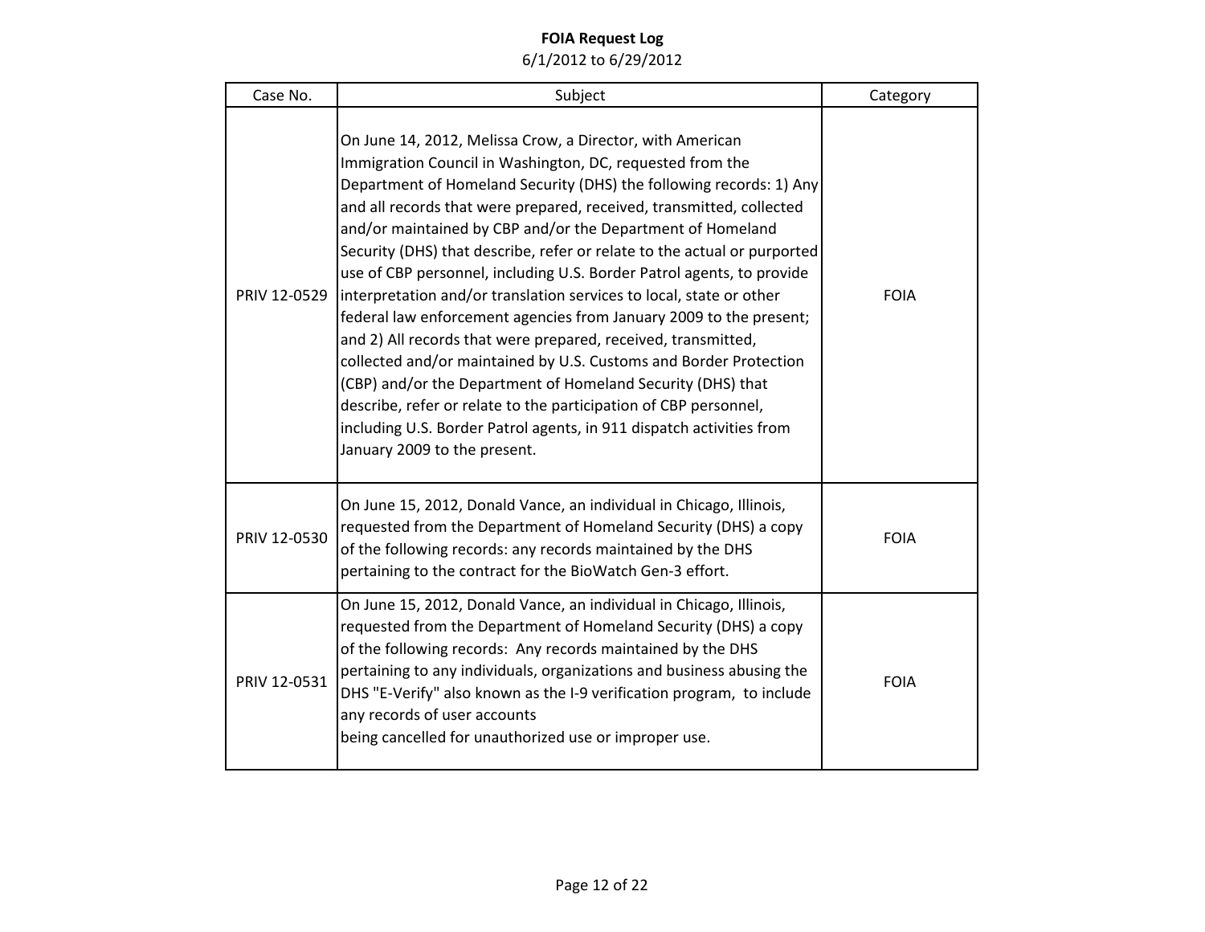**FOIA Request Log**

6/1/2012 to 6/29/2012

| Case No. | Subject | Category |
|---|---|---|
| PRIV 12-0529 | On June 14, 2012, Melissa Crow, a Director, with American Immigration Council in Washington, DC, requested from the Department of Homeland Security (DHS) the following records: 1) Any and all records that were prepared, received, transmitted, collected and/or maintained by CBP and/or the Department of Homeland Security (DHS) that describe, refer or relate to the actual or purported use of CBP personnel, including U.S. Border Patrol agents, to provide interpretation and/or translation services to local, state or other federal law enforcement agencies from January 2009 to the present; and 2) All records that were prepared, received, transmitted, collected and/or maintained by U.S. Customs and Border Protection (CBP) and/or the Department of Homeland Security (DHS) that describe, refer or relate to the participation of CBP personnel, including U.S. Border Patrol agents, in 911 dispatch activities from January 2009 to the present. | FOIA |
| PRIV 12-0530 | On June 15, 2012, Donald Vance, an individual in Chicago, Illinois, requested from the Department of Homeland Security (DHS) a copy of the following records: any records maintained by the DHS pertaining to the contract for the BioWatch Gen-3 effort. | FOIA |
| PRIV 12-0531 | On June 15, 2012, Donald Vance, an individual in Chicago, Illinois, requested from the Department of Homeland Security (DHS) a copy of the following records: Any records maintained by the DHS pertaining to any individuals, organizations and business abusing the DHS "E-Verify" also known as the I-9 verification program, to include any records of user accounts being cancelled for unauthorized use or improper use. | FOIA |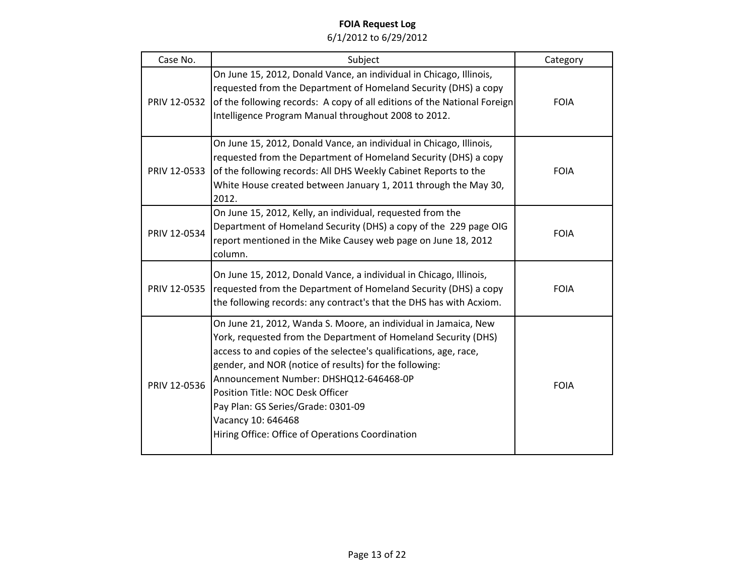# FOIA Request Log

6/1/2012 to 6/29/2012

| Case No. | Subject | Category |
| --- | --- | --- |
| PRIV 12-0532 | On June 15, 2012, Donald Vance, an individual in Chicago, Illinois, requested from the Department of Homeland Security (DHS) a copy of the following records: A copy of all editions of the National Foreign Intelligence Program Manual throughout 2008 to 2012. | FOIA |
| PRIV 12-0533 | On June 15, 2012, Donald Vance, an individual in Chicago, Illinois, requested from the Department of Homeland Security (DHS) a copy of the following records: All DHS Weekly Cabinet Reports to the White House created between January 1, 2011 through the May 30, 2012. | FOIA |
| PRIV 12-0534 | On June 15, 2012, Kelly, an individual, requested from the Department of Homeland Security (DHS) a copy of the 229 page OIG report mentioned in the Mike Causey web page on June 18, 2012 column. | FOIA |
| PRIV 12-0535 | On June 15, 2012, Donald Vance, a individual in Chicago, Illinois, requested from the Department of Homeland Security (DHS) a copy the following records: any contract's that the DHS has with Acxiom. | FOIA |
| PRIV 12-0536 | On June 21, 2012, Wanda S. Moore, an individual in Jamaica, New York, requested from the Department of Homeland Security (DHS) access to and copies of the selectee's qualifications, age, race, gender, and NOR (notice of results) for the following:<br>Announcement Number: DHSHQ12-646468-0P<br>Position Title: NOC Desk Officer<br>Pay Plan: GS Series/Grade: 0301-09<br>Vacancy 10: 646468<br>Hiring Office: Office of Operations Coordination | FOIA |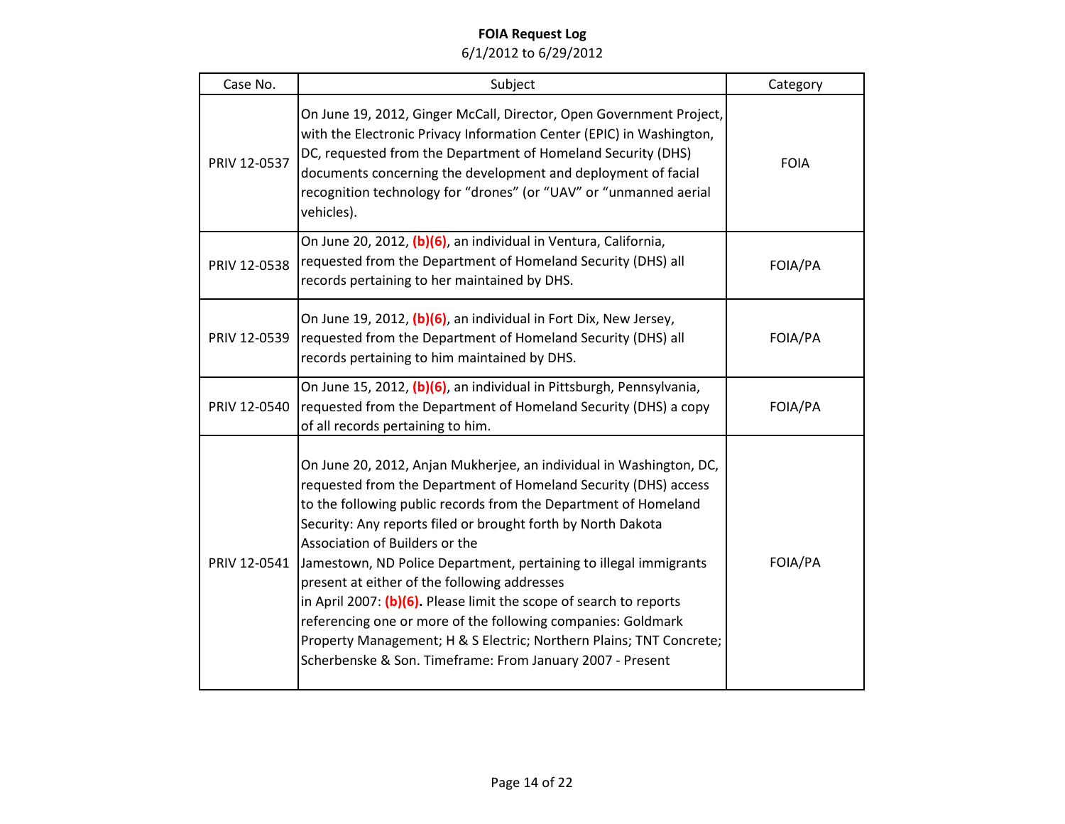# FOIA Request Log

6/1/2012 to 6/29/2012

| Case No. | Subject | Category |
|---|---|---|
| PRIV 12-0537 | On June 19, 2012, Ginger McCall, Director, Open Government Project, with the Electronic Privacy Information Center (EPIC) in Washington, DC, requested from the Department of Homeland Security (DHS) documents concerning the development and deployment of facial recognition technology for "drones" (or "UAV" or "unmanned aerial vehicles). | FOIA |
| PRIV 12-0538 | On June 20, 2012, **(b)(6)**, an individual in Ventura, California, requested from the Department of Homeland Security (DHS) all records pertaining to her maintained by DHS. | FOIA/PA |
| PRIV 12-0539 | On June 19, 2012, **(b)(6)**, an individual in Fort Dix, New Jersey, requested from the Department of Homeland Security (DHS) all records pertaining to him maintained by DHS. | FOIA/PA |
| PRIV 12-0540 | On June 15, 2012, **(b)(6)**, an individual in Pittsburgh, Pennsylvania, requested from the Department of Homeland Security (DHS) a copy of all records pertaining to him. | FOIA/PA |
| PRIV 12-0541 | On June 20, 2012, Anjan Mukherjee, an individual in Washington, DC, requested from the Department of Homeland Security (DHS) access to the following public records from the Department of Homeland Security: Any reports filed or brought forth by North Dakota Association of Builders or the Jamestown, ND Police Department, pertaining to illegal immigrants present at either of the following addresses in April 2007: **(b)(6).** Please limit the scope of search to reports referencing one or more of the following companies: Goldmark Property Management; H & S Electric; Northern Plains; TNT Concrete; Scherbenske & Son. Timeframe: From January 2007 - Present | FOIA/PA |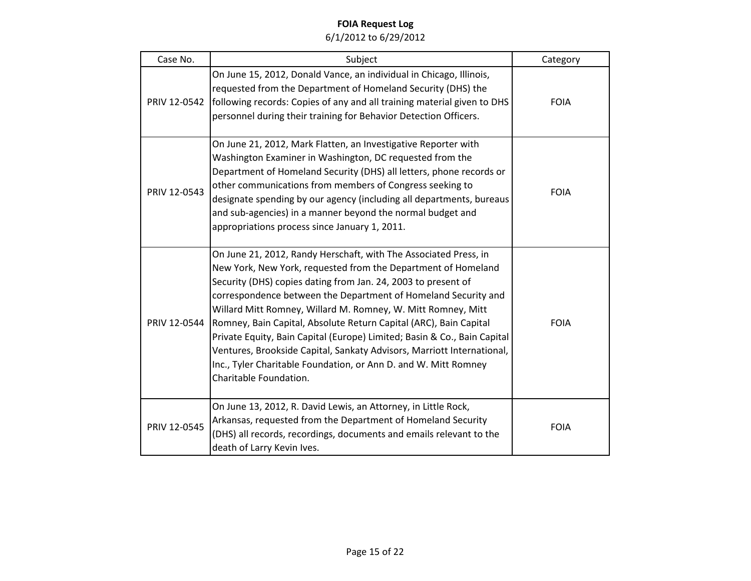**FOIA Request Log**

6/1/2012 to 6/29/2012

| Case No. | Subject | Category |
|---|---|---|
| PRIV 12-0542 | On June 15, 2012, Donald Vance, an individual in Chicago, Illinois, requested from the Department of Homeland Security (DHS) the following records: Copies of any and all training material given to DHS personnel during their training for Behavior Detection Officers. | FOIA |
| PRIV 12-0543 | On June 21, 2012, Mark Flatten, an Investigative Reporter with Washington Examiner in Washington, DC requested from the Department of Homeland Security (DHS) all letters, phone records or other communications from members of Congress seeking to designate spending by our agency (including all departments, bureaus and sub-agencies) in a manner beyond the normal budget and appropriations process since January 1, 2011. | FOIA |
| PRIV 12-0544 | On June 21, 2012, Randy Herschaft, with The Associated Press, in New York, New York, requested from the Department of Homeland Security (DHS) copies dating from Jan. 24, 2003 to present of correspondence between the Department of Homeland Security and Willard Mitt Romney, Willard M. Romney, W. Mitt Romney, Mitt Romney, Bain Capital, Absolute Return Capital (ARC), Bain Capital Private Equity, Bain Capital (Europe) Limited; Basin & Co., Bain Capital Ventures, Brookside Capital, Sankaty Advisors, Marriott International, Inc., Tyler Charitable Foundation, or Ann D. and W. Mitt Romney Charitable Foundation. | FOIA |
| PRIV 12-0545 | On June 13, 2012, R. David Lewis, an Attorney, in Little Rock, Arkansas, requested from the Department of Homeland Security (DHS) all records, recordings, documents and emails relevant to the death of Larry Kevin Ives. | FOIA |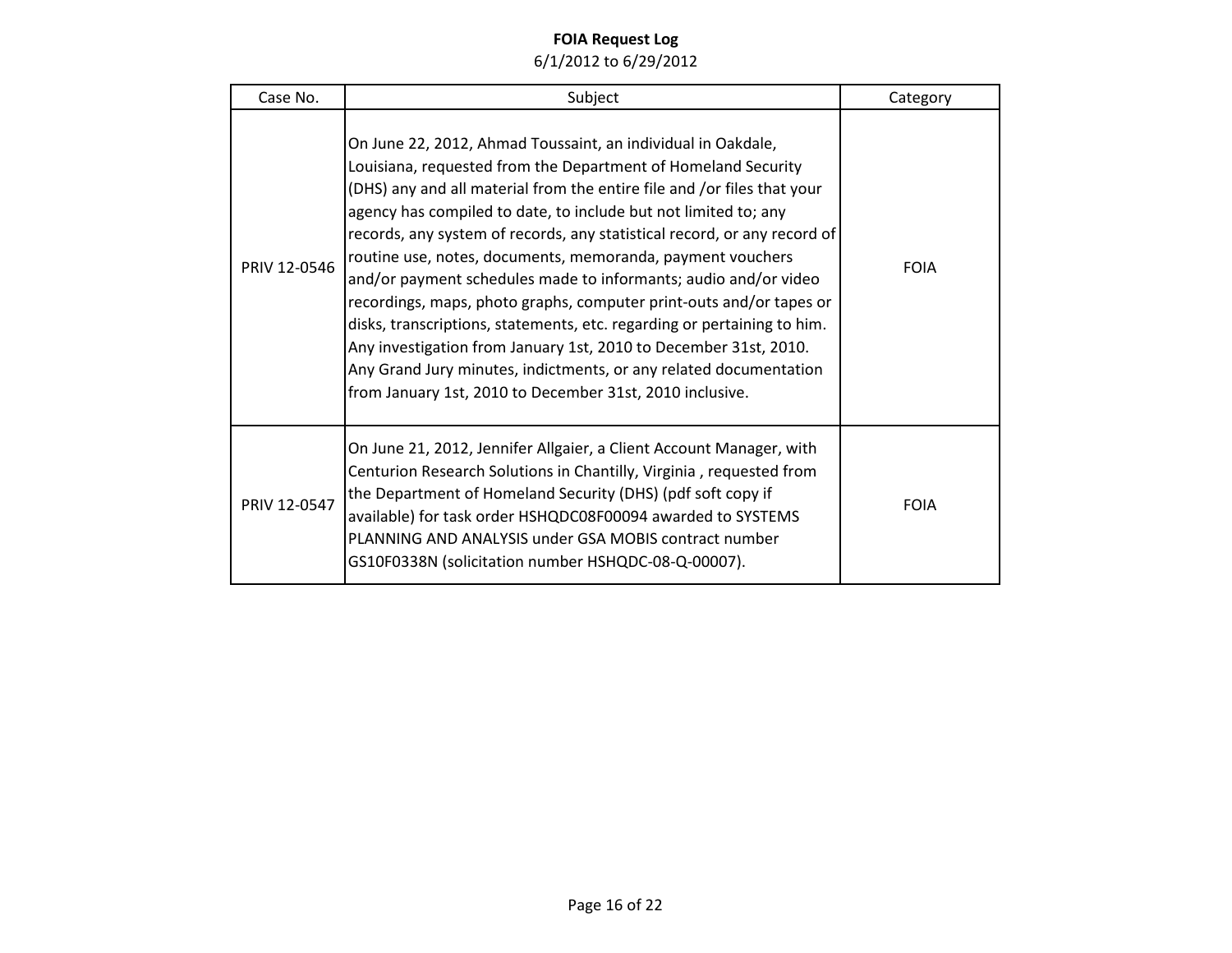**FOIA Request Log**

6/1/2012 to 6/29/2012

| Case No. | Subject | Category |
|---|---|---|
| PRIV 12-0546 | On June 22, 2012, Ahmad Toussaint, an individual in Oakdale, Louisiana, requested from the Department of Homeland Security (DHS) any and all material from the entire file and /or files that your agency has compiled to date, to include but not limited to; any records, any system of records, any statistical record, or any record of routine use, notes, documents, memoranda, payment vouchers and/or payment schedules made to informants; audio and/or video recordings, maps, photo graphs, computer print-outs and/or tapes or disks, transcriptions, statements, etc. regarding or pertaining to him. Any investigation from January 1st, 2010 to December 31st, 2010. Any Grand Jury minutes, indictments, or any related documentation from January 1st, 2010 to December 31st, 2010 inclusive. | FOIA |
| PRIV 12-0547 | On June 21, 2012, Jennifer Allgaier, a Client Account Manager, with Centurion Research Solutions in Chantilly, Virginia , requested from the Department of Homeland Security (DHS) (pdf soft copy if available) for task order HSHQDC08F00094 awarded to SYSTEMS PLANNING AND ANALYSIS under GSA MOBIS contract number GS10F0338N (solicitation number HSHQDC-08-Q-00007). | FOIA |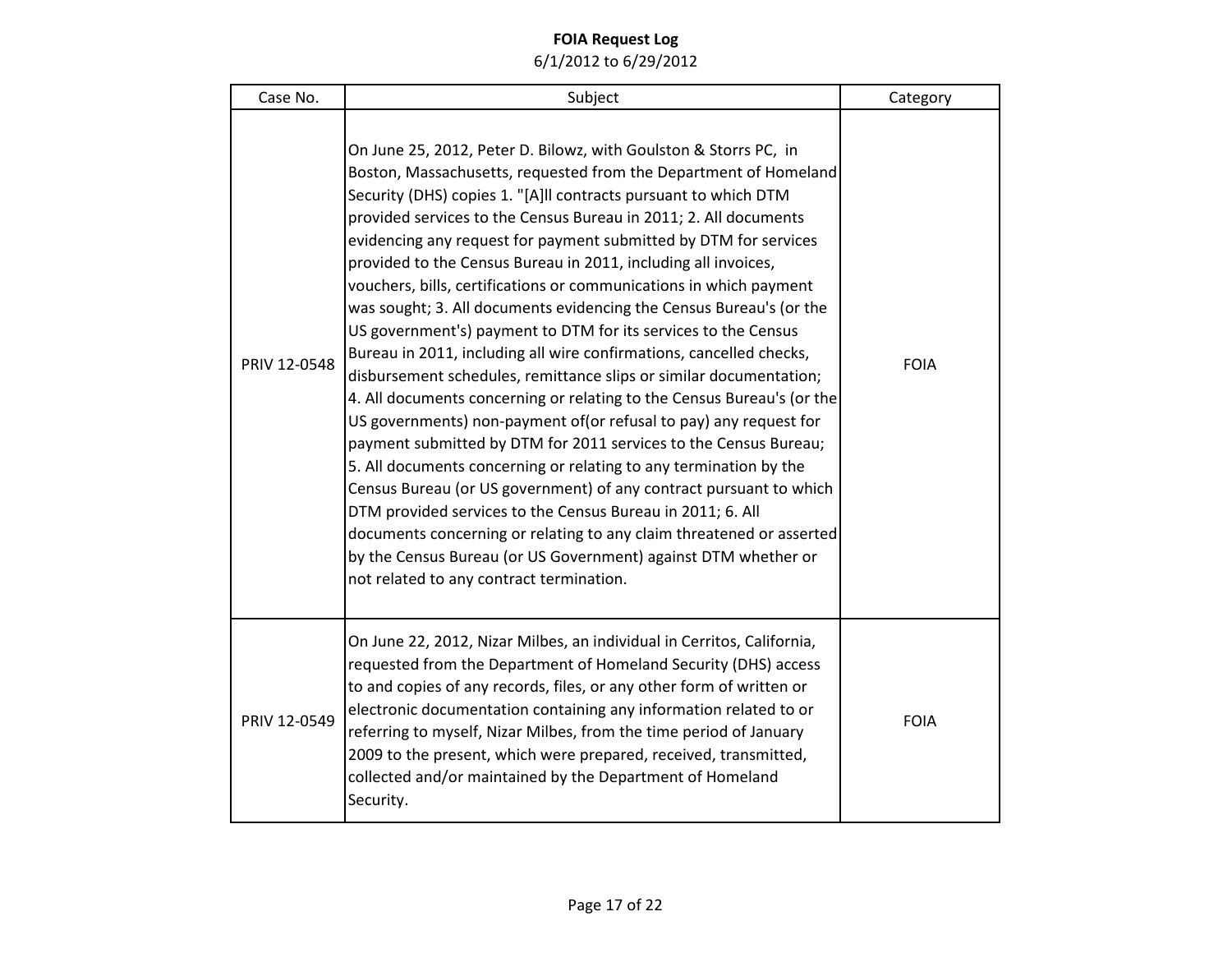**FOIA Request Log**

6/1/2012 to 6/29/2012

| Case No. | Subject | Category |
|---|---|---|
| PRIV 12-0548 | On June 25, 2012, Peter D. Bilowz, with Goulston & Storrs PC, in Boston, Massachusetts, requested from the Department of Homeland Security (DHS) copies 1. "[A]ll contracts pursuant to which DTM provided services to the Census Bureau in 2011; 2. All documents evidencing any request for payment submitted by DTM for services provided to the Census Bureau in 2011, including all invoices, vouchers, bills, certifications or communications in which payment was sought; 3. All documents evidencing the Census Bureau's (or the US government's) payment to DTM for its services to the Census Bureau in 2011, including all wire confirmations, cancelled checks, disbursement schedules, remittance slips or similar documentation; 4. All documents concerning or relating to the Census Bureau's (or the US governments) non-payment of(or refusal to pay) any request for payment submitted by DTM for 2011 services to the Census Bureau; 5. All documents concerning or relating to any termination by the Census Bureau (or US government) of any contract pursuant to which DTM provided services to the Census Bureau in 2011; 6. All documents concerning or relating to any claim threatened or asserted by the Census Bureau (or US Government) against DTM whether or not related to any contract termination. | FOIA |
| PRIV 12-0549 | On June 22, 2012, Nizar Milbes, an individual in Cerritos, California, requested from the Department of Homeland Security (DHS) access to and copies of any records, files, or any other form of written or electronic documentation containing any information related to or referring to myself, Nizar Milbes, from the time period of January 2009 to the present, which were prepared, received, transmitted, collected and/or maintained by the Department of Homeland Security. | FOIA |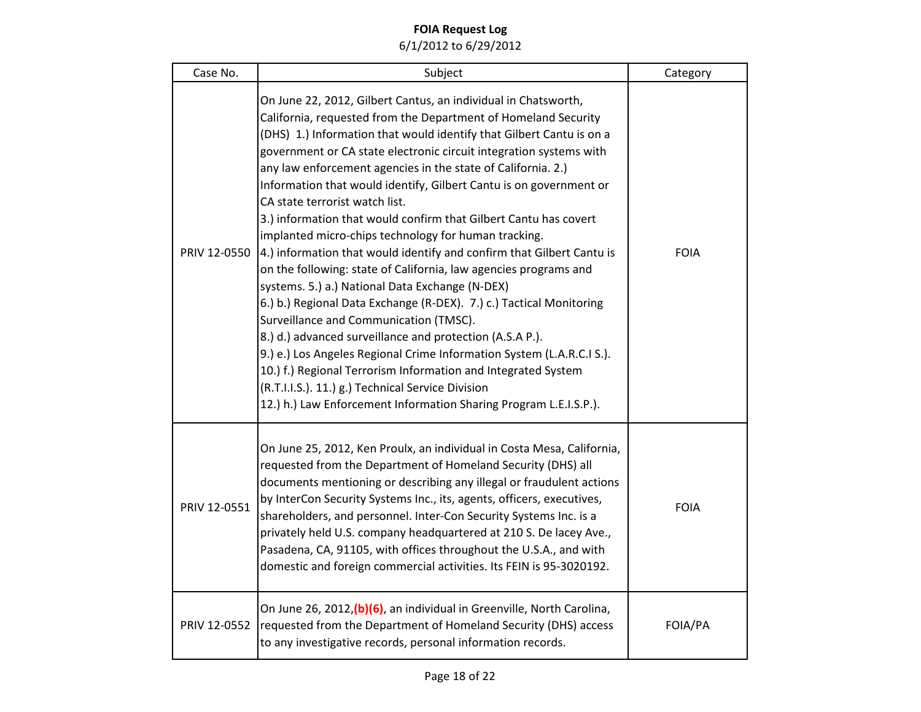**FOIA Request Log**
6/1/2012 to 6/29/2012

| Case No. | Subject | Category |
|---|---|---|
| PRIV 12-0550 | On June 22, 2012, Gilbert Cantus, an individual in Chatsworth, California, requested from the Department of Homeland Security (DHS) 1.) Information that would identify that Gilbert Cantu is on a government or CA state electronic circuit integration systems with any law enforcement agencies in the state of California. 2.) Information that would identify, Gilbert Cantu is on government or CA state terrorist watch list. 3.) information that would confirm that Gilbert Cantu has covert implanted micro-chips technology for human tracking. 4.) information that would identify and confirm that Gilbert Cantu is on the following: state of California, law agencies programs and systems. 5.) a.) National Data Exchange (N-DEX) 6.) b.) Regional Data Exchange (R-DEX). 7.) c.) Tactical Monitoring Surveillance and Communication (TMSC). 8.) d.) advanced surveillance and protection (A.S.A P.). 9.) e.) Los Angeles Regional Crime Information System (L.A.R.C.I S.). 10.) f.) Regional Terrorism Information and Integrated System (R.T.I.I.S.). 11.) g.) Technical Service Division 12.) h.) Law Enforcement Information Sharing Program L.E.I.S.P.). | FOIA |
| PRIV 12-0551 | On June 25, 2012, Ken Proulx, an individual in Costa Mesa, California, requested from the Department of Homeland Security (DHS) all documents mentioning or describing any illegal or fraudulent actions by InterCon Security Systems Inc., its, agents, officers, executives, shareholders, and personnel. Inter-Con Security Systems Inc. is a privately held U.S. company headquartered at 210 S. De lacey Ave., Pasadena, CA, 91105, with offices throughout the U.S.A., and with domestic and foreign commercial activities. Its FEIN is 95-3020192. | FOIA |
| PRIV 12-0552 | On June 26, 2012,**(b)(6)**, an individual in Greenville, North Carolina, requested from the Department of Homeland Security (DHS) access to any investigative records, personal information records. | FOIA/PA |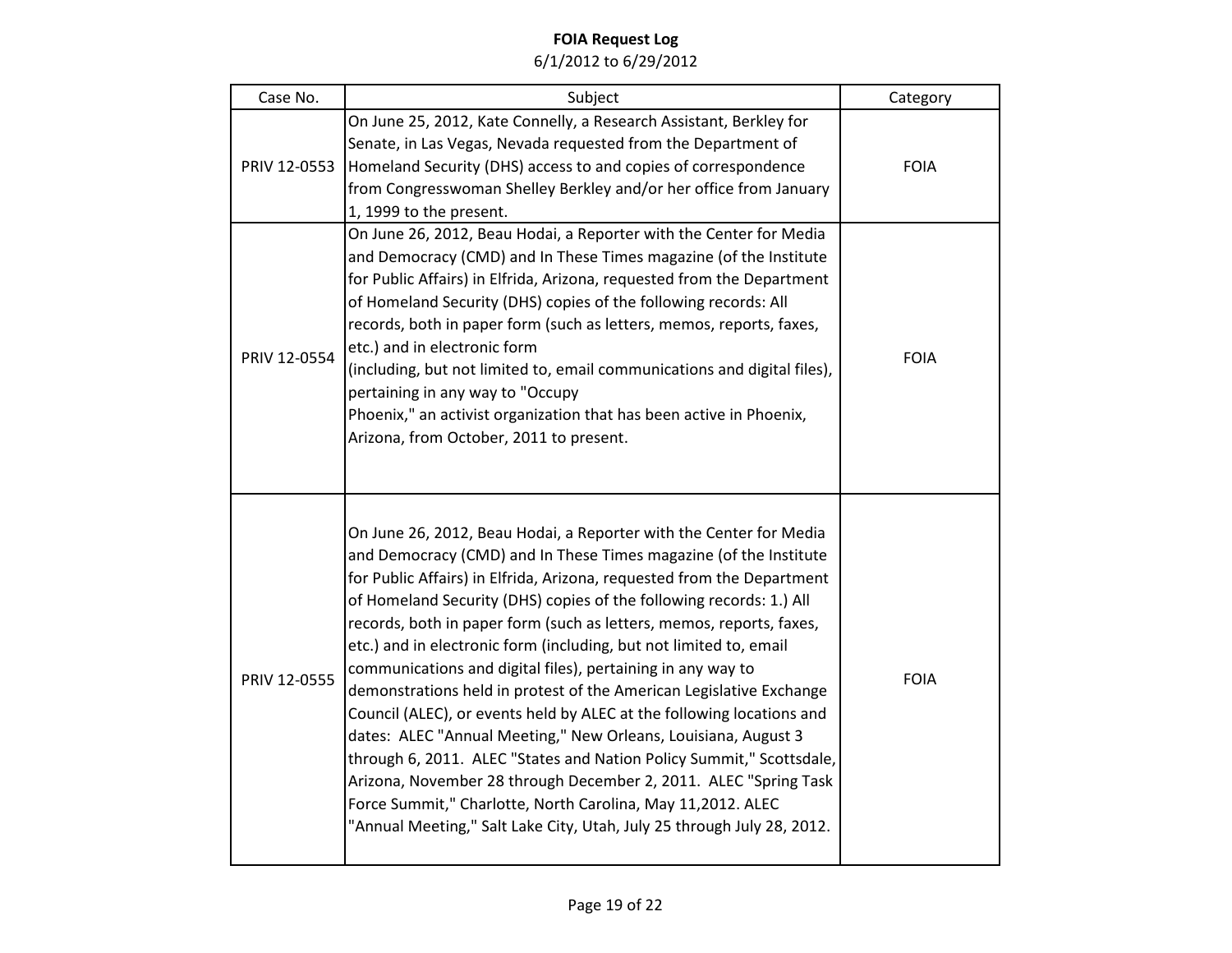**FOIA Request Log**
6/1/2012 to 6/29/2012

| Case No. | Subject | Category |
|---|---|---|
| PRIV 12-0553 | On June 25, 2012, Kate Connelly, a Research Assistant, Berkley for Senate, in Las Vegas, Nevada requested from the Department of Homeland Security (DHS) access to and copies of correspondence from Congresswoman Shelley Berkley and/or her office from January 1, 1999 to the present. | FOIA |
| PRIV 12-0554 | On June 26, 2012, Beau Hodai, a Reporter with the Center for Media and Democracy (CMD) and In These Times magazine (of the Institute for Public Affairs) in Elfrida, Arizona, requested from the Department of Homeland Security (DHS) copies of the following records: All records, both in paper form (such as letters, memos, reports, faxes, etc.) and in electronic form (including, but not limited to, email communications and digital files), pertaining in any way to "Occupy Phoenix," an activist organization that has been active in Phoenix, Arizona, from October, 2011 to present. | FOIA |
| PRIV 12-0555 | On June 26, 2012, Beau Hodai, a Reporter with the Center for Media and Democracy (CMD) and In These Times magazine (of the Institute for Public Affairs) in Elfrida, Arizona, requested from the Department of Homeland Security (DHS) copies of the following records: 1.) All records, both in paper form (such as letters, memos, reports, faxes, etc.) and in electronic form (including, but not limited to, email communications and digital files), pertaining in any way to demonstrations held in protest of the American Legislative Exchange Council (ALEC), or events held by ALEC at the following locations and dates: ALEC "Annual Meeting," New Orleans, Louisiana, August 3 through 6, 2011. ALEC "States and Nation Policy Summit," Scottsdale, Arizona, November 28 through December 2, 2011. ALEC "Spring Task Force Summit," Charlotte, North Carolina, May 11,2012. ALEC "Annual Meeting," Salt Lake City, Utah, July 25 through July 28, 2012. | FOIA |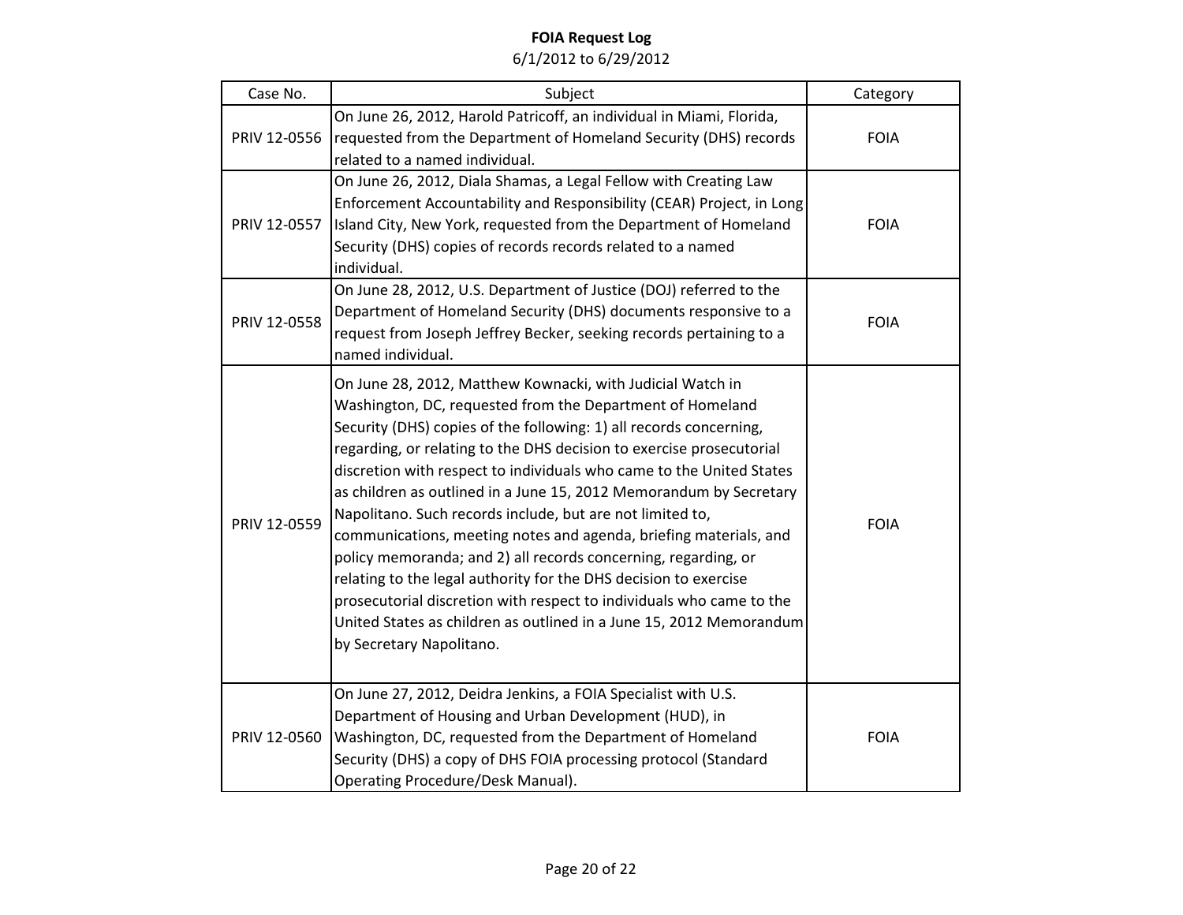**FOIA Request Log**
6/1/2012 to 6/29/2012

| Case No. | Subject | Category |
|---|---|---|
| PRIV 12-0556 | On June 26, 2012, Harold Patricoff, an individual in Miami, Florida, requested from the Department of Homeland Security (DHS) records related to a named individual. | FOIA |
| PRIV 12-0557 | On June 26, 2012, Diala Shamas, a Legal Fellow with Creating Law Enforcement Accountability and Responsibility (CEAR) Project, in Long Island City, New York, requested from the Department of Homeland Security (DHS) copies of records records related to a named individual. | FOIA |
| PRIV 12-0558 | On June 28, 2012, U.S. Department of Justice (DOJ) referred to the Department of Homeland Security (DHS) documents responsive to a request from Joseph Jeffrey Becker, seeking records pertaining to a named individual. | FOIA |
| PRIV 12-0559 | On June 28, 2012, Matthew Kownacki, with Judicial Watch in Washington, DC, requested from the Department of Homeland Security (DHS) copies of the following: 1) all records concerning, regarding, or relating to the DHS decision to exercise prosecutorial discretion with respect to individuals who came to the United States as children as outlined in a June 15, 2012 Memorandum by Secretary Napolitano. Such records include, but are not limited to, communications, meeting notes and agenda, briefing materials, and policy memoranda; and 2) all records concerning, regarding, or relating to the legal authority for the DHS decision to exercise prosecutorial discretion with respect to individuals who came to the United States as children as outlined in a June 15, 2012 Memorandum by Secretary Napolitano. | FOIA |
| PRIV 12-0560 | On June 27, 2012, Deidra Jenkins, a FOIA Specialist with U.S. Department of Housing and Urban Development (HUD), in Washington, DC, requested from the Department of Homeland Security (DHS) a copy of DHS FOIA processing protocol (Standard Operating Procedure/Desk Manual). | FOIA |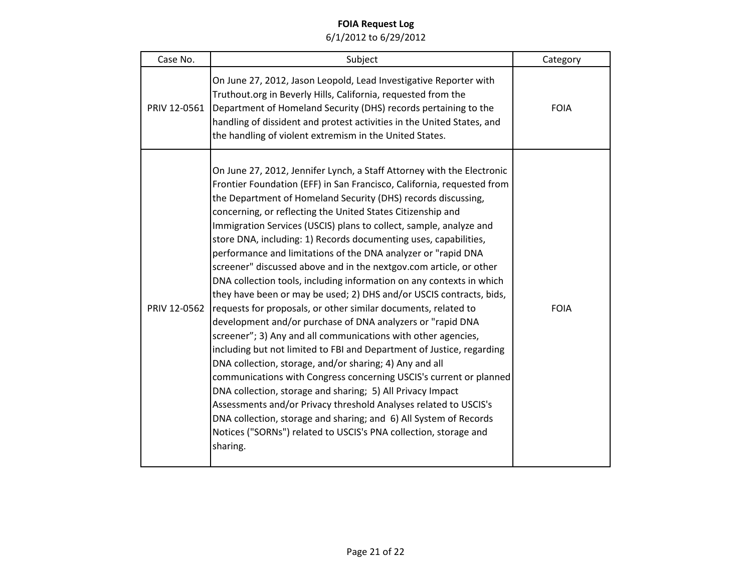**FOIA Request Log**

6/1/2012 to 6/29/2012

| Case No. | Subject | Category |
|---|---|---|
| PRIV 12-0561 | On June 27, 2012, Jason Leopold, Lead Investigative Reporter with Truthout.org in Beverly Hills, California, requested from the Department of Homeland Security (DHS) records pertaining to the handling of dissident and protest activities in the United States, and the handling of violent extremism in the United States. | FOIA |
| PRIV 12-0562 | On June 27, 2012, Jennifer Lynch, a Staff Attorney with the Electronic Frontier Foundation (EFF) in San Francisco, California, requested from the Department of Homeland Security (DHS) records discussing, concerning, or reflecting the United States Citizenship and Immigration Services (USCIS) plans to collect, sample, analyze and store DNA, including: 1) Records documenting uses, capabilities, performance and limitations of the DNA analyzer or "rapid DNA screener" discussed above and in the nextgov.com article, or other DNA collection tools, including information on any contexts in which they have been or may be used; 2) DHS and/or USCIS contracts, bids, requests for proposals, or other similar documents, related to development and/or purchase of DNA analyzers or "rapid DNA screener"; 3) Any and all communications with other agencies, including but not limited to FBI and Department of Justice, regarding DNA collection, storage, and/or sharing; 4) Any and all communications with Congress concerning USCIS's current or planned DNA collection, storage and sharing; 5) All Privacy Impact Assessments and/or Privacy threshold Analyses related to USCIS's DNA collection, storage and sharing; and 6) All System of Records Notices ("SORNs") related to USCIS's PNA collection, storage and sharing. | FOIA |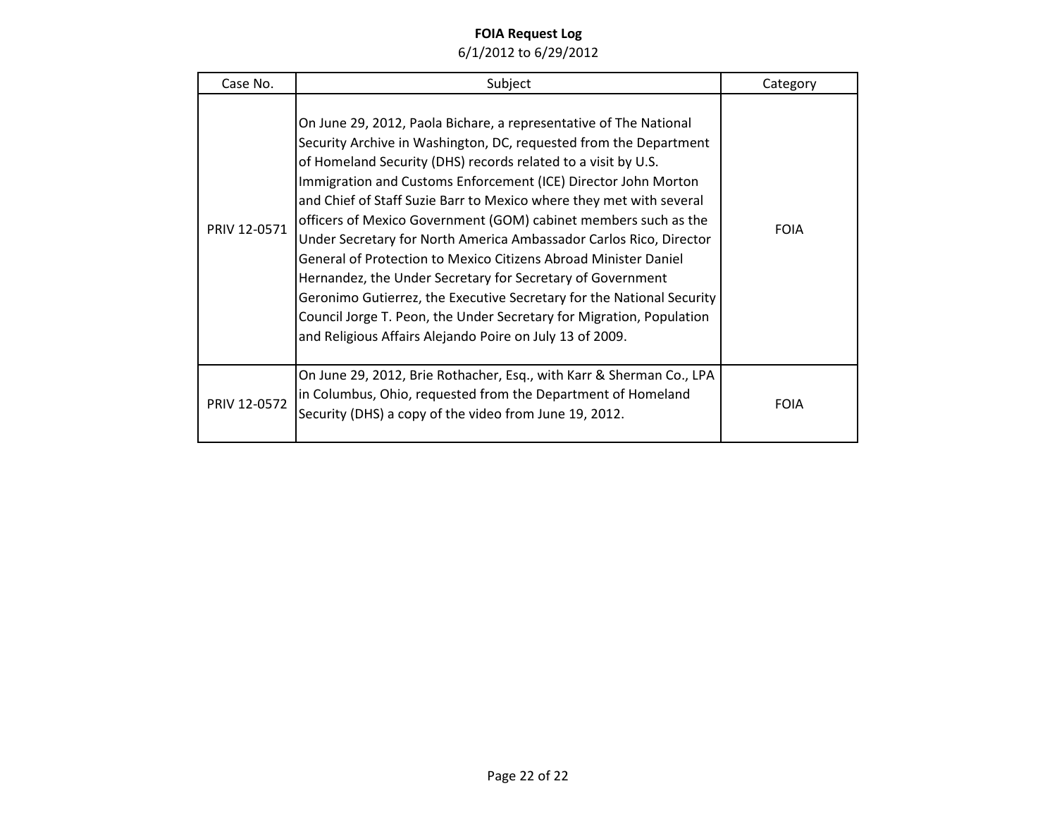**FOIA Request Log**

6/1/2012 to 6/29/2012

| Case No. | Subject | Category |
| --- | --- | --- |
| PRIV 12-0571 | On June 29, 2012, Paola Bichare, a representative of The National Security Archive in Washington, DC, requested from the Department of Homeland Security (DHS) records related to a visit by U.S. Immigration and Customs Enforcement (ICE) Director John Morton and Chief of Staff Suzie Barr to Mexico where they met with several officers of Mexico Government (GOM) cabinet members such as the Under Secretary for North America Ambassador Carlos Rico, Director General of Protection to Mexico Citizens Abroad Minister Daniel Hernandez, the Under Secretary for Secretary of Government Geronimo Gutierrez, the Executive Secretary for the National Security Council Jorge T. Peon, the Under Secretary for Migration, Population and Religious Affairs Alejando Poire on July 13 of 2009. | FOIA |
| PRIV 12-0572 | On June 29, 2012, Brie Rothacher, Esq., with Karr & Sherman Co., LPA in Columbus, Ohio, requested from the Department of Homeland Security (DHS) a copy of the video from June 19, 2012. | FOIA |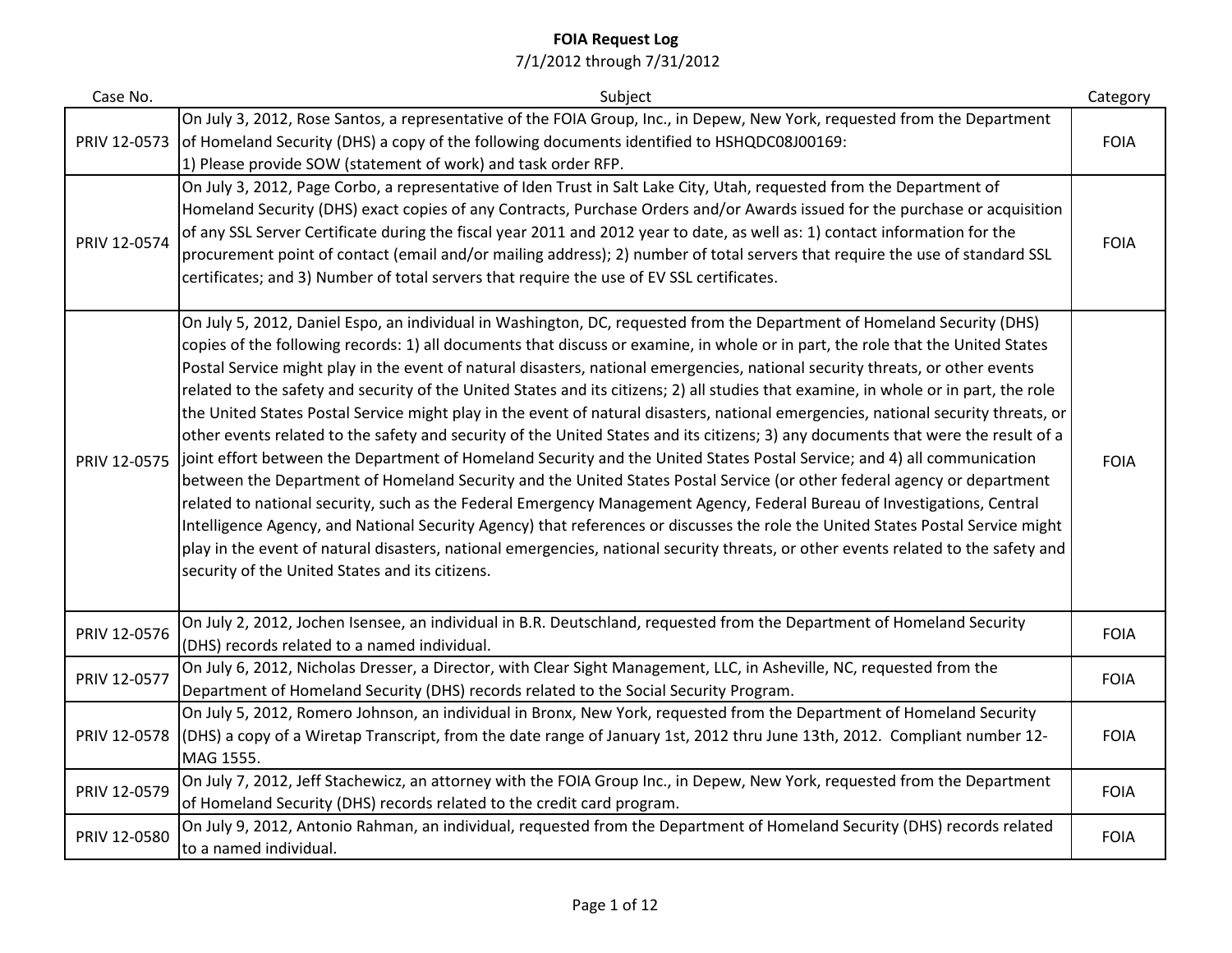# FOIA Request Log

7/1/2012 through 7/31/2012

| Case No. | Subject | Category |
|---|---|---|
| PRIV 12-0573 | On July 3, 2012, Rose Santos, a representative of the FOIA Group, Inc., in Depew, New York, requested from the Department of Homeland Security (DHS) a copy of the following documents identified to HSHQDC08J00169: 1) Please provide SOW (statement of work) and task order RFP. | FOIA |
| PRIV 12-0574 | On July 3, 2012, Page Corbo, a representative of Iden Trust in Salt Lake City, Utah, requested from the Department of Homeland Security (DHS) exact copies of any Contracts, Purchase Orders and/or Awards issued for the purchase or acquisition of any SSL Server Certificate during the fiscal year 2011 and 2012 year to date, as well as: 1) contact information for the procurement point of contact (email and/or mailing address); 2) number of total servers that require the use of standard SSL certificates; and 3) Number of total servers that require the use of EV SSL certificates. | FOIA |
| PRIV 12-0575 | On July 5, 2012, Daniel Espo, an individual in Washington, DC, requested from the Department of Homeland Security (DHS) copies of the following records: 1) all documents that discuss or examine, in whole or in part, the role that the United States Postal Service might play in the event of natural disasters, national emergencies, national security threats, or other events related to the safety and security of the United States and its citizens; 2) all studies that examine, in whole or in part, the role the United States Postal Service might play in the event of natural disasters, national emergencies, national security threats, or other events related to the safety and security of the United States and its citizens; 3) any documents that were the result of a joint effort between the Department of Homeland Security and the United States Postal Service; and 4) all communication between the Department of Homeland Security and the United States Postal Service (or other federal agency or department related to national security, such as the Federal Emergency Management Agency, Federal Bureau of Investigations, Central Intelligence Agency, and National Security Agency) that references or discusses the role the United States Postal Service might play in the event of natural disasters, national emergencies, national security threats, or other events related to the safety and security of the United States and its citizens. | FOIA |
| PRIV 12-0576 | On July 2, 2012, Jochen Isensee, an individual in B.R. Deutschland, requested from the Department of Homeland Security (DHS) records related to a named individual. | FOIA |
| PRIV 12-0577 | On July 6, 2012, Nicholas Dresser, a Director, with Clear Sight Management, LLC, in Asheville, NC, requested from the Department of Homeland Security (DHS) records related to the Social Security Program. | FOIA |
| PRIV 12-0578 | On July 5, 2012, Romero Johnson, an individual in Bronx, New York, requested from the Department of Homeland Security (DHS) a copy of a Wiretap Transcript, from the date range of January 1st, 2012 thru June 13th, 2012. Compliant number 12-MAG 1555. | FOIA |
| PRIV 12-0579 | On July 7, 2012, Jeff Stachewicz, an attorney with the FOIA Group Inc., in Depew, New York, requested from the Department of Homeland Security (DHS) records related to the credit card program. | FOIA |
| PRIV 12-0580 | On July 9, 2012, Antonio Rahman, an individual, requested from the Department of Homeland Security (DHS) records related to a named individual. | FOIA |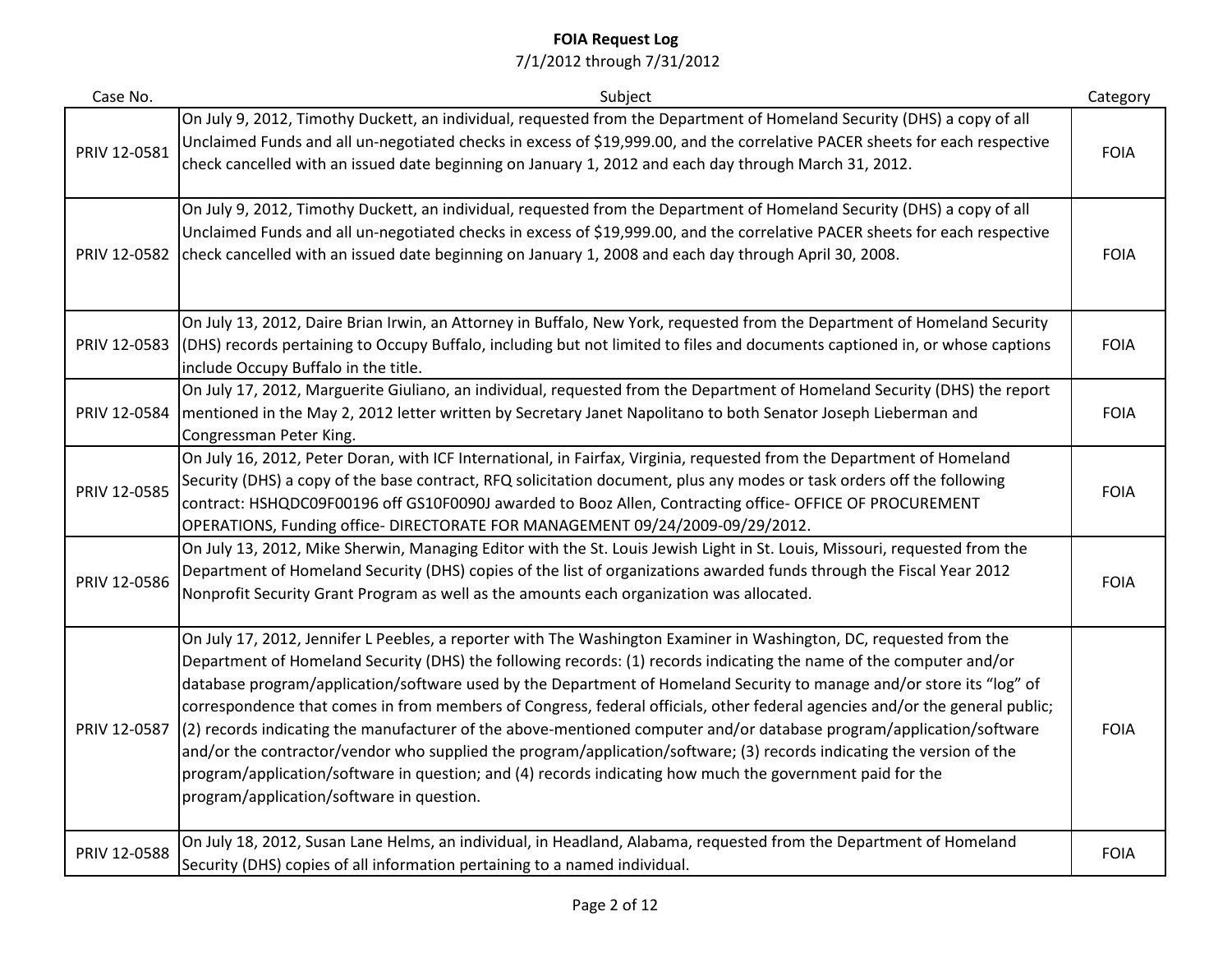**FOIA Request Log**

7/1/2012 through 7/31/2012

| Case No. | Subject | Category |
|---|---|---|
| PRIV 12-0581 | On July 9, 2012, Timothy Duckett, an individual, requested from the Department of Homeland Security (DHS) a copy of all Unclaimed Funds and all un-negotiated checks in excess of $19,999.00, and the correlative PACER sheets for each respective check cancelled with an issued date beginning on January 1, 2012 and each day through March 31, 2012. | FOIA |
| PRIV 12-0582 | On July 9, 2012, Timothy Duckett, an individual, requested from the Department of Homeland Security (DHS) a copy of all Unclaimed Funds and all un-negotiated checks in excess of $19,999.00, and the correlative PACER sheets for each respective check cancelled with an issued date beginning on January 1, 2008 and each day through April 30, 2008. | FOIA |
| PRIV 12-0583 | On July 13, 2012, Daire Brian Irwin, an Attorney in Buffalo, New York, requested from the Department of Homeland Security (DHS) records pertaining to Occupy Buffalo, including but not limited to files and documents captioned in, or whose captions include Occupy Buffalo in the title. | FOIA |
| PRIV 12-0584 | On July 17, 2012, Marguerite Giuliano, an individual, requested from the Department of Homeland Security (DHS) the report mentioned in the May 2, 2012 letter written by Secretary Janet Napolitano to both Senator Joseph Lieberman and Congressman Peter King. | FOIA |
| PRIV 12-0585 | On July 16, 2012, Peter Doran, with ICF International, in Fairfax, Virginia, requested from the Department of Homeland Security (DHS) a copy of the base contract, RFQ solicitation document, plus any modes or task orders off the following contract: HSHQDC09F00196 off GS10F0090J awarded to Booz Allen, Contracting office- OFFICE OF PROCUREMENT OPERATIONS, Funding office- DIRECTORATE FOR MANAGEMENT 09/24/2009-09/29/2012. | FOIA |
| PRIV 12-0586 | On July 13, 2012, Mike Sherwin, Managing Editor with the St. Louis Jewish Light in St. Louis, Missouri, requested from the Department of Homeland Security (DHS) copies of the list of organizations awarded funds through the Fiscal Year 2012 Nonprofit Security Grant Program as well as the amounts each organization was allocated. | FOIA |
| PRIV 12-0587 | On July 17, 2012, Jennifer L Peebles, a reporter with The Washington Examiner in Washington, DC, requested from the Department of Homeland Security (DHS) the following records: (1) records indicating the name of the computer and/or database program/application/software used by the Department of Homeland Security to manage and/or store its "log" of correspondence that comes in from members of Congress, federal officials, other federal agencies and/or the general public; (2) records indicating the manufacturer of the above-mentioned computer and/or database program/application/software and/or the contractor/vendor who supplied the program/application/software; (3) records indicating the version of the program/application/software in question; and (4) records indicating how much the government paid for the program/application/software in question. | FOIA |
| PRIV 12-0588 | On July 18, 2012, Susan Lane Helms, an individual, in Headland, Alabama, requested from the Department of Homeland Security (DHS) copies of all information pertaining to a named individual. | FOIA |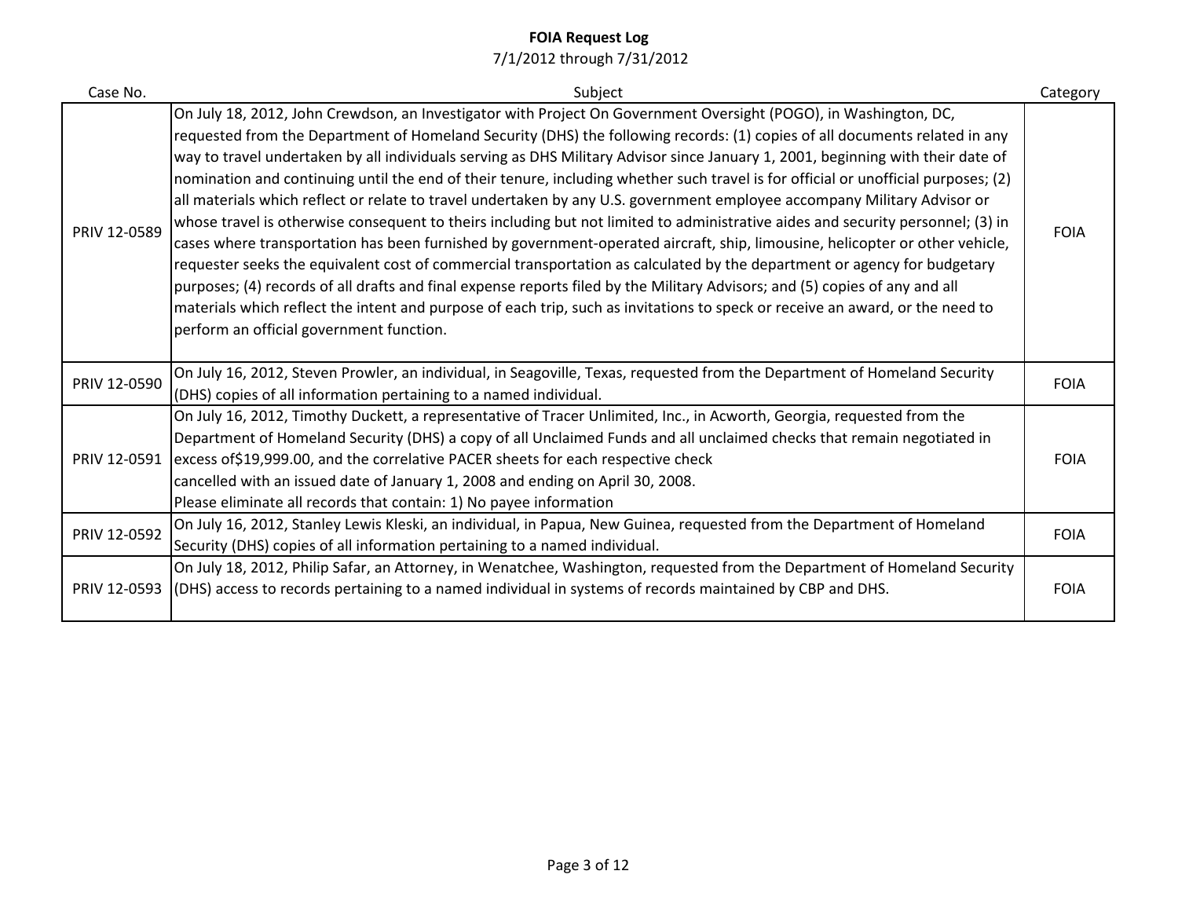# FOIA Request Log

7/1/2012 through 7/31/2012

| Case No. | Subject | Category |
| --- | --- | --- |
| PRIV 12-0589 | On July 18, 2012, John Crewdson, an Investigator with Project On Government Oversight (POGO), in Washington, DC, requested from the Department of Homeland Security (DHS) the following records: (1) copies of all documents related in any way to travel undertaken by all individuals serving as DHS Military Advisor since January 1, 2001, beginning with their date of nomination and continuing until the end of their tenure, including whether such travel is for official or unofficial purposes; (2) all materials which reflect or relate to travel undertaken by any U.S. government employee accompany Military Advisor or whose travel is otherwise consequent to theirs including but not limited to administrative aides and security personnel; (3) in cases where transportation has been furnished by government-operated aircraft, ship, limousine, helicopter or other vehicle, requester seeks the equivalent cost of commercial transportation as calculated by the department or agency for budgetary purposes; (4) records of all drafts and final expense reports filed by the Military Advisors; and (5) copies of any and all materials which reflect the intent and purpose of each trip, such as invitations to speck or receive an award, or the need to perform an official government function. | FOIA |
| PRIV 12-0590 | On July 16, 2012, Steven Prowler, an individual, in Seagoville, Texas, requested from the Department of Homeland Security (DHS) copies of all information pertaining to a named individual. | FOIA |
| PRIV 12-0591 | On July 16, 2012, Timothy Duckett, a representative of Tracer Unlimited, Inc., in Acworth, Georgia, requested from the Department of Homeland Security (DHS) a copy of all Unclaimed Funds and all unclaimed checks that remain negotiated in excess of$19,999.00, and the correlative PACER sheets for each respective check cancelled with an issued date of January 1, 2008 and ending on April 30, 2008. Please eliminate all records that contain: 1) No payee information | FOIA |
| PRIV 12-0592 | On July 16, 2012, Stanley Lewis Kleski, an individual, in Papua, New Guinea, requested from the Department of Homeland Security (DHS) copies of all information pertaining to a named individual. | FOIA |
| PRIV 12-0593 | On July 18, 2012, Philip Safar, an Attorney, in Wenatchee, Washington, requested from the Department of Homeland Security (DHS) access to records pertaining to a named individual in systems of records maintained by CBP and DHS. | FOIA |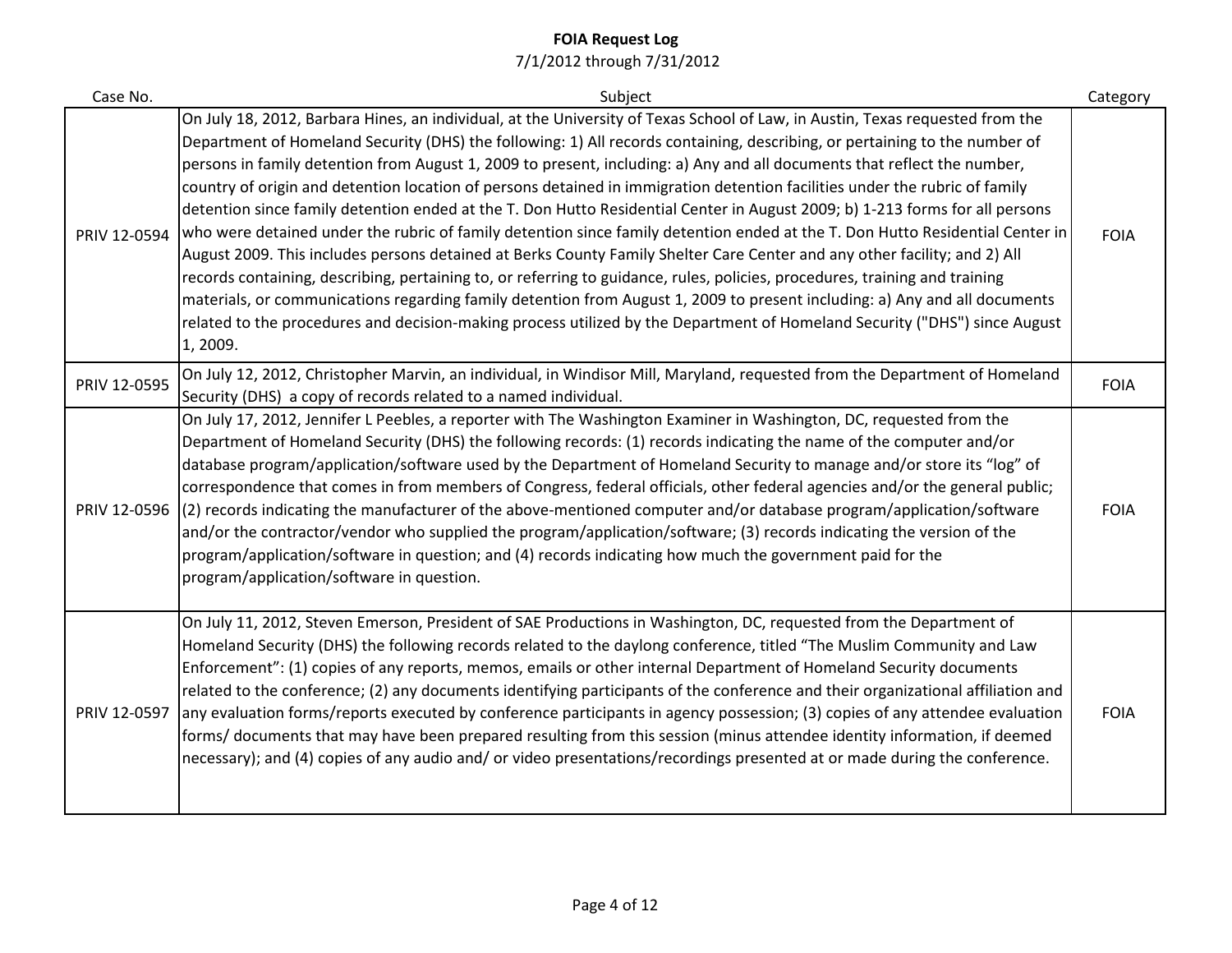**FOIA Request Log**

7/1/2012 through 7/31/2012

| Case No. | Subject | Category |
|---|---|---|
| PRIV 12-0594 | On July 18, 2012, Barbara Hines, an individual, at the University of Texas School of Law, in Austin, Texas requested from the Department of Homeland Security (DHS) the following: 1) All records containing, describing, or pertaining to the number of persons in family detention from August 1, 2009 to present, including: a) Any and all documents that reflect the number, country of origin and detention location of persons detained in immigration detention facilities under the rubric of family detention since family detention ended at the T. Don Hutto Residential Center in August 2009; b) 1-213 forms for all persons who were detained under the rubric of family detention since family detention ended at the T. Don Hutto Residential Center in August 2009. This includes persons detained at Berks County Family Shelter Care Center and any other facility; and 2) All records containing, describing, pertaining to, or referring to guidance, rules, policies, procedures, training and training materials, or communications regarding family detention from August 1, 2009 to present including: a) Any and all documents related to the procedures and decision-making process utilized by the Department of Homeland Security ("DHS") since August 1, 2009. | FOIA |
| PRIV 12-0595 | On July 12, 2012, Christopher Marvin, an individual, in Windisor Mill, Maryland, requested from the Department of Homeland Security (DHS) a copy of records related to a named individual. | FOIA |
| PRIV 12-0596 | On July 17, 2012, Jennifer L Peebles, a reporter with The Washington Examiner in Washington, DC, requested from the Department of Homeland Security (DHS) the following records: (1) records indicating the name of the computer and/or database program/application/software used by the Department of Homeland Security to manage and/or store its "log" of correspondence that comes in from members of Congress, federal officials, other federal agencies and/or the general public; (2) records indicating the manufacturer of the above-mentioned computer and/or database program/application/software and/or the contractor/vendor who supplied the program/application/software; (3) records indicating the version of the program/application/software in question; and (4) records indicating how much the government paid for the program/application/software in question. | FOIA |
| PRIV 12-0597 | On July 11, 2012, Steven Emerson, President of SAE Productions in Washington, DC, requested from the Department of Homeland Security (DHS) the following records related to the daylong conference, titled "The Muslim Community and Law Enforcement": (1) copies of any reports, memos, emails or other internal Department of Homeland Security documents related to the conference; (2) any documents identifying participants of the conference and their organizational affiliation and any evaluation forms/reports executed by conference participants in agency possession; (3) copies of any attendee evaluation forms/ documents that may have been prepared resulting from this session (minus attendee identity information, if deemed necessary); and (4) copies of any audio and/ or video presentations/recordings presented at or made during the conference. | FOIA |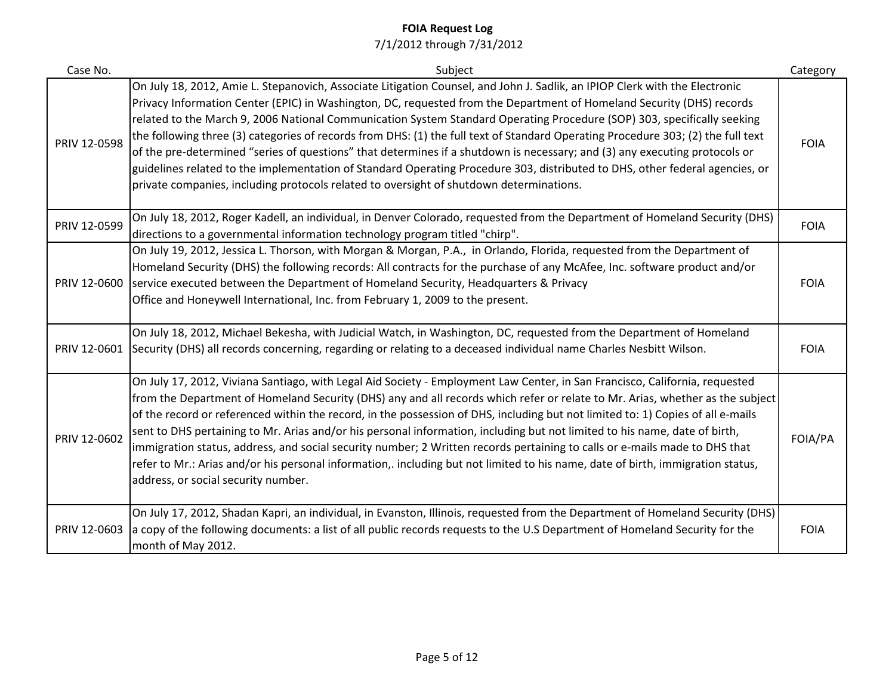# FOIA Request Log

7/1/2012 through 7/31/2012

| Case No. | Subject | Category |
|---|---|---|
| PRIV 12-0598 | On July 18, 2012, Amie L. Stepanovich, Associate Litigation Counsel, and John J. Sadlik, an IPIOP Clerk with the Electronic Privacy Information Center (EPIC) in Washington, DC, requested from the Department of Homeland Security (DHS) records related to the March 9, 2006 National Communication System Standard Operating Procedure (SOP) 303, specifically seeking the following three (3) categories of records from DHS: (1) the full text of Standard Operating Procedure 303; (2) the full text of the pre-determined "series of questions" that determines if a shutdown is necessary; and (3) any executing protocols or guidelines related to the implementation of Standard Operating Procedure 303, distributed to DHS, other federal agencies, or private companies, including protocols related to oversight of shutdown determinations. | FOIA |
| PRIV 12-0599 | On July 18, 2012, Roger Kadell, an individual, in Denver Colorado, requested from the Department of Homeland Security (DHS) directions to a governmental information technology program titled "chirp". | FOIA |
| PRIV 12-0600 | On July 19, 2012, Jessica L. Thorson, with Morgan & Morgan, P.A., in Orlando, Florida, requested from the Department of Homeland Security (DHS) the following records: All contracts for the purchase of any McAfee, Inc. software product and/or service executed between the Department of Homeland Security, Headquarters & Privacy Office and Honeywell International, Inc. from February 1, 2009 to the present. | FOIA |
| PRIV 12-0601 | On July 18, 2012, Michael Bekesha, with Judicial Watch, in Washington, DC, requested from the Department of Homeland Security (DHS) all records concerning, regarding or relating to a deceased individual name Charles Nesbitt Wilson. | FOIA |
| PRIV 12-0602 | On July 17, 2012, Viviana Santiago, with Legal Aid Society - Employment Law Center, in San Francisco, California, requested from the Department of Homeland Security (DHS) any and all records which refer or relate to Mr. Arias, whether as the subject of the record or referenced within the record, in the possession of DHS, including but not limited to: 1) Copies of all e-mails sent to DHS pertaining to Mr. Arias and/or his personal information, including but not limited to his name, date of birth, immigration status, address, and social security number; 2 Written records pertaining to calls or e-mails made to DHS that refer to Mr.: Arias and/or his personal information,. including but not limited to his name, date of birth, immigration status, address, or social security number. | FOIA/PA |
| PRIV 12-0603 | On July 17, 2012, Shadan Kapri, an individual, in Evanston, Illinois, requested from the Department of Homeland Security (DHS) a copy of the following documents: a list of all public records requests to the U.S Department of Homeland Security for the month of May 2012. | FOIA |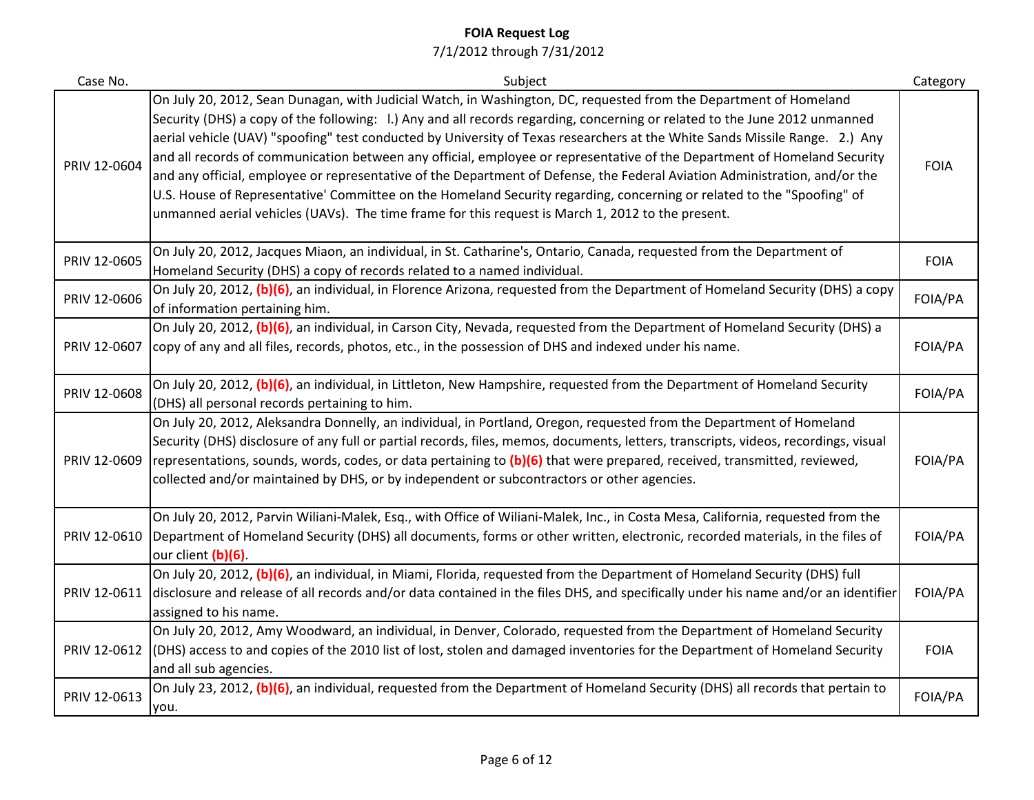# FOIA Request Log

7/1/2012 through 7/31/2012

| Case No. | Subject | Category |
|---|---|---|
| PRIV 12-0604 | On July 20, 2012, Sean Dunagan, with Judicial Watch, in Washington, DC, requested from the Department of Homeland Security (DHS) a copy of the following: l.) Any and all records regarding, concerning or related to the June 2012 unmanned aerial vehicle (UAV) "spoofing" test conducted by University of Texas researchers at the White Sands Missile Range. 2.) Any and all records of communication between any official, employee or representative of the Department of Homeland Security and any official, employee or representative of the Department of Defense, the Federal Aviation Administration, and/or the U.S. House of Representative' Committee on the Homeland Security regarding, concerning or related to the "Spoofing" of unmanned aerial vehicles (UAVs). The time frame for this request is March 1, 2012 to the present. | FOIA |
| PRIV 12-0605 | On July 20, 2012, Jacques Miaon, an individual, in St. Catharine's, Ontario, Canada, requested from the Department of Homeland Security (DHS) a copy of records related to a named individual. | FOIA |
| PRIV 12-0606 | On July 20, 2012, **(b)(6)**, an individual, in Florence Arizona, requested from the Department of Homeland Security (DHS) a copy of information pertaining him. | FOIA/PA |
| PRIV 12-0607 | On July 20, 2012, **(b)(6)**, an individual, in Carson City, Nevada, requested from the Department of Homeland Security (DHS) a copy of any and all files, records, photos, etc., in the possession of DHS and indexed under his name. | FOIA/PA |
| PRIV 12-0608 | On July 20, 2012, **(b)(6)**, an individual, in Littleton, New Hampshire, requested from the Department of Homeland Security (DHS) all personal records pertaining to him. | FOIA/PA |
| PRIV 12-0609 | On July 20, 2012, Aleksandra Donnelly, an individual, in Portland, Oregon, requested from the Department of Homeland Security (DHS) disclosure of any full or partial records, files, memos, documents, letters, transcripts, videos, recordings, visual representations, sounds, words, codes, or data pertaining to **(b)(6)** that were prepared, received, transmitted, reviewed, collected and/or maintained by DHS, or by independent or subcontractors or other agencies. | FOIA/PA |
| PRIV 12-0610 | On July 20, 2012, Parvin Wiliani-Malek, Esq., with Office of Wiliani-Malek, Inc., in Costa Mesa, California, requested from the Department of Homeland Security (DHS) all documents, forms or other written, electronic, recorded materials, in the files of our client **(b)(6)**. | FOIA/PA |
| PRIV 12-0611 | On July 20, 2012, **(b)(6)**, an individual, in Miami, Florida, requested from the Department of Homeland Security (DHS) full disclosure and release of all records and/or data contained in the files DHS, and specifically under his name and/or an identifier assigned to his name. | FOIA/PA |
| PRIV 12-0612 | On July 20, 2012, Amy Woodward, an individual, in Denver, Colorado, requested from the Department of Homeland Security (DHS) access to and copies of the 2010 list of lost, stolen and damaged inventories for the Department of Homeland Security and all sub agencies. | FOIA |
| PRIV 12-0613 | On July 23, 2012, **(b)(6)**, an individual, requested from the Department of Homeland Security (DHS) all records that pertain to you. | FOIA/PA |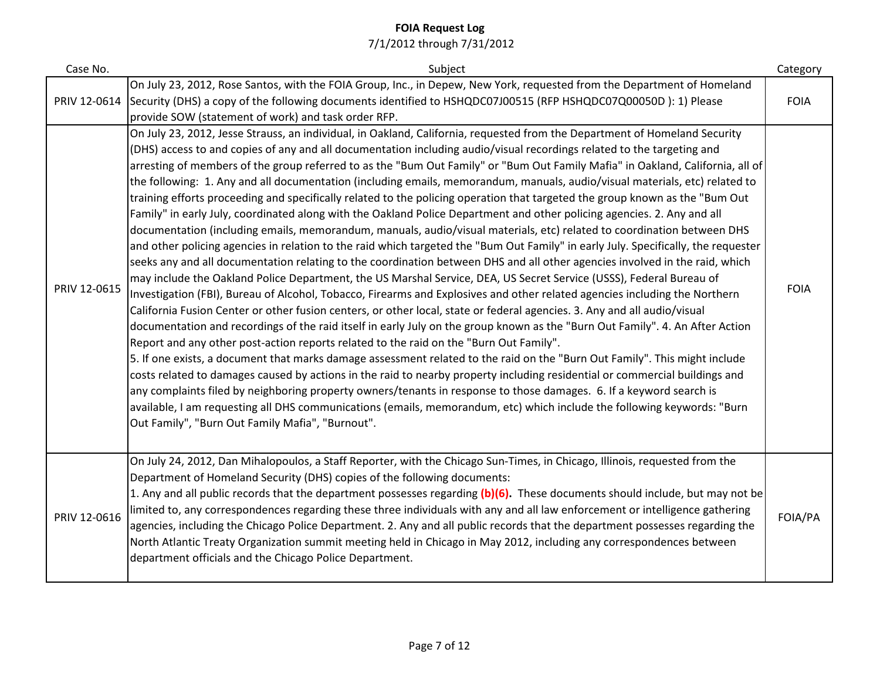**FOIA Request Log**
7/1/2012 through 7/31/2012

| Case No. | Subject | Category |
|---|---|---|
| PRIV 12-0614 | On July 23, 2012, Rose Santos, with the FOIA Group, Inc., in Depew, New York, requested from the Department of Homeland Security (DHS) a copy of the following documents identified to HSHQDC07J00515 (RFP HSHQDC07Q00050D ): 1) Please provide SOW (statement of work) and task order RFP. | FOIA |
| PRIV 12-0615 | On July 23, 2012, Jesse Strauss, an individual, in Oakland, California, requested from the Department of Homeland Security (DHS) access to and copies of any and all documentation including audio/visual recordings related to the targeting and arresting of members of the group referred to as the "Bum Out Family" or "Bum Out Family Mafia" in Oakland, California, all of the following: 1. Any and all documentation (including emails, memorandum, manuals, audio/visual materials, etc) related to training efforts proceeding and specifically related to the policing operation that targeted the group known as the "Bum Out Family" in early July, coordinated along with the Oakland Police Department and other policing agencies. 2. Any and all documentation (including emails, memorandum, manuals, audio/visual materials, etc) related to coordination between DHS and other policing agencies in relation to the raid which targeted the "Bum Out Family" in early July. Specifically, the requester seeks any and all documentation relating to the coordination between DHS and all other agencies involved in the raid, which may include the Oakland Police Department, the US Marshal Service, DEA, US Secret Service (USSS), Federal Bureau of Investigation (FBI), Bureau of Alcohol, Tobacco, Firearms and Explosives and other related agencies including the Northern California Fusion Center or other fusion centers, or other local, state or federal agencies. 3. Any and all audio/visual documentation and recordings of the raid itself in early July on the group known as the "Burn Out Family". 4. An After Action Report and any other post-action reports related to the raid on the "Burn Out Family". 5. If one exists, a document that marks damage assessment related to the raid on the "Burn Out Family". This might include costs related to damages caused by actions in the raid to nearby property including residential or commercial buildings and any complaints filed by neighboring property owners/tenants in response to those damages. 6. If a keyword search is available, I am requesting all DHS communications (emails, memorandum, etc) which include the following keywords: "Burn Out Family", "Burn Out Family Mafia", "Burnout". | FOIA |
| PRIV 12-0616 | On July 24, 2012, Dan Mihalopoulos, a Staff Reporter, with the Chicago Sun-Times, in Chicago, Illinois, requested from the Department of Homeland Security (DHS) copies of the following documents: 1. Any and all public records that the department possesses regarding **(b)(6).** These documents should include, but may not be limited to, any correspondences regarding these three individuals with any and all law enforcement or intelligence gathering agencies, including the Chicago Police Department. 2. Any and all public records that the department possesses regarding the North Atlantic Treaty Organization summit meeting held in Chicago in May 2012, including any correspondences between department officials and the Chicago Police Department. | FOIA/PA |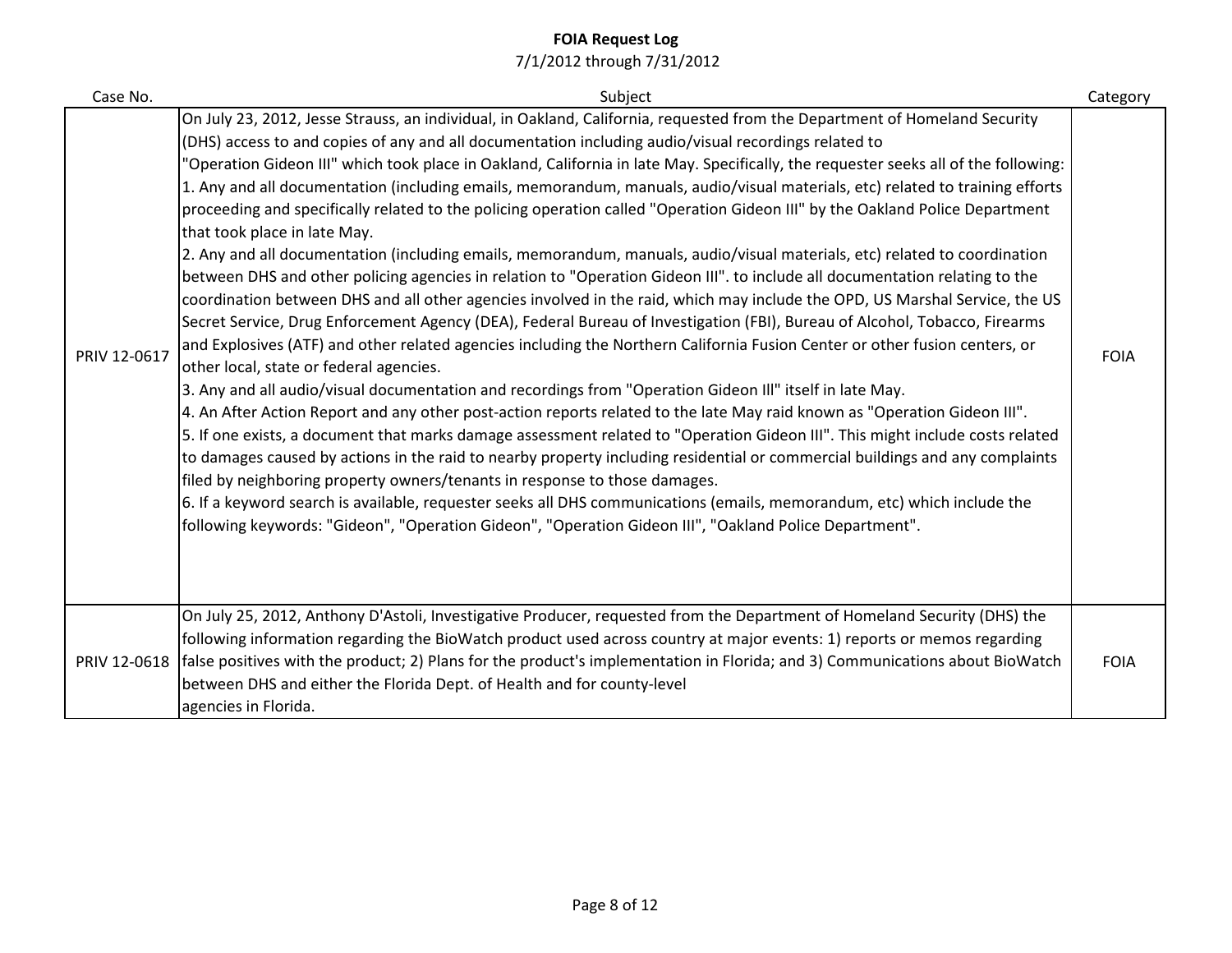**FOIA Request Log**

7/1/2012 through 7/31/2012

| Case No. | Subject | Category |
|---|---|---|
| PRIV 12-0617 | On July 23, 2012, Jesse Strauss, an individual, in Oakland, California, requested from the Department of Homeland Security (DHS) access to and copies of any and all documentation including audio/visual recordings related to "Operation Gideon III" which took place in Oakland, California in late May. Specifically, the requester seeks all of the following: 1. Any and all documentation (including emails, memorandum, manuals, audio/visual materials, etc) related to training efforts proceeding and specifically related to the policing operation called "Operation Gideon III" by the Oakland Police Department that took place in late May. 2. Any and all documentation (including emails, memorandum, manuals, audio/visual materials, etc) related to coordination between DHS and other policing agencies in relation to "Operation Gideon III". to include all documentation relating to the coordination between DHS and all other agencies involved in the raid, which may include the OPD, US Marshal Service, the US Secret Service, Drug Enforcement Agency (DEA), Federal Bureau of Investigation (FBI), Bureau of Alcohol, Tobacco, Firearms and Explosives (ATF) and other related agencies including the Northern California Fusion Center or other fusion centers, or other local, state or federal agencies. 3. Any and all audio/visual documentation and recordings from "Operation Gideon Ill" itself in late May. 4. An After Action Report and any other post-action reports related to the late May raid known as "Operation Gideon III". 5. If one exists, a document that marks damage assessment related to "Operation Gideon III". This might include costs related to damages caused by actions in the raid to nearby property including residential or commercial buildings and any complaints filed by neighboring property owners/tenants in response to those damages. 6. If a keyword search is available, requester seeks all DHS communications (emails, memorandum, etc) which include the following keywords: "Gideon", "Operation Gideon", "Operation Gideon III", "Oakland Police Department". | FOIA |
| PRIV 12-0618 | On July 25, 2012, Anthony D'Astoli, Investigative Producer, requested from the Department of Homeland Security (DHS) the following information regarding the BioWatch product used across country at major events: 1) reports or memos regarding false positives with the product; 2) Plans for the product's implementation in Florida; and 3) Communications about BioWatch between DHS and either the Florida Dept. of Health and for county-level agencies in Florida. | FOIA |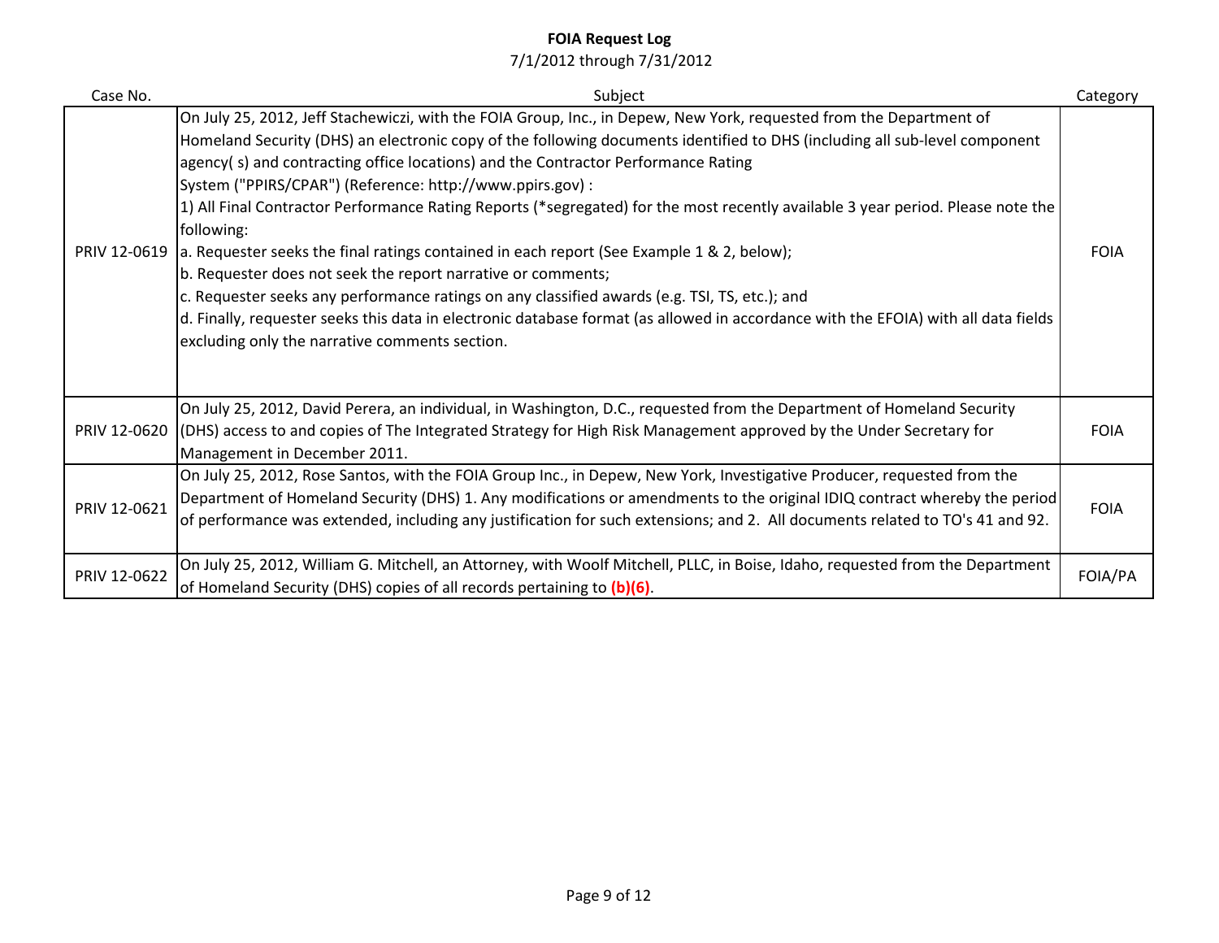**FOIA Request Log**
7/1/2012 through 7/31/2012

| Case No. | Subject | Category |
|---|---|---|
| PRIV 12-0619 | On July 25, 2012, Jeff Stachewiczi, with the FOIA Group, Inc., in Depew, New York, requested from the Department of Homeland Security (DHS) an electronic copy of the following documents identified to DHS (including all sub-level component agency( s) and contracting office locations) and the Contractor Performance Rating System ("PPIRS/CPAR") (Reference: http://www.ppirs.gov) :<br>1) All Final Contractor Performance Rating Reports (*segregated) for the most recently available 3 year period. Please note the following:<br>a. Requester seeks the final ratings contained in each report (See Example 1 & 2, below);<br>b. Requester does not seek the report narrative or comments;<br>c. Requester seeks any performance ratings on any classified awards (e.g. TSI, TS, etc.); and<br>d. Finally, requester seeks this data in electronic database format (as allowed in accordance with the EFOIA) with all data fields excluding only the narrative comments section. | FOIA |
| PRIV 12-0620 | On July 25, 2012, David Perera, an individual, in Washington, D.C., requested from the Department of Homeland Security (DHS) access to and copies of The Integrated Strategy for High Risk Management approved by the Under Secretary for Management in December 2011. | FOIA |
| PRIV 12-0621 | On July 25, 2012, Rose Santos, with the FOIA Group Inc., in Depew, New York, Investigative Producer, requested from the Department of Homeland Security (DHS) 1. Any modifications or amendments to the original IDIQ contract whereby the period of performance was extended, including any justification for such extensions; and 2. All documents related to TO's 41 and 92. | FOIA |
| PRIV 12-0622 | On July 25, 2012, William G. Mitchell, an Attorney, with Woolf Mitchell, PLLC, in Boise, Idaho, requested from the Department of Homeland Security (DHS) copies of all records pertaining to **(b)(6)**. | FOIA/PA |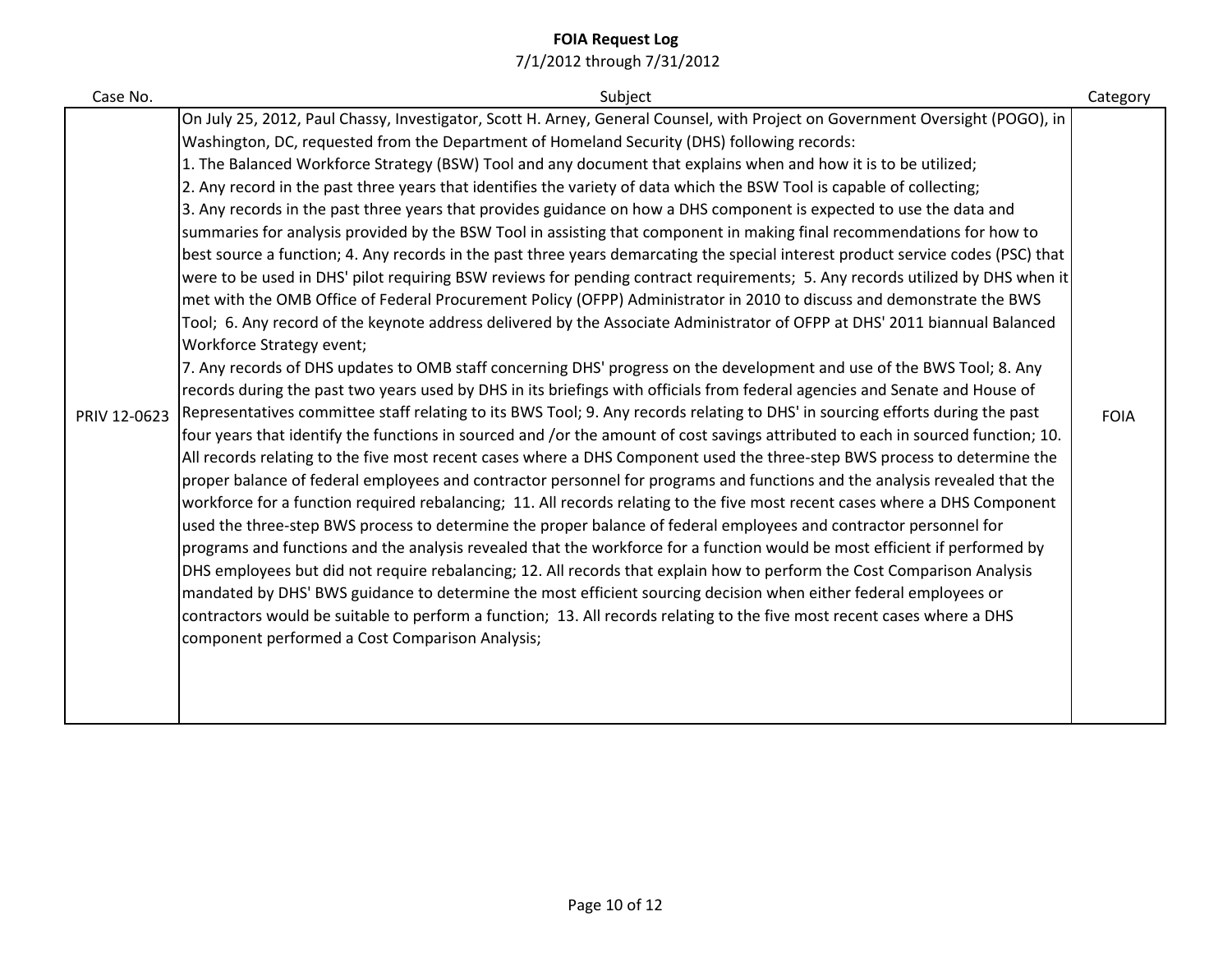# FOIA Request Log

7/1/2012 through 7/31/2012

| Case No. | Subject | Category |
| --- | --- | --- |
| PRIV 12-0623 | On July 25, 2012, Paul Chassy, Investigator, Scott H. Arney, General Counsel, with Project on Government Oversight (POGO), in Washington, DC, requested from the Department of Homeland Security (DHS) following records: 1. The Balanced Workforce Strategy (BSW) Tool and any document that explains when and how it is to be utilized; 2. Any record in the past three years that identifies the variety of data which the BSW Tool is capable of collecting; 3. Any records in the past three years that provides guidance on how a DHS component is expected to use the data and summaries for analysis provided by the BSW Tool in assisting that component in making final recommendations for how to best source a function; 4. Any records in the past three years demarcating the special interest product service codes (PSC) that were to be used in DHS' pilot requiring BSW reviews for pending contract requirements; 5. Any records utilized by DHS when it met with the OMB Office of Federal Procurement Policy (OFPP) Administrator in 2010 to discuss and demonstrate the BWS Tool; 6. Any record of the keynote address delivered by the Associate Administrator of OFPP at DHS' 2011 biannual Balanced Workforce Strategy event; 7. Any records of DHS updates to OMB staff concerning DHS' progress on the development and use of the BWS Tool; 8. Any records during the past two years used by DHS in its briefings with officials from federal agencies and Senate and House of Representatives committee staff relating to its BWS Tool; 9. Any records relating to DHS' in sourcing efforts during the past four years that identify the functions in sourced and /or the amount of cost savings attributed to each in sourced function; 10. All records relating to the five most recent cases where a DHS Component used the three-step BWS process to determine the proper balance of federal employees and contractor personnel for programs and functions and the analysis revealed that the workforce for a function required rebalancing; 11. All records relating to the five most recent cases where a DHS Component used the three-step BWS process to determine the proper balance of federal employees and contractor personnel for programs and functions and the analysis revealed that the workforce for a function would be most efficient if performed by DHS employees but did not require rebalancing; 12. All records that explain how to perform the Cost Comparison Analysis mandated by DHS' BWS guidance to determine the most efficient sourcing decision when either federal employees or contractors would be suitable to perform a function; 13. All records relating to the five most recent cases where a DHS component performed a Cost Comparison Analysis; | FOIA |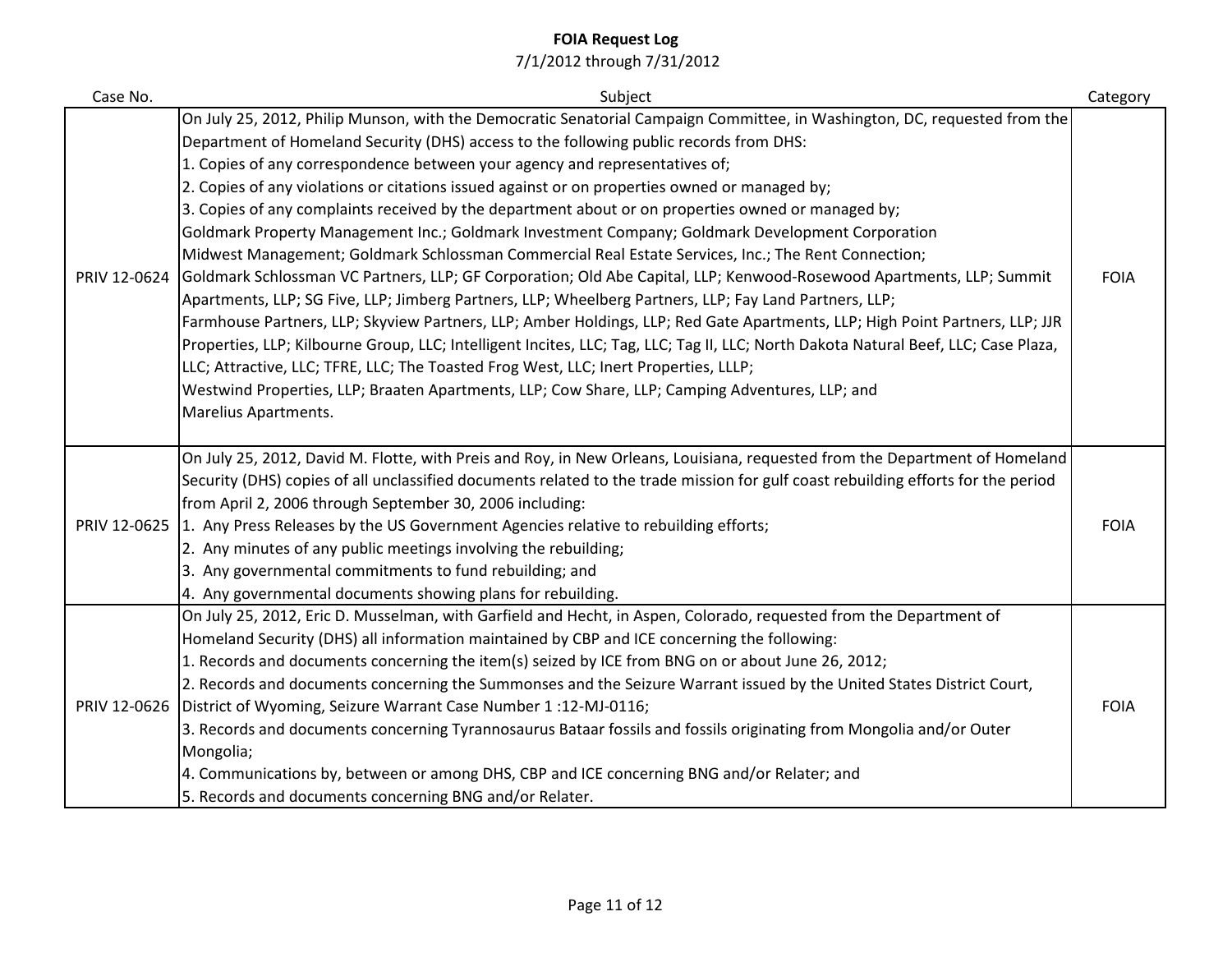**FOIA Request Log**
7/1/2012 through 7/31/2012

| Case No. | Subject | Category |
|---|---|---|
| PRIV 12-0624 | On July 25, 2012, Philip Munson, with the Democratic Senatorial Campaign Committee, in Washington, DC, requested from the Department of Homeland Security (DHS) access to the following public records from DHS:<br>1. Copies of any correspondence between your agency and representatives of;<br>2. Copies of any violations or citations issued against or on properties owned or managed by;<br>3. Copies of any complaints received by the department about or on properties owned or managed by;<br>Goldmark Property Management Inc.; Goldmark Investment Company; Goldmark Development Corporation<br>Midwest Management; Goldmark Schlossman Commercial Real Estate Services, Inc.; The Rent Connection;<br>Goldmark Schlossman VC Partners, LLP; GF Corporation; Old Abe Capital, LLP; Kenwood-Rosewood Apartments, LLP; Summit Apartments, LLP; SG Five, LLP; Jimberg Partners, LLP; Wheelberg Partners, LLP; Fay Land Partners, LLP;<br>Farmhouse Partners, LLP; Skyview Partners, LLP; Amber Holdings, LLP; Red Gate Apartments, LLP; High Point Partners, LLP; JJR Properties, LLP; Kilbourne Group, LLC; Intelligent Incites, LLC; Tag, LLC; Tag II, LLC; North Dakota Natural Beef, LLC; Case Plaza, LLC; Attractive, LLC; TFRE, LLC; The Toasted Frog West, LLC; Inert Properties, LLLP;<br>Westwind Properties, LLP; Braaten Apartments, LLP; Cow Share, LLP; Camping Adventures, LLP; and<br>Marelius Apartments. | FOIA |
| PRIV 12-0625 | On July 25, 2012, David M. Flotte, with Preis and Roy, in New Orleans, Louisiana, requested from the Department of Homeland Security (DHS) copies of all unclassified documents related to the trade mission for gulf coast rebuilding efforts for the period from April 2, 2006 through September 30, 2006 including:<br>1. Any Press Releases by the US Government Agencies relative to rebuilding efforts;<br>2. Any minutes of any public meetings involving the rebuilding;<br>3. Any governmental commitments to fund rebuilding; and<br>4. Any governmental documents showing plans for rebuilding. | FOIA |
| PRIV 12-0626 | On July 25, 2012, Eric D. Musselman, with Garfield and Hecht, in Aspen, Colorado, requested from the Department of Homeland Security (DHS) all information maintained by CBP and ICE concerning the following:<br>1. Records and documents concerning the item(s) seized by ICE from BNG on or about June 26, 2012;<br>2. Records and documents concerning the Summonses and the Seizure Warrant issued by the United States District Court, District of Wyoming, Seizure Warrant Case Number 1 :12-MJ-0116;<br>3. Records and documents concerning Tyrannosaurus Bataar fossils and fossils originating from Mongolia and/or Outer Mongolia;<br>4. Communications by, between or among DHS, CBP and ICE concerning BNG and/or Relater; and<br>5. Records and documents concerning BNG and/or Relater. | FOIA |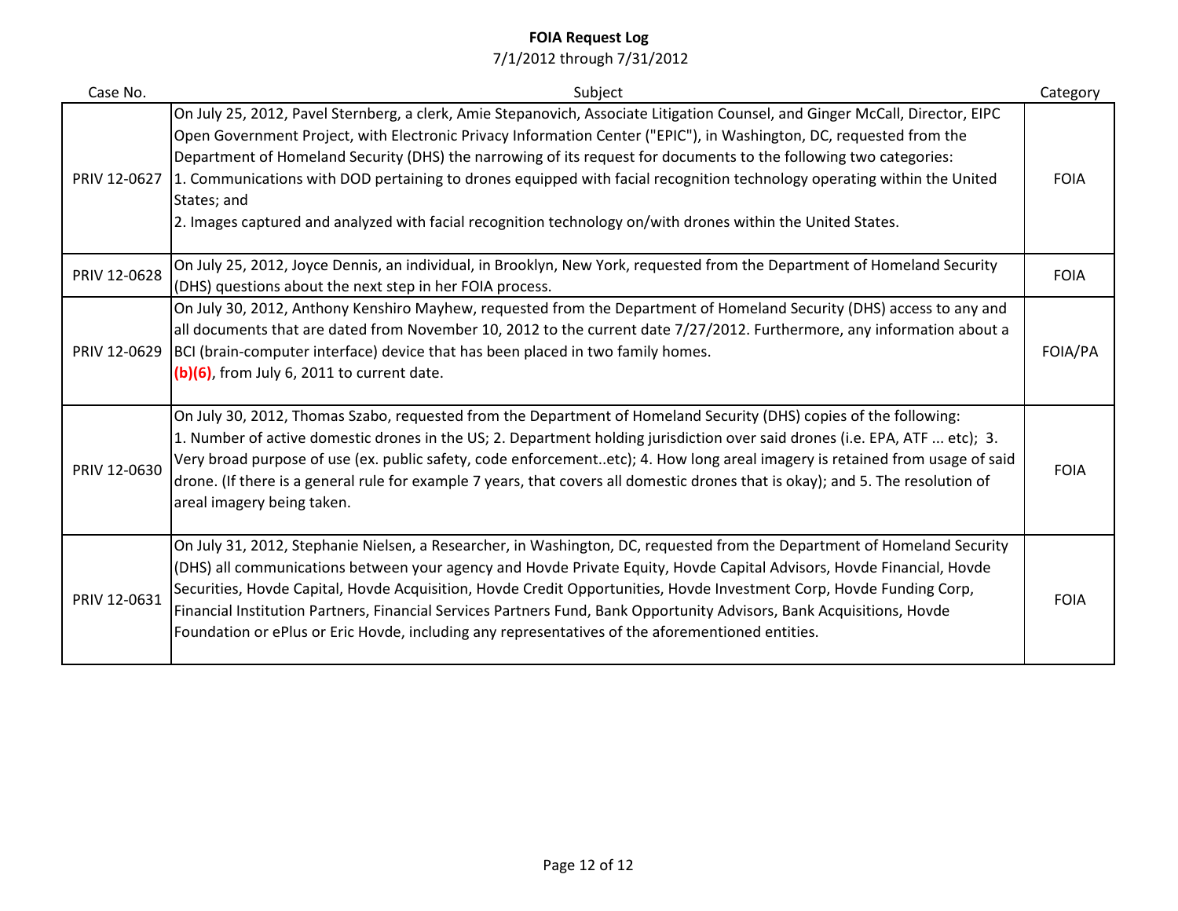# FOIA Request Log

7/1/2012 through 7/31/2012

| Case No. | Subject | Category |
|---|---|---|
| PRIV 12-0627 | On July 25, 2012, Pavel Sternberg, a clerk, Amie Stepanovich, Associate Litigation Counsel, and Ginger McCall, Director, EIPC Open Government Project, with Electronic Privacy Information Center ("EPIC"), in Washington, DC, requested from the Department of Homeland Security (DHS) the narrowing of its request for documents to the following two categories:<br>1. Communications with DOD pertaining to drones equipped with facial recognition technology operating within the United States; and<br>2. Images captured and analyzed with facial recognition technology on/with drones within the United States. | FOIA |
| PRIV 12-0628 | On July 25, 2012, Joyce Dennis, an individual, in Brooklyn, New York, requested from the Department of Homeland Security (DHS) questions about the next step in her FOIA process. | FOIA |
| PRIV 12-0629 | On July 30, 2012, Anthony Kenshiro Mayhew, requested from the Department of Homeland Security (DHS) access to any and all documents that are dated from November 10, 2012 to the current date 7/27/2012. Furthermore, any information about a BCI (brain-computer interface) device that has been placed in two family homes.<br>**(b)(6)**, from July 6, 2011 to current date. | FOIA/PA |
| PRIV 12-0630 | On July 30, 2012, Thomas Szabo, requested from the Department of Homeland Security (DHS) copies of the following:<br>1. Number of active domestic drones in the US; 2. Department holding jurisdiction over said drones (i.e. EPA, ATF ... etc); 3. Very broad purpose of use (ex. public safety, code enforcement..etc); 4. How long areal imagery is retained from usage of said drone. (If there is a general rule for example 7 years, that covers all domestic drones that is okay); and 5. The resolution of areal imagery being taken. | FOIA |
| PRIV 12-0631 | On July 31, 2012, Stephanie Nielsen, a Researcher, in Washington, DC, requested from the Department of Homeland Security (DHS) all communications between your agency and Hovde Private Equity, Hovde Capital Advisors, Hovde Financial, Hovde Securities, Hovde Capital, Hovde Acquisition, Hovde Credit Opportunities, Hovde Investment Corp, Hovde Funding Corp, Financial Institution Partners, Financial Services Partners Fund, Bank Opportunity Advisors, Bank Acquisitions, Hovde Foundation or ePlus or Eric Hovde, including any representatives of the aforementioned entities. | FOIA |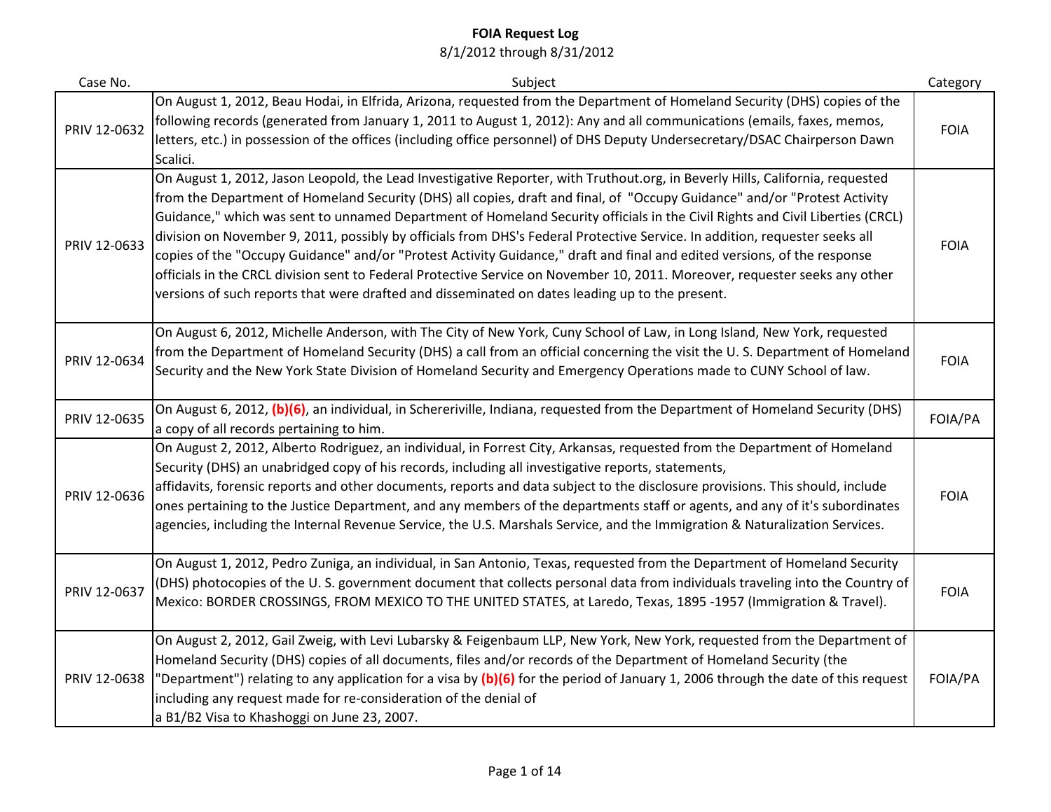# FOIA Request Log

8/1/2012 through 8/31/2012

| Case No. | Subject | Category |
|---|---|---|
| PRIV 12-0632 | On August 1, 2012, Beau Hodai, in Elfrida, Arizona, requested from the Department of Homeland Security (DHS) copies of the following records (generated from January 1, 2011 to August 1, 2012): Any and all communications (emails, faxes, memos, letters, etc.) in possession of the offices (including office personnel) of DHS Deputy Undersecretary/DSAC Chairperson Dawn Scalici. | FOIA |
| PRIV 12-0633 | On August 1, 2012, Jason Leopold, the Lead Investigative Reporter, with Truthout.org, in Beverly Hills, California, requested from the Department of Homeland Security (DHS) all copies, draft and final, of "Occupy Guidance" and/or "Protest Activity Guidance," which was sent to unnamed Department of Homeland Security officials in the Civil Rights and Civil Liberties (CRCL) division on November 9, 2011, possibly by officials from DHS's Federal Protective Service. In addition, requester seeks all copies of the "Occupy Guidance" and/or "Protest Activity Guidance," draft and final and edited versions, of the response officials in the CRCL division sent to Federal Protective Service on November 10, 2011. Moreover, requester seeks any other versions of such reports that were drafted and disseminated on dates leading up to the present. | FOIA |
| PRIV 12-0634 | On August 6, 2012, Michelle Anderson, with The City of New York, Cuny School of Law, in Long Island, New York, requested from the Department of Homeland Security (DHS) a call from an official concerning the visit the U. S. Department of Homeland Security and the New York State Division of Homeland Security and Emergency Operations made to CUNY School of law. | FOIA |
| PRIV 12-0635 | On August 6, 2012, **(b)(6)**, an individual, in Schereriville, Indiana, requested from the Department of Homeland Security (DHS) a copy of all records pertaining to him. | FOIA/PA |
| PRIV 12-0636 | On August 2, 2012, Alberto Rodriguez, an individual, in Forrest City, Arkansas, requested from the Department of Homeland Security (DHS) an unabridged copy of his records, including all investigative reports, statements, affidavits, forensic reports and other documents, reports and data subject to the disclosure provisions. This should, include ones pertaining to the Justice Department, and any members of the departments staff or agents, and any of it's subordinates agencies, including the Internal Revenue Service, the U.S. Marshals Service, and the Immigration & Naturalization Services. | FOIA |
| PRIV 12-0637 | On August 1, 2012, Pedro Zuniga, an individual, in San Antonio, Texas, requested from the Department of Homeland Security (DHS) photocopies of the U. S. government document that collects personal data from individuals traveling into the Country of Mexico: BORDER CROSSINGS, FROM MEXICO TO THE UNITED STATES, at Laredo, Texas, 1895 -1957 (Immigration & Travel). | FOIA |
| PRIV 12-0638 | On August 2, 2012, Gail Zweig, with Levi Lubarsky & Feigenbaum LLP, New York, New York, requested from the Department of Homeland Security (DHS) copies of all documents, files and/or records of the Department of Homeland Security (the "Department") relating to any application for a visa by **(b)(6)** for the period of January 1, 2006 through the date of this request including any request made for re-consideration of the denial of a B1/B2 Visa to Khashoggi on June 23, 2007. | FOIA/PA |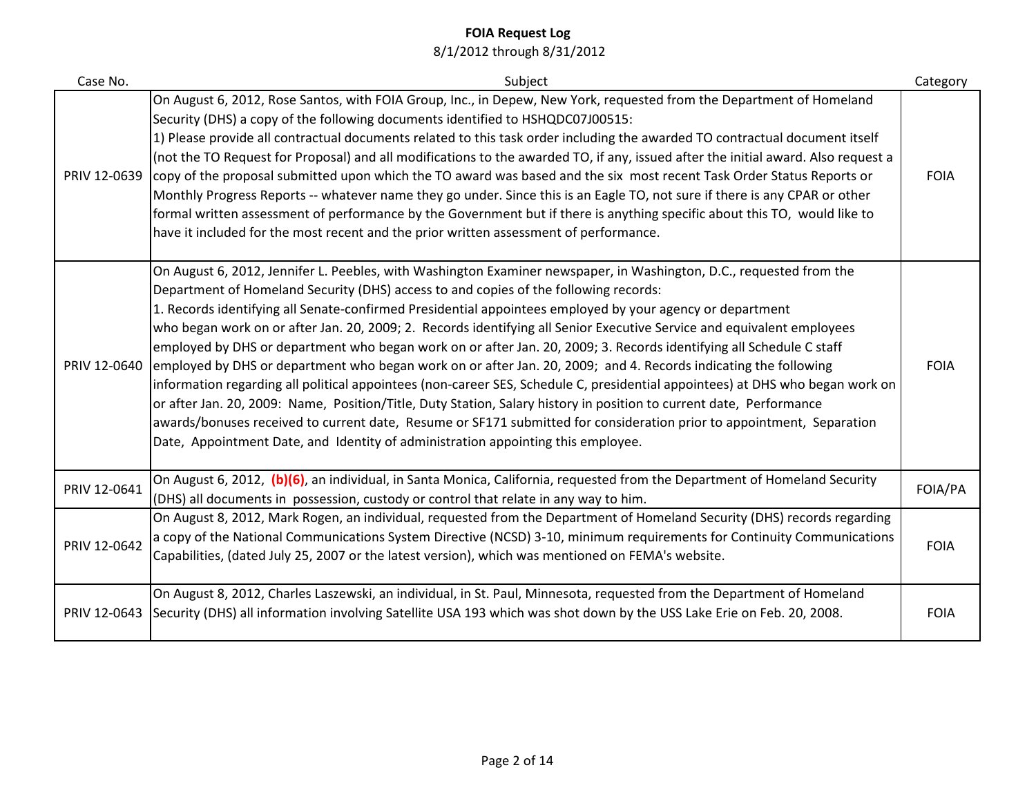**FOIA Request Log**
8/1/2012 through 8/31/2012

| Case No. | Subject | Category |
|---|---|---|
| PRIV 12-0639 | On August 6, 2012, Rose Santos, with FOIA Group, Inc., in Depew, New York, requested from the Department of Homeland Security (DHS) a copy of the following documents identified to HSHQDC07J00515: 1) Please provide all contractual documents related to this task order including the awarded TO contractual document itself (not the TO Request for Proposal) and all modifications to the awarded TO, if any, issued after the initial award. Also request a copy of the proposal submitted upon which the TO award was based and the six most recent Task Order Status Reports or Monthly Progress Reports -- whatever name they go under. Since this is an Eagle TO, not sure if there is any CPAR or other formal written assessment of performance by the Government but if there is anything specific about this TO, would like to have it included for the most recent and the prior written assessment of performance. | FOIA |
| PRIV 12-0640 | On August 6, 2012, Jennifer L. Peebles, with Washington Examiner newspaper, in Washington, D.C., requested from the Department of Homeland Security (DHS) access to and copies of the following records: 1. Records identifying all Senate-confirmed Presidential appointees employed by your agency or department who began work on or after Jan. 20, 2009; 2. Records identifying all Senior Executive Service and equivalent employees employed by DHS or department who began work on or after Jan. 20, 2009; 3. Records identifying all Schedule C staff employed by DHS or department who began work on or after Jan. 20, 2009; and 4. Records indicating the following information regarding all political appointees (non-career SES, Schedule C, presidential appointees) at DHS who began work on or after Jan. 20, 2009: Name, Position/Title, Duty Station, Salary history in position to current date, Performance awards/bonuses received to current date, Resume or SF171 submitted for consideration prior to appointment, Separation Date, Appointment Date, and Identity of administration appointing this employee. | FOIA |
| PRIV 12-0641 | On August 6, 2012, **(b)(6)**, an individual, in Santa Monica, California, requested from the Department of Homeland Security (DHS) all documents in possession, custody or control that relate in any way to him. | FOIA/PA |
| PRIV 12-0642 | On August 8, 2012, Mark Rogen, an individual, requested from the Department of Homeland Security (DHS) records regarding a copy of the National Communications System Directive (NCSD) 3-10, minimum requirements for Continuity Communications Capabilities, (dated July 25, 2007 or the latest version), which was mentioned on FEMA's website. | FOIA |
| PRIV 12-0643 | On August 8, 2012, Charles Laszewski, an individual, in St. Paul, Minnesota, requested from the Department of Homeland Security (DHS) all information involving Satellite USA 193 which was shot down by the USS Lake Erie on Feb. 20, 2008. | FOIA |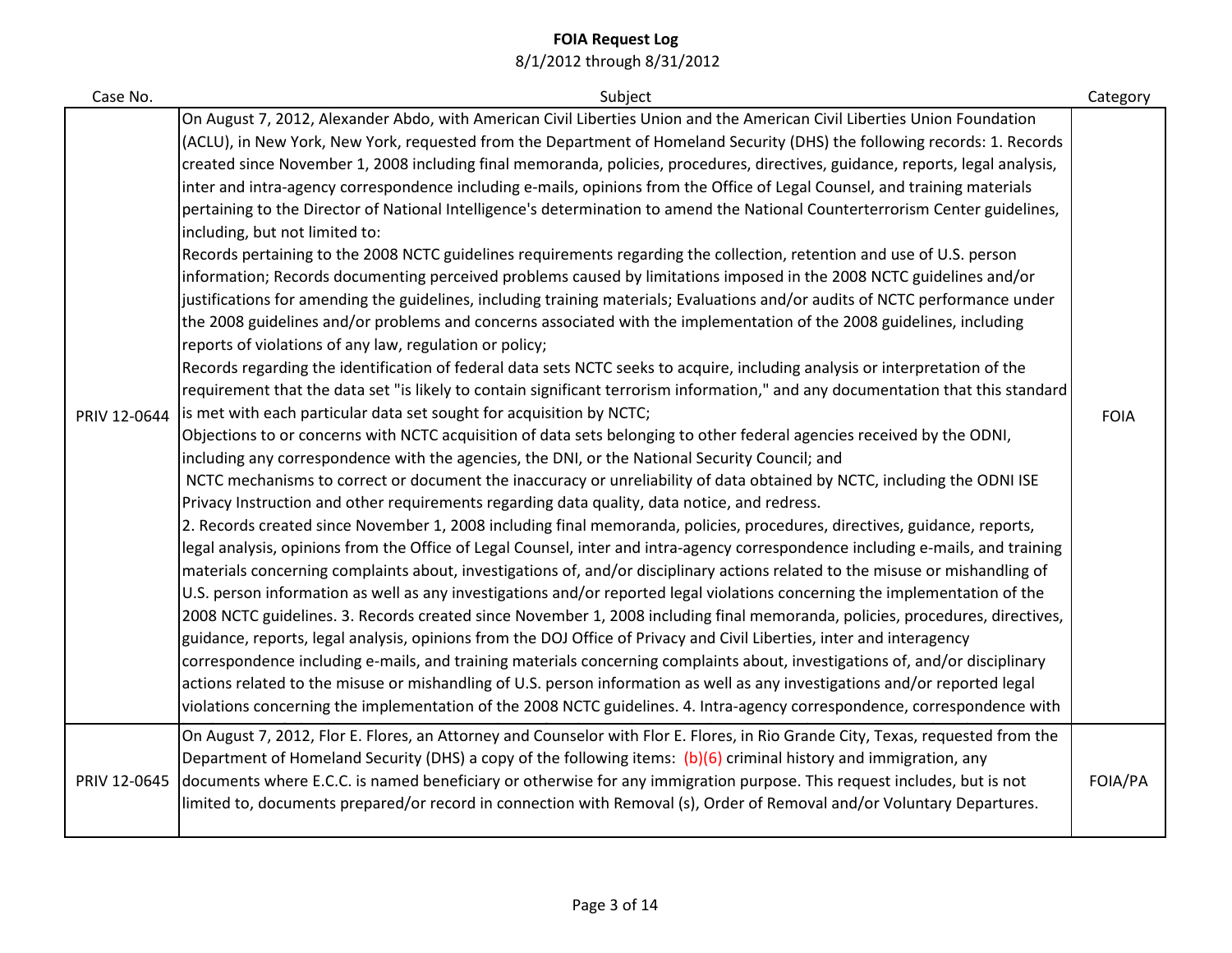# FOIA Request Log

8/1/2012 through 8/31/2012

| Case No. | Subject | Category |
|---|---|---|
| PRIV 12-0644 | On August 7, 2012, Alexander Abdo, with American Civil Liberties Union and the American Civil Liberties Union Foundation (ACLU), in New York, New York, requested from the Department of Homeland Security (DHS) the following records: 1. Records created since November 1, 2008 including final memoranda, policies, procedures, directives, guidance, reports, legal analysis, inter and intra-agency correspondence including e-mails, opinions from the Office of Legal Counsel, and training materials pertaining to the Director of National Intelligence's determination to amend the National Counterterrorism Center guidelines, including, but not limited to: Records pertaining to the 2008 NCTC guidelines requirements regarding the collection, retention and use of U.S. person information; Records documenting perceived problems caused by limitations imposed in the 2008 NCTC guidelines and/or justifications for amending the guidelines, including training materials; Evaluations and/or audits of NCTC performance under the 2008 guidelines and/or problems and concerns associated with the implementation of the 2008 guidelines, including reports of violations of any law, regulation or policy; Records regarding the identification of federal data sets NCTC seeks to acquire, including analysis or interpretation of the requirement that the data set "is likely to contain significant terrorism information," and any documentation that this standard is met with each particular data set sought for acquisition by NCTC; Objections to or concerns with NCTC acquisition of data sets belonging to other federal agencies received by the ODNI, including any correspondence with the agencies, the DNI, or the National Security Council; and NCTC mechanisms to correct or document the inaccuracy or unreliability of data obtained by NCTC, including the ODNI ISE Privacy Instruction and other requirements regarding data quality, data notice, and redress. 2. Records created since November 1, 2008 including final memoranda, policies, procedures, directives, guidance, reports, legal analysis, opinions from the Office of Legal Counsel, inter and intra-agency correspondence including e-mails, and training materials concerning complaints about, investigations of, and/or disciplinary actions related to the misuse or mishandling of U.S. person information as well as any investigations and/or reported legal violations concerning the implementation of the 2008 NCTC guidelines. 3. Records created since November 1, 2008 including final memoranda, policies, procedures, directives, guidance, reports, legal analysis, opinions from the DOJ Office of Privacy and Civil Liberties, inter and interagency correspondence including e-mails, and training materials concerning complaints about, investigations of, and/or disciplinary actions related to the misuse or mishandling of U.S. person information as well as any investigations and/or reported legal violations concerning the implementation of the 2008 NCTC guidelines. 4. Intra-agency correspondence, correspondence with | FOIA |
| PRIV 12-0645 | On August 7, 2012, Flor E. Flores, an Attorney and Counselor with Flor E. Flores, in Rio Grande City, Texas, requested from the Department of Homeland Security (DHS) a copy of the following items: (b)(6) criminal history and immigration, any documents where E.C.C. is named beneficiary or otherwise for any immigration purpose. This request includes, but is not limited to, documents prepared/or record in connection with Removal (s), Order of Removal and/or Voluntary Departures. | FOIA/PA |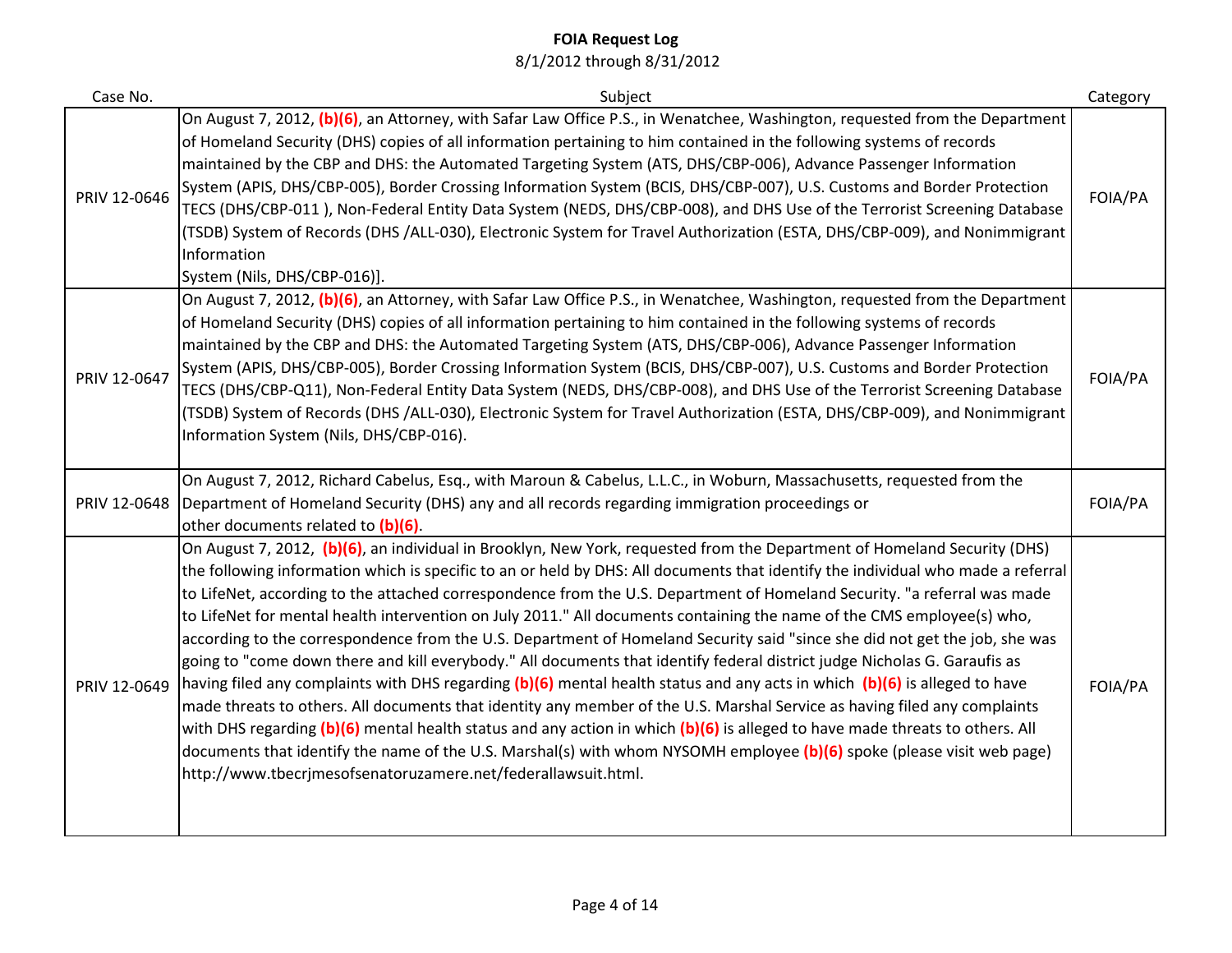# FOIA Request Log

8/1/2012 through 8/31/2012

| Case No. | Subject | Category |
|---|---|---|
| PRIV 12-0646 | On August 7, 2012, **(b)(6)**, an Attorney, with Safar Law Office P.S., in Wenatchee, Washington, requested from the Department of Homeland Security (DHS) copies of all information pertaining to him contained in the following systems of records maintained by the CBP and DHS: the Automated Targeting System (ATS, DHS/CBP-006), Advance Passenger Information System (APIS, DHS/CBP-005), Border Crossing Information System (BCIS, DHS/CBP-007), U.S. Customs and Border Protection TECS (DHS/CBP-011 ), Non-Federal Entity Data System (NEDS, DHS/CBP-008), and DHS Use of the Terrorist Screening Database (TSDB) System of Records (DHS /ALL-030), Electronic System for Travel Authorization (ESTA, DHS/CBP-009), and Nonimmigrant Information System (Nils, DHS/CBP-016)]. | FOIA/PA |
| PRIV 12-0647 | On August 7, 2012, **(b)(6)**, an Attorney, with Safar Law Office P.S., in Wenatchee, Washington, requested from the Department of Homeland Security (DHS) copies of all information pertaining to him contained in the following systems of records maintained by the CBP and DHS: the Automated Targeting System (ATS, DHS/CBP-006), Advance Passenger Information System (APIS, DHS/CBP-005), Border Crossing Information System (BCIS, DHS/CBP-007), U.S. Customs and Border Protection TECS (DHS/CBP-Q11), Non-Federal Entity Data System (NEDS, DHS/CBP-008), and DHS Use of the Terrorist Screening Database (TSDB) System of Records (DHS /ALL-030), Electronic System for Travel Authorization (ESTA, DHS/CBP-009), and Nonimmigrant Information System (Nils, DHS/CBP-016). | FOIA/PA |
| PRIV 12-0648 | On August 7, 2012, Richard Cabelus, Esq., with Maroun & Cabelus, L.L.C., in Woburn, Massachusetts, requested from the Department of Homeland Security (DHS) any and all records regarding immigration proceedings or other documents related to **(b)(6)**. | FOIA/PA |
| PRIV 12-0649 | On August 7, 2012, **(b)(6)**, an individual in Brooklyn, New York, requested from the Department of Homeland Security (DHS) the following information which is specific to an or held by DHS: All documents that identify the individual who made a referral to LifeNet, according to the attached correspondence from the U.S. Department of Homeland Security. "a referral was made to LifeNet for mental health intervention on July 2011." All documents containing the name of the CMS employee(s) who, according to the correspondence from the U.S. Department of Homeland Security said "since she did not get the job, she was going to "come down there and kill everybody." All documents that identify federal district judge Nicholas G. Garaufis as having filed any complaints with DHS regarding **(b)(6)** mental health status and any acts in which **(b)(6)** is alleged to have made threats to others. All documents that identity any member of the U.S. Marshal Service as having filed any complaints with DHS regarding **(b)(6)** mental health status and any action in which **(b)(6)** is alleged to have made threats to others. All documents that identify the name of the U.S. Marshal(s) with whom NYSOMH employee **(b)(6)** spoke (please visit web page) http://www.tbecrjmesofsenatoruzamere.net/federallawsuit.html. | FOIA/PA |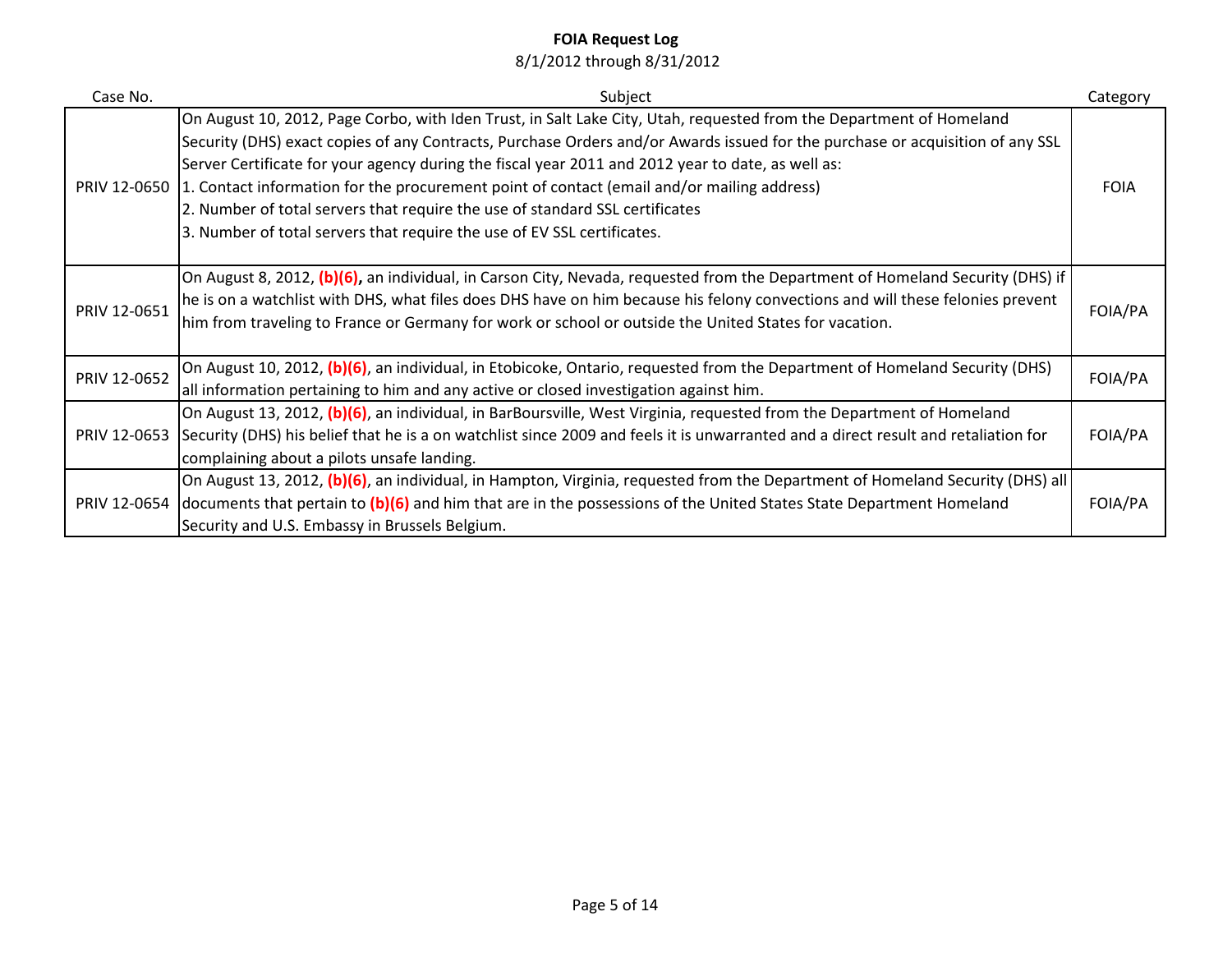**FOIA Request Log**

8/1/2012 through 8/31/2012

| Case No. | Subject | Category |
|---|---|---|
| PRIV 12-0650 | On August 10, 2012, Page Corbo, with Iden Trust, in Salt Lake City, Utah, requested from the Department of Homeland Security (DHS) exact copies of any Contracts, Purchase Orders and/or Awards issued for the purchase or acquisition of any SSL Server Certificate for your agency during the fiscal year 2011 and 2012 year to date, as well as:<br>1. Contact information for the procurement point of contact (email and/or mailing address)<br>2. Number of total servers that require the use of standard SSL certificates<br>3. Number of total servers that require the use of EV SSL certificates. | FOIA |
| PRIV 12-0651 | On August 8, 2012, **(b)(6),** an individual, in Carson City, Nevada, requested from the Department of Homeland Security (DHS) if he is on a watchlist with DHS, what files does DHS have on him because his felony convections and will these felonies prevent him from traveling to France or Germany for work or school or outside the United States for vacation. | FOIA/PA |
| PRIV 12-0652 | On August 10, 2012, **(b)(6)**, an individual, in Etobicoke, Ontario, requested from the Department of Homeland Security (DHS) all information pertaining to him and any active or closed investigation against him. | FOIA/PA |
| PRIV 12-0653 | On August 13, 2012, **(b)(6)**, an individual, in BarBoursville, West Virginia, requested from the Department of Homeland Security (DHS) his belief that he is a on watchlist since 2009 and feels it is unwarranted and a direct result and retaliation for complaining about a pilots unsafe landing. | FOIA/PA |
| PRIV 12-0654 | On August 13, 2012, **(b)(6)**, an individual, in Hampton, Virginia, requested from the Department of Homeland Security (DHS) all documents that pertain to **(b)(6)** and him that are in the possessions of the United States State Department Homeland Security and U.S. Embassy in Brussels Belgium. | FOIA/PA |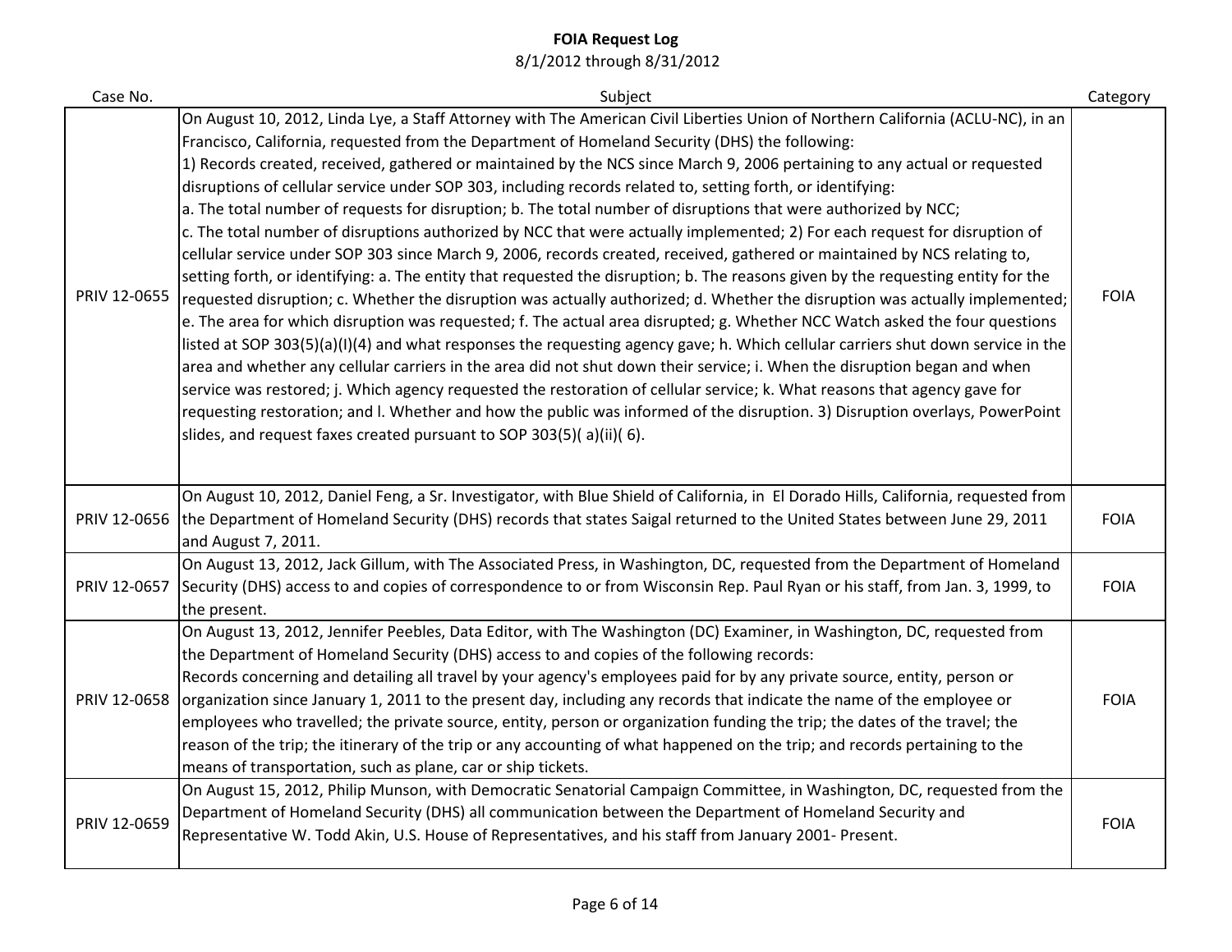**FOIA Request Log**
8/1/2012 through 8/31/2012

| Case No. | Subject | Category |
|---|---|---|
| PRIV 12-0655 | On August 10, 2012, Linda Lye, a Staff Attorney with The American Civil Liberties Union of Northern California (ACLU-NC), in an Francisco, California, requested from the Department of Homeland Security (DHS) the following:<br>1) Records created, received, gathered or maintained by the NCS since March 9, 2006 pertaining to any actual or requested disruptions of cellular service under SOP 303, including records related to, setting forth, or identifying:<br>a. The total number of requests for disruption; b. The total number of disruptions that were authorized by NCC;<br>c. The total number of disruptions authorized by NCC that were actually implemented; 2) For each request for disruption of cellular service under SOP 303 since March 9, 2006, records created, received, gathered or maintained by NCS relating to, setting forth, or identifying: a. The entity that requested the disruption; b. The reasons given by the requesting entity for the requested disruption; c. Whether the disruption was actually authorized; d. Whether the disruption was actually implemented; e. The area for which disruption was requested; f. The actual area disrupted; g. Whether NCC Watch asked the four questions listed at SOP 303(5)(a)(I)(4) and what responses the requesting agency gave; h. Which cellular carriers shut down service in the area and whether any cellular carriers in the area did not shut down their service; i. When the disruption began and when service was restored; j. Which agency requested the restoration of cellular service; k. What reasons that agency gave for requesting restoration; and l. Whether and how the public was informed of the disruption. 3) Disruption overlays, PowerPoint slides, and request faxes created pursuant to SOP 303(5)( a)(ii)( 6). | FOIA |
| PRIV 12-0656 | On August 10, 2012, Daniel Feng, a Sr. Investigator, with Blue Shield of California, in El Dorado Hills, California, requested from the Department of Homeland Security (DHS) records that states Saigal returned to the United States between June 29, 2011 and August 7, 2011. | FOIA |
| PRIV 12-0657 | On August 13, 2012, Jack Gillum, with The Associated Press, in Washington, DC, requested from the Department of Homeland Security (DHS) access to and copies of correspondence to or from Wisconsin Rep. Paul Ryan or his staff, from Jan. 3, 1999, to the present. | FOIA |
| PRIV 12-0658 | On August 13, 2012, Jennifer Peebles, Data Editor, with The Washington (DC) Examiner, in Washington, DC, requested from the Department of Homeland Security (DHS) access to and copies of the following records:<br>Records concerning and detailing all travel by your agency's employees paid for by any private source, entity, person or organization since January 1, 2011 to the present day, including any records that indicate the name of the employee or employees who travelled; the private source, entity, person or organization funding the trip; the dates of the travel; the reason of the trip; the itinerary of the trip or any accounting of what happened on the trip; and records pertaining to the means of transportation, such as plane, car or ship tickets. | FOIA |
| PRIV 12-0659 | On August 15, 2012, Philip Munson, with Democratic Senatorial Campaign Committee, in Washington, DC, requested from the Department of Homeland Security (DHS) all communication between the Department of Homeland Security and Representative W. Todd Akin, U.S. House of Representatives, and his staff from January 2001- Present. | FOIA |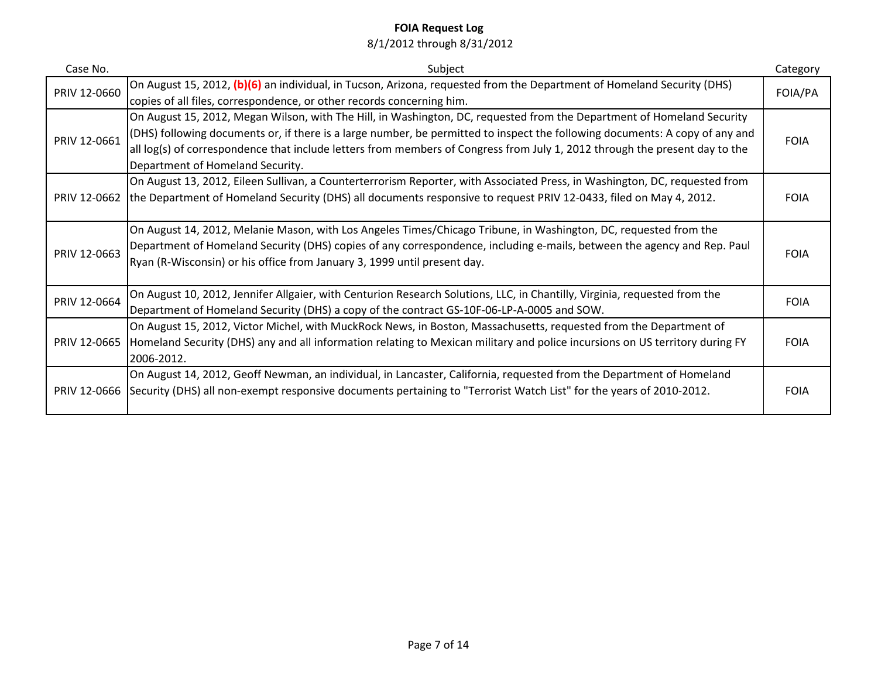# FOIA Request Log

8/1/2012 through 8/31/2012

| Case No. | Subject | Category |
|---|---|---|
| PRIV 12-0660 | On August 15, 2012, **(b)(6)** an individual, in Tucson, Arizona, requested from the Department of Homeland Security (DHS) copies of all files, correspondence, or other records concerning him. | FOIA/PA |
| PRIV 12-0661 | On August 15, 2012, Megan Wilson, with The Hill, in Washington, DC, requested from the Department of Homeland Security (DHS) following documents or, if there is a large number, be permitted to inspect the following documents: A copy of any and all log(s) of correspondence that include letters from members of Congress from July 1, 2012 through the present day to the Department of Homeland Security. | FOIA |
| PRIV 12-0662 | On August 13, 2012, Eileen Sullivan, a Counterterrorism Reporter, with Associated Press, in Washington, DC, requested from the Department of Homeland Security (DHS) all documents responsive to request PRIV 12-0433, filed on May 4, 2012. | FOIA |
| PRIV 12-0663 | On August 14, 2012, Melanie Mason, with Los Angeles Times/Chicago Tribune, in Washington, DC, requested from the Department of Homeland Security (DHS) copies of any correspondence, including e-mails, between the agency and Rep. Paul Ryan (R-Wisconsin) or his office from January 3, 1999 until present day. | FOIA |
| PRIV 12-0664 | On August 10, 2012, Jennifer Allgaier, with Centurion Research Solutions, LLC, in Chantilly, Virginia, requested from the Department of Homeland Security (DHS) a copy of the contract GS-10F-06-LP-A-0005 and SOW. | FOIA |
| PRIV 12-0665 | On August 15, 2012, Victor Michel, with MuckRock News, in Boston, Massachusetts, requested from the Department of Homeland Security (DHS) any and all information relating to Mexican military and police incursions on US territory during FY 2006-2012. | FOIA |
| PRIV 12-0666 | On August 14, 2012, Geoff Newman, an individual, in Lancaster, California, requested from the Department of Homeland Security (DHS) all non-exempt responsive documents pertaining to "Terrorist Watch List" for the years of 2010-2012. | FOIA |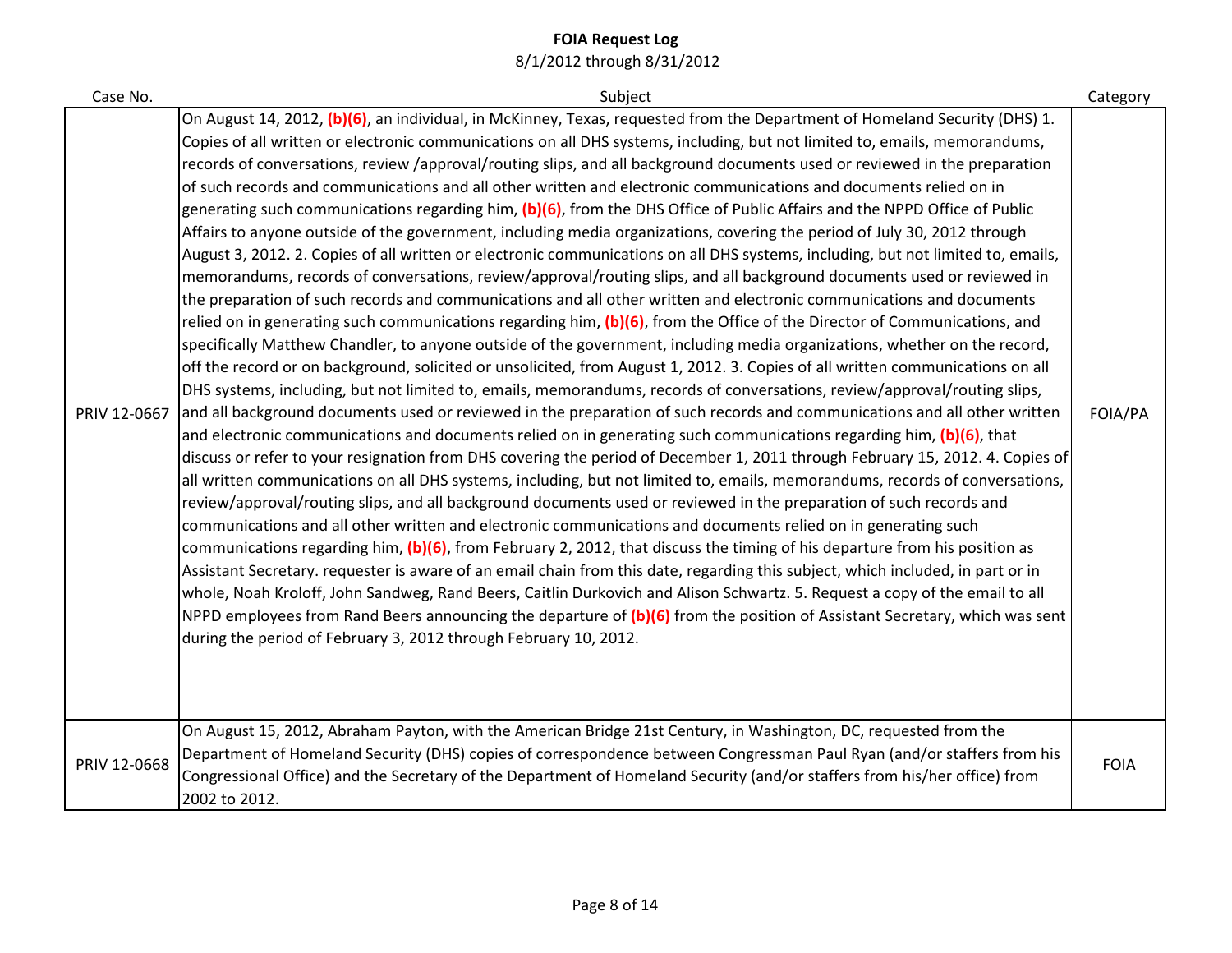# FOIA Request Log

8/1/2012 through 8/31/2012

| Case No. | Subject | Category |
|---|---|---|
| PRIV 12-0667 | On August 14, 2012, (b)(6), an individual, in McKinney, Texas, requested from the Department of Homeland Security (DHS) 1. Copies of all written or electronic communications on all DHS systems, including, but not limited to, emails, memorandums, records of conversations, review /approval/routing slips, and all background documents used or reviewed in the preparation of such records and communications and all other written and electronic communications and documents relied on in generating such communications regarding him, (b)(6), from the DHS Office of Public Affairs and the NPPD Office of Public Affairs to anyone outside of the government, including media organizations, covering the period of July 30, 2012 through August 3, 2012. 2. Copies of all written or electronic communications on all DHS systems, including, but not limited to, emails, memorandums, records of conversations, review/approval/routing slips, and all background documents used or reviewed in the preparation of such records and communications and all other written and electronic communications and documents relied on in generating such communications regarding him, (b)(6), from the Office of the Director of Communications, and specifically Matthew Chandler, to anyone outside of the government, including media organizations, whether on the record, off the record or on background, solicited or unsolicited, from August 1, 2012. 3. Copies of all written communications on all DHS systems, including, but not limited to, emails, memorandums, records of conversations, review/approval/routing slips, and all background documents used or reviewed in the preparation of such records and communications and all other written and electronic communications and documents relied on in generating such communications regarding him, (b)(6), that discuss or refer to your resignation from DHS covering the period of December 1, 2011 through February 15, 2012. 4. Copies of all written communications on all DHS systems, including, but not limited to, emails, memorandums, records of conversations, review/approval/routing slips, and all background documents used or reviewed in the preparation of such records and communications and all other written and electronic communications and documents relied on in generating such communications regarding him, (b)(6), from February 2, 2012, that discuss the timing of his departure from his position as Assistant Secretary. requester is aware of an email chain from this date, regarding this subject, which included, in part or in whole, Noah Kroloff, John Sandweg, Rand Beers, Caitlin Durkovich and Alison Schwartz. 5. Request a copy of the email to all NPPD employees from Rand Beers announcing the departure of (b)(6) from the position of Assistant Secretary, which was sent during the period of February 3, 2012 through February 10, 2012. | FOIA/PA |
| PRIV 12-0668 | On August 15, 2012, Abraham Payton, with the American Bridge 21st Century, in Washington, DC, requested from the Department of Homeland Security (DHS) copies of correspondence between Congressman Paul Ryan (and/or staffers from his Congressional Office) and the Secretary of the Department of Homeland Security (and/or staffers from his/her office) from 2002 to 2012. | FOIA |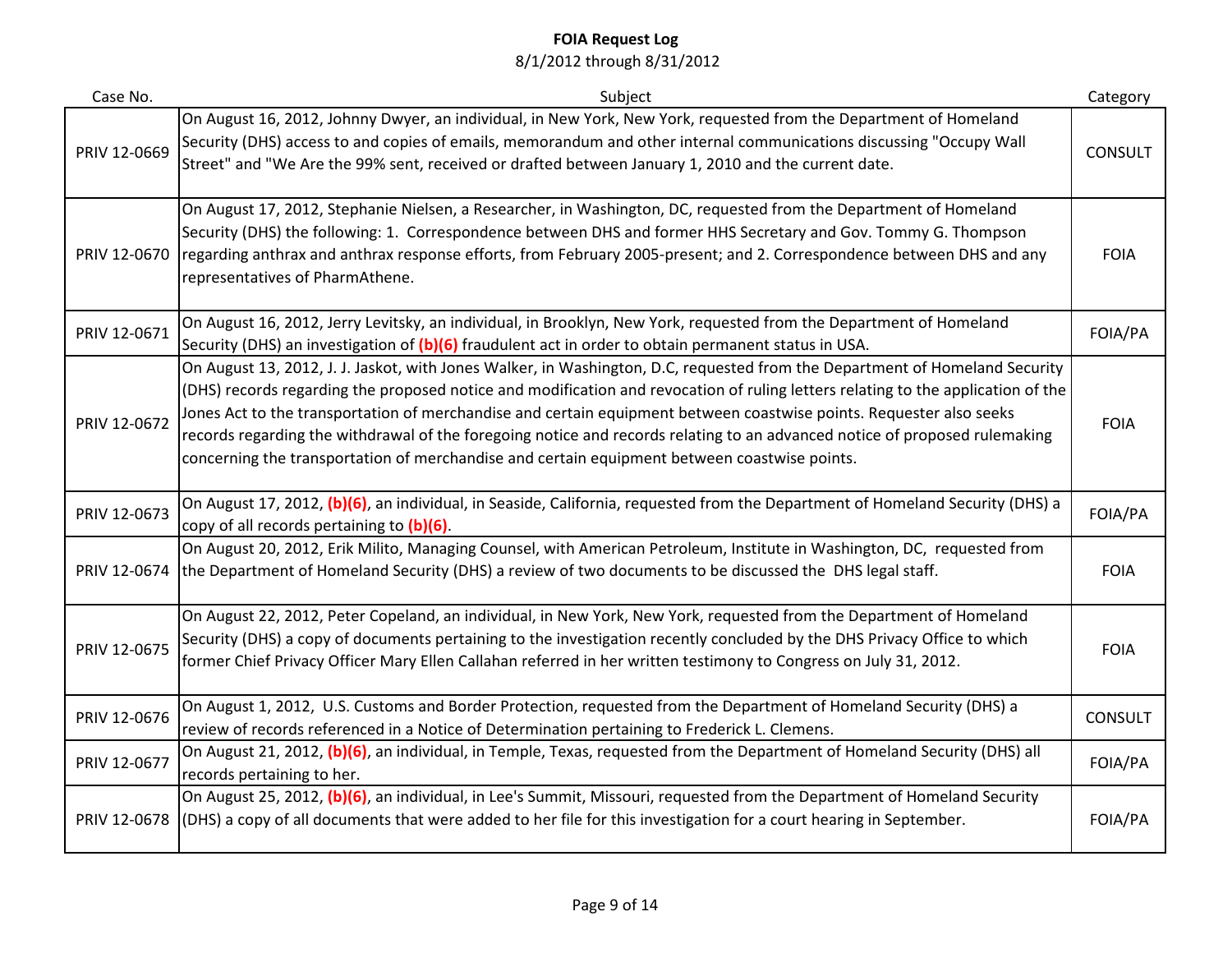# FOIA Request Log

8/1/2012 through 8/31/2012

| Case No. | Subject | Category |
|---|---|---|
| PRIV 12-0669 | On August 16, 2012, Johnny Dwyer, an individual, in New York, New York, requested from the Department of Homeland Security (DHS) access to and copies of emails, memorandum and other internal communications discussing "Occupy Wall Street" and "We Are the 99% sent, received or drafted between January 1, 2010 and the current date. | CONSULT |
| PRIV 12-0670 | On August 17, 2012, Stephanie Nielsen, a Researcher, in Washington, DC, requested from the Department of Homeland Security (DHS) the following: 1. Correspondence between DHS and former HHS Secretary and Gov. Tommy G. Thompson regarding anthrax and anthrax response efforts, from February 2005-present; and 2. Correspondence between DHS and any representatives of PharmAthene. | FOIA |
| PRIV 12-0671 | On August 16, 2012, Jerry Levitsky, an individual, in Brooklyn, New York, requested from the Department of Homeland Security (DHS) an investigation of **(b)(6)** fraudulent act in order to obtain permanent status in USA. | FOIA/PA |
| PRIV 12-0672 | On August 13, 2012, J. J. Jaskot, with Jones Walker, in Washington, D.C, requested from the Department of Homeland Security (DHS) records regarding the proposed notice and modification and revocation of ruling letters relating to the application of the Jones Act to the transportation of merchandise and certain equipment between coastwise points. Requester also seeks records regarding the withdrawal of the foregoing notice and records relating to an advanced notice of proposed rulemaking concerning the transportation of merchandise and certain equipment between coastwise points. | FOIA |
| PRIV 12-0673 | On August 17, 2012, **(b)(6)**, an individual, in Seaside, California, requested from the Department of Homeland Security (DHS) a copy of all records pertaining to **(b)(6)**. | FOIA/PA |
| PRIV 12-0674 | On August 20, 2012, Erik Milito, Managing Counsel, with American Petroleum, Institute in Washington, DC, requested from the Department of Homeland Security (DHS) a review of two documents to be discussed the DHS legal staff. | FOIA |
| PRIV 12-0675 | On August 22, 2012, Peter Copeland, an individual, in New York, New York, requested from the Department of Homeland Security (DHS) a copy of documents pertaining to the investigation recently concluded by the DHS Privacy Office to which former Chief Privacy Officer Mary Ellen Callahan referred in her written testimony to Congress on July 31, 2012. | FOIA |
| PRIV 12-0676 | On August 1, 2012, U.S. Customs and Border Protection, requested from the Department of Homeland Security (DHS) a review of records referenced in a Notice of Determination pertaining to Frederick L. Clemens. | CONSULT |
| PRIV 12-0677 | On August 21, 2012, **(b)(6)**, an individual, in Temple, Texas, requested from the Department of Homeland Security (DHS) all records pertaining to her. | FOIA/PA |
| PRIV 12-0678 | On August 25, 2012, **(b)(6)**, an individual, in Lee's Summit, Missouri, requested from the Department of Homeland Security (DHS) a copy of all documents that were added to her file for this investigation for a court hearing in September. | FOIA/PA |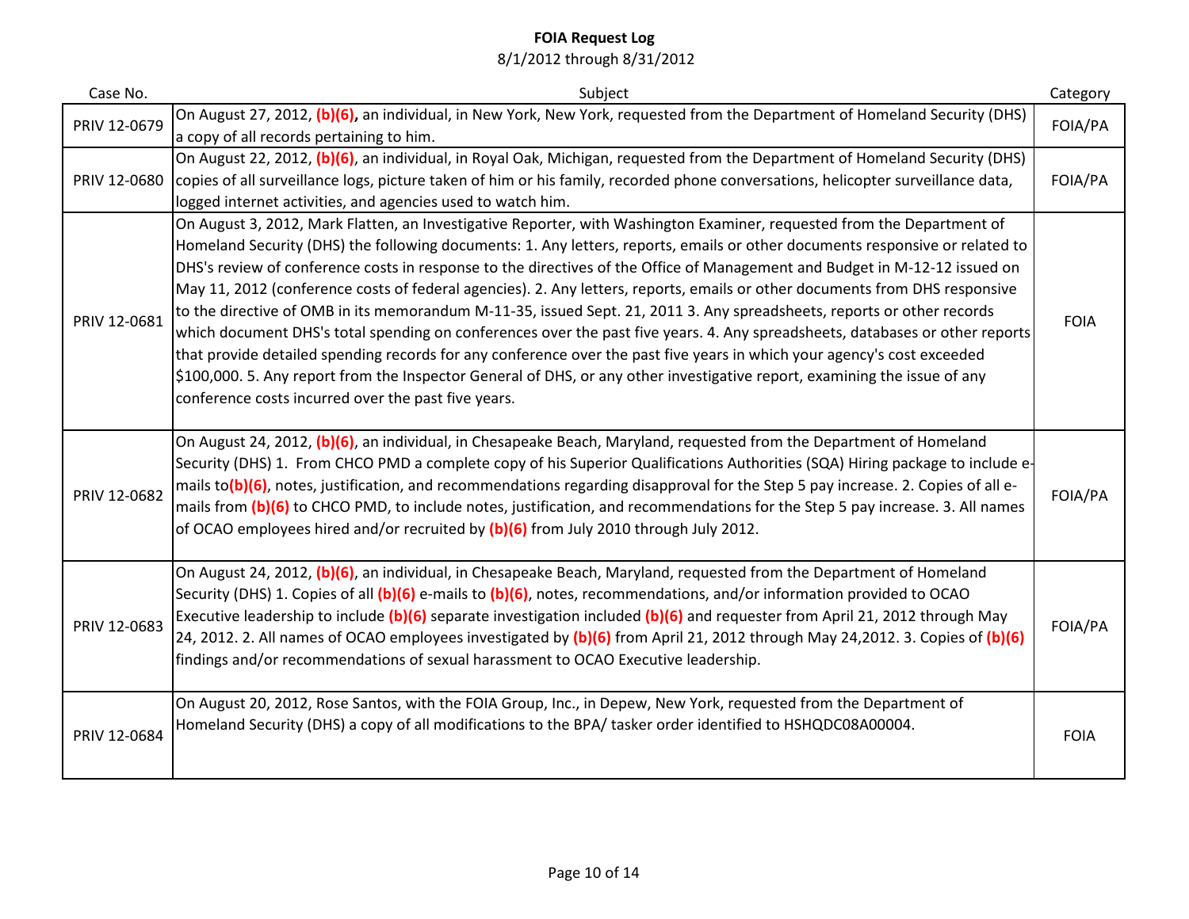# FOIA Request Log

8/1/2012 through 8/31/2012

| Case No. | Subject | Category |
|---|---|---|
| PRIV 12-0679 | On August 27, 2012, **(b)(6),** an individual, in New York, New York, requested from the Department of Homeland Security (DHS) a copy of all records pertaining to him. | FOIA/PA |
| PRIV 12-0680 | On August 22, 2012, **(b)(6)**, an individual, in Royal Oak, Michigan, requested from the Department of Homeland Security (DHS) copies of all surveillance logs, picture taken of him or his family, recorded phone conversations, helicopter surveillance data, logged internet activities, and agencies used to watch him. | FOIA/PA |
| PRIV 12-0681 | On August 3, 2012, Mark Flatten, an Investigative Reporter, with Washington Examiner, requested from the Department of Homeland Security (DHS) the following documents: 1. Any letters, reports, emails or other documents responsive or related to DHS's review of conference costs in response to the directives of the Office of Management and Budget in M-12-12 issued on May 11, 2012 (conference costs of federal agencies). 2. Any letters, reports, emails or other documents from DHS responsive to the directive of OMB in its memorandum M-11-35, issued Sept. 21, 2011 3. Any spreadsheets, reports or other records which document DHS's total spending on conferences over the past five years. 4. Any spreadsheets, databases or other reports that provide detailed spending records for any conference over the past five years in which your agency's cost exceeded $100,000. 5. Any report from the Inspector General of DHS, or any other investigative report, examining the issue of any conference costs incurred over the past five years. | FOIA |
| PRIV 12-0682 | On August 24, 2012, **(b)(6)**, an individual, in Chesapeake Beach, Maryland, requested from the Department of Homeland Security (DHS) 1. From CHCO PMD a complete copy of his Superior Qualifications Authorities (SQA) Hiring package to include e-mails to**(b)(6)**, notes, justification, and recommendations regarding disapproval for the Step 5 pay increase. 2. Copies of all e-mails from **(b)(6)** to CHCO PMD, to include notes, justification, and recommendations for the Step 5 pay increase. 3. All names of OCAO employees hired and/or recruited by **(b)(6)** from July 2010 through July 2012. | FOIA/PA |
| PRIV 12-0683 | On August 24, 2012, **(b)(6)**, an individual, in Chesapeake Beach, Maryland, requested from the Department of Homeland Security (DHS) 1. Copies of all **(b)(6)** e-mails to **(b)(6)**, notes, recommendations, and/or information provided to OCAO Executive leadership to include **(b)(6)** separate investigation included **(b)(6)** and requester from April 21, 2012 through May 24, 2012. 2. All names of OCAO employees investigated by **(b)(6)** from April 21, 2012 through May 24,2012. 3. Copies of **(b)(6)** findings and/or recommendations of sexual harassment to OCAO Executive leadership. | FOIA/PA |
| PRIV 12-0684 | On August 20, 2012, Rose Santos, with the FOIA Group, Inc., in Depew, New York, requested from the Department of Homeland Security (DHS) a copy of all modifications to the BPA/ tasker order identified to HSHQDC08A00004. | FOIA |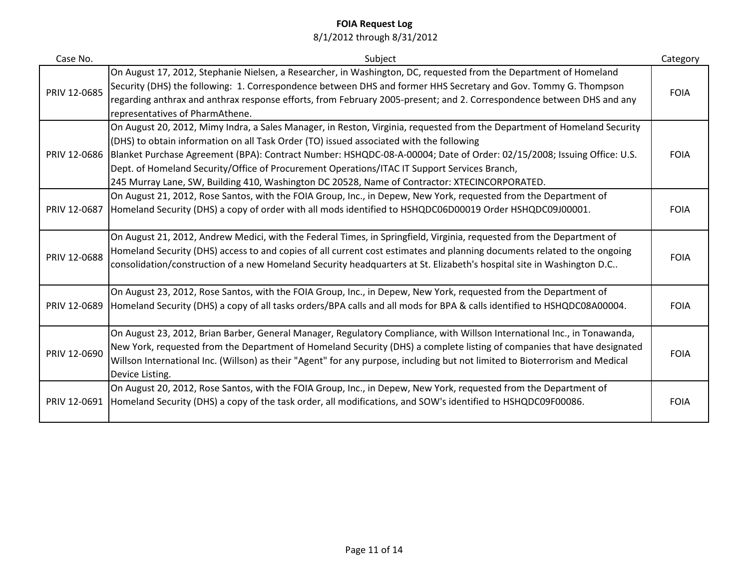**FOIA Request Log**

8/1/2012 through 8/31/2012

| Case No. | Subject | Category |
|---|---|---|
| PRIV 12-0685 | On August 17, 2012, Stephanie Nielsen, a Researcher, in Washington, DC, requested from the Department of Homeland Security (DHS) the following: 1. Correspondence between DHS and former HHS Secretary and Gov. Tommy G. Thompson regarding anthrax and anthrax response efforts, from February 2005-present; and 2. Correspondence between DHS and any representatives of PharmAthene. | FOIA |
| PRIV 12-0686 | On August 20, 2012, Mimy Indra, a Sales Manager, in Reston, Virginia, requested from the Department of Homeland Security (DHS) to obtain information on all Task Order (TO) issued associated with the following Blanket Purchase Agreement (BPA): Contract Number: HSHQDC-08-A-00004; Date of Order: 02/15/2008; Issuing Office: U.S. Dept. of Homeland Security/Office of Procurement Operations/ITAC IT Support Services Branch, 245 Murray Lane, SW, Building 410, Washington DC 20528, Name of Contractor: XTECINCORPORATED. | FOIA |
| PRIV 12-0687 | On August 21, 2012, Rose Santos, with the FOIA Group, Inc., in Depew, New York, requested from the Department of Homeland Security (DHS) a copy of order with all mods identified to HSHQDC06D00019 Order HSHQDC09J00001. | FOIA |
| PRIV 12-0688 | On August 21, 2012, Andrew Medici, with the Federal Times, in Springfield, Virginia, requested from the Department of Homeland Security (DHS) access to and copies of all current cost estimates and planning documents related to the ongoing consolidation/construction of a new Homeland Security headquarters at St. Elizabeth's hospital site in Washington D.C.. | FOIA |
| PRIV 12-0689 | On August 23, 2012, Rose Santos, with the FOIA Group, Inc., in Depew, New York, requested from the Department of Homeland Security (DHS) a copy of all tasks orders/BPA calls and all mods for BPA & calls identified to HSHQDC08A00004. | FOIA |
| PRIV 12-0690 | On August 23, 2012, Brian Barber, General Manager, Regulatory Compliance, with Willson International Inc., in Tonawanda, New York, requested from the Department of Homeland Security (DHS) a complete listing of companies that have designated Willson International Inc. (Willson) as their "Agent" for any purpose, including but not limited to Bioterrorism and Medical Device Listing. | FOIA |
| PRIV 12-0691 | On August 20, 2012, Rose Santos, with the FOIA Group, Inc., in Depew, New York, requested from the Department of Homeland Security (DHS) a copy of the task order, all modifications, and SOW's identified to HSHQDC09F00086. | FOIA |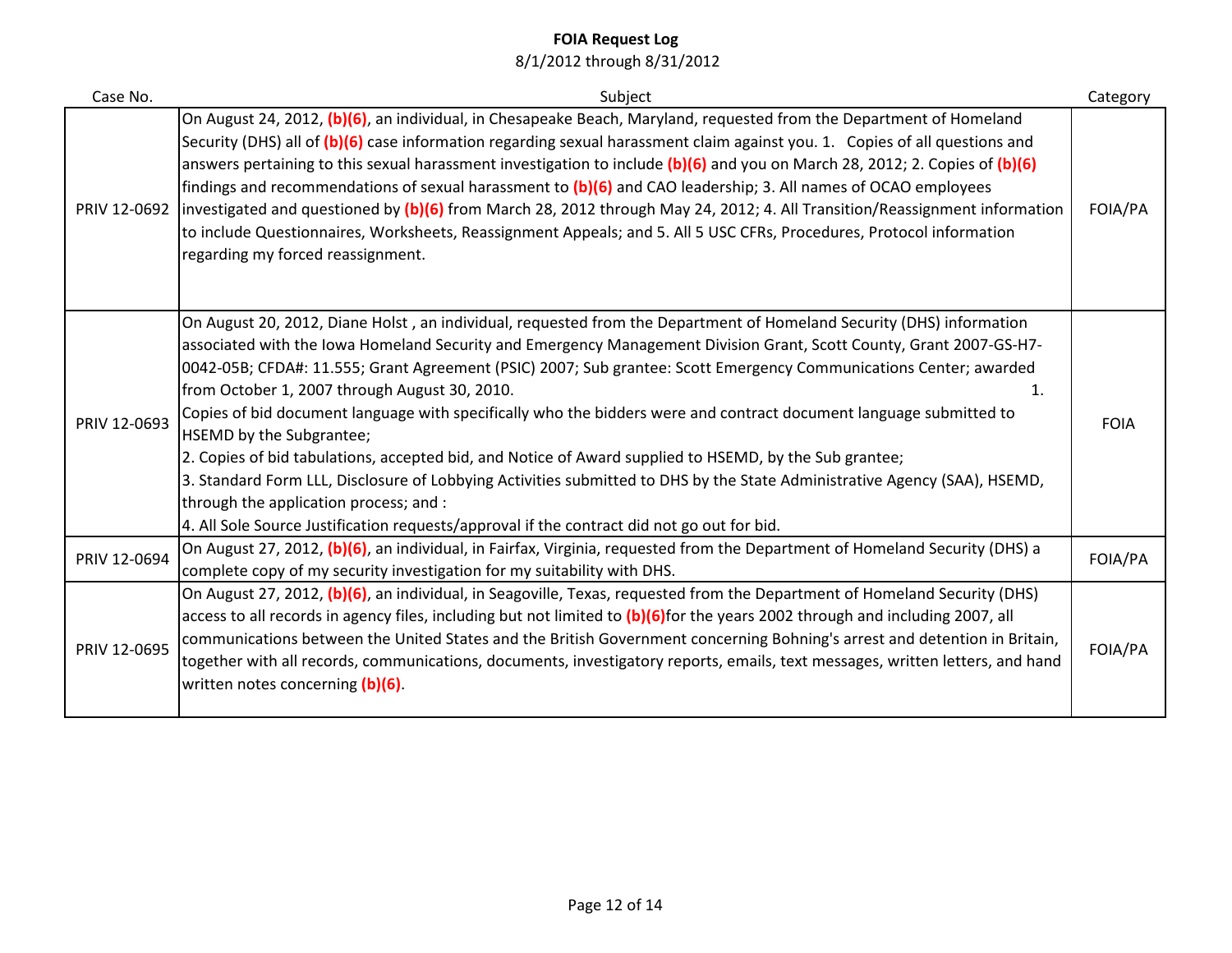# FOIA Request Log

8/1/2012 through 8/31/2012

| Case No. | Subject | Category |
|---|---|---|
| PRIV 12-0692 | On August 24, 2012, **(b)(6)**, an individual, in Chesapeake Beach, Maryland, requested from the Department of Homeland Security (DHS) all of **(b)(6)** case information regarding sexual harassment claim against you. 1. Copies of all questions and answers pertaining to this sexual harassment investigation to include **(b)(6)** and you on March 28, 2012; 2. Copies of **(b)(6)** findings and recommendations of sexual harassment to **(b)(6)** and CAO leadership; 3. All names of OCAO employees investigated and questioned by **(b)(6)** from March 28, 2012 through May 24, 2012; 4. All Transition/Reassignment information to include Questionnaires, Worksheets, Reassignment Appeals; and 5. All 5 USC CFRs, Procedures, Protocol information regarding my forced reassignment. | FOIA/PA |
| PRIV 12-0693 | On August 20, 2012, Diane Holst , an individual, requested from the Department of Homeland Security (DHS) information associated with the Iowa Homeland Security and Emergency Management Division Grant, Scott County, Grant 2007-GS-H7-0042-05B; CFDA#: 11.555; Grant Agreement (PSIC) 2007; Sub grantee: Scott Emergency Communications Center; awarded from October 1, 2007 through August 30, 2010. 1. Copies of bid document language with specifically who the bidders were and contract document language submitted to HSEMD by the Subgrantee; 2. Copies of bid tabulations, accepted bid, and Notice of Award supplied to HSEMD, by the Sub grantee; 3. Standard Form LLL, Disclosure of Lobbying Activities submitted to DHS by the State Administrative Agency (SAA), HSEMD, through the application process; and : 4. All Sole Source Justification requests/approval if the contract did not go out for bid. | FOIA |
| PRIV 12-0694 | On August 27, 2012, **(b)(6)**, an individual, in Fairfax, Virginia, requested from the Department of Homeland Security (DHS) a complete copy of my security investigation for my suitability with DHS. | FOIA/PA |
| PRIV 12-0695 | On August 27, 2012, **(b)(6)**, an individual, in Seagoville, Texas, requested from the Department of Homeland Security (DHS) access to all records in agency files, including but not limited to **(b)(6)**for the years 2002 through and including 2007, all communications between the United States and the British Government concerning Bohning's arrest and detention in Britain, together with all records, communications, documents, investigatory reports, emails, text messages, written letters, and hand written notes concerning **(b)(6)**. | FOIA/PA |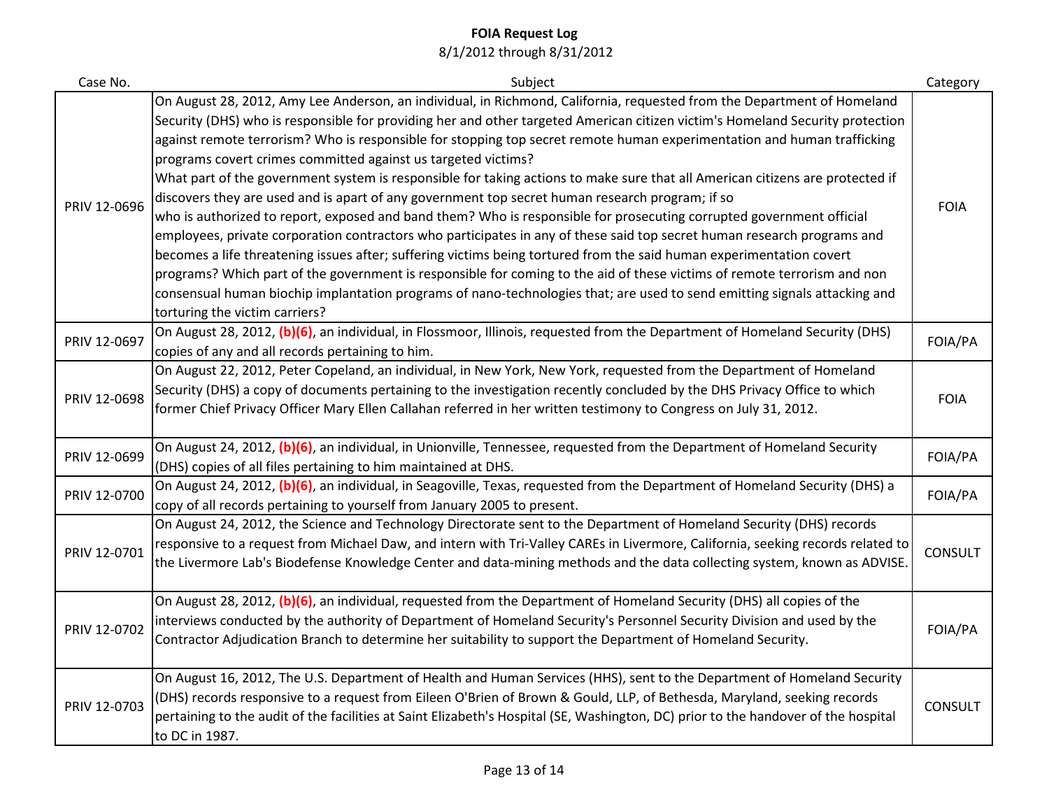**FOIA Request Log**

8/1/2012 through 8/31/2012

| Case No. | Subject | Category |
|---|---|---|
| PRIV 12-0696 | On August 28, 2012, Amy Lee Anderson, an individual, in Richmond, California, requested from the Department of Homeland Security (DHS) who is responsible for providing her and other targeted American citizen victim's Homeland Security protection against remote terrorism? Who is responsible for stopping top secret remote human experimentation and human trafficking programs covert crimes committed against us targeted victims? What part of the government system is responsible for taking actions to make sure that all American citizens are protected if discovers they are used and is apart of any government top secret human research program; if so who is authorized to report, exposed and band them? Who is responsible for prosecuting corrupted government official employees, private corporation contractors who participates in any of these said top secret human research programs and becomes a life threatening issues after; suffering victims being tortured from the said human experimentation covert programs? Which part of the government is responsible for coming to the aid of these victims of remote terrorism and non consensual human biochip implantation programs of nano-technologies that; are used to send emitting signals attacking and torturing the victim carriers? | FOIA |
| PRIV 12-0697 | On August 28, 2012, **(b)(6)**, an individual, in Flossmoor, Illinois, requested from the Department of Homeland Security (DHS) copies of any and all records pertaining to him. | FOIA/PA |
| PRIV 12-0698 | On August 22, 2012, Peter Copeland, an individual, in New York, New York, requested from the Department of Homeland Security (DHS) a copy of documents pertaining to the investigation recently concluded by the DHS Privacy Office to which former Chief Privacy Officer Mary Ellen Callahan referred in her written testimony to Congress on July 31, 2012. | FOIA |
| PRIV 12-0699 | On August 24, 2012, **(b)(6)**, an individual, in Unionville, Tennessee, requested from the Department of Homeland Security (DHS) copies of all files pertaining to him maintained at DHS. | FOIA/PA |
| PRIV 12-0700 | On August 24, 2012, **(b)(6)**, an individual, in Seagoville, Texas, requested from the Department of Homeland Security (DHS) a copy of all records pertaining to yourself from January 2005 to present. | FOIA/PA |
| PRIV 12-0701 | On August 24, 2012, the Science and Technology Directorate sent to the Department of Homeland Security (DHS) records responsive to a request from Michael Daw, and intern with Tri-Valley CAREs in Livermore, California, seeking records related to the Livermore Lab's Biodefense Knowledge Center and data-mining methods and the data collecting system, known as ADVISE. | CONSULT |
| PRIV 12-0702 | On August 28, 2012, **(b)(6)**, an individual, requested from the Department of Homeland Security (DHS) all copies of the interviews conducted by the authority of Department of Homeland Security's Personnel Security Division and used by the Contractor Adjudication Branch to determine her suitability to support the Department of Homeland Security. | FOIA/PA |
| PRIV 12-0703 | On August 16, 2012, The U.S. Department of Health and Human Services (HHS), sent to the Department of Homeland Security (DHS) records responsive to a request from Eileen O'Brien of Brown & Gould, LLP, of Bethesda, Maryland, seeking records pertaining to the audit of the facilities at Saint Elizabeth's Hospital (SE, Washington, DC) prior to the handover of the hospital to DC in 1987. | CONSULT |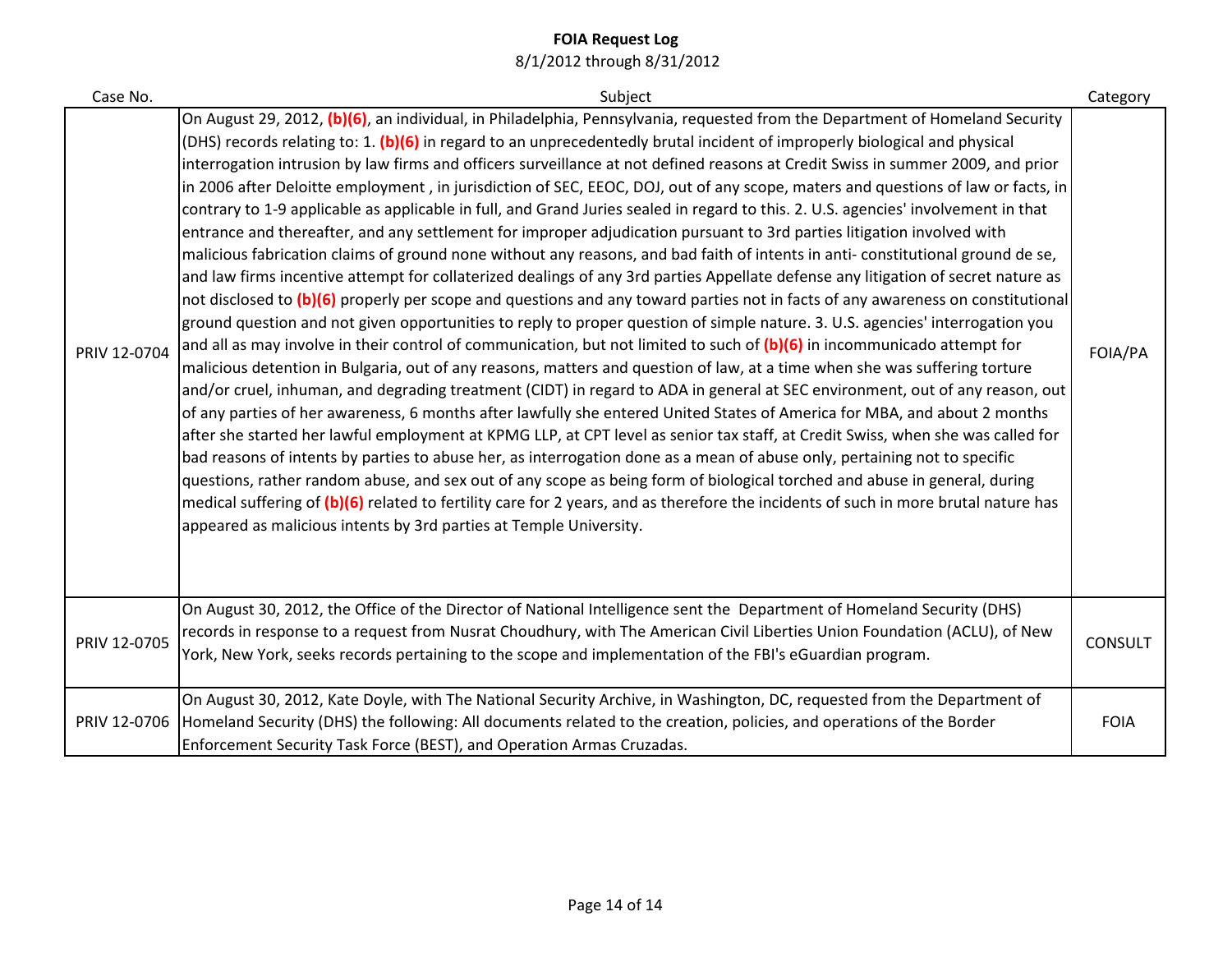# FOIA Request Log

8/1/2012 through 8/31/2012

| Case No. | Subject | Category |
|---|---|---|
| PRIV 12-0704 | On August 29, 2012, **(b)(6)**, an individual, in Philadelphia, Pennsylvania, requested from the Department of Homeland Security (DHS) records relating to: 1. **(b)(6)** in regard to an unprecedentedly brutal incident of improperly biological and physical interrogation intrusion by law firms and officers surveillance at not defined reasons at Credit Swiss in summer 2009, and prior in 2006 after Deloitte employment , in jurisdiction of SEC, EEOC, DOJ, out of any scope, maters and questions of law or facts, in contrary to 1-9 applicable as applicable in full, and Grand Juries sealed in regard to this. 2. U.S. agencies' involvement in that entrance and thereafter, and any settlement for improper adjudication pursuant to 3rd parties litigation involved with malicious fabrication claims of ground none without any reasons, and bad faith of intents in anti- constitutional ground de se, and law firms incentive attempt for collaterized dealings of any 3rd parties Appellate defense any litigation of secret nature as not disclosed to **(b)(6)** properly per scope and questions and any toward parties not in facts of any awareness on constitutional ground question and not given opportunities to reply to proper question of simple nature. 3. U.S. agencies' interrogation you and all as may involve in their control of communication, but not limited to such of **(b)(6)** in incommunicado attempt for malicious detention in Bulgaria, out of any reasons, matters and question of law, at a time when she was suffering torture and/or cruel, inhuman, and degrading treatment (CIDT) in regard to ADA in general at SEC environment, out of any reason, out of any parties of her awareness, 6 months after lawfully she entered United States of America for MBA, and about 2 months after she started her lawful employment at KPMG LLP, at CPT level as senior tax staff, at Credit Swiss, when she was called for bad reasons of intents by parties to abuse her, as interrogation done as a mean of abuse only, pertaining not to specific questions, rather random abuse, and sex out of any scope as being form of biological torched and abuse in general, during medical suffering of **(b)(6)** related to fertility care for 2 years, and as therefore the incidents of such in more brutal nature has appeared as malicious intents by 3rd parties at Temple University. | FOIA/PA |
| PRIV 12-0705 | On August 30, 2012, the Office of the Director of National Intelligence sent the Department of Homeland Security (DHS) records in response to a request from Nusrat Choudhury, with The American Civil Liberties Union Foundation (ACLU), of New York, New York, seeks records pertaining to the scope and implementation of the FBI's eGuardian program. | CONSULT |
| PRIV 12-0706 | On August 30, 2012, Kate Doyle, with The National Security Archive, in Washington, DC, requested from the Department of Homeland Security (DHS) the following: All documents related to the creation, policies, and operations of the Border Enforcement Security Task Force (BEST), and Operation Armas Cruzadas. | FOIA |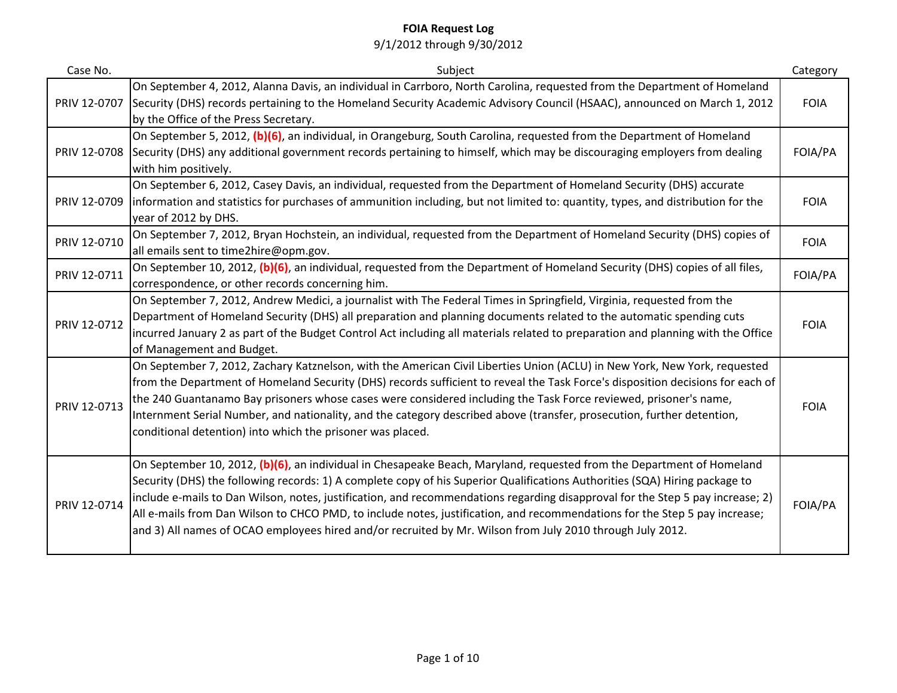**FOIA Request Log**

9/1/2012 through 9/30/2012

| Case No. | Subject | Category |
|---|---|---|
| PRIV 12-0707 | On September 4, 2012, Alanna Davis, an individual in Carrboro, North Carolina, requested from the Department of Homeland Security (DHS) records pertaining to the Homeland Security Academic Advisory Council (HSAAC), announced on March 1, 2012 by the Office of the Press Secretary. | FOIA |
| PRIV 12-0708 | On September 5, 2012, **(b)(6)**, an individual, in Orangeburg, South Carolina, requested from the Department of Homeland Security (DHS) any additional government records pertaining to himself, which may be discouraging employers from dealing with him positively. | FOIA/PA |
| PRIV 12-0709 | On September 6, 2012, Casey Davis, an individual, requested from the Department of Homeland Security (DHS) accurate information and statistics for purchases of ammunition including, but not limited to: quantity, types, and distribution for the year of 2012 by DHS. | FOIA |
| PRIV 12-0710 | On September 7, 2012, Bryan Hochstein, an individual, requested from the Department of Homeland Security (DHS) copies of all emails sent to time2hire@opm.gov. | FOIA |
| PRIV 12-0711 | On September 10, 2012, **(b)(6)**, an individual, requested from the Department of Homeland Security (DHS) copies of all files, correspondence, or other records concerning him. | FOIA/PA |
| PRIV 12-0712 | On September 7, 2012, Andrew Medici, a journalist with The Federal Times in Springfield, Virginia, requested from the Department of Homeland Security (DHS) all preparation and planning documents related to the automatic spending cuts incurred January 2 as part of the Budget Control Act including all materials related to preparation and planning with the Office of Management and Budget. | FOIA |
| PRIV 12-0713 | On September 7, 2012, Zachary Katznelson, with the American Civil Liberties Union (ACLU) in New York, New York, requested from the Department of Homeland Security (DHS) records sufficient to reveal the Task Force's disposition decisions for each of the 240 Guantanamo Bay prisoners whose cases were considered including the Task Force reviewed, prisoner's name, Internment Serial Number, and nationality, and the category described above (transfer, prosecution, further detention, conditional detention) into which the prisoner was placed. | FOIA |
| PRIV 12-0714 | On September 10, 2012, **(b)(6)**, an individual in Chesapeake Beach, Maryland, requested from the Department of Homeland Security (DHS) the following records: 1) A complete copy of his Superior Qualifications Authorities (SQA) Hiring package to include e-mails to Dan Wilson, notes, justification, and recommendations regarding disapproval for the Step 5 pay increase; 2) All e-mails from Dan Wilson to CHCO PMD, to include notes, justification, and recommendations for the Step 5 pay increase; and 3) All names of OCAO employees hired and/or recruited by Mr. Wilson from July 2010 through July 2012. | FOIA/PA |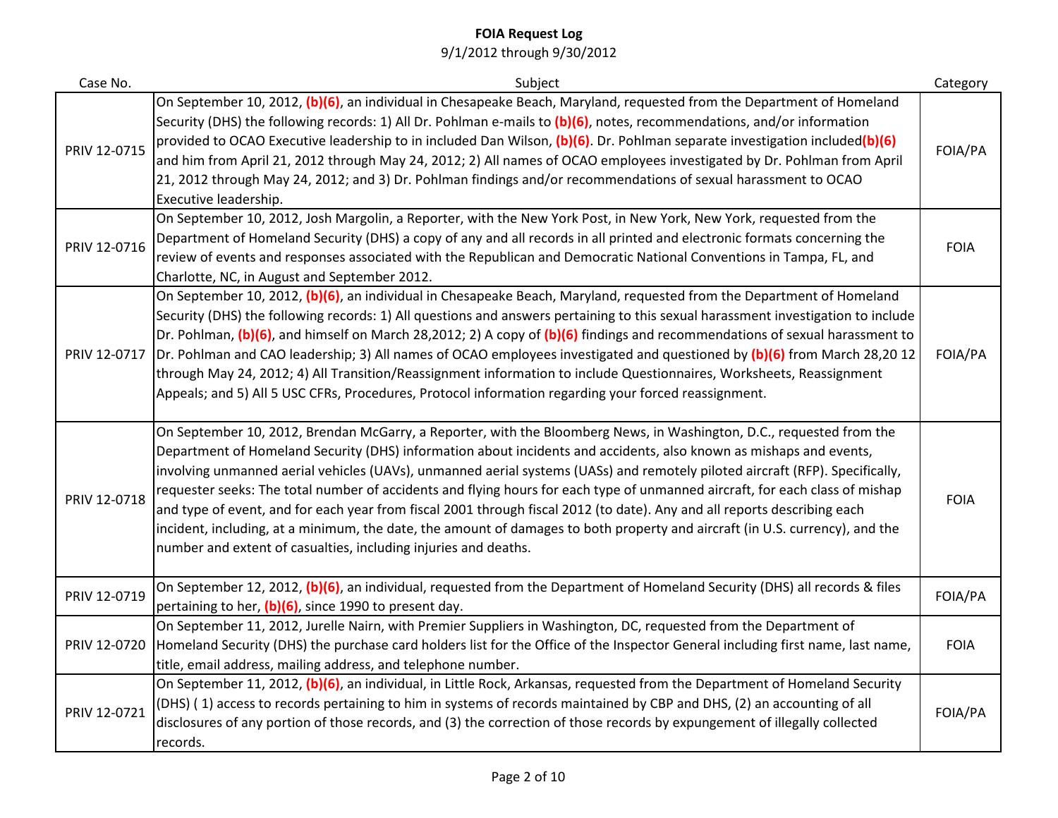# FOIA Request Log

9/1/2012 through 9/30/2012

| Case No. | Subject | Category |
|---|---|---|
| PRIV 12-0715 | On September 10, 2012, (b)(6), an individual in Chesapeake Beach, Maryland, requested from the Department of Homeland Security (DHS) the following records: 1) All Dr. Pohlman e-mails to (b)(6), notes, recommendations, and/or information provided to OCAO Executive leadership to in included Dan Wilson, (b)(6). Dr. Pohlman separate investigation included(b)(6) and him from April 21, 2012 through May 24, 2012; 2) All names of OCAO employees investigated by Dr. Pohlman from April 21, 2012 through May 24, 2012; and 3) Dr. Pohlman findings and/or recommendations of sexual harassment to OCAO Executive leadership. | FOIA/PA |
| PRIV 12-0716 | On September 10, 2012, Josh Margolin, a Reporter, with the New York Post, in New York, New York, requested from the Department of Homeland Security (DHS) a copy of any and all records in all printed and electronic formats concerning the review of events and responses associated with the Republican and Democratic National Conventions in Tampa, FL, and Charlotte, NC, in August and September 2012. | FOIA |
| PRIV 12-0717 | On September 10, 2012, (b)(6), an individual in Chesapeake Beach, Maryland, requested from the Department of Homeland Security (DHS) the following records: 1) All questions and answers pertaining to this sexual harassment investigation to include Dr. Pohlman, (b)(6), and himself on March 28,2012; 2) A copy of (b)(6) findings and recommendations of sexual harassment to Dr. Pohlman and CAO leadership; 3) All names of OCAO employees investigated and questioned by (b)(6) from March 28,20 12 through May 24, 2012; 4) All Transition/Reassignment information to include Questionnaires, Worksheets, Reassignment Appeals; and 5) All 5 USC CFRs, Procedures, Protocol information regarding your forced reassignment. | FOIA/PA |
| PRIV 12-0718 | On September 10, 2012, Brendan McGarry, a Reporter, with the Bloomberg News, in Washington, D.C., requested from the Department of Homeland Security (DHS) information about incidents and accidents, also known as mishaps and events, involving unmanned aerial vehicles (UAVs), unmanned aerial systems (UASs) and remotely piloted aircraft (RFP). Specifically, requester seeks: The total number of accidents and flying hours for each type of unmanned aircraft, for each class of mishap and type of event, and for each year from fiscal 2001 through fiscal 2012 (to date). Any and all reports describing each incident, including, at a minimum, the date, the amount of damages to both property and aircraft (in U.S. currency), and the number and extent of casualties, including injuries and deaths. | FOIA |
| PRIV 12-0719 | On September 12, 2012, (b)(6), an individual, requested from the Department of Homeland Security (DHS) all records & files pertaining to her, (b)(6), since 1990 to present day. | FOIA/PA |
| PRIV 12-0720 | On September 11, 2012, Jurelle Nairn, with Premier Suppliers in Washington, DC, requested from the Department of Homeland Security (DHS) the purchase card holders list for the Office of the Inspector General including first name, last name, title, email address, mailing address, and telephone number. | FOIA |
| PRIV 12-0721 | On September 11, 2012, (b)(6), an individual, in Little Rock, Arkansas, requested from the Department of Homeland Security (DHS) ( 1) access to records pertaining to him in systems of records maintained by CBP and DHS, (2) an accounting of all disclosures of any portion of those records, and (3) the correction of those records by expungement of illegally collected records. | FOIA/PA |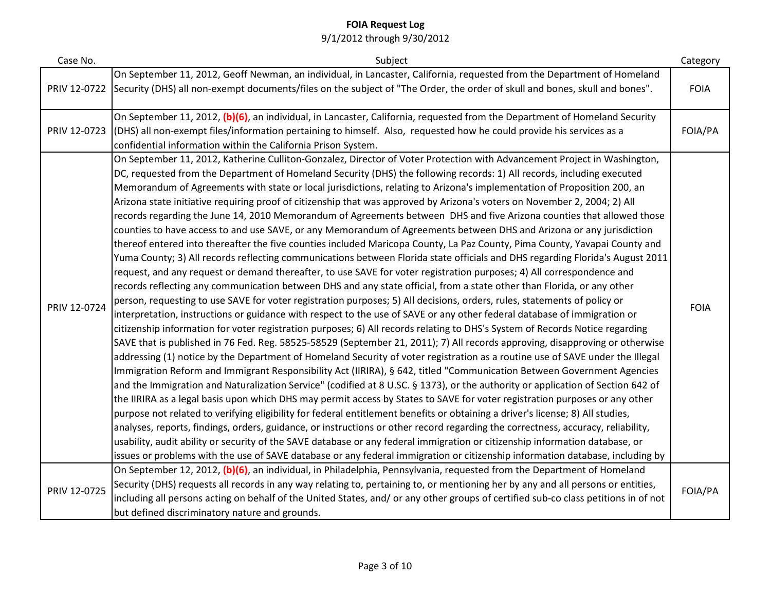# FOIA Request Log

9/1/2012 through 9/30/2012

| Case No. | Subject | Category |
|---|---|---|
| PRIV 12-0722 | On September 11, 2012, Geoff Newman, an individual, in Lancaster, California, requested from the Department of Homeland Security (DHS) all non-exempt documents/files on the subject of "The Order, the order of skull and bones, skull and bones". | FOIA |
| PRIV 12-0723 | On September 11, 2012, (b)(6), an individual, in Lancaster, California, requested from the Department of Homeland Security (DHS) all non-exempt files/information pertaining to himself. Also, requested how he could provide his services as a confidential information within the California Prison System. | FOIA/PA |
| PRIV 12-0724 | On September 11, 2012, Katherine Culliton-Gonzalez, Director of Voter Protection with Advancement Project in Washington, DC, requested from the Department of Homeland Security (DHS) the following records: 1) All records, including executed Memorandum of Agreements with state or local jurisdictions, relating to Arizona's implementation of Proposition 200, an Arizona state initiative requiring proof of citizenship that was approved by Arizona's voters on November 2, 2004; 2) All records regarding the June 14, 2010 Memorandum of Agreements between DHS and five Arizona counties that allowed those counties to have access to and use SAVE, or any Memorandum of Agreements between DHS and Arizona or any jurisdiction thereof entered into thereafter the five counties included Maricopa County, La Paz County, Pima County, Yavapai County and Yuma County; 3) All records reflecting communications between Florida state officials and DHS regarding Florida's August 2011 request, and any request or demand thereafter, to use SAVE for voter registration purposes; 4) All correspondence and records reflecting any communication between DHS and any state official, from a state other than Florida, or any other person, requesting to use SAVE for voter registration purposes; 5) All decisions, orders, rules, statements of policy or interpretation, instructions or guidance with respect to the use of SAVE or any other federal database of immigration or citizenship information for voter registration purposes; 6) All records relating to DHS's System of Records Notice regarding SAVE that is published in 76 Fed. Reg. 58525-58529 (September 21, 2011); 7) All records approving, disapproving or otherwise addressing (1) notice by the Department of Homeland Security of voter registration as a routine use of SAVE under the Illegal Immigration Reform and Immigrant Responsibility Act (IIRIRA), § 642, titled "Communication Between Government Agencies and the Immigration and Naturalization Service" (codified at 8 U.SC. § 1373), or the authority or application of Section 642 of the IIRIRA as a legal basis upon which DHS may permit access by States to SAVE for voter registration purposes or any other purpose not related to verifying eligibility for federal entitlement benefits or obtaining a driver's license; 8) All studies, analyses, reports, findings, orders, guidance, or instructions or other record regarding the correctness, accuracy, reliability, usability, audit ability or security of the SAVE database or any federal immigration or citizenship information database, or issues or problems with the use of SAVE database or any federal immigration or citizenship information database, including by | FOIA |
| PRIV 12-0725 | On September 12, 2012, (b)(6), an individual, in Philadelphia, Pennsylvania, requested from the Department of Homeland Security (DHS) requests all records in any way relating to, pertaining to, or mentioning her by any and all persons or entities, including all persons acting on behalf of the United States, and/ or any other groups of certified sub-co class petitions in of not but defined discriminatory nature and grounds. | FOIA/PA |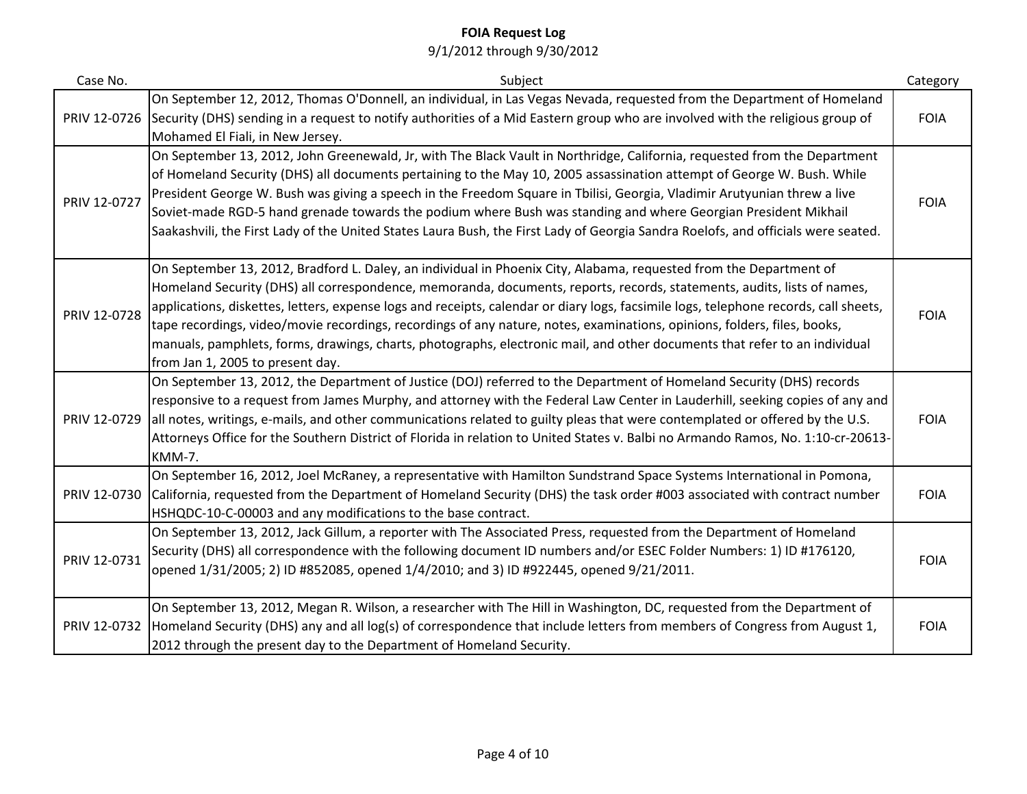**FOIA Request Log**

9/1/2012 through 9/30/2012

| Case No. | Subject | Category |
|---|---|---|
| PRIV 12-0726 | On September 12, 2012, Thomas O'Donnell, an individual, in Las Vegas Nevada, requested from the Department of Homeland Security (DHS) sending in a request to notify authorities of a Mid Eastern group who are involved with the religious group of Mohamed El Fiali, in New Jersey. | FOIA |
| PRIV 12-0727 | On September 13, 2012, John Greenewald, Jr, with The Black Vault in Northridge, California, requested from the Department of Homeland Security (DHS) all documents pertaining to the May 10, 2005 assassination attempt of George W. Bush. While President George W. Bush was giving a speech in the Freedom Square in Tbilisi, Georgia, Vladimir Arutyunian threw a live Soviet-made RGD-5 hand grenade towards the podium where Bush was standing and where Georgian President Mikhail Saakashvili, the First Lady of the United States Laura Bush, the First Lady of Georgia Sandra Roelofs, and officials were seated. | FOIA |
| PRIV 12-0728 | On September 13, 2012, Bradford L. Daley, an individual in Phoenix City, Alabama, requested from the Department of Homeland Security (DHS) all correspondence, memoranda, documents, reports, records, statements, audits, lists of names, applications, diskettes, letters, expense logs and receipts, calendar or diary logs, facsimile logs, telephone records, call sheets, tape recordings, video/movie recordings, recordings of any nature, notes, examinations, opinions, folders, files, books, manuals, pamphlets, forms, drawings, charts, photographs, electronic mail, and other documents that refer to an individual from Jan 1, 2005 to present day. | FOIA |
| PRIV 12-0729 | On September 13, 2012, the Department of Justice (DOJ) referred to the Department of Homeland Security (DHS) records responsive to a request from James Murphy, and attorney with the Federal Law Center in Lauderhill, seeking copies of any and all notes, writings, e-mails, and other communications related to guilty pleas that were contemplated or offered by the U.S. Attorneys Office for the Southern District of Florida in relation to United States v. Balbi no Armando Ramos, No. 1:10-cr-20613-KMM-7. | FOIA |
| PRIV 12-0730 | On September 16, 2012, Joel McRaney, a representative with Hamilton Sundstrand Space Systems International in Pomona, California, requested from the Department of Homeland Security (DHS) the task order #003 associated with contract number HSHQDC-10-C-00003 and any modifications to the base contract. | FOIA |
| PRIV 12-0731 | On September 13, 2012, Jack Gillum, a reporter with The Associated Press, requested from the Department of Homeland Security (DHS) all correspondence with the following document ID numbers and/or ESEC Folder Numbers: 1) ID #176120, opened 1/31/2005; 2) ID #852085, opened 1/4/2010; and 3) ID #922445, opened 9/21/2011. | FOIA |
| PRIV 12-0732 | On September 13, 2012, Megan R. Wilson, a researcher with The Hill in Washington, DC, requested from the Department of Homeland Security (DHS) any and all log(s) of correspondence that include letters from members of Congress from August 1, 2012 through the present day to the Department of Homeland Security. | FOIA |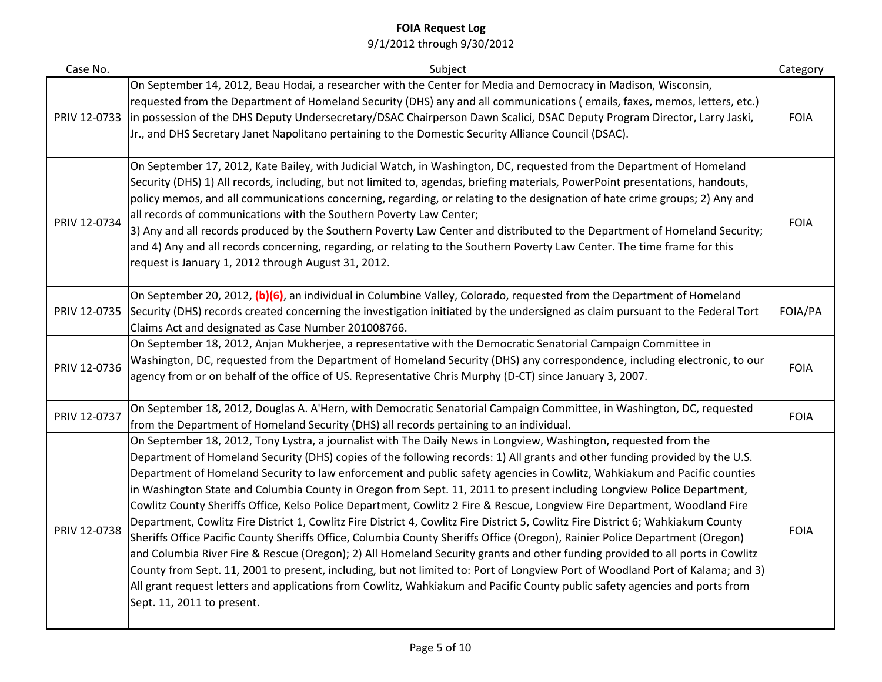# FOIA Request Log

9/1/2012 through 9/30/2012

| Case No. | Subject | Category |
|---|---|---|
| PRIV 12-0733 | On September 14, 2012, Beau Hodai, a researcher with the Center for Media and Democracy in Madison, Wisconsin, requested from the Department of Homeland Security (DHS) any and all communications ( emails, faxes, memos, letters, etc.) in possession of the DHS Deputy Undersecretary/DSAC Chairperson Dawn Scalici, DSAC Deputy Program Director, Larry Jaski, Jr., and DHS Secretary Janet Napolitano pertaining to the Domestic Security Alliance Council (DSAC). | FOIA |
| PRIV 12-0734 | On September 17, 2012, Kate Bailey, with Judicial Watch, in Washington, DC, requested from the Department of Homeland Security (DHS) 1) All records, including, but not limited to, agendas, briefing materials, PowerPoint presentations, handouts, policy memos, and all communications concerning, regarding, or relating to the designation of hate crime groups; 2) Any and all records of communications with the Southern Poverty Law Center; 3) Any and all records produced by the Southern Poverty Law Center and distributed to the Department of Homeland Security; and 4) Any and all records concerning, regarding, or relating to the Southern Poverty Law Center. The time frame for this request is January 1, 2012 through August 31, 2012. | FOIA |
| PRIV 12-0735 | On September 20, 2012, **(b)(6)**, an individual in Columbine Valley, Colorado, requested from the Department of Homeland Security (DHS) records created concerning the investigation initiated by the undersigned as claim pursuant to the Federal Tort Claims Act and designated as Case Number 201008766. | FOIA/PA |
| PRIV 12-0736 | On September 18, 2012, Anjan Mukherjee, a representative with the Democratic Senatorial Campaign Committee in Washington, DC, requested from the Department of Homeland Security (DHS) any correspondence, including electronic, to our agency from or on behalf of the office of US. Representative Chris Murphy (D-CT) since January 3, 2007. | FOIA |
| PRIV 12-0737 | On September 18, 2012, Douglas A. A'Hern, with Democratic Senatorial Campaign Committee, in Washington, DC, requested from the Department of Homeland Security (DHS) all records pertaining to an individual. | FOIA |
| PRIV 12-0738 | On September 18, 2012, Tony Lystra, a journalist with The Daily News in Longview, Washington, requested from the Department of Homeland Security (DHS) copies of the following records: 1) All grants and other funding provided by the U.S. Department of Homeland Security to law enforcement and public safety agencies in Cowlitz, Wahkiakum and Pacific counties in Washington State and Columbia County in Oregon from Sept. 11, 2011 to present including Longview Police Department, Cowlitz County Sheriffs Office, Kelso Police Department, Cowlitz 2 Fire & Rescue, Longview Fire Department, Woodland Fire Department, Cowlitz Fire District 1, Cowlitz Fire District 4, Cowlitz Fire District 5, Cowlitz Fire District 6; Wahkiakum County Sheriffs Office Pacific County Sheriffs Office, Columbia County Sheriffs Office (Oregon), Rainier Police Department (Oregon) and Columbia River Fire & Rescue (Oregon); 2) All Homeland Security grants and other funding provided to all ports in Cowlitz County from Sept. 11, 2001 to present, including, but not limited to: Port of Longview Port of Woodland Port of Kalama; and 3) All grant request letters and applications from Cowlitz, Wahkiakum and Pacific County public safety agencies and ports from Sept. 11, 2011 to present. | FOIA |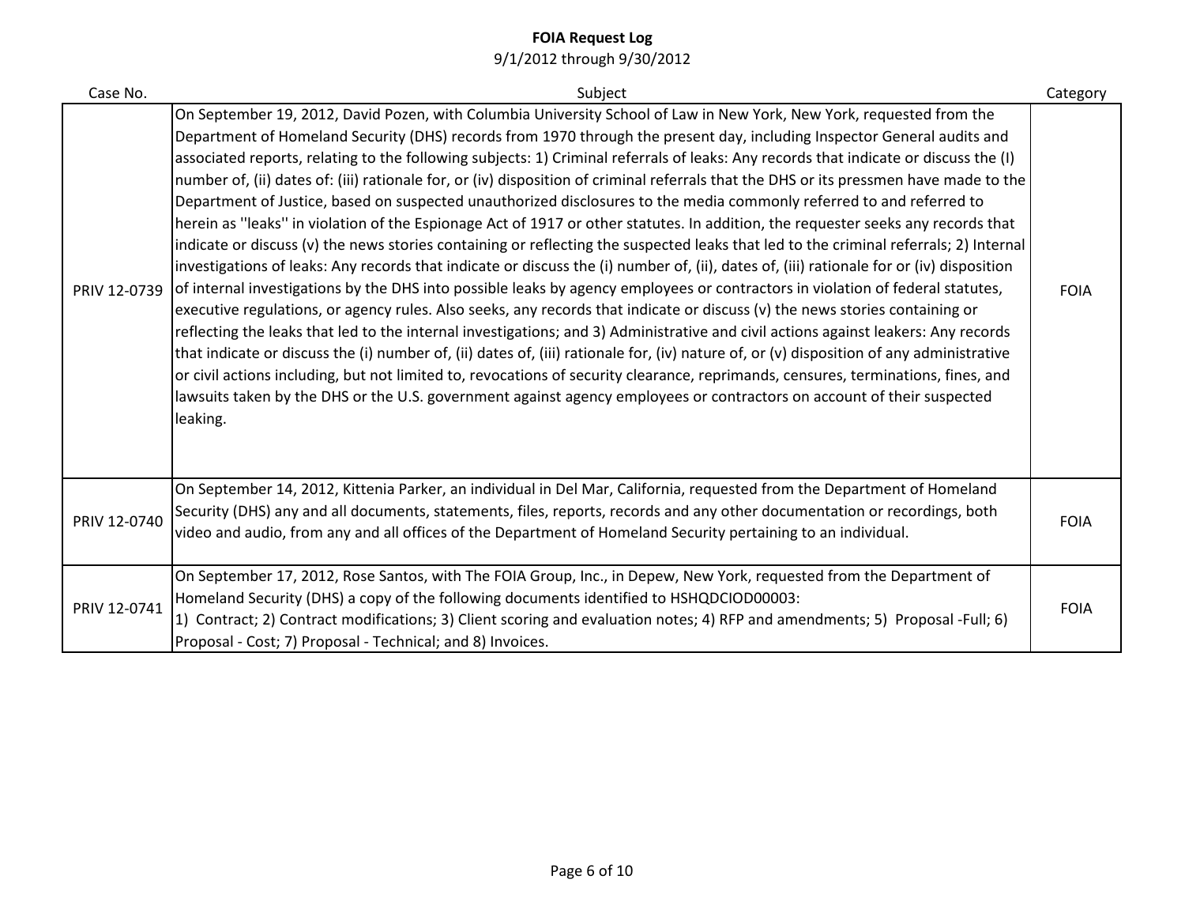**FOIA Request Log**

9/1/2012 through 9/30/2012

| Case No. | Subject | Category |
|---|---|---|
| PRIV 12-0739 | On September 19, 2012, David Pozen, with Columbia University School of Law in New York, New York, requested from the Department of Homeland Security (DHS) records from 1970 through the present day, including Inspector General audits and associated reports, relating to the following subjects: 1) Criminal referrals of leaks: Any records that indicate or discuss the (I) number of, (ii) dates of: (iii) rationale for, or (iv) disposition of criminal referrals that the DHS or its pressmen have made to the Department of Justice, based on suspected unauthorized disclosures to the media commonly referred to and referred to herein as ''leaks'' in violation of the Espionage Act of 1917 or other statutes. In addition, the requester seeks any records that indicate or discuss (v) the news stories containing or reflecting the suspected leaks that led to the criminal referrals; 2) Internal investigations of leaks: Any records that indicate or discuss the (i) number of, (ii), dates of, (iii) rationale for or (iv) disposition of internal investigations by the DHS into possible leaks by agency employees or contractors in violation of federal statutes, executive regulations, or agency rules. Also seeks, any records that indicate or discuss (v) the news stories containing or reflecting the leaks that led to the internal investigations; and 3) Administrative and civil actions against leakers: Any records that indicate or discuss the (i) number of, (ii) dates of, (iii) rationale for, (iv) nature of, or (v) disposition of any administrative or civil actions including, but not limited to, revocations of security clearance, reprimands, censures, terminations, fines, and lawsuits taken by the DHS or the U.S. government against agency employees or contractors on account of their suspected leaking. | FOIA |
| PRIV 12-0740 | On September 14, 2012, Kittenia Parker, an individual in Del Mar, California, requested from the Department of Homeland Security (DHS) any and all documents, statements, files, reports, records and any other documentation or recordings, both video and audio, from any and all offices of the Department of Homeland Security pertaining to an individual. | FOIA |
| PRIV 12-0741 | On September 17, 2012, Rose Santos, with The FOIA Group, Inc., in Depew, New York, requested from the Department of Homeland Security (DHS) a copy of the following documents identified to HSHQDCIOD00003: 1) Contract; 2) Contract modifications; 3) Client scoring and evaluation notes; 4) RFP and amendments; 5) Proposal -Full; 6) Proposal - Cost; 7) Proposal - Technical; and 8) Invoices. | FOIA |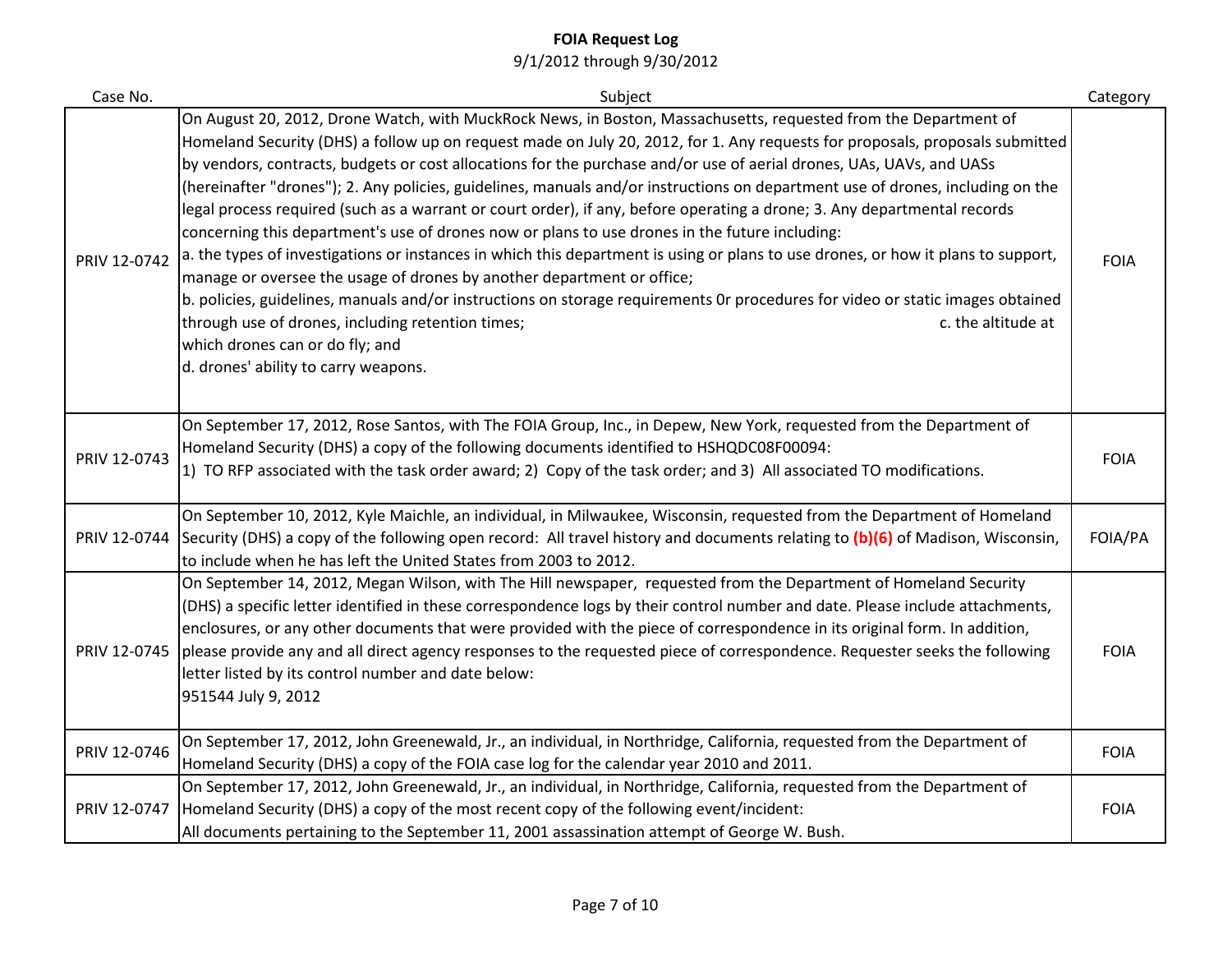# FOIA Request Log

9/1/2012 through 9/30/2012

| Case No. | Subject | Category |
|---|---|---|
| PRIV 12-0742 | On August 20, 2012, Drone Watch, with MuckRock News, in Boston, Massachusetts, requested from the Department of Homeland Security (DHS) a follow up on request made on July 20, 2012, for 1. Any requests for proposals, proposals submitted by vendors, contracts, budgets or cost allocations for the purchase and/or use of aerial drones, UAs, UAVs, and UASs (hereinafter "drones"); 2. Any policies, guidelines, manuals and/or instructions on department use of drones, including on the legal process required (such as a warrant or court order), if any, before operating a drone; 3. Any departmental records concerning this department's use of drones now or plans to use drones in the future including:<br>a. the types of investigations or instances in which this department is using or plans to use drones, or how it plans to support, manage or oversee the usage of drones by another department or office;<br>b. policies, guidelines, manuals and/or instructions on storage requirements 0r procedures for video or static images obtained through use of drones, including retention times; c. the altitude at which drones can or do fly; and<br>d. drones' ability to carry weapons. | FOIA |
| PRIV 12-0743 | On September 17, 2012, Rose Santos, with The FOIA Group, Inc., in Depew, New York, requested from the Department of Homeland Security (DHS) a copy of the following documents identified to HSHQDC08F00094:<br>1) TO RFP associated with the task order award; 2) Copy of the task order; and 3) All associated TO modifications. | FOIA |
| PRIV 12-0744 | On September 10, 2012, Kyle Maichle, an individual, in Milwaukee, Wisconsin, requested from the Department of Homeland Security (DHS) a copy of the following open record: All travel history and documents relating to **(b)(6)** of Madison, Wisconsin, to include when he has left the United States from 2003 to 2012. | FOIA/PA |
| PRIV 12-0745 | On September 14, 2012, Megan Wilson, with The Hill newspaper, requested from the Department of Homeland Security (DHS) a specific letter identified in these correspondence logs by their control number and date. Please include attachments, enclosures, or any other documents that were provided with the piece of correspondence in its original form. In addition, please provide any and all direct agency responses to the requested piece of correspondence. Requester seeks the following letter listed by its control number and date below:<br>951544 July 9, 2012 | FOIA |
| PRIV 12-0746 | On September 17, 2012, John Greenewald, Jr., an individual, in Northridge, California, requested from the Department of Homeland Security (DHS) a copy of the FOIA case log for the calendar year 2010 and 2011. | FOIA |
| PRIV 12-0747 | On September 17, 2012, John Greenewald, Jr., an individual, in Northridge, California, requested from the Department of Homeland Security (DHS) a copy of the most recent copy of the following event/incident:<br>All documents pertaining to the September 11, 2001 assassination attempt of George W. Bush. | FOIA |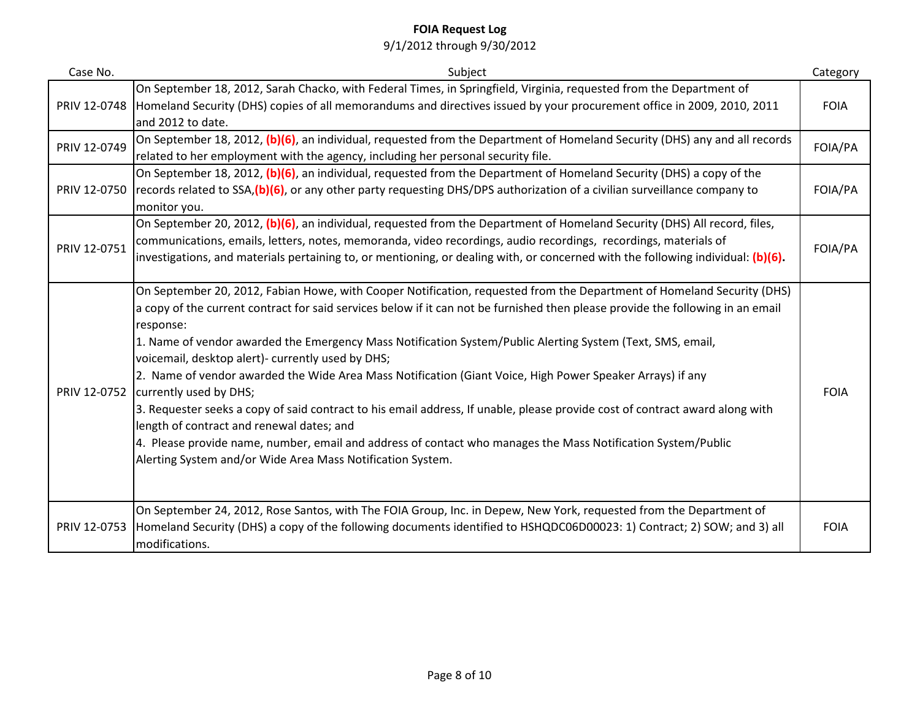# FOIA Request Log

9/1/2012 through 9/30/2012

| Case No. | Subject | Category |
|---|---|---|
| PRIV 12-0748 | On September 18, 2012, Sarah Chacko, with Federal Times, in Springfield, Virginia, requested from the Department of Homeland Security (DHS) copies of all memorandums and directives issued by your procurement office in 2009, 2010, 2011 and 2012 to date. | FOIA |
| PRIV 12-0749 | On September 18, 2012, **(b)(6)**, an individual, requested from the Department of Homeland Security (DHS) any and all records related to her employment with the agency, including her personal security file. | FOIA/PA |
| PRIV 12-0750 | On September 18, 2012, **(b)(6)**, an individual, requested from the Department of Homeland Security (DHS) a copy of the records related to SSA,**(b)(6)**, or any other party requesting DHS/DPS authorization of a civilian surveillance company to monitor you. | FOIA/PA |
| PRIV 12-0751 | On September 20, 2012, **(b)(6)**, an individual, requested from the Department of Homeland Security (DHS) All record, files, communications, emails, letters, notes, memoranda, video recordings, audio recordings, recordings, materials of investigations, and materials pertaining to, or mentioning, or dealing with, or concerned with the following individual: **(b)(6).** | FOIA/PA |
| PRIV 12-0752 | On September 20, 2012, Fabian Howe, with Cooper Notification, requested from the Department of Homeland Security (DHS) a copy of the current contract for said services below if it can not be furnished then please provide the following in an email response:<br>1. Name of vendor awarded the Emergency Mass Notification System/Public Alerting System (Text, SMS, email, voicemail, desktop alert)- currently used by DHS;<br>2. Name of vendor awarded the Wide Area Mass Notification (Giant Voice, High Power Speaker Arrays) if any currently used by DHS;<br>3. Requester seeks a copy of said contract to his email address, If unable, please provide cost of contract award along with length of contract and renewal dates; and<br>4. Please provide name, number, email and address of contact who manages the Mass Notification System/Public Alerting System and/or Wide Area Mass Notification System. | FOIA |
| PRIV 12-0753 | On September 24, 2012, Rose Santos, with The FOIA Group, Inc. in Depew, New York, requested from the Department of Homeland Security (DHS) a copy of the following documents identified to HSHQDC06D00023: 1) Contract; 2) SOW; and 3) all modifications. | FOIA |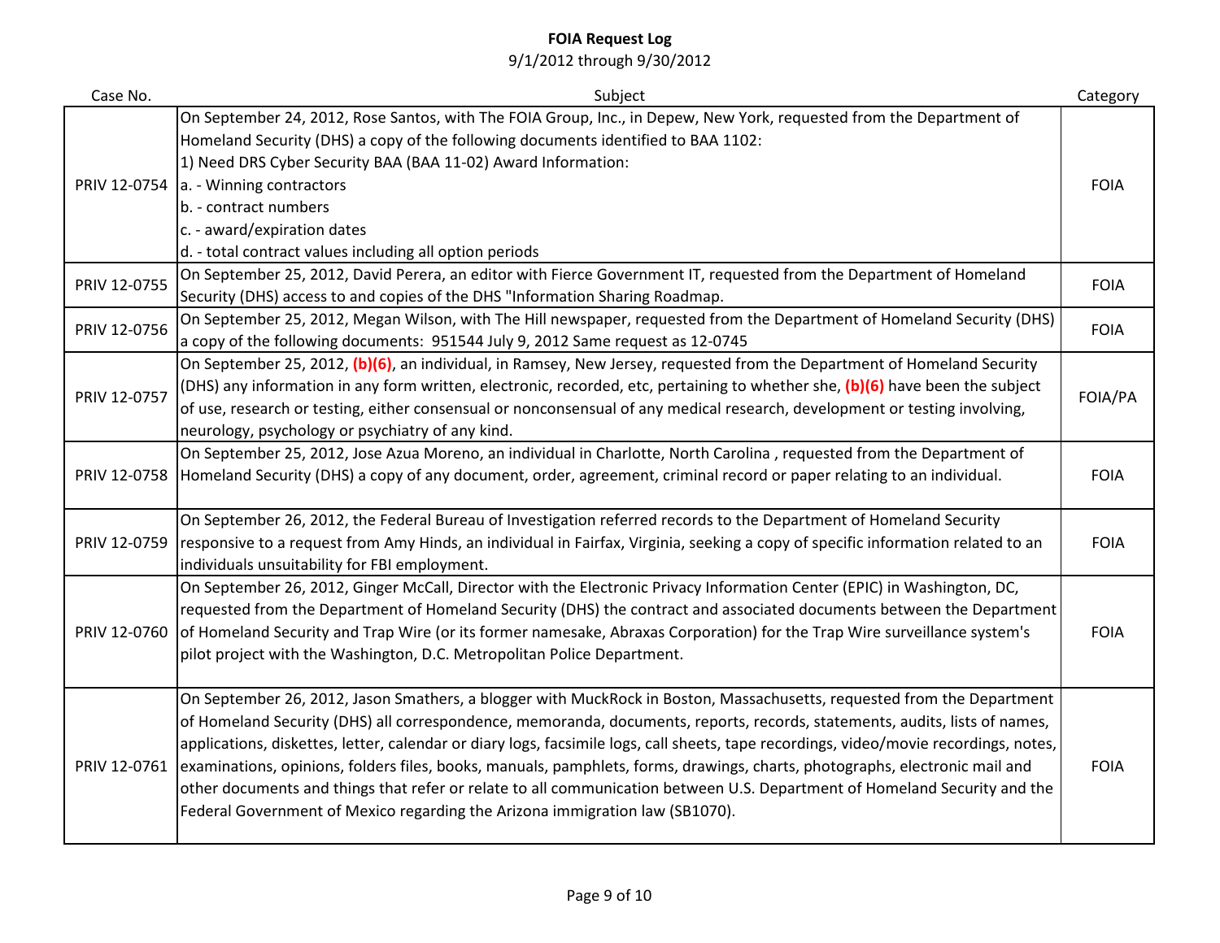**FOIA Request Log**

9/1/2012 through 9/30/2012

| Case No. | Subject | Category |
|---|---|---|
| PRIV 12-0754 | On September 24, 2012, Rose Santos, with The FOIA Group, Inc., in Depew, New York, requested from the Department of Homeland Security (DHS) a copy of the following documents identified to BAA 1102:<br>1) Need DRS Cyber Security BAA (BAA 11-02) Award Information:<br>a. - Winning contractors<br>b. - contract numbers<br>c. - award/expiration dates<br>d. - total contract values including all option periods | FOIA |
| PRIV 12-0755 | On September 25, 2012, David Perera, an editor with Fierce Government IT, requested from the Department of Homeland Security (DHS) access to and copies of the DHS "Information Sharing Roadmap. | FOIA |
| PRIV 12-0756 | On September 25, 2012, Megan Wilson, with The Hill newspaper, requested from the Department of Homeland Security (DHS) a copy of the following documents: 951544 July 9, 2012 Same request as 12-0745 | FOIA |
| PRIV 12-0757 | On September 25, 2012, **(b)(6)**, an individual, in Ramsey, New Jersey, requested from the Department of Homeland Security (DHS) any information in any form written, electronic, recorded, etc, pertaining to whether she, **(b)(6)** have been the subject of use, research or testing, either consensual or nonconsensual of any medical research, development or testing involving, neurology, psychology or psychiatry of any kind. | FOIA/PA |
| PRIV 12-0758 | On September 25, 2012, Jose Azua Moreno, an individual in Charlotte, North Carolina , requested from the Department of Homeland Security (DHS) a copy of any document, order, agreement, criminal record or paper relating to an individual. | FOIA |
| PRIV 12-0759 | On September 26, 2012, the Federal Bureau of Investigation referred records to the Department of Homeland Security responsive to a request from Amy Hinds, an individual in Fairfax, Virginia, seeking a copy of specific information related to an individuals unsuitability for FBI employment. | FOIA |
| PRIV 12-0760 | On September 26, 2012, Ginger McCall, Director with the Electronic Privacy Information Center (EPIC) in Washington, DC, requested from the Department of Homeland Security (DHS) the contract and associated documents between the Department of Homeland Security and Trap Wire (or its former namesake, Abraxas Corporation) for the Trap Wire surveillance system's pilot project with the Washington, D.C. Metropolitan Police Department. | FOIA |
| PRIV 12-0761 | On September 26, 2012, Jason Smathers, a blogger with MuckRock in Boston, Massachusetts, requested from the Department of Homeland Security (DHS) all correspondence, memoranda, documents, reports, records, statements, audits, lists of names, applications, diskettes, letter, calendar or diary logs, facsimile logs, call sheets, tape recordings, video/movie recordings, notes, examinations, opinions, folders files, books, manuals, pamphlets, forms, drawings, charts, photographs, electronic mail and other documents and things that refer or relate to all communication between U.S. Department of Homeland Security and the Federal Government of Mexico regarding the Arizona immigration law (SB1070). | FOIA |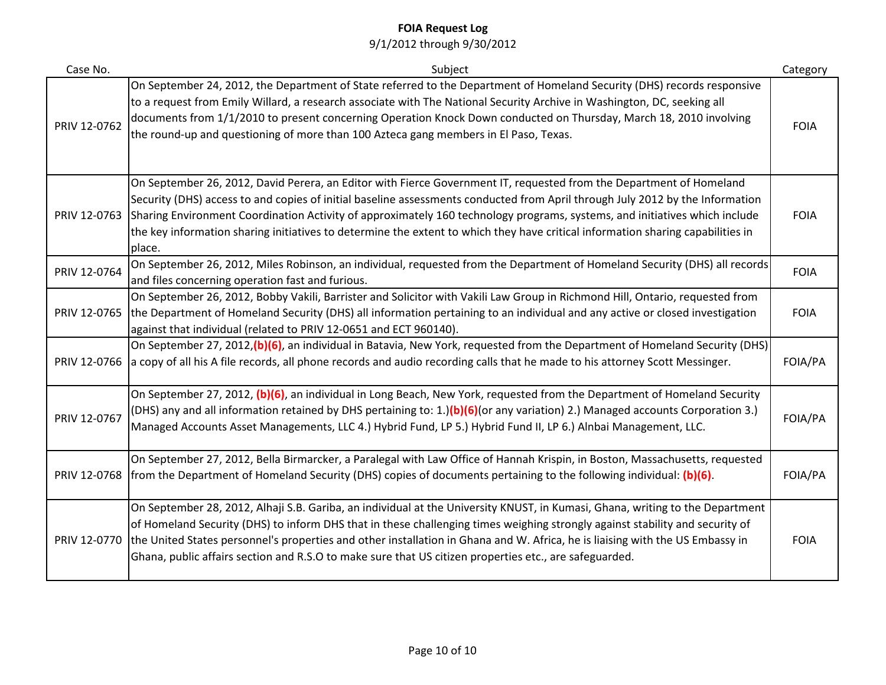**FOIA Request Log**
9/1/2012 through 9/30/2012

| Case No. | Subject | Category |
| --- | --- | --- |
| PRIV 12-0762 | On September 24, 2012, the Department of State referred to the Department of Homeland Security (DHS) records responsive to a request from Emily Willard, a research associate with The National Security Archive in Washington, DC, seeking all documents from 1/1/2010 to present concerning Operation Knock Down conducted on Thursday, March 18, 2010 involving the round-up and questioning of more than 100 Azteca gang members in El Paso, Texas. | FOIA |
| PRIV 12-0763 | On September 26, 2012, David Perera, an Editor with Fierce Government IT, requested from the Department of Homeland Security (DHS) access to and copies of initial baseline assessments conducted from April through July 2012 by the Information Sharing Environment Coordination Activity of approximately 160 technology programs, systems, and initiatives which include the key information sharing initiatives to determine the extent to which they have critical information sharing capabilities in place. | FOIA |
| PRIV 12-0764 | On September 26, 2012, Miles Robinson, an individual, requested from the Department of Homeland Security (DHS) all records and files concerning operation fast and furious. | FOIA |
| PRIV 12-0765 | On September 26, 2012, Bobby Vakili, Barrister and Solicitor with Vakili Law Group in Richmond Hill, Ontario, requested from the Department of Homeland Security (DHS) all information pertaining to an individual and any active or closed investigation against that individual (related to PRIV 12-0651 and ECT 960140). | FOIA |
| PRIV 12-0766 | On September 27, 2012,**(b)(6)**, an individual in Batavia, New York, requested from the Department of Homeland Security (DHS) a copy of all his A file records, all phone records and audio recording calls that he made to his attorney Scott Messinger. | FOIA/PA |
| PRIV 12-0767 | On September 27, 2012, **(b)(6)**, an individual in Long Beach, New York, requested from the Department of Homeland Security (DHS) any and all information retained by DHS pertaining to: 1.)**(b)(6)**(or any variation) 2.) Managed accounts Corporation 3.) Managed Accounts Asset Managements, LLC 4.) Hybrid Fund, LP 5.) Hybrid Fund II, LP 6.) Alnbai Management, LLC. | FOIA/PA |
| PRIV 12-0768 | On September 27, 2012, Bella Birmarcker, a Paralegal with Law Office of Hannah Krispin, in Boston, Massachusetts, requested from the Department of Homeland Security (DHS) copies of documents pertaining to the following individual: **(b)(6)**. | FOIA/PA |
| PRIV 12-0770 | On September 28, 2012, Alhaji S.B. Gariba, an individual at the University KNUST, in Kumasi, Ghana, writing to the Department of Homeland Security (DHS) to inform DHS that in these challenging times weighing strongly against stability and security of the United States personnel's properties and other installation in Ghana and W. Africa, he is liaising with the US Embassy in Ghana, public affairs section and R.S.O to make sure that US citizen properties etc., are safeguarded. | FOIA |